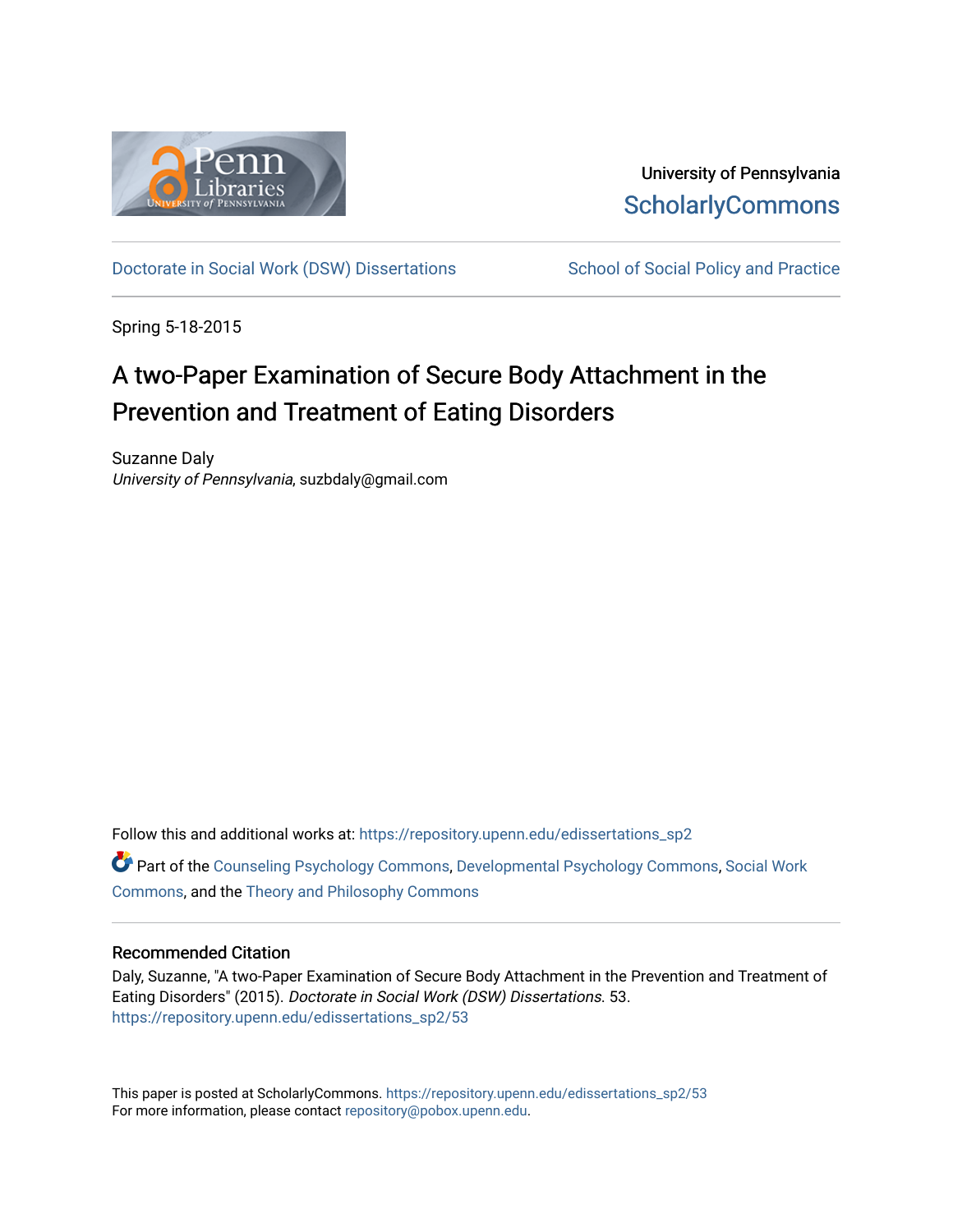University of Pennsylvania
ScholarlyCommons

Doctorate in Social Work (DSW) Dissertations | School of Social Policy and Practice

Spring 5-18-2015

# A two-Paper Examination of Secure Body Attachment in the Prevention and Treatment of Eating Disorders

Suzanne Daly
*University of Pennsylvania*, suzbdaly@gmail.com

Follow this and additional works at: https://repository.upenn.edu/edissertations_sp2

Part of the Counseling Psychology Commons, Developmental Psychology Commons, Social Work Commons, and the Theory and Philosophy Commons

## Recommended Citation

Daly, Suzanne, "A two-Paper Examination of Secure Body Attachment in the Prevention and Treatment of Eating Disorders" (2015). *Doctorate in Social Work (DSW) Dissertations*. 53.
https://repository.upenn.edu/edissertations_sp2/53

This paper is posted at ScholarlyCommons. https://repository.upenn.edu/edissertations_sp2/53
For more information, please contact repository@pobox.upenn.edu.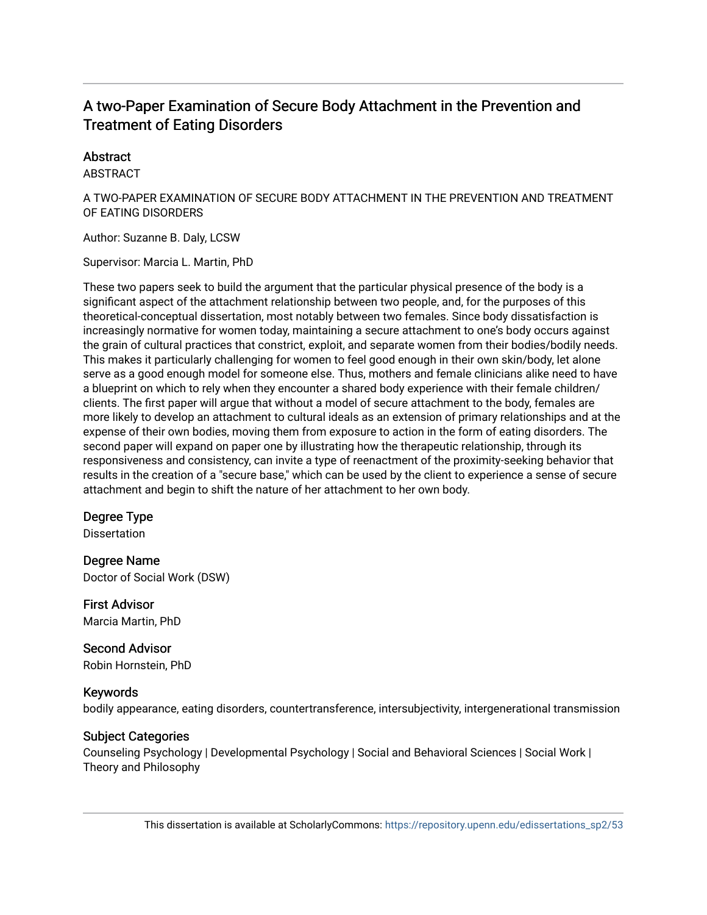# A two-Paper Examination of Secure Body Attachment in the Prevention and Treatment of Eating Disorders

## Abstract

ABSTRACT

A TWO-PAPER EXAMINATION OF SECURE BODY ATTACHMENT IN THE PREVENTION AND TREATMENT OF EATING DISORDERS

Author: Suzanne B. Daly, LCSW

Supervisor: Marcia L. Martin, PhD

These two papers seek to build the argument that the particular physical presence of the body is a significant aspect of the attachment relationship between two people, and, for the purposes of this theoretical-conceptual dissertation, most notably between two females. Since body dissatisfaction is increasingly normative for women today, maintaining a secure attachment to one's body occurs against the grain of cultural practices that constrict, exploit, and separate women from their bodies/bodily needs. This makes it particularly challenging for women to feel good enough in their own skin/body, let alone serve as a good enough model for someone else. Thus, mothers and female clinicians alike need to have a blueprint on which to rely when they encounter a shared body experience with their female children/clients. The first paper will argue that without a model of secure attachment to the body, females are more likely to develop an attachment to cultural ideals as an extension of primary relationships and at the expense of their own bodies, moving them from exposure to action in the form of eating disorders. The second paper will expand on paper one by illustrating how the therapeutic relationship, through its responsiveness and consistency, can invite a type of reenactment of the proximity-seeking behavior that results in the creation of a "secure base," which can be used by the client to experience a sense of secure attachment and begin to shift the nature of her attachment to her own body.

## Degree Type

Dissertation

## Degree Name

Doctor of Social Work (DSW)

## First Advisor

Marcia Martin, PhD

## Second Advisor

Robin Hornstein, PhD

## Keywords

bodily appearance, eating disorders, countertransference, intersubjectivity, intergenerational transmission

## Subject Categories

Counseling Psychology | Developmental Psychology | Social and Behavioral Sciences | Social Work | Theory and Philosophy

This dissertation is available at ScholarlyCommons: https://repository.upenn.edu/edissertations_sp2/53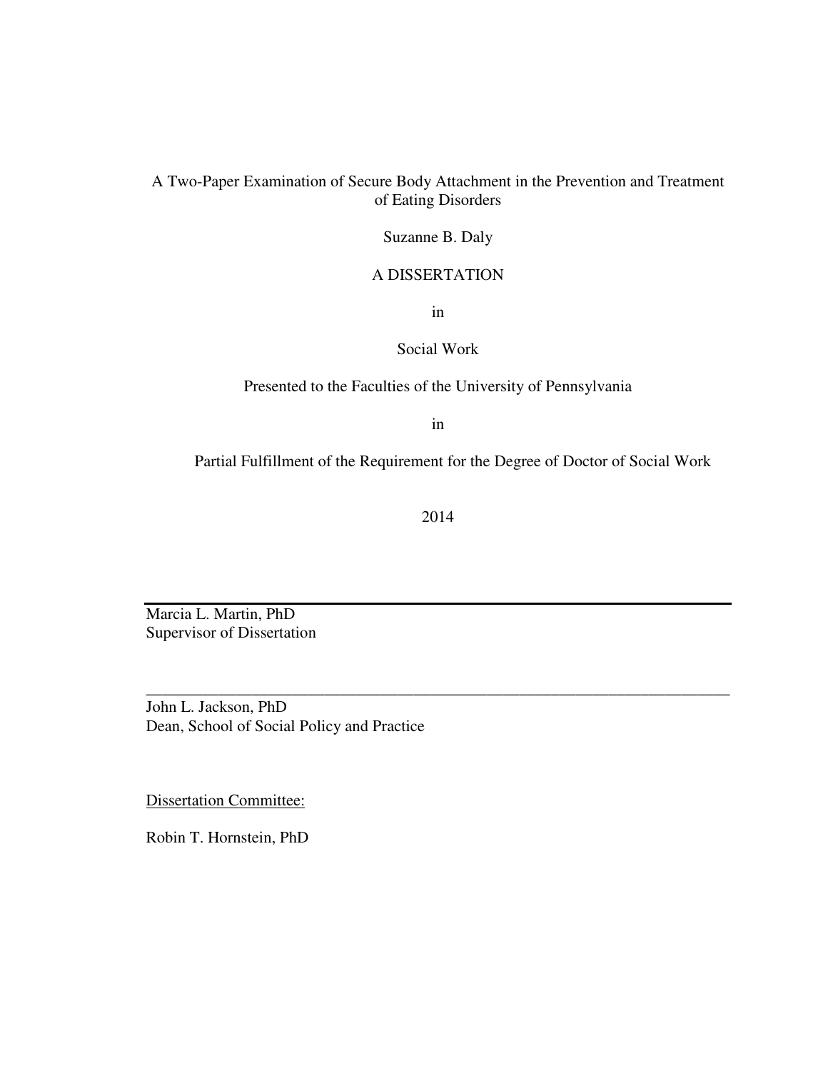A Two-Paper Examination of Secure Body Attachment in the Prevention and Treatment of Eating Disorders

Suzanne B. Daly

A DISSERTATION

in

Social Work

Presented to the Faculties of the University of Pennsylvania

in

Partial Fulfillment of the Requirement for the Degree of Doctor of Social Work

2014

Marcia L. Martin, PhD
Supervisor of Dissertation

John L. Jackson, PhD
Dean, School of Social Policy and Practice

Dissertation Committee:

Robin T. Hornstein, PhD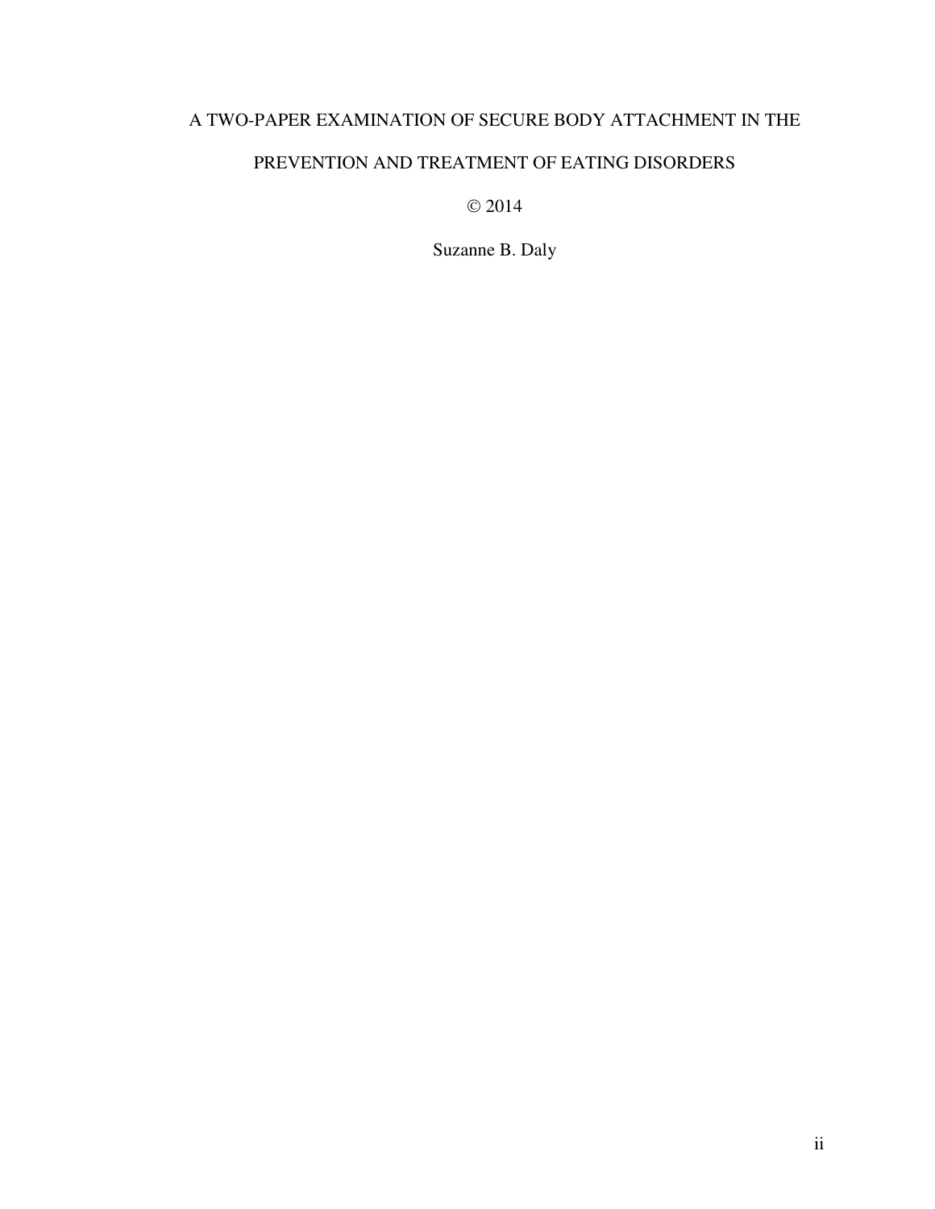A TWO-PAPER EXAMINATION OF SECURE BODY ATTACHMENT IN THE PREVENTION AND TREATMENT OF EATING DISORDERS

© 2014

Suzanne B. Daly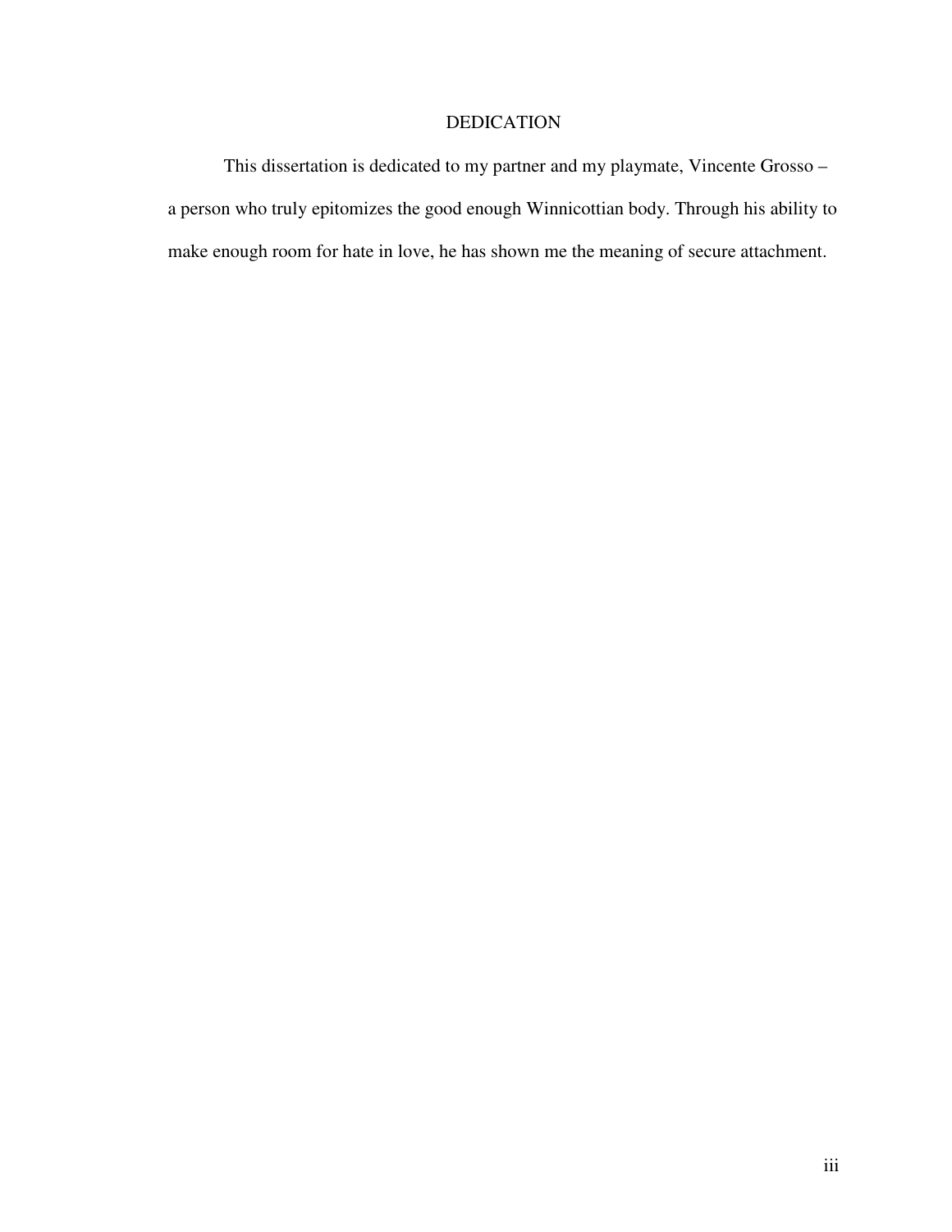# DEDICATION

This dissertation is dedicated to my partner and my playmate, Vincente Grosso – a person who truly epitomizes the good enough Winnicottian body. Through his ability to make enough room for hate in love, he has shown me the meaning of secure attachment.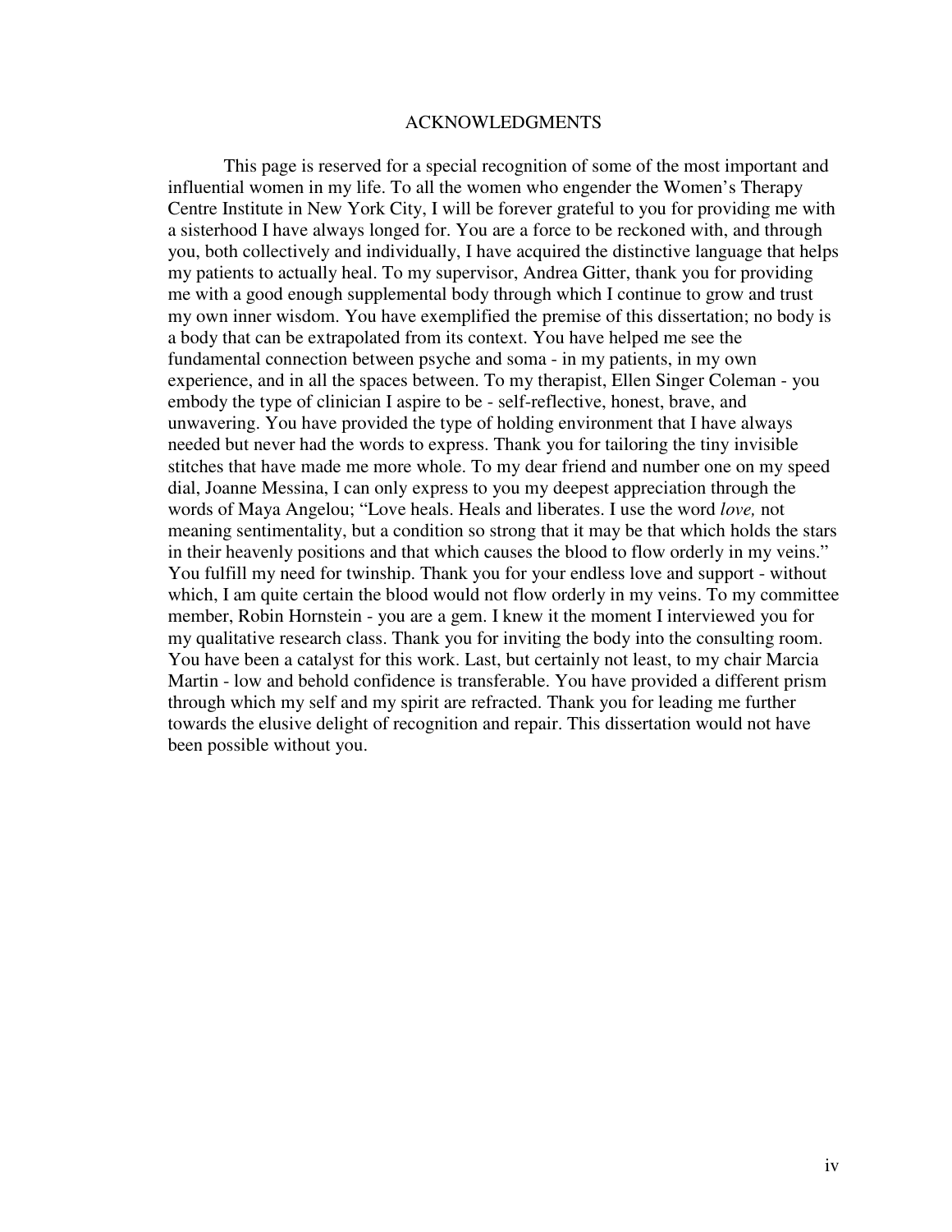# ACKNOWLEDGMENTS

This page is reserved for a special recognition of some of the most important and influential women in my life. To all the women who engender the Women's Therapy Centre Institute in New York City, I will be forever grateful to you for providing me with a sisterhood I have always longed for. You are a force to be reckoned with, and through you, both collectively and individually, I have acquired the distinctive language that helps my patients to actually heal. To my supervisor, Andrea Gitter, thank you for providing me with a good enough supplemental body through which I continue to grow and trust my own inner wisdom. You have exemplified the premise of this dissertation; no body is a body that can be extrapolated from its context. You have helped me see the fundamental connection between psyche and soma - in my patients, in my own experience, and in all the spaces between. To my therapist, Ellen Singer Coleman - you embody the type of clinician I aspire to be - self-reflective, honest, brave, and unwavering. You have provided the type of holding environment that I have always needed but never had the words to express. Thank you for tailoring the tiny invisible stitches that have made me more whole. To my dear friend and number one on my speed dial, Joanne Messina, I can only express to you my deepest appreciation through the words of Maya Angelou; "Love heals. Heals and liberates. I use the word *love,* not meaning sentimentality, but a condition so strong that it may be that which holds the stars in their heavenly positions and that which causes the blood to flow orderly in my veins." You fulfill my need for twinship. Thank you for your endless love and support - without which, I am quite certain the blood would not flow orderly in my veins. To my committee member, Robin Hornstein - you are a gem. I knew it the moment I interviewed you for my qualitative research class. Thank you for inviting the body into the consulting room. You have been a catalyst for this work. Last, but certainly not least, to my chair Marcia Martin - low and behold confidence is transferable. You have provided a different prism through which my self and my spirit are refracted. Thank you for leading me further towards the elusive delight of recognition and repair. This dissertation would not have been possible without you.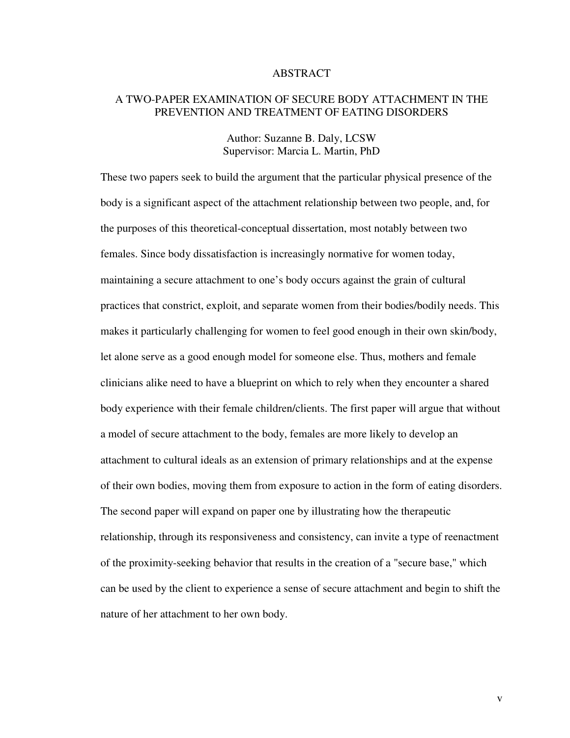# ABSTRACT

## A TWO-PAPER EXAMINATION OF SECURE BODY ATTACHMENT IN THE PREVENTION AND TREATMENT OF EATING DISORDERS

Author: Suzanne B. Daly, LCSW
Supervisor: Marcia L. Martin, PhD

These two papers seek to build the argument that the particular physical presence of the body is a significant aspect of the attachment relationship between two people, and, for the purposes of this theoretical-conceptual dissertation, most notably between two females. Since body dissatisfaction is increasingly normative for women today, maintaining a secure attachment to one's body occurs against the grain of cultural practices that constrict, exploit, and separate women from their bodies/bodily needs. This makes it particularly challenging for women to feel good enough in their own skin/body, let alone serve as a good enough model for someone else. Thus, mothers and female clinicians alike need to have a blueprint on which to rely when they encounter a shared body experience with their female children/clients. The first paper will argue that without a model of secure attachment to the body, females are more likely to develop an attachment to cultural ideals as an extension of primary relationships and at the expense of their own bodies, moving them from exposure to action in the form of eating disorders. The second paper will expand on paper one by illustrating how the therapeutic relationship, through its responsiveness and consistency, can invite a type of reenactment of the proximity-seeking behavior that results in the creation of a "secure base," which can be used by the client to experience a sense of secure attachment and begin to shift the nature of her attachment to her own body.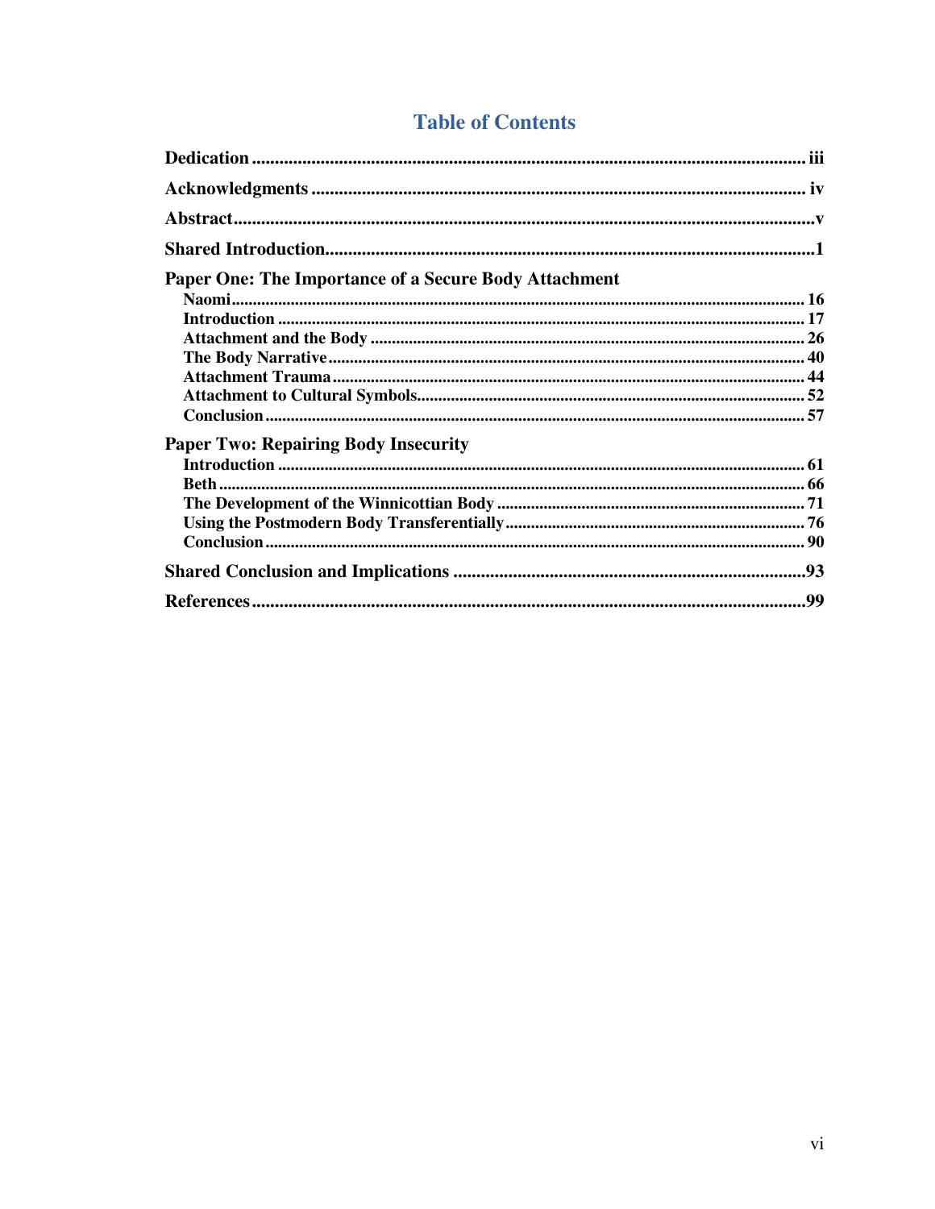# Table of Contents

**Dedication** ........................................................................................................ iii

**Acknowledgments** ............................................................................................ iv

**Abstract** ............................................................................................................... v

**Shared Introduction** ............................................................................................ 1

**Paper One: The Importance of a Secure Body Attachment**

- **Naomi** ............................................................................................................ 16
- **Introduction** ................................................................................................... 17
- **Attachment and the Body** .............................................................................. 26
- **The Body Narrative** ....................................................................................... 40
- **Attachment Trauma** ...................................................................................... 44
- **Attachment to Cultural Symbols** ................................................................... 52
- **Conclusion** ..................................................................................................... 57

**Paper Two: Repairing Body Insecurity**

- **Introduction** ................................................................................................... 61
- **Beth** ................................................................................................................ 66
- **The Development of the Winnicottian Body** ................................................. 71
- **Using the Postmodern Body Transferentially** ................................................ 76
- **Conclusion** ..................................................................................................... 90

**Shared Conclusion and Implications** ............................................................... 93

**References** ........................................................................................................... 99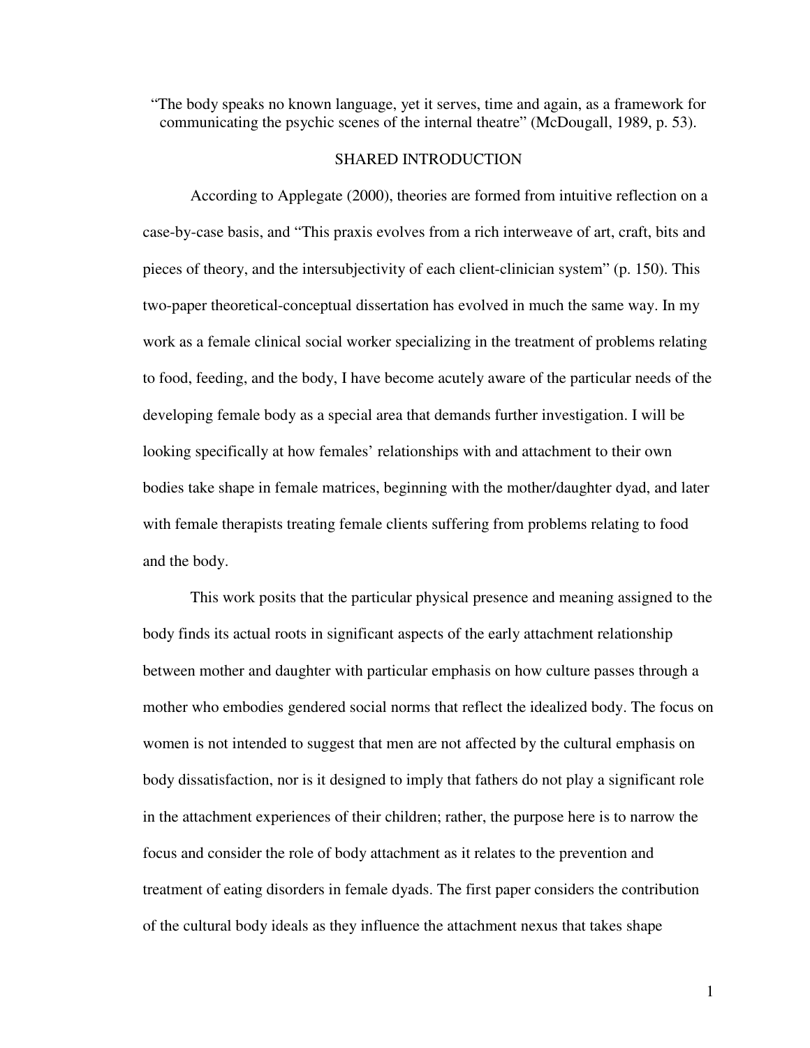"The body speaks no known language, yet it serves, time and again, as a framework for communicating the psychic scenes of the internal theatre" (McDougall, 1989, p. 53).

## SHARED INTRODUCTION

According to Applegate (2000), theories are formed from intuitive reflection on a case-by-case basis, and "This praxis evolves from a rich interweave of art, craft, bits and pieces of theory, and the intersubjectivity of each client-clinician system" (p. 150). This two-paper theoretical-conceptual dissertation has evolved in much the same way. In my work as a female clinical social worker specializing in the treatment of problems relating to food, feeding, and the body, I have become acutely aware of the particular needs of the developing female body as a special area that demands further investigation. I will be looking specifically at how females' relationships with and attachment to their own bodies take shape in female matrices, beginning with the mother/daughter dyad, and later with female therapists treating female clients suffering from problems relating to food and the body.

This work posits that the particular physical presence and meaning assigned to the body finds its actual roots in significant aspects of the early attachment relationship between mother and daughter with particular emphasis on how culture passes through a mother who embodies gendered social norms that reflect the idealized body. The focus on women is not intended to suggest that men are not affected by the cultural emphasis on body dissatisfaction, nor is it designed to imply that fathers do not play a significant role in the attachment experiences of their children; rather, the purpose here is to narrow the focus and consider the role of body attachment as it relates to the prevention and treatment of eating disorders in female dyads. The first paper considers the contribution of the cultural body ideals as they influence the attachment nexus that takes shape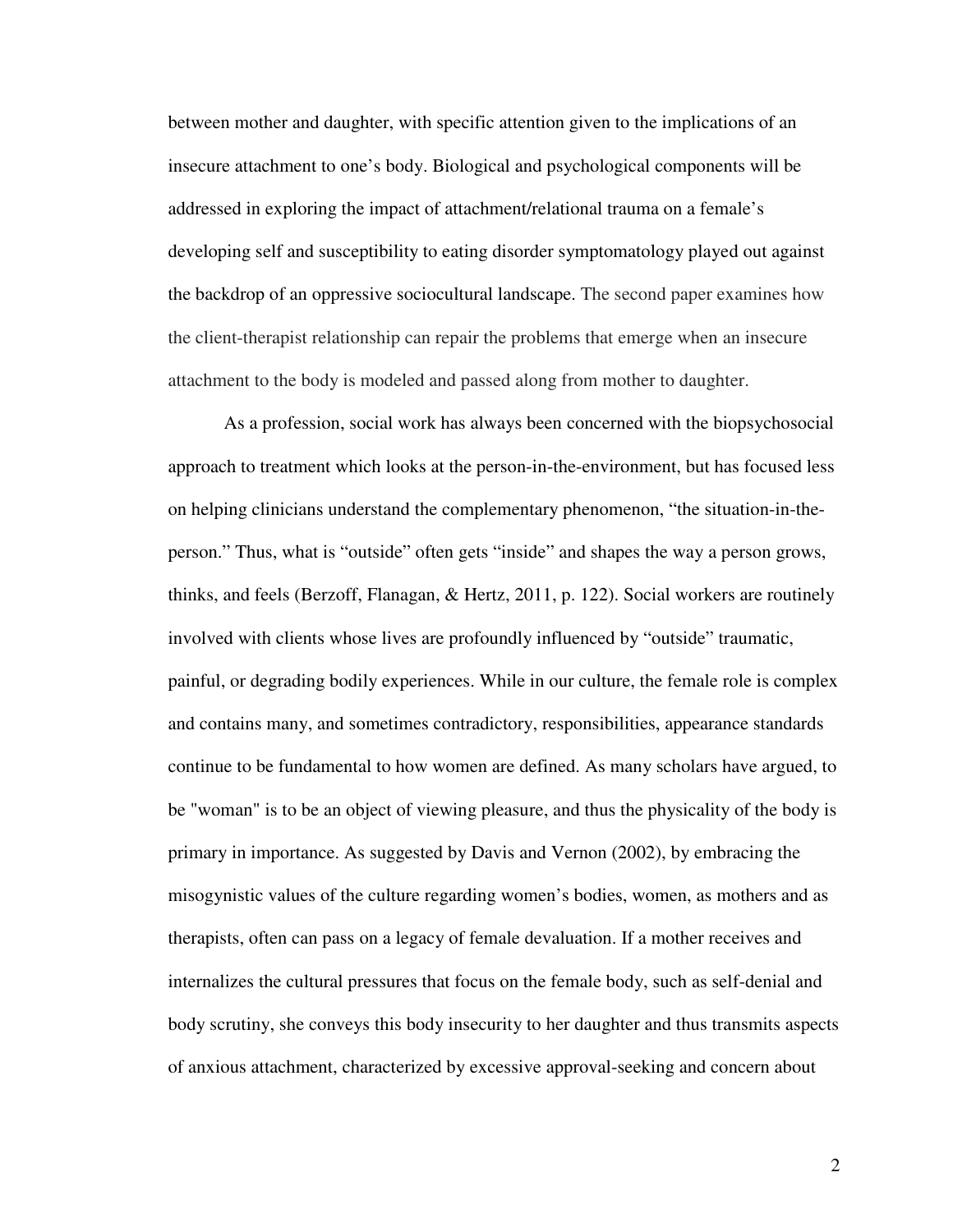between mother and daughter, with specific attention given to the implications of an insecure attachment to one's body. Biological and psychological components will be addressed in exploring the impact of attachment/relational trauma on a female's developing self and susceptibility to eating disorder symptomatology played out against the backdrop of an oppressive sociocultural landscape. The second paper examines how the client-therapist relationship can repair the problems that emerge when an insecure attachment to the body is modeled and passed along from mother to daughter.

As a profession, social work has always been concerned with the biopsychosocial approach to treatment which looks at the person-in-the-environment, but has focused less on helping clinicians understand the complementary phenomenon, "the situation-in-the-person." Thus, what is "outside" often gets "inside" and shapes the way a person grows, thinks, and feels (Berzoff, Flanagan, & Hertz, 2011, p. 122). Social workers are routinely involved with clients whose lives are profoundly influenced by "outside" traumatic, painful, or degrading bodily experiences. While in our culture, the female role is complex and contains many, and sometimes contradictory, responsibilities, appearance standards continue to be fundamental to how women are defined. As many scholars have argued, to be "woman" is to be an object of viewing pleasure, and thus the physicality of the body is primary in importance. As suggested by Davis and Vernon (2002), by embracing the misogynistic values of the culture regarding women's bodies, women, as mothers and as therapists, often can pass on a legacy of female devaluation. If a mother receives and internalizes the cultural pressures that focus on the female body, such as self-denial and body scrutiny, she conveys this body insecurity to her daughter and thus transmits aspects of anxious attachment, characterized by excessive approval-seeking and concern about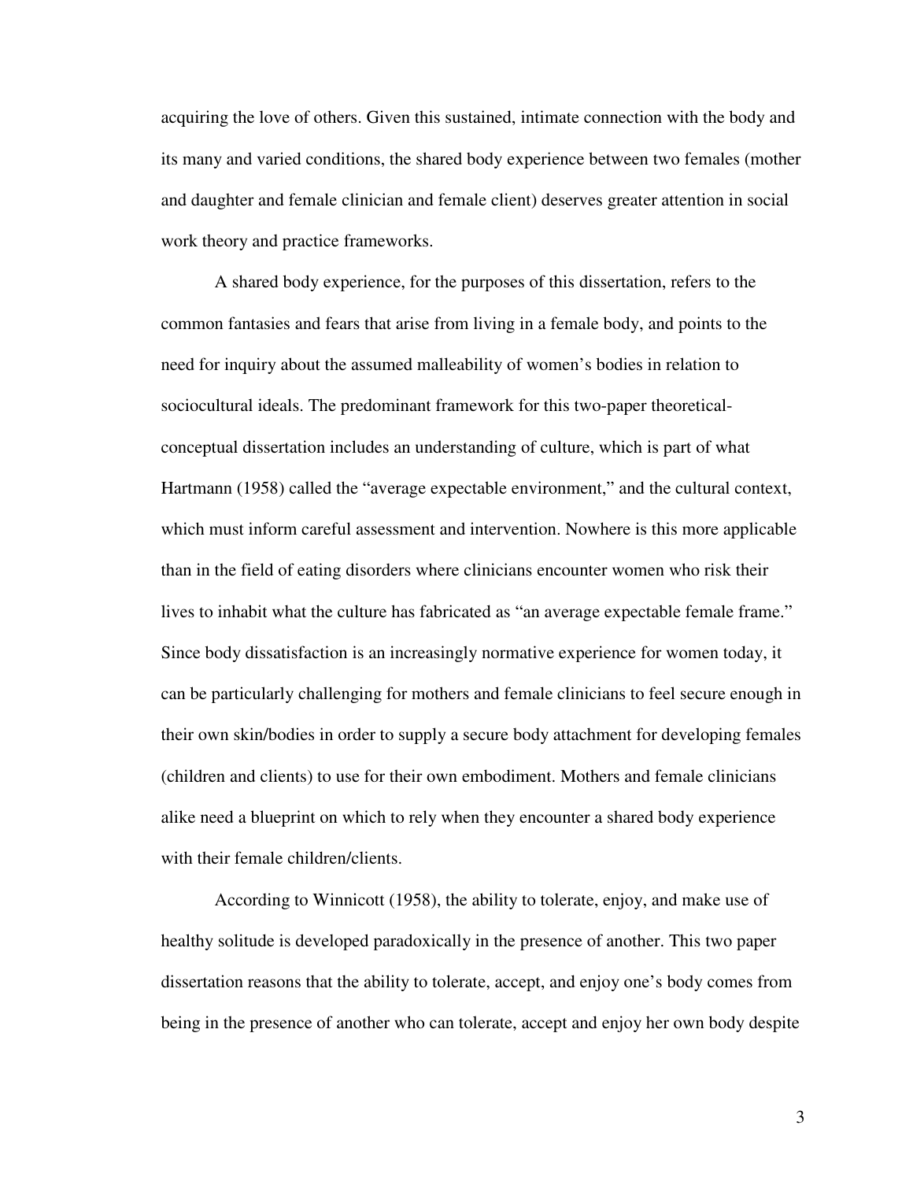acquiring the love of others. Given this sustained, intimate connection with the body and its many and varied conditions, the shared body experience between two females (mother and daughter and female clinician and female client) deserves greater attention in social work theory and practice frameworks.

A shared body experience, for the purposes of this dissertation, refers to the common fantasies and fears that arise from living in a female body, and points to the need for inquiry about the assumed malleability of women's bodies in relation to sociocultural ideals. The predominant framework for this two-paper theoretical-conceptual dissertation includes an understanding of culture, which is part of what Hartmann (1958) called the "average expectable environment," and the cultural context, which must inform careful assessment and intervention. Nowhere is this more applicable than in the field of eating disorders where clinicians encounter women who risk their lives to inhabit what the culture has fabricated as "an average expectable female frame." Since body dissatisfaction is an increasingly normative experience for women today, it can be particularly challenging for mothers and female clinicians to feel secure enough in their own skin/bodies in order to supply a secure body attachment for developing females (children and clients) to use for their own embodiment. Mothers and female clinicians alike need a blueprint on which to rely when they encounter a shared body experience with their female children/clients.

According to Winnicott (1958), the ability to tolerate, enjoy, and make use of healthy solitude is developed paradoxically in the presence of another. This two paper dissertation reasons that the ability to tolerate, accept, and enjoy one's body comes from being in the presence of another who can tolerate, accept and enjoy her own body despite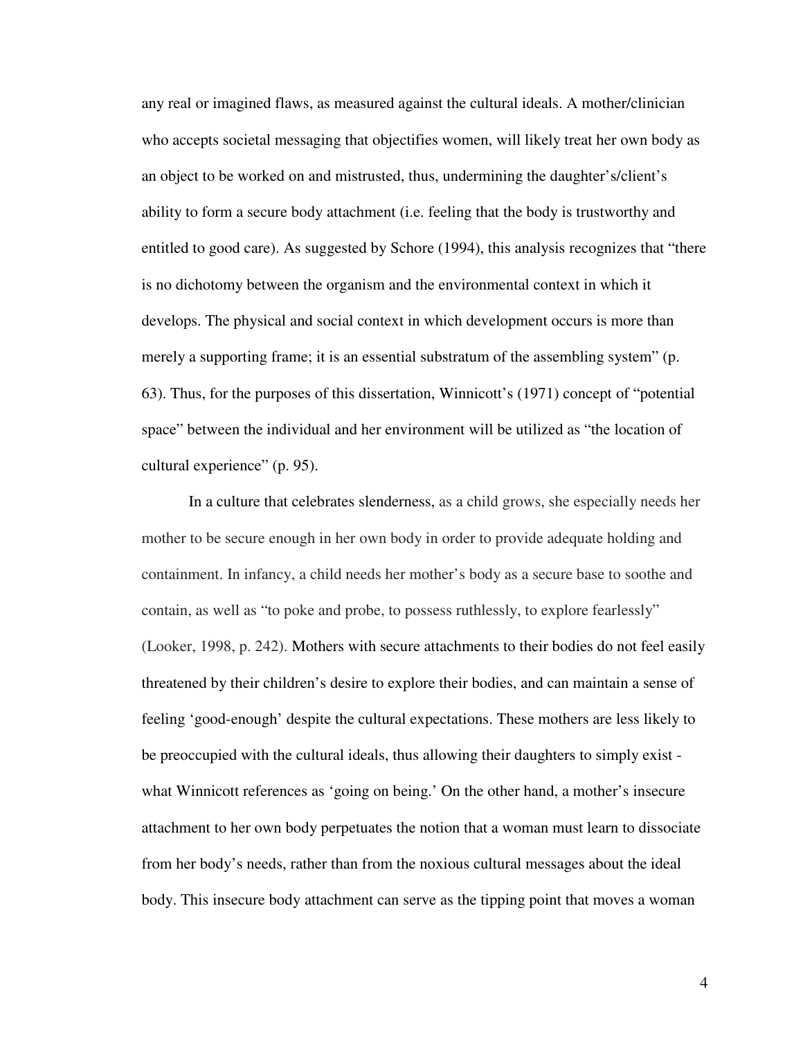any real or imagined flaws, as measured against the cultural ideals. A mother/clinician who accepts societal messaging that objectifies women, will likely treat her own body as an object to be worked on and mistrusted, thus, undermining the daughter's/client's ability to form a secure body attachment (i.e. feeling that the body is trustworthy and entitled to good care). As suggested by Schore (1994), this analysis recognizes that "there is no dichotomy between the organism and the environmental context in which it develops. The physical and social context in which development occurs is more than merely a supporting frame; it is an essential substratum of the assembling system" (p. 63). Thus, for the purposes of this dissertation, Winnicott's (1971) concept of "potential space" between the individual and her environment will be utilized as "the location of cultural experience" (p. 95).

In a culture that celebrates slenderness, as a child grows, she especially needs her mother to be secure enough in her own body in order to provide adequate holding and containment. In infancy, a child needs her mother's body as a secure base to soothe and contain, as well as "to poke and probe, to possess ruthlessly, to explore fearlessly" (Looker, 1998, p. 242). Mothers with secure attachments to their bodies do not feel easily threatened by their children's desire to explore their bodies, and can maintain a sense of feeling 'good-enough' despite the cultural expectations. These mothers are less likely to be preoccupied with the cultural ideals, thus allowing their daughters to simply exist - what Winnicott references as 'going on being.' On the other hand, a mother's insecure attachment to her own body perpetuates the notion that a woman must learn to dissociate from her body's needs, rather than from the noxious cultural messages about the ideal body. This insecure body attachment can serve as the tipping point that moves a woman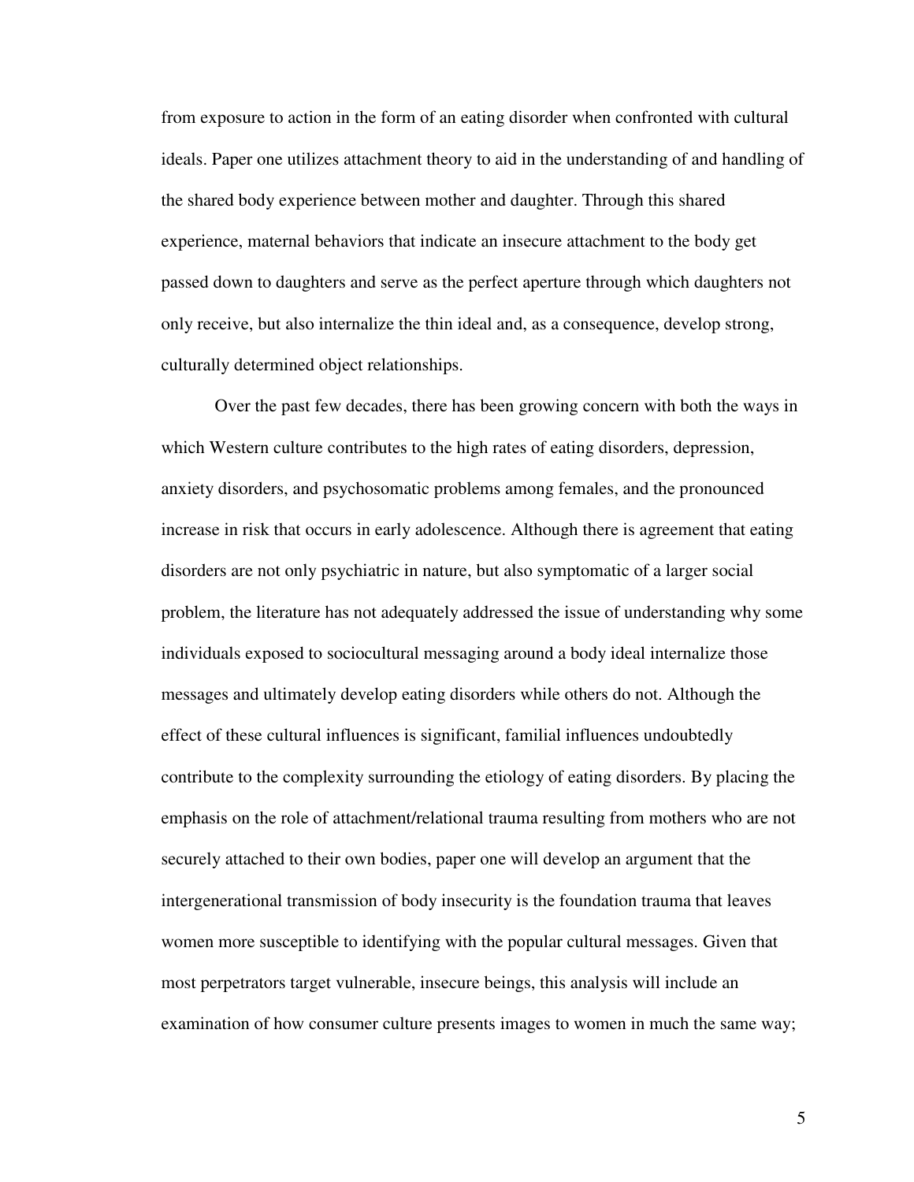from exposure to action in the form of an eating disorder when confronted with cultural ideals. Paper one utilizes attachment theory to aid in the understanding of and handling of the shared body experience between mother and daughter. Through this shared experience, maternal behaviors that indicate an insecure attachment to the body get passed down to daughters and serve as the perfect aperture through which daughters not only receive, but also internalize the thin ideal and, as a consequence, develop strong, culturally determined object relationships.

Over the past few decades, there has been growing concern with both the ways in which Western culture contributes to the high rates of eating disorders, depression, anxiety disorders, and psychosomatic problems among females, and the pronounced increase in risk that occurs in early adolescence. Although there is agreement that eating disorders are not only psychiatric in nature, but also symptomatic of a larger social problem, the literature has not adequately addressed the issue of understanding why some individuals exposed to sociocultural messaging around a body ideal internalize those messages and ultimately develop eating disorders while others do not. Although the effect of these cultural influences is significant, familial influences undoubtedly contribute to the complexity surrounding the etiology of eating disorders. By placing the emphasis on the role of attachment/relational trauma resulting from mothers who are not securely attached to their own bodies, paper one will develop an argument that the intergenerational transmission of body insecurity is the foundation trauma that leaves women more susceptible to identifying with the popular cultural messages. Given that most perpetrators target vulnerable, insecure beings, this analysis will include an examination of how consumer culture presents images to women in much the same way;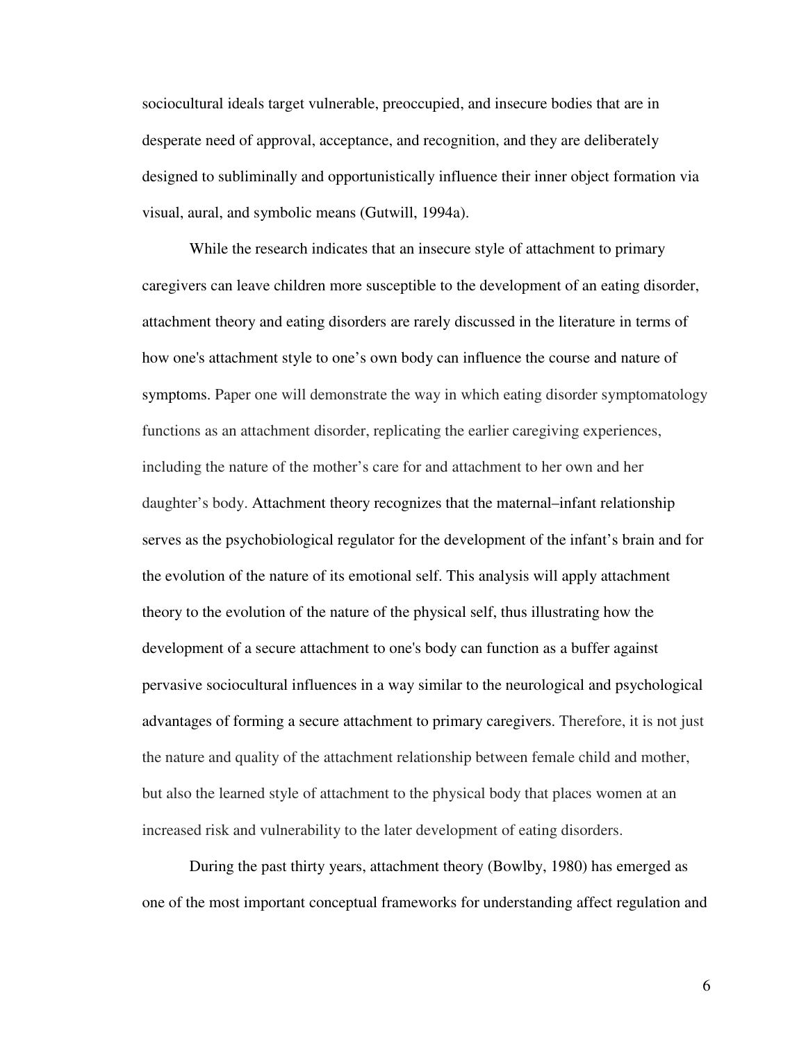sociocultural ideals target vulnerable, preoccupied, and insecure bodies that are in desperate need of approval, acceptance, and recognition, and they are deliberately designed to subliminally and opportunistically influence their inner object formation via visual, aural, and symbolic means (Gutwill, 1994a).

While the research indicates that an insecure style of attachment to primary caregivers can leave children more susceptible to the development of an eating disorder, attachment theory and eating disorders are rarely discussed in the literature in terms of how one's attachment style to one's own body can influence the course and nature of symptoms. Paper one will demonstrate the way in which eating disorder symptomatology functions as an attachment disorder, replicating the earlier caregiving experiences, including the nature of the mother's care for and attachment to her own and her daughter's body. Attachment theory recognizes that the maternal–infant relationship serves as the psychobiological regulator for the development of the infant's brain and for the evolution of the nature of its emotional self. This analysis will apply attachment theory to the evolution of the nature of the physical self, thus illustrating how the development of a secure attachment to one's body can function as a buffer against pervasive sociocultural influences in a way similar to the neurological and psychological advantages of forming a secure attachment to primary caregivers. Therefore, it is not just the nature and quality of the attachment relationship between female child and mother, but also the learned style of attachment to the physical body that places women at an increased risk and vulnerability to the later development of eating disorders.

During the past thirty years, attachment theory (Bowlby, 1980) has emerged as one of the most important conceptual frameworks for understanding affect regulation and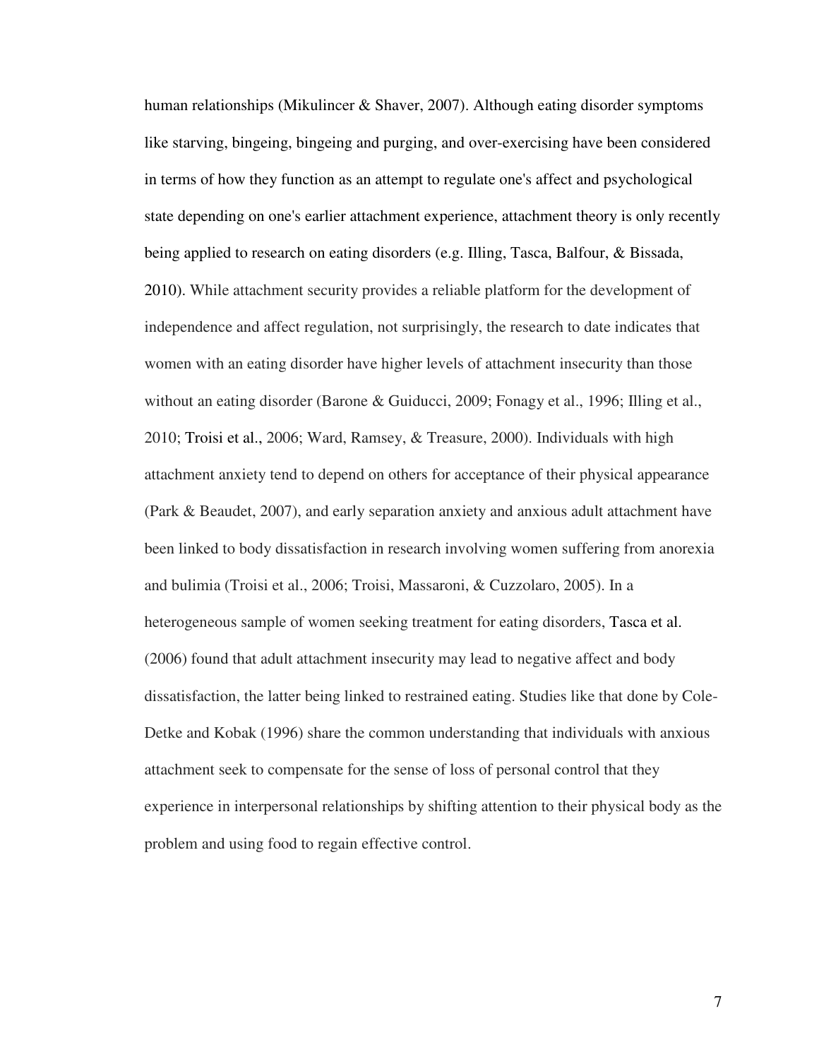human relationships (Mikulincer & Shaver, 2007). Although eating disorder symptoms like starving, bingeing, bingeing and purging, and over-exercising have been considered in terms of how they function as an attempt to regulate one's affect and psychological state depending on one's earlier attachment experience, attachment theory is only recently being applied to research on eating disorders (e.g. Illing, Tasca, Balfour, & Bissada, 2010). While attachment security provides a reliable platform for the development of independence and affect regulation, not surprisingly, the research to date indicates that women with an eating disorder have higher levels of attachment insecurity than those without an eating disorder (Barone & Guiducci, 2009; Fonagy et al., 1996; Illing et al., 2010; Troisi et al., 2006; Ward, Ramsey, & Treasure, 2000). Individuals with high attachment anxiety tend to depend on others for acceptance of their physical appearance (Park & Beaudet, 2007), and early separation anxiety and anxious adult attachment have been linked to body dissatisfaction in research involving women suffering from anorexia and bulimia (Troisi et al., 2006; Troisi, Massaroni, & Cuzzolaro, 2005). In a heterogeneous sample of women seeking treatment for eating disorders, Tasca et al. (2006) found that adult attachment insecurity may lead to negative affect and body dissatisfaction, the latter being linked to restrained eating. Studies like that done by Cole-Detke and Kobak (1996) share the common understanding that individuals with anxious attachment seek to compensate for the sense of loss of personal control that they experience in interpersonal relationships by shifting attention to their physical body as the problem and using food to regain effective control.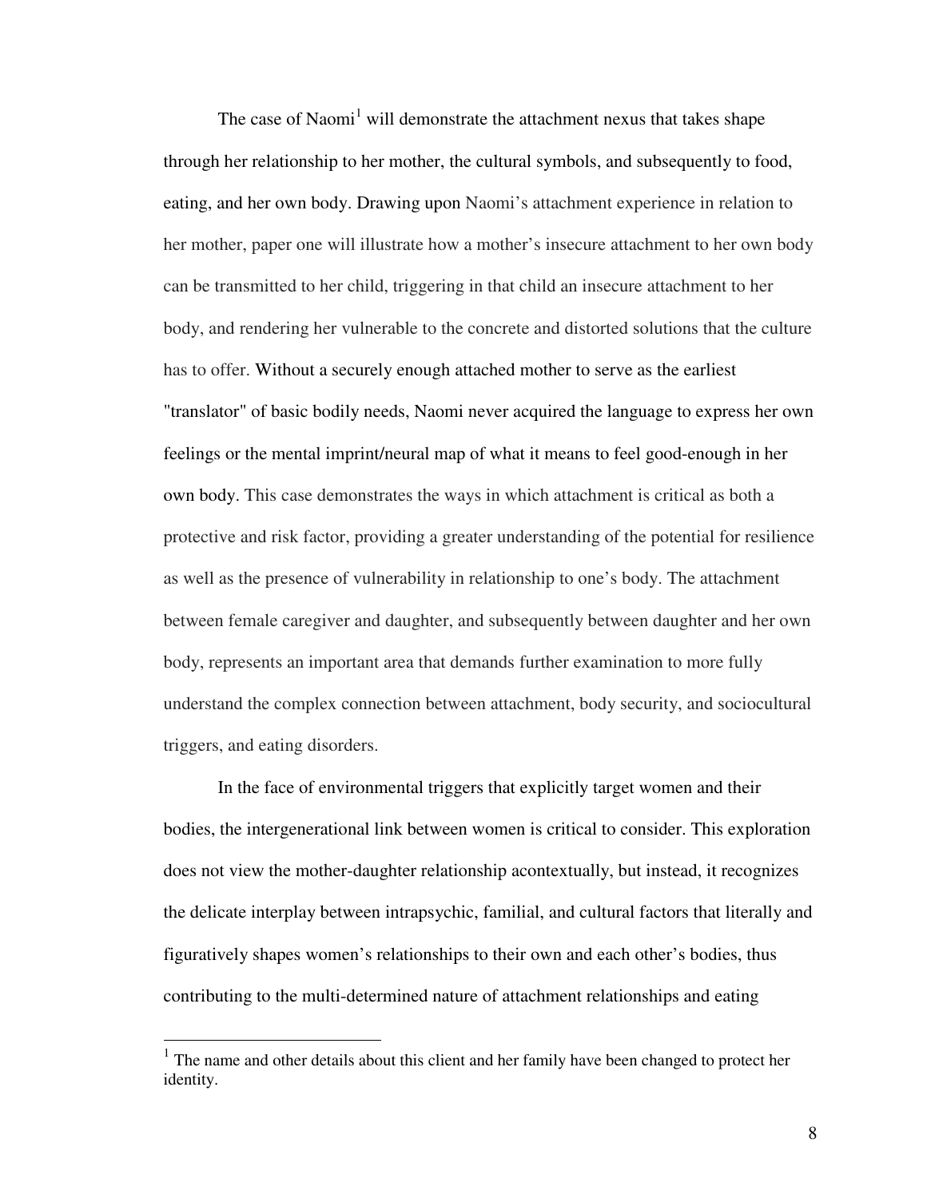The case of Naomi[1] will demonstrate the attachment nexus that takes shape through her relationship to her mother, the cultural symbols, and subsequently to food, eating, and her own body. Drawing upon Naomi's attachment experience in relation to her mother, paper one will illustrate how a mother's insecure attachment to her own body can be transmitted to her child, triggering in that child an insecure attachment to her body, and rendering her vulnerable to the concrete and distorted solutions that the culture has to offer. Without a securely enough attached mother to serve as the earliest "translator" of basic bodily needs, Naomi never acquired the language to express her own feelings or the mental imprint/neural map of what it means to feel good-enough in her own body. This case demonstrates the ways in which attachment is critical as both a protective and risk factor, providing a greater understanding of the potential for resilience as well as the presence of vulnerability in relationship to one's body. The attachment between female caregiver and daughter, and subsequently between daughter and her own body, represents an important area that demands further examination to more fully understand the complex connection between attachment, body security, and sociocultural triggers, and eating disorders.

In the face of environmental triggers that explicitly target women and their bodies, the intergenerational link between women is critical to consider. This exploration does not view the mother-daughter relationship acontextually, but instead, it recognizes the delicate interplay between intrapsychic, familial, and cultural factors that literally and figuratively shapes women's relationships to their own and each other's bodies, thus contributing to the multi-determined nature of attachment relationships and eating

[1] The name and other details about this client and her family have been changed to protect her identity.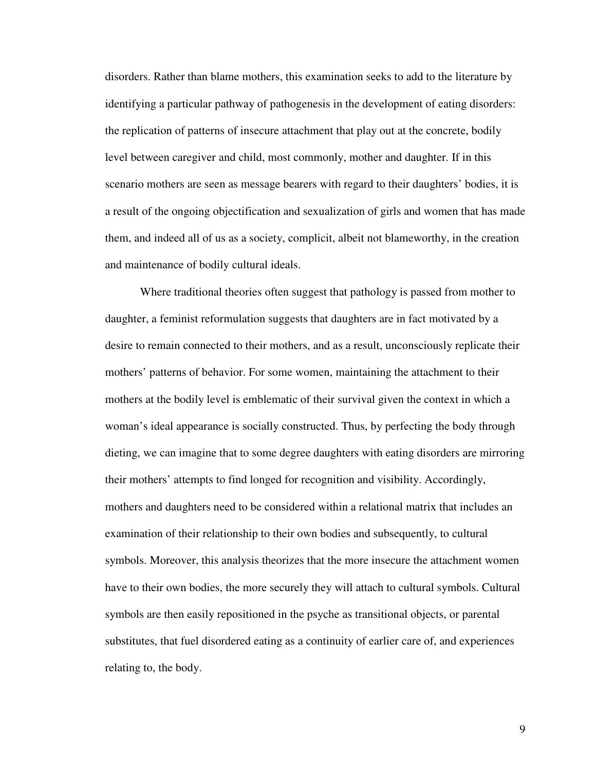disorders. Rather than blame mothers, this examination seeks to add to the literature by identifying a particular pathway of pathogenesis in the development of eating disorders: the replication of patterns of insecure attachment that play out at the concrete, bodily level between caregiver and child, most commonly, mother and daughter. If in this scenario mothers are seen as message bearers with regard to their daughters' bodies, it is a result of the ongoing objectification and sexualization of girls and women that has made them, and indeed all of us as a society, complicit, albeit not blameworthy, in the creation and maintenance of bodily cultural ideals.

Where traditional theories often suggest that pathology is passed from mother to daughter, a feminist reformulation suggests that daughters are in fact motivated by a desire to remain connected to their mothers, and as a result, unconsciously replicate their mothers' patterns of behavior. For some women, maintaining the attachment to their mothers at the bodily level is emblematic of their survival given the context in which a woman's ideal appearance is socially constructed. Thus, by perfecting the body through dieting, we can imagine that to some degree daughters with eating disorders are mirroring their mothers' attempts to find longed for recognition and visibility. Accordingly, mothers and daughters need to be considered within a relational matrix that includes an examination of their relationship to their own bodies and subsequently, to cultural symbols. Moreover, this analysis theorizes that the more insecure the attachment women have to their own bodies, the more securely they will attach to cultural symbols. Cultural symbols are then easily repositioned in the psyche as transitional objects, or parental substitutes, that fuel disordered eating as a continuity of earlier care of, and experiences relating to, the body.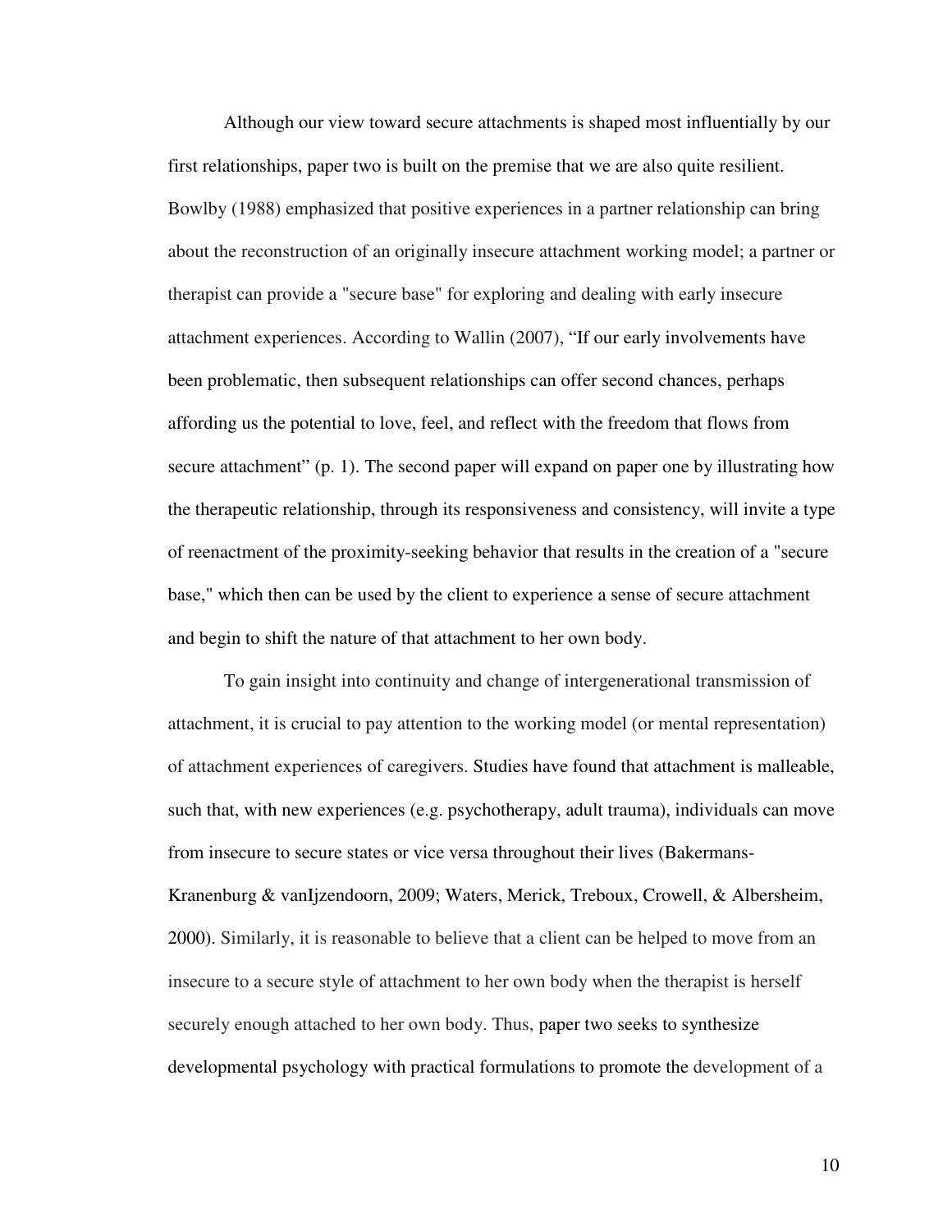Although our view toward secure attachments is shaped most influentially by our first relationships, paper two is built on the premise that we are also quite resilient. Bowlby (1988) emphasized that positive experiences in a partner relationship can bring about the reconstruction of an originally insecure attachment working model; a partner or therapist can provide a "secure base" for exploring and dealing with early insecure attachment experiences. According to Wallin (2007), "If our early involvements have been problematic, then subsequent relationships can offer second chances, perhaps affording us the potential to love, feel, and reflect with the freedom that flows from secure attachment" (p. 1). The second paper will expand on paper one by illustrating how the therapeutic relationship, through its responsiveness and consistency, will invite a type of reenactment of the proximity-seeking behavior that results in the creation of a "secure base," which then can be used by the client to experience a sense of secure attachment and begin to shift the nature of that attachment to her own body.

To gain insight into continuity and change of intergenerational transmission of attachment, it is crucial to pay attention to the working model (or mental representation) of attachment experiences of caregivers. Studies have found that attachment is malleable, such that, with new experiences (e.g. psychotherapy, adult trauma), individuals can move from insecure to secure states or vice versa throughout their lives (Bakermans-Kranenburg & vanIjzendoorn, 2009; Waters, Merick, Treboux, Crowell, & Albersheim, 2000). Similarly, it is reasonable to believe that a client can be helped to move from an insecure to a secure style of attachment to her own body when the therapist is herself securely enough attached to her own body. Thus, paper two seeks to synthesize developmental psychology with practical formulations to promote the development of a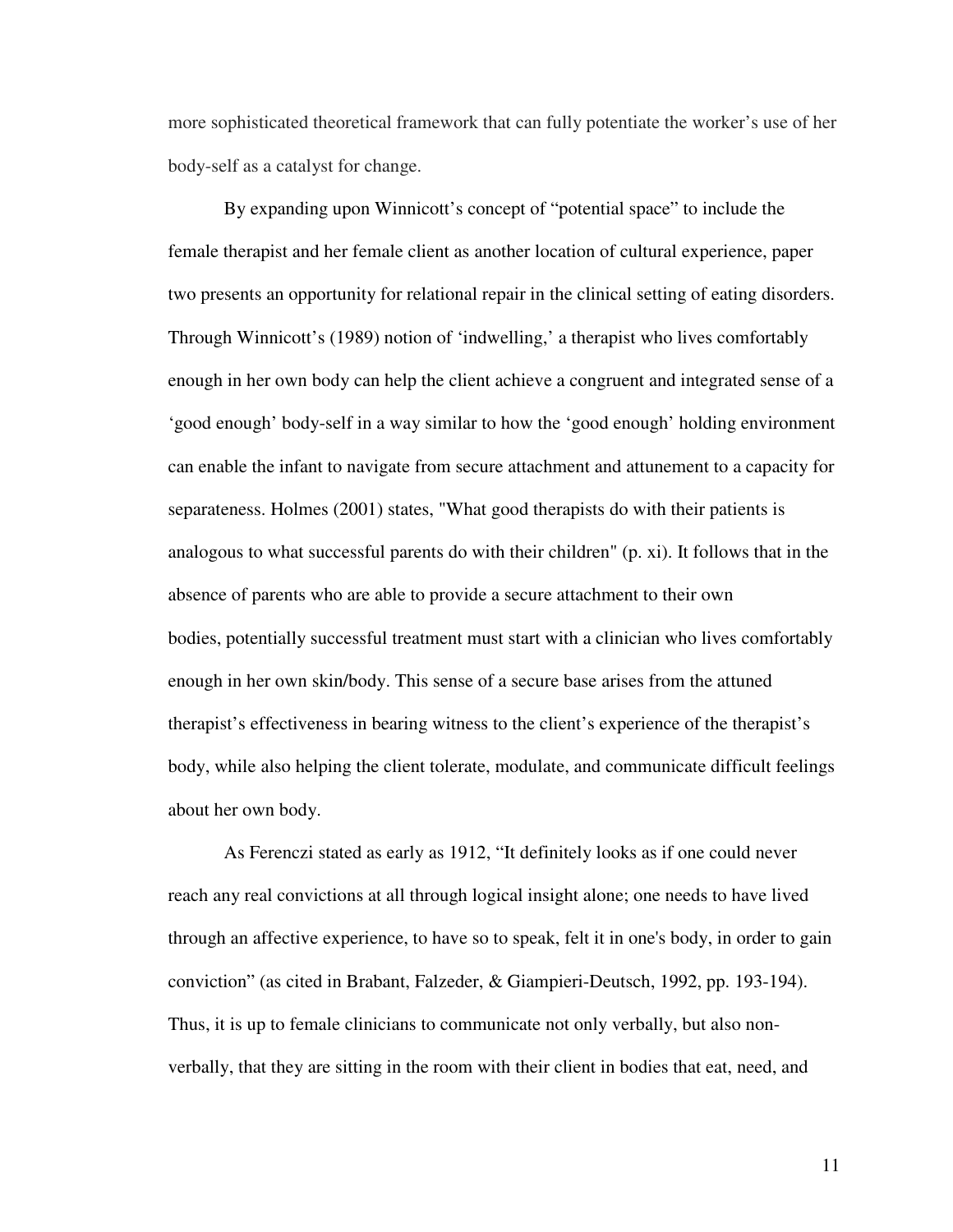more sophisticated theoretical framework that can fully potentiate the worker's use of her body-self as a catalyst for change.

By expanding upon Winnicott's concept of "potential space" to include the female therapist and her female client as another location of cultural experience, paper two presents an opportunity for relational repair in the clinical setting of eating disorders. Through Winnicott's (1989) notion of 'indwelling,' a therapist who lives comfortably enough in her own body can help the client achieve a congruent and integrated sense of a 'good enough' body-self in a way similar to how the 'good enough' holding environment can enable the infant to navigate from secure attachment and attunement to a capacity for separateness. Holmes (2001) states, "What good therapists do with their patients is analogous to what successful parents do with their children" (p. xi). It follows that in the absence of parents who are able to provide a secure attachment to their own bodies, potentially successful treatment must start with a clinician who lives comfortably enough in her own skin/body. This sense of a secure base arises from the attuned therapist's effectiveness in bearing witness to the client's experience of the therapist's body, while also helping the client tolerate, modulate, and communicate difficult feelings about her own body.

As Ferenczi stated as early as 1912, "It definitely looks as if one could never reach any real convictions at all through logical insight alone; one needs to have lived through an affective experience, to have so to speak, felt it in one's body, in order to gain conviction" (as cited in Brabant, Falzeder, & Giampieri-Deutsch, 1992, pp. 193-194). Thus, it is up to female clinicians to communicate not only verbally, but also non-verbally, that they are sitting in the room with their client in bodies that eat, need, and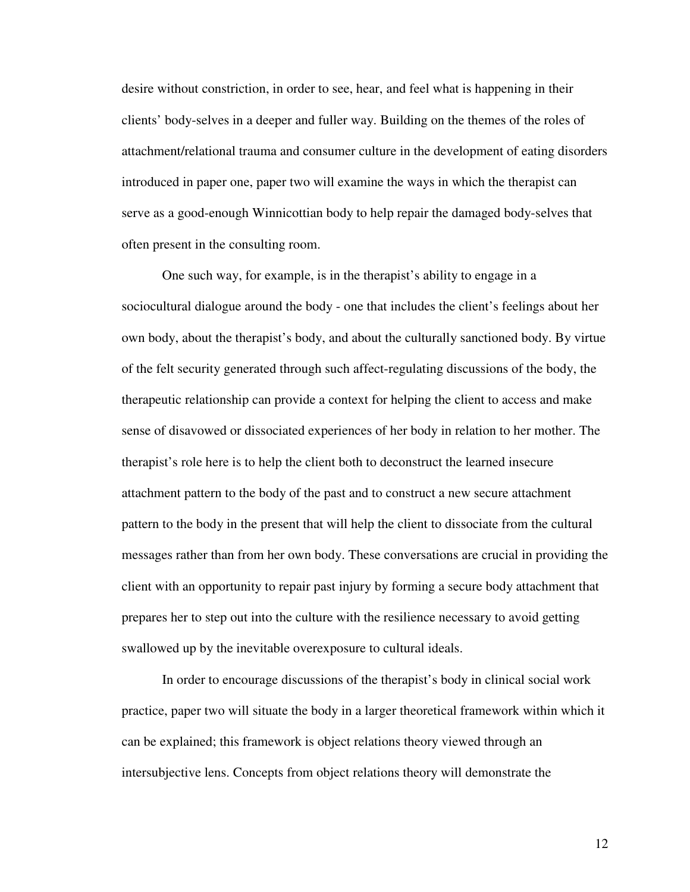desire without constriction, in order to see, hear, and feel what is happening in their clients' body-selves in a deeper and fuller way. Building on the themes of the roles of attachment/relational trauma and consumer culture in the development of eating disorders introduced in paper one, paper two will examine the ways in which the therapist can serve as a good-enough Winnicottian body to help repair the damaged body-selves that often present in the consulting room.

One such way, for example, is in the therapist's ability to engage in a sociocultural dialogue around the body - one that includes the client's feelings about her own body, about the therapist's body, and about the culturally sanctioned body. By virtue of the felt security generated through such affect-regulating discussions of the body, the therapeutic relationship can provide a context for helping the client to access and make sense of disavowed or dissociated experiences of her body in relation to her mother. The therapist's role here is to help the client both to deconstruct the learned insecure attachment pattern to the body of the past and to construct a new secure attachment pattern to the body in the present that will help the client to dissociate from the cultural messages rather than from her own body. These conversations are crucial in providing the client with an opportunity to repair past injury by forming a secure body attachment that prepares her to step out into the culture with the resilience necessary to avoid getting swallowed up by the inevitable overexposure to cultural ideals.

In order to encourage discussions of the therapist's body in clinical social work practice, paper two will situate the body in a larger theoretical framework within which it can be explained; this framework is object relations theory viewed through an intersubjective lens. Concepts from object relations theory will demonstrate the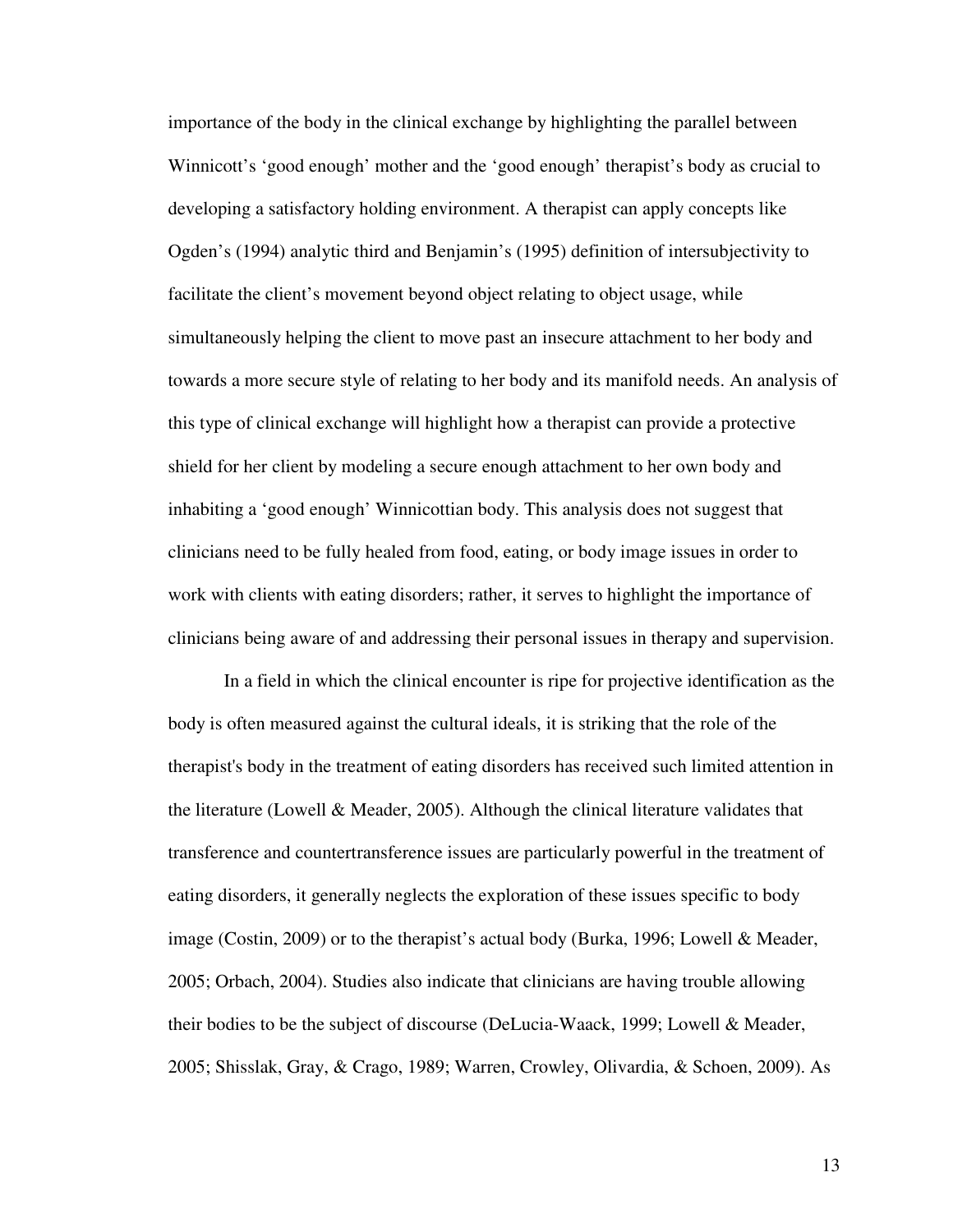importance of the body in the clinical exchange by highlighting the parallel between Winnicott's 'good enough' mother and the 'good enough' therapist's body as crucial to developing a satisfactory holding environment. A therapist can apply concepts like Ogden's (1994) analytic third and Benjamin's (1995) definition of intersubjectivity to facilitate the client's movement beyond object relating to object usage, while simultaneously helping the client to move past an insecure attachment to her body and towards a more secure style of relating to her body and its manifold needs. An analysis of this type of clinical exchange will highlight how a therapist can provide a protective shield for her client by modeling a secure enough attachment to her own body and inhabiting a 'good enough' Winnicottian body. This analysis does not suggest that clinicians need to be fully healed from food, eating, or body image issues in order to work with clients with eating disorders; rather, it serves to highlight the importance of clinicians being aware of and addressing their personal issues in therapy and supervision.

In a field in which the clinical encounter is ripe for projective identification as the body is often measured against the cultural ideals, it is striking that the role of the therapist's body in the treatment of eating disorders has received such limited attention in the literature (Lowell & Meader, 2005). Although the clinical literature validates that transference and countertransference issues are particularly powerful in the treatment of eating disorders, it generally neglects the exploration of these issues specific to body image (Costin, 2009) or to the therapist's actual body (Burka, 1996; Lowell & Meader, 2005; Orbach, 2004). Studies also indicate that clinicians are having trouble allowing their bodies to be the subject of discourse (DeLucia-Waack, 1999; Lowell & Meader, 2005; Shisslak, Gray, & Crago, 1989; Warren, Crowley, Olivardia, & Schoen, 2009). As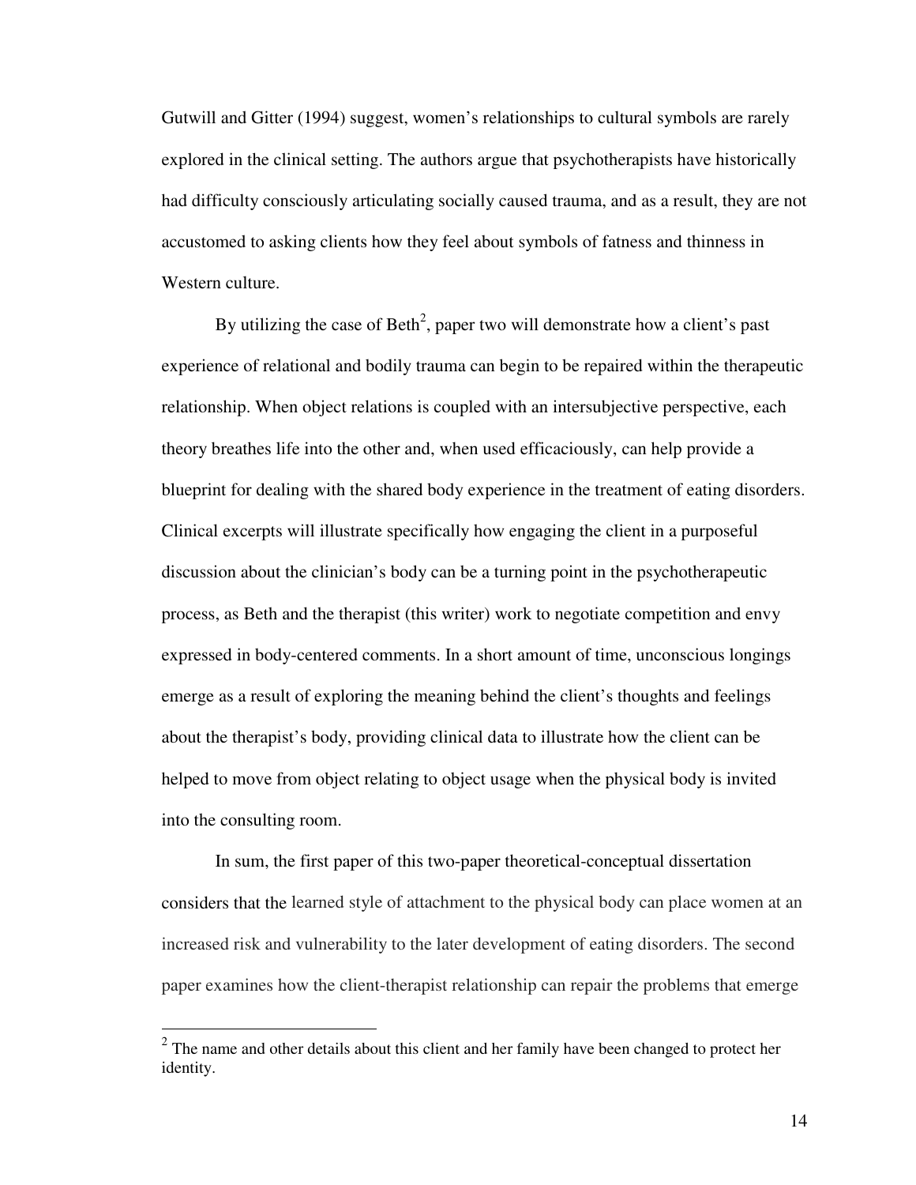Gutwill and Gitter (1994) suggest, women's relationships to cultural symbols are rarely explored in the clinical setting. The authors argue that psychotherapists have historically had difficulty consciously articulating socially caused trauma, and as a result, they are not accustomed to asking clients how they feel about symbols of fatness and thinness in Western culture.

By utilizing the case of Beth[2], paper two will demonstrate how a client's past experience of relational and bodily trauma can begin to be repaired within the therapeutic relationship. When object relations is coupled with an intersubjective perspective, each theory breathes life into the other and, when used efficaciously, can help provide a blueprint for dealing with the shared body experience in the treatment of eating disorders. Clinical excerpts will illustrate specifically how engaging the client in a purposeful discussion about the clinician's body can be a turning point in the psychotherapeutic process, as Beth and the therapist (this writer) work to negotiate competition and envy expressed in body-centered comments. In a short amount of time, unconscious longings emerge as a result of exploring the meaning behind the client's thoughts and feelings about the therapist's body, providing clinical data to illustrate how the client can be helped to move from object relating to object usage when the physical body is invited into the consulting room.

In sum, the first paper of this two-paper theoretical-conceptual dissertation considers that the learned style of attachment to the physical body can place women at an increased risk and vulnerability to the later development of eating disorders. The second paper examines how the client-therapist relationship can repair the problems that emerge

[2] The name and other details about this client and her family have been changed to protect her identity.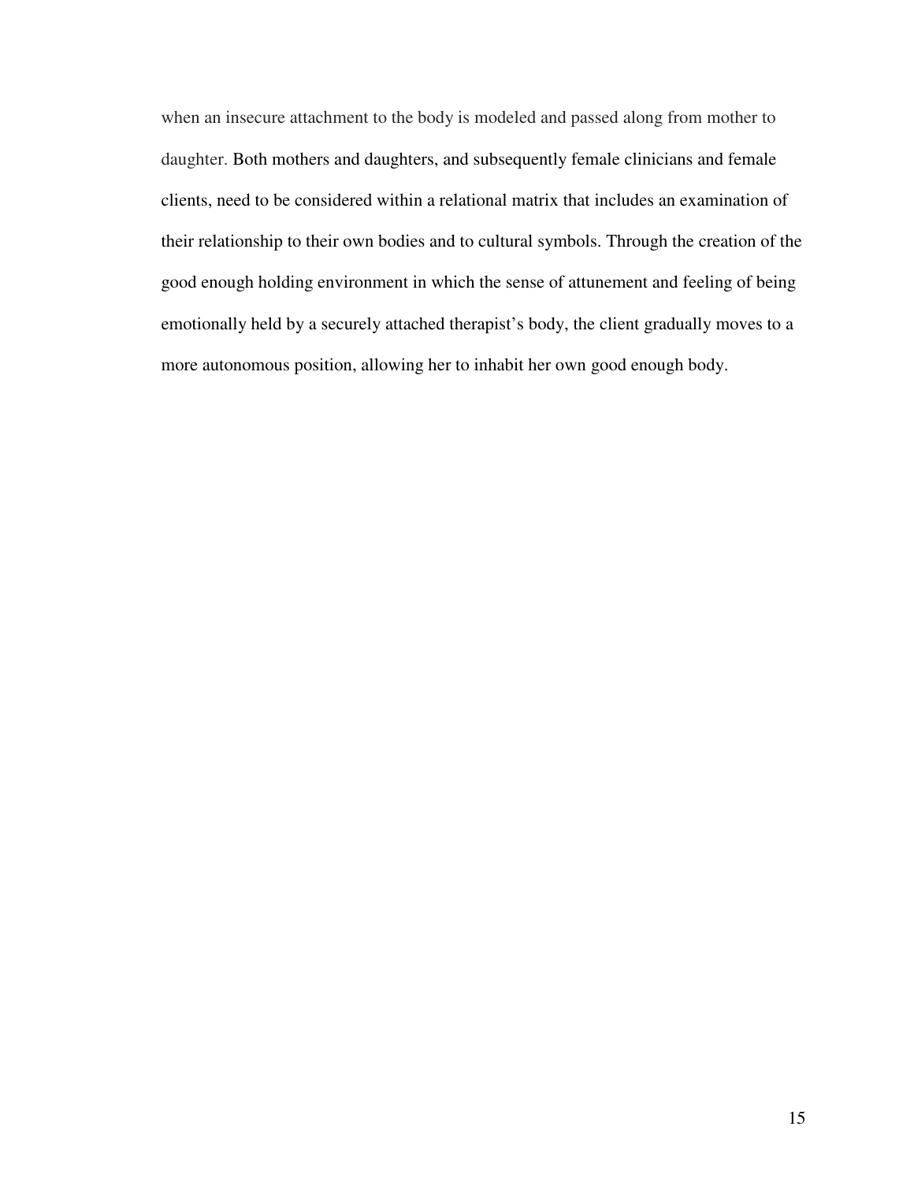when an insecure attachment to the body is modeled and passed along from mother to daughter. Both mothers and daughters, and subsequently female clinicians and female clients, need to be considered within a relational matrix that includes an examination of their relationship to their own bodies and to cultural symbols. Through the creation of the good enough holding environment in which the sense of attunement and feeling of being emotionally held by a securely attached therapist's body, the client gradually moves to a more autonomous position, allowing her to inhabit her own good enough body.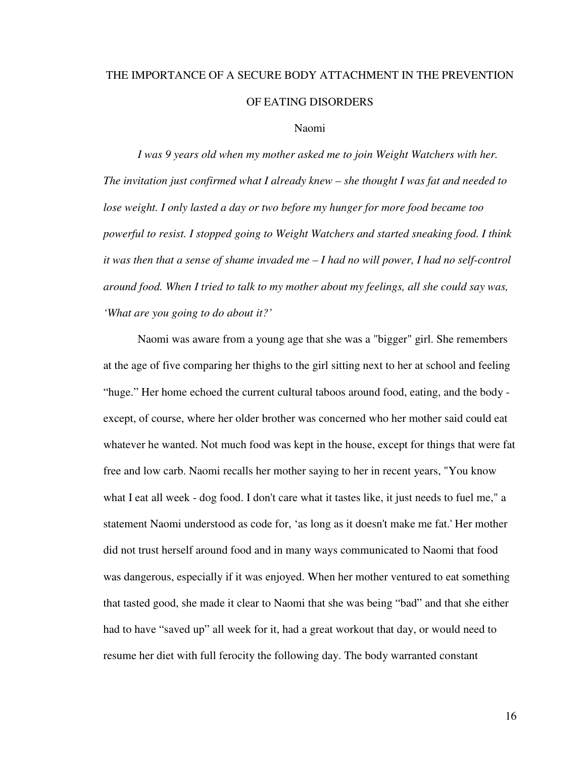THE IMPORTANCE OF A SECURE BODY ATTACHMENT IN THE PREVENTION OF EATING DISORDERS

Naomi

*I was 9 years old when my mother asked me to join Weight Watchers with her. The invitation just confirmed what I already knew – she thought I was fat and needed to lose weight. I only lasted a day or two before my hunger for more food became too powerful to resist. I stopped going to Weight Watchers and started sneaking food. I think it was then that a sense of shame invaded me – I had no will power, I had no self-control around food. When I tried to talk to my mother about my feelings, all she could say was, 'What are you going to do about it?'*

Naomi was aware from a young age that she was a "bigger" girl. She remembers at the age of five comparing her thighs to the girl sitting next to her at school and feeling "huge." Her home echoed the current cultural taboos around food, eating, and the body - except, of course, where her older brother was concerned who her mother said could eat whatever he wanted. Not much food was kept in the house, except for things that were fat free and low carb. Naomi recalls her mother saying to her in recent years, "You know what I eat all week - dog food. I don't care what it tastes like, it just needs to fuel me," a statement Naomi understood as code for, 'as long as it doesn't make me fat.' Her mother did not trust herself around food and in many ways communicated to Naomi that food was dangerous, especially if it was enjoyed. When her mother ventured to eat something that tasted good, she made it clear to Naomi that she was being "bad" and that she either had to have "saved up" all week for it, had a great workout that day, or would need to resume her diet with full ferocity the following day. The body warranted constant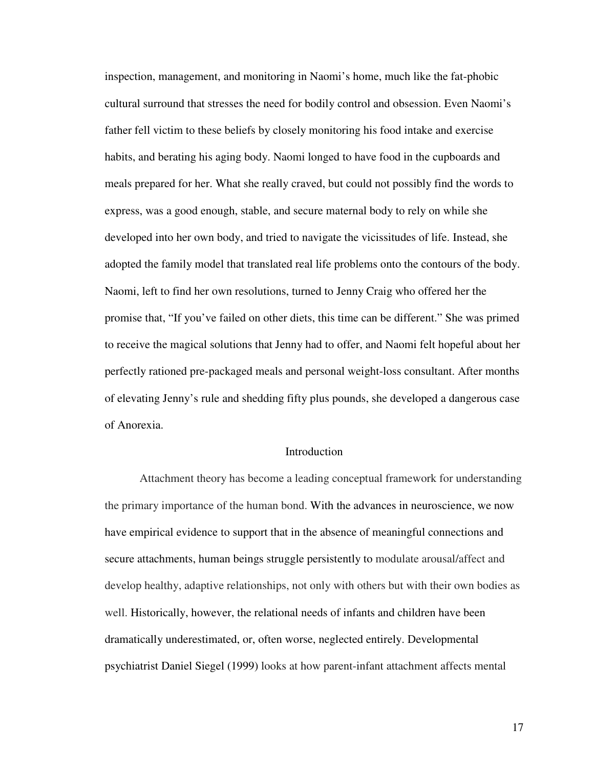inspection, management, and monitoring in Naomi's home, much like the fat-phobic cultural surround that stresses the need for bodily control and obsession. Even Naomi's father fell victim to these beliefs by closely monitoring his food intake and exercise habits, and berating his aging body. Naomi longed to have food in the cupboards and meals prepared for her. What she really craved, but could not possibly find the words to express, was a good enough, stable, and secure maternal body to rely on while she developed into her own body, and tried to navigate the vicissitudes of life. Instead, she adopted the family model that translated real life problems onto the contours of the body. Naomi, left to find her own resolutions, turned to Jenny Craig who offered her the promise that, "If you've failed on other diets, this time can be different." She was primed to receive the magical solutions that Jenny had to offer, and Naomi felt hopeful about her perfectly rationed pre-packaged meals and personal weight-loss consultant. After months of elevating Jenny's rule and shedding fifty plus pounds, she developed a dangerous case of Anorexia.

## Introduction

Attachment theory has become a leading conceptual framework for understanding the primary importance of the human bond. With the advances in neuroscience, we now have empirical evidence to support that in the absence of meaningful connections and secure attachments, human beings struggle persistently to modulate arousal/affect and develop healthy, adaptive relationships, not only with others but with their own bodies as well. Historically, however, the relational needs of infants and children have been dramatically underestimated, or, often worse, neglected entirely. Developmental psychiatrist Daniel Siegel (1999) looks at how parent-infant attachment affects mental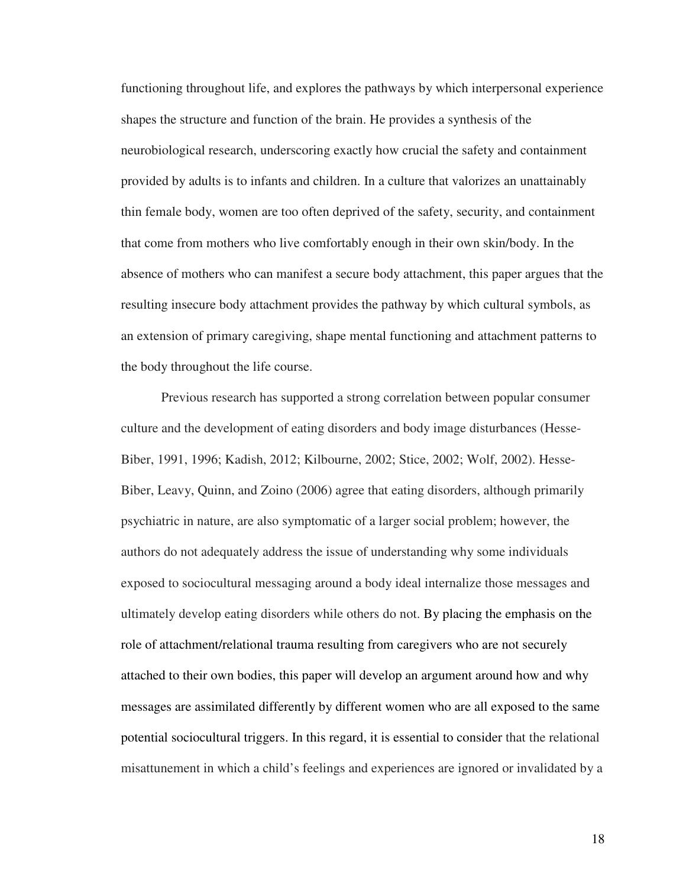functioning throughout life, and explores the pathways by which interpersonal experience shapes the structure and function of the brain. He provides a synthesis of the neurobiological research, underscoring exactly how crucial the safety and containment provided by adults is to infants and children. In a culture that valorizes an unattainably thin female body, women are too often deprived of the safety, security, and containment that come from mothers who live comfortably enough in their own skin/body. In the absence of mothers who can manifest a secure body attachment, this paper argues that the resulting insecure body attachment provides the pathway by which cultural symbols, as an extension of primary caregiving, shape mental functioning and attachment patterns to the body throughout the life course.

Previous research has supported a strong correlation between popular consumer culture and the development of eating disorders and body image disturbances (Hesse-Biber, 1991, 1996; Kadish, 2012; Kilbourne, 2002; Stice, 2002; Wolf, 2002). Hesse-Biber, Leavy, Quinn, and Zoino (2006) agree that eating disorders, although primarily psychiatric in nature, are also symptomatic of a larger social problem; however, the authors do not adequately address the issue of understanding why some individuals exposed to sociocultural messaging around a body ideal internalize those messages and ultimately develop eating disorders while others do not. By placing the emphasis on the role of attachment/relational trauma resulting from caregivers who are not securely attached to their own bodies, this paper will develop an argument around how and why messages are assimilated differently by different women who are all exposed to the same potential sociocultural triggers. In this regard, it is essential to consider that the relational misattunement in which a child's feelings and experiences are ignored or invalidated by a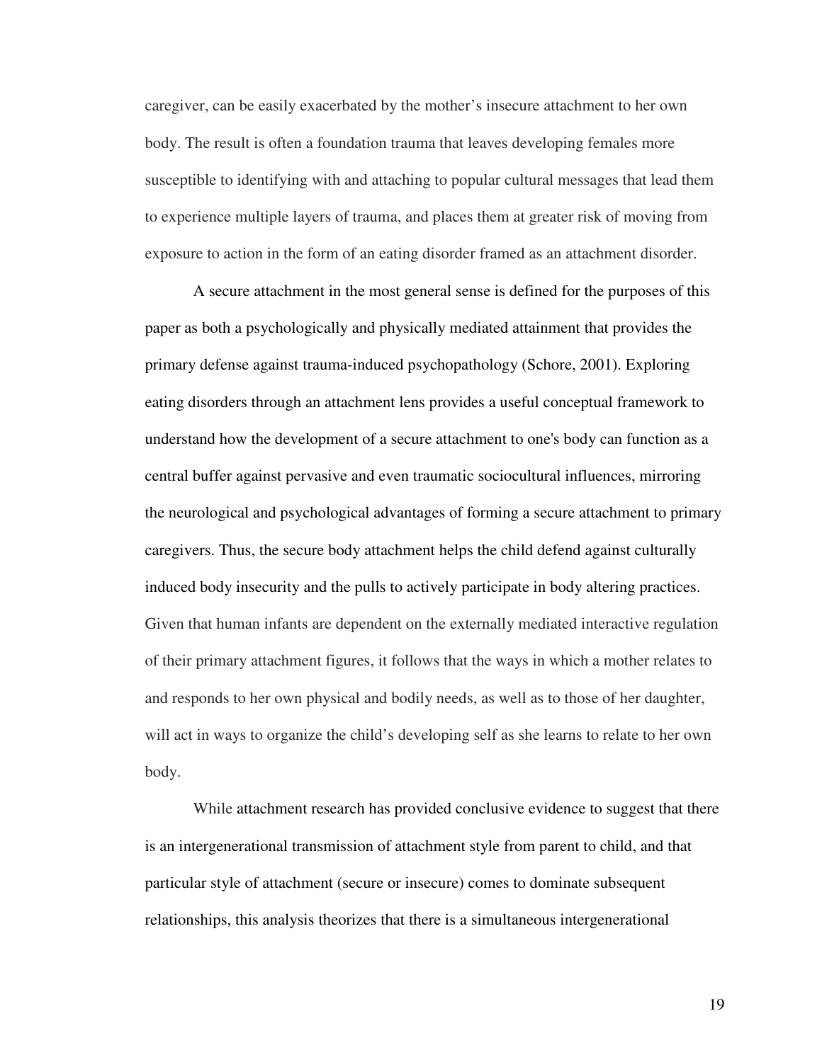caregiver, can be easily exacerbated by the mother's insecure attachment to her own body. The result is often a foundation trauma that leaves developing females more susceptible to identifying with and attaching to popular cultural messages that lead them to experience multiple layers of trauma, and places them at greater risk of moving from exposure to action in the form of an eating disorder framed as an attachment disorder.

A secure attachment in the most general sense is defined for the purposes of this paper as both a psychologically and physically mediated attainment that provides the primary defense against trauma-induced psychopathology (Schore, 2001). Exploring eating disorders through an attachment lens provides a useful conceptual framework to understand how the development of a secure attachment to one's body can function as a central buffer against pervasive and even traumatic sociocultural influences, mirroring the neurological and psychological advantages of forming a secure attachment to primary caregivers. Thus, the secure body attachment helps the child defend against culturally induced body insecurity and the pulls to actively participate in body altering practices. Given that human infants are dependent on the externally mediated interactive regulation of their primary attachment figures, it follows that the ways in which a mother relates to and responds to her own physical and bodily needs, as well as to those of her daughter, will act in ways to organize the child's developing self as she learns to relate to her own body.

While attachment research has provided conclusive evidence to suggest that there is an intergenerational transmission of attachment style from parent to child, and that particular style of attachment (secure or insecure) comes to dominate subsequent relationships, this analysis theorizes that there is a simultaneous intergenerational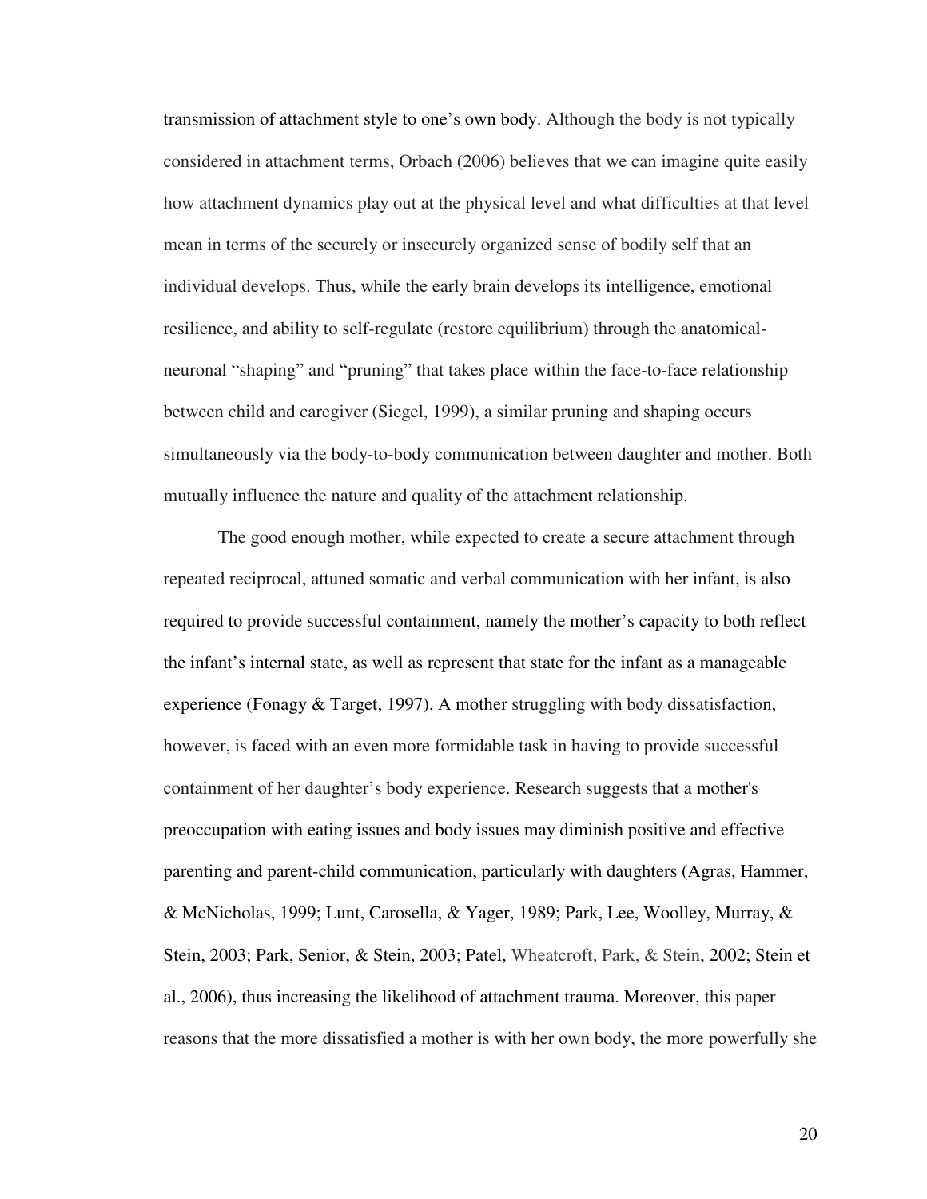transmission of attachment style to one's own body. Although the body is not typically considered in attachment terms, Orbach (2006) believes that we can imagine quite easily how attachment dynamics play out at the physical level and what difficulties at that level mean in terms of the securely or insecurely organized sense of bodily self that an individual develops. Thus, while the early brain develops its intelligence, emotional resilience, and ability to self-regulate (restore equilibrium) through the anatomical-neuronal "shaping" and "pruning" that takes place within the face-to-face relationship between child and caregiver (Siegel, 1999), a similar pruning and shaping occurs simultaneously via the body-to-body communication between daughter and mother. Both mutually influence the nature and quality of the attachment relationship.

The good enough mother, while expected to create a secure attachment through repeated reciprocal, attuned somatic and verbal communication with her infant, is also required to provide successful containment, namely the mother's capacity to both reflect the infant's internal state, as well as represent that state for the infant as a manageable experience (Fonagy & Target, 1997). A mother struggling with body dissatisfaction, however, is faced with an even more formidable task in having to provide successful containment of her daughter's body experience. Research suggests that a mother's preoccupation with eating issues and body issues may diminish positive and effective parenting and parent-child communication, particularly with daughters (Agras, Hammer, & McNicholas, 1999; Lunt, Carosella, & Yager, 1989; Park, Lee, Woolley, Murray, & Stein, 2003; Park, Senior, & Stein, 2003; Patel, Wheatcroft, Park, & Stein, 2002; Stein et al., 2006), thus increasing the likelihood of attachment trauma. Moreover, this paper reasons that the more dissatisfied a mother is with her own body, the more powerfully she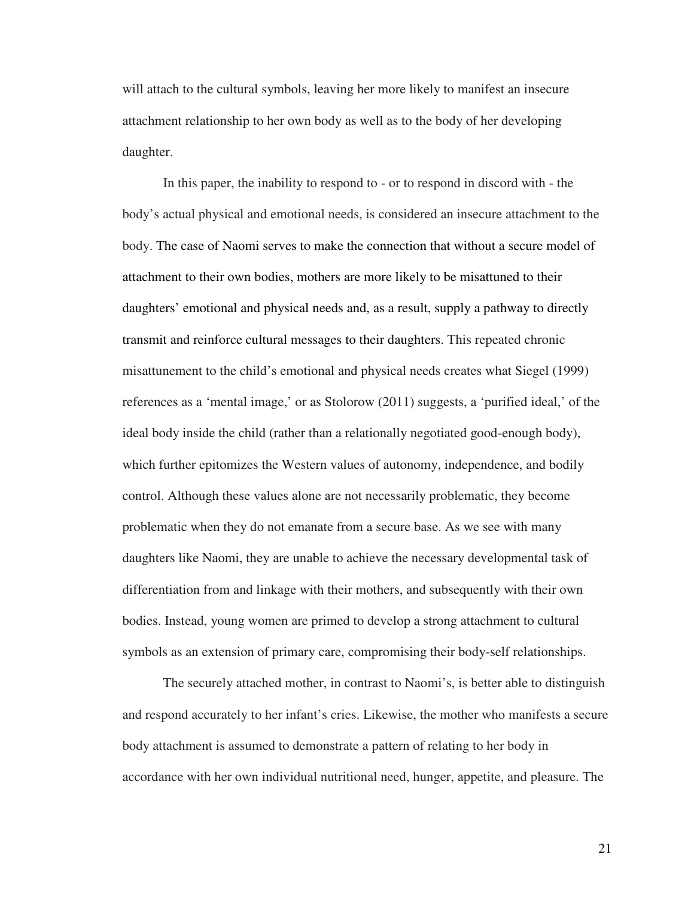will attach to the cultural symbols, leaving her more likely to manifest an insecure attachment relationship to her own body as well as to the body of her developing daughter.

In this paper, the inability to respond to - or to respond in discord with - the body's actual physical and emotional needs, is considered an insecure attachment to the body. The case of Naomi serves to make the connection that without a secure model of attachment to their own bodies, mothers are more likely to be misattuned to their daughters' emotional and physical needs and, as a result, supply a pathway to directly transmit and reinforce cultural messages to their daughters. This repeated chronic misattunement to the child's emotional and physical needs creates what Siegel (1999) references as a 'mental image,' or as Stolorow (2011) suggests, a 'purified ideal,' of the ideal body inside the child (rather than a relationally negotiated good-enough body), which further epitomizes the Western values of autonomy, independence, and bodily control. Although these values alone are not necessarily problematic, they become problematic when they do not emanate from a secure base. As we see with many daughters like Naomi, they are unable to achieve the necessary developmental task of differentiation from and linkage with their mothers, and subsequently with their own bodies. Instead, young women are primed to develop a strong attachment to cultural symbols as an extension of primary care, compromising their body-self relationships.

The securely attached mother, in contrast to Naomi's, is better able to distinguish and respond accurately to her infant's cries. Likewise, the mother who manifests a secure body attachment is assumed to demonstrate a pattern of relating to her body in accordance with her own individual nutritional need, hunger, appetite, and pleasure. The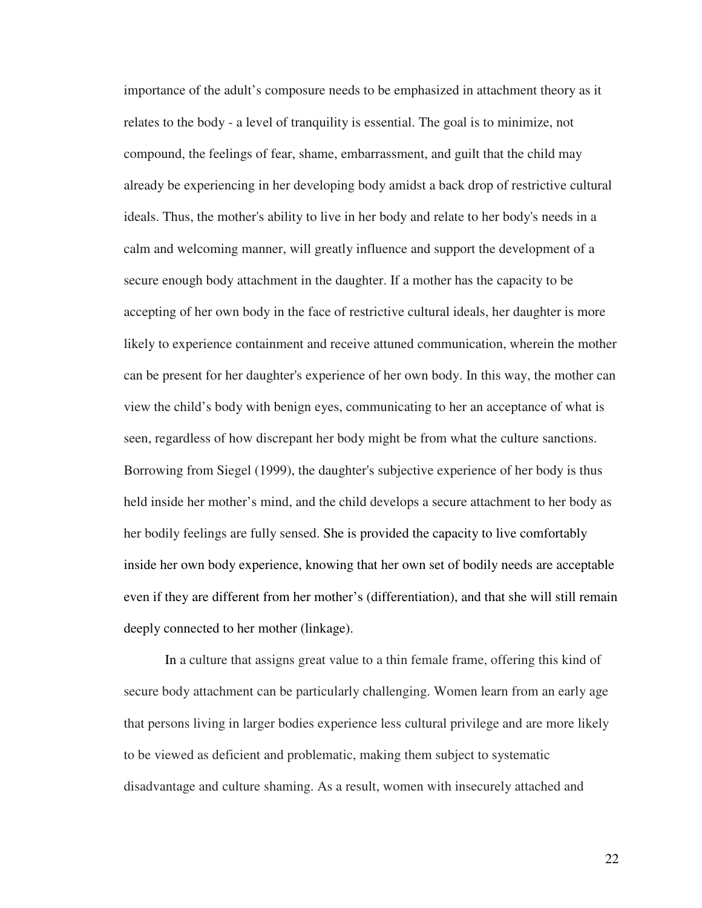importance of the adult's composure needs to be emphasized in attachment theory as it relates to the body - a level of tranquility is essential. The goal is to minimize, not compound, the feelings of fear, shame, embarrassment, and guilt that the child may already be experiencing in her developing body amidst a back drop of restrictive cultural ideals. Thus, the mother's ability to live in her body and relate to her body's needs in a calm and welcoming manner, will greatly influence and support the development of a secure enough body attachment in the daughter. If a mother has the capacity to be accepting of her own body in the face of restrictive cultural ideals, her daughter is more likely to experience containment and receive attuned communication, wherein the mother can be present for her daughter's experience of her own body. In this way, the mother can view the child's body with benign eyes, communicating to her an acceptance of what is seen, regardless of how discrepant her body might be from what the culture sanctions. Borrowing from Siegel (1999), the daughter's subjective experience of her body is thus held inside her mother's mind, and the child develops a secure attachment to her body as her bodily feelings are fully sensed. She is provided the capacity to live comfortably inside her own body experience, knowing that her own set of bodily needs are acceptable even if they are different from her mother's (differentiation), and that she will still remain deeply connected to her mother (linkage).

In a culture that assigns great value to a thin female frame, offering this kind of secure body attachment can be particularly challenging. Women learn from an early age that persons living in larger bodies experience less cultural privilege and are more likely to be viewed as deficient and problematic, making them subject to systematic disadvantage and culture shaming. As a result, women with insecurely attached and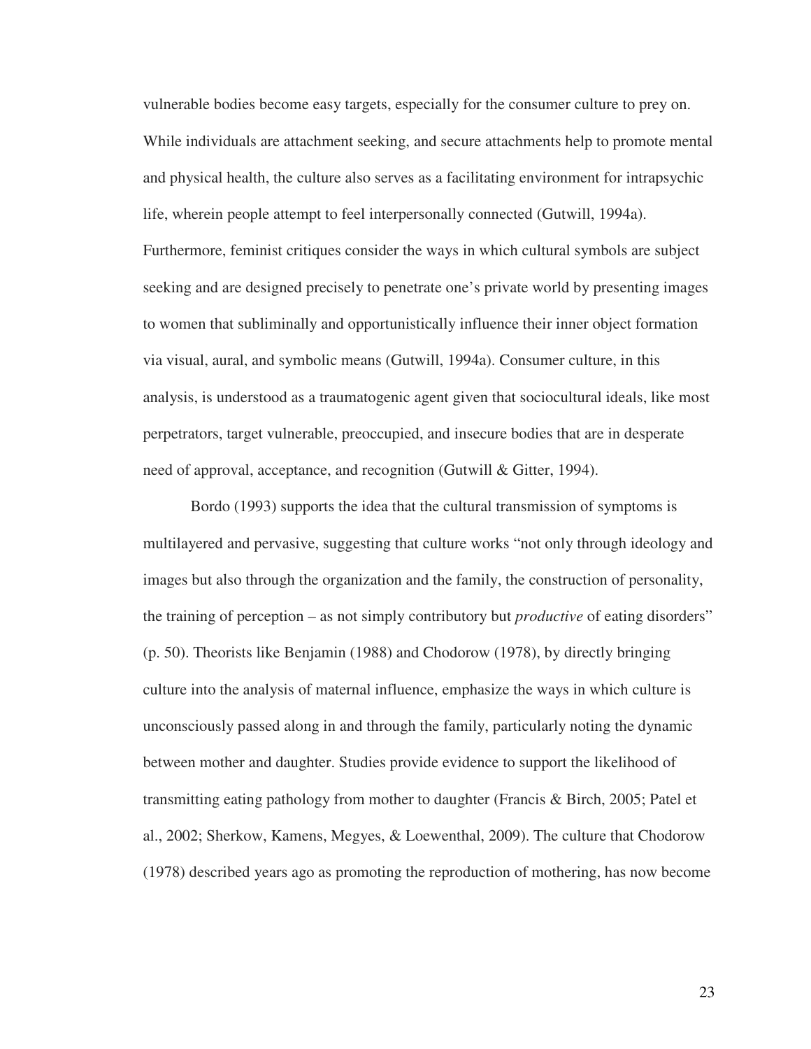vulnerable bodies become easy targets, especially for the consumer culture to prey on. While individuals are attachment seeking, and secure attachments help to promote mental and physical health, the culture also serves as a facilitating environment for intrapsychic life, wherein people attempt to feel interpersonally connected (Gutwill, 1994a). Furthermore, feminist critiques consider the ways in which cultural symbols are subject seeking and are designed precisely to penetrate one's private world by presenting images to women that subliminally and opportunistically influence their inner object formation via visual, aural, and symbolic means (Gutwill, 1994a). Consumer culture, in this analysis, is understood as a traumatogenic agent given that sociocultural ideals, like most perpetrators, target vulnerable, preoccupied, and insecure bodies that are in desperate need of approval, acceptance, and recognition (Gutwill & Gitter, 1994).

Bordo (1993) supports the idea that the cultural transmission of symptoms is multilayered and pervasive, suggesting that culture works "not only through ideology and images but also through the organization and the family, the construction of personality, the training of perception – as not simply contributory but *productive* of eating disorders" (p. 50). Theorists like Benjamin (1988) and Chodorow (1978), by directly bringing culture into the analysis of maternal influence, emphasize the ways in which culture is unconsciously passed along in and through the family, particularly noting the dynamic between mother and daughter. Studies provide evidence to support the likelihood of transmitting eating pathology from mother to daughter (Francis & Birch, 2005; Patel et al., 2002; Sherkow, Kamens, Megyes, & Loewenthal, 2009). The culture that Chodorow (1978) described years ago as promoting the reproduction of mothering, has now become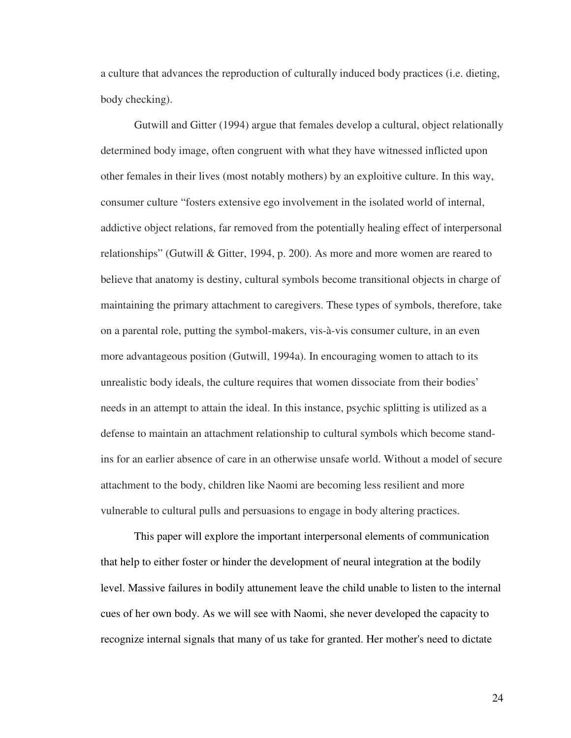a culture that advances the reproduction of culturally induced body practices (i.e. dieting, body checking).

Gutwill and Gitter (1994) argue that females develop a cultural, object relationally determined body image, often congruent with what they have witnessed inflicted upon other females in their lives (most notably mothers) by an exploitive culture. In this way, consumer culture "fosters extensive ego involvement in the isolated world of internal, addictive object relations, far removed from the potentially healing effect of interpersonal relationships" (Gutwill & Gitter, 1994, p. 200). As more and more women are reared to believe that anatomy is destiny, cultural symbols become transitional objects in charge of maintaining the primary attachment to caregivers. These types of symbols, therefore, take on a parental role, putting the symbol-makers, vis-à-vis consumer culture, in an even more advantageous position (Gutwill, 1994a). In encouraging women to attach to its unrealistic body ideals, the culture requires that women dissociate from their bodies' needs in an attempt to attain the ideal. In this instance, psychic splitting is utilized as a defense to maintain an attachment relationship to cultural symbols which become stand-ins for an earlier absence of care in an otherwise unsafe world. Without a model of secure attachment to the body, children like Naomi are becoming less resilient and more vulnerable to cultural pulls and persuasions to engage in body altering practices.

This paper will explore the important interpersonal elements of communication that help to either foster or hinder the development of neural integration at the bodily level. Massive failures in bodily attunement leave the child unable to listen to the internal cues of her own body. As we will see with Naomi, she never developed the capacity to recognize internal signals that many of us take for granted. Her mother's need to dictate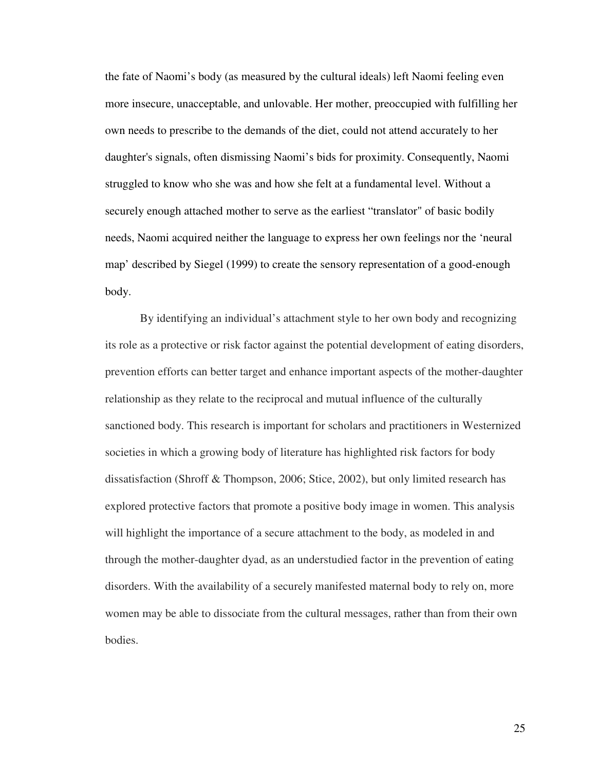the fate of Naomi's body (as measured by the cultural ideals) left Naomi feeling even more insecure, unacceptable, and unlovable. Her mother, preoccupied with fulfilling her own needs to prescribe to the demands of the diet, could not attend accurately to her daughter's signals, often dismissing Naomi's bids for proximity. Consequently, Naomi struggled to know who she was and how she felt at a fundamental level. Without a securely enough attached mother to serve as the earliest "translator" of basic bodily needs, Naomi acquired neither the language to express her own feelings nor the 'neural map' described by Siegel (1999) to create the sensory representation of a good-enough body.

By identifying an individual's attachment style to her own body and recognizing its role as a protective or risk factor against the potential development of eating disorders, prevention efforts can better target and enhance important aspects of the mother-daughter relationship as they relate to the reciprocal and mutual influence of the culturally sanctioned body. This research is important for scholars and practitioners in Westernized societies in which a growing body of literature has highlighted risk factors for body dissatisfaction (Shroff & Thompson, 2006; Stice, 2002), but only limited research has explored protective factors that promote a positive body image in women. This analysis will highlight the importance of a secure attachment to the body, as modeled in and through the mother-daughter dyad, as an understudied factor in the prevention of eating disorders. With the availability of a securely manifested maternal body to rely on, more women may be able to dissociate from the cultural messages, rather than from their own bodies.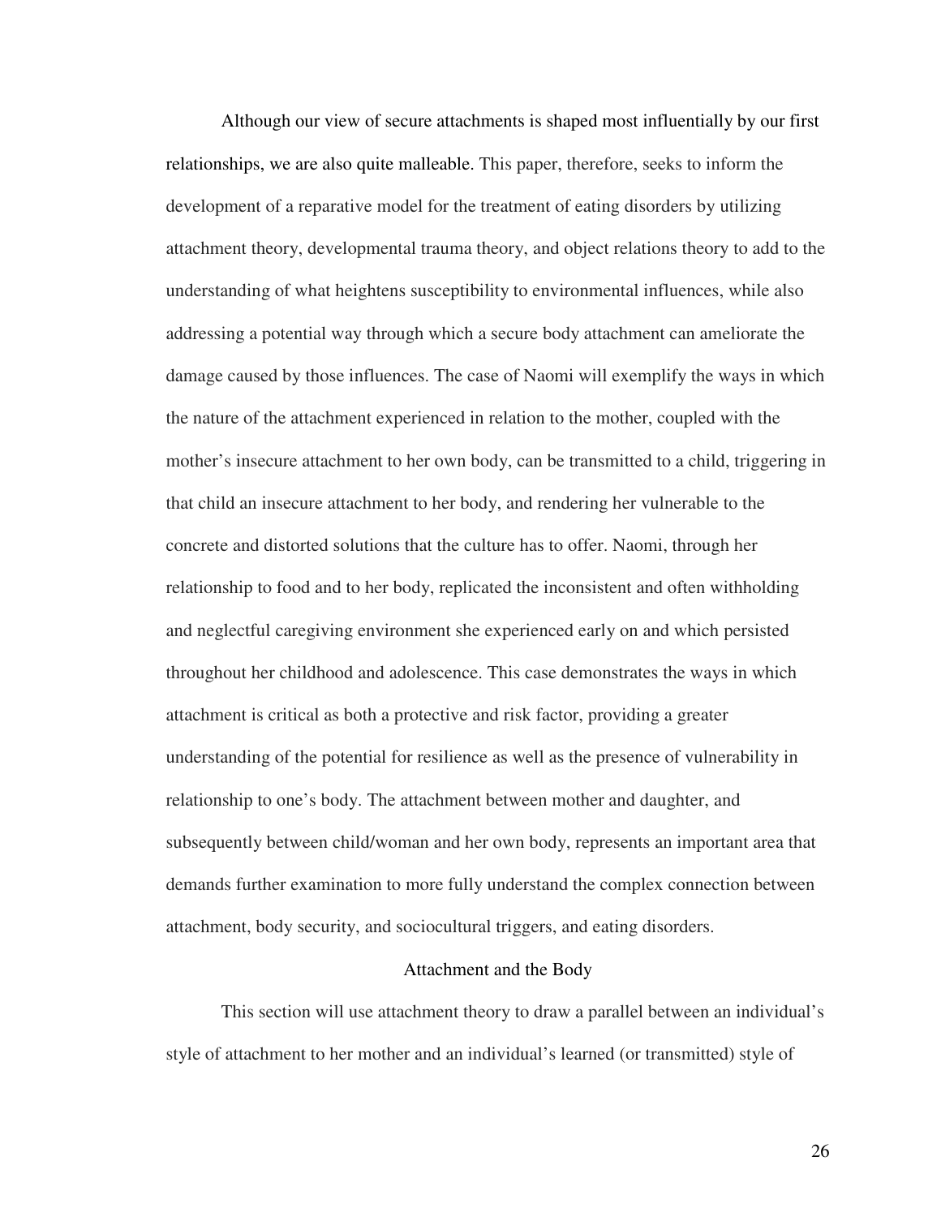Although our view of secure attachments is shaped most influentially by our first relationships, we are also quite malleable. This paper, therefore, seeks to inform the development of a reparative model for the treatment of eating disorders by utilizing attachment theory, developmental trauma theory, and object relations theory to add to the understanding of what heightens susceptibility to environmental influences, while also addressing a potential way through which a secure body attachment can ameliorate the damage caused by those influences. The case of Naomi will exemplify the ways in which the nature of the attachment experienced in relation to the mother, coupled with the mother's insecure attachment to her own body, can be transmitted to a child, triggering in that child an insecure attachment to her body, and rendering her vulnerable to the concrete and distorted solutions that the culture has to offer. Naomi, through her relationship to food and to her body, replicated the inconsistent and often withholding and neglectful caregiving environment she experienced early on and which persisted throughout her childhood and adolescence. This case demonstrates the ways in which attachment is critical as both a protective and risk factor, providing a greater understanding of the potential for resilience as well as the presence of vulnerability in relationship to one's body. The attachment between mother and daughter, and subsequently between child/woman and her own body, represents an important area that demands further examination to more fully understand the complex connection between attachment, body security, and sociocultural triggers, and eating disorders.

## Attachment and the Body

This section will use attachment theory to draw a parallel between an individual's style of attachment to her mother and an individual's learned (or transmitted) style of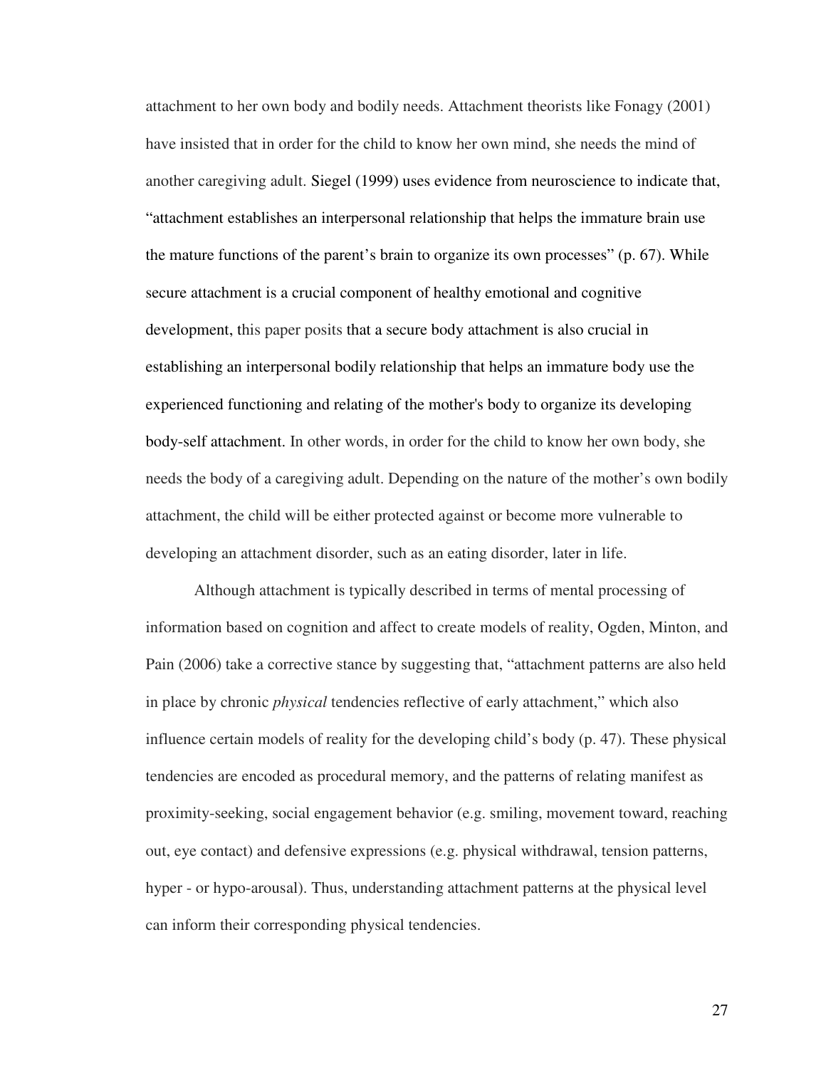attachment to her own body and bodily needs. Attachment theorists like Fonagy (2001) have insisted that in order for the child to know her own mind, she needs the mind of another caregiving adult. Siegel (1999) uses evidence from neuroscience to indicate that, "attachment establishes an interpersonal relationship that helps the immature brain use the mature functions of the parent's brain to organize its own processes" (p. 67). While secure attachment is a crucial component of healthy emotional and cognitive development, this paper posits that a secure body attachment is also crucial in establishing an interpersonal bodily relationship that helps an immature body use the experienced functioning and relating of the mother's body to organize its developing body-self attachment. In other words, in order for the child to know her own body, she needs the body of a caregiving adult. Depending on the nature of the mother's own bodily attachment, the child will be either protected against or become more vulnerable to developing an attachment disorder, such as an eating disorder, later in life.

Although attachment is typically described in terms of mental processing of information based on cognition and affect to create models of reality, Ogden, Minton, and Pain (2006) take a corrective stance by suggesting that, "attachment patterns are also held in place by chronic *physical* tendencies reflective of early attachment," which also influence certain models of reality for the developing child's body (p. 47). These physical tendencies are encoded as procedural memory, and the patterns of relating manifest as proximity-seeking, social engagement behavior (e.g. smiling, movement toward, reaching out, eye contact) and defensive expressions (e.g. physical withdrawal, tension patterns, hyper - or hypo-arousal). Thus, understanding attachment patterns at the physical level can inform their corresponding physical tendencies.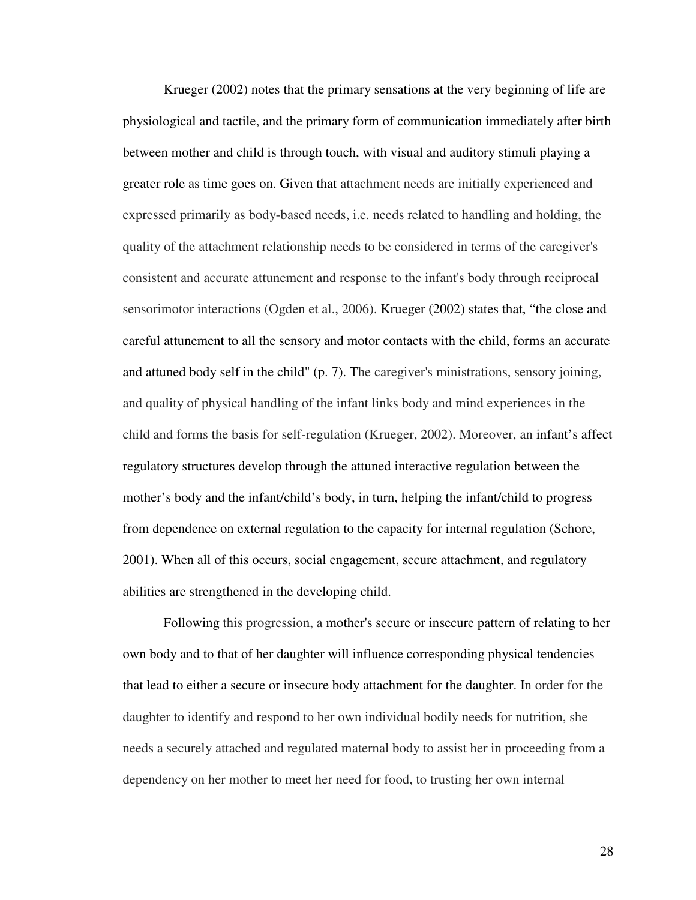Krueger (2002) notes that the primary sensations at the very beginning of life are physiological and tactile, and the primary form of communication immediately after birth between mother and child is through touch, with visual and auditory stimuli playing a greater role as time goes on. Given that attachment needs are initially experienced and expressed primarily as body-based needs, i.e. needs related to handling and holding, the quality of the attachment relationship needs to be considered in terms of the caregiver's consistent and accurate attunement and response to the infant's body through reciprocal sensorimotor interactions (Ogden et al., 2006). Krueger (2002) states that, "the close and careful attunement to all the sensory and motor contacts with the child, forms an accurate and attuned body self in the child" (p. 7). The caregiver's ministrations, sensory joining, and quality of physical handling of the infant links body and mind experiences in the child and forms the basis for self-regulation (Krueger, 2002). Moreover, an infant's affect regulatory structures develop through the attuned interactive regulation between the mother's body and the infant/child's body, in turn, helping the infant/child to progress from dependence on external regulation to the capacity for internal regulation (Schore, 2001). When all of this occurs, social engagement, secure attachment, and regulatory abilities are strengthened in the developing child.

Following this progression, a mother's secure or insecure pattern of relating to her own body and to that of her daughter will influence corresponding physical tendencies that lead to either a secure or insecure body attachment for the daughter. In order for the daughter to identify and respond to her own individual bodily needs for nutrition, she needs a securely attached and regulated maternal body to assist her in proceeding from a dependency on her mother to meet her need for food, to trusting her own internal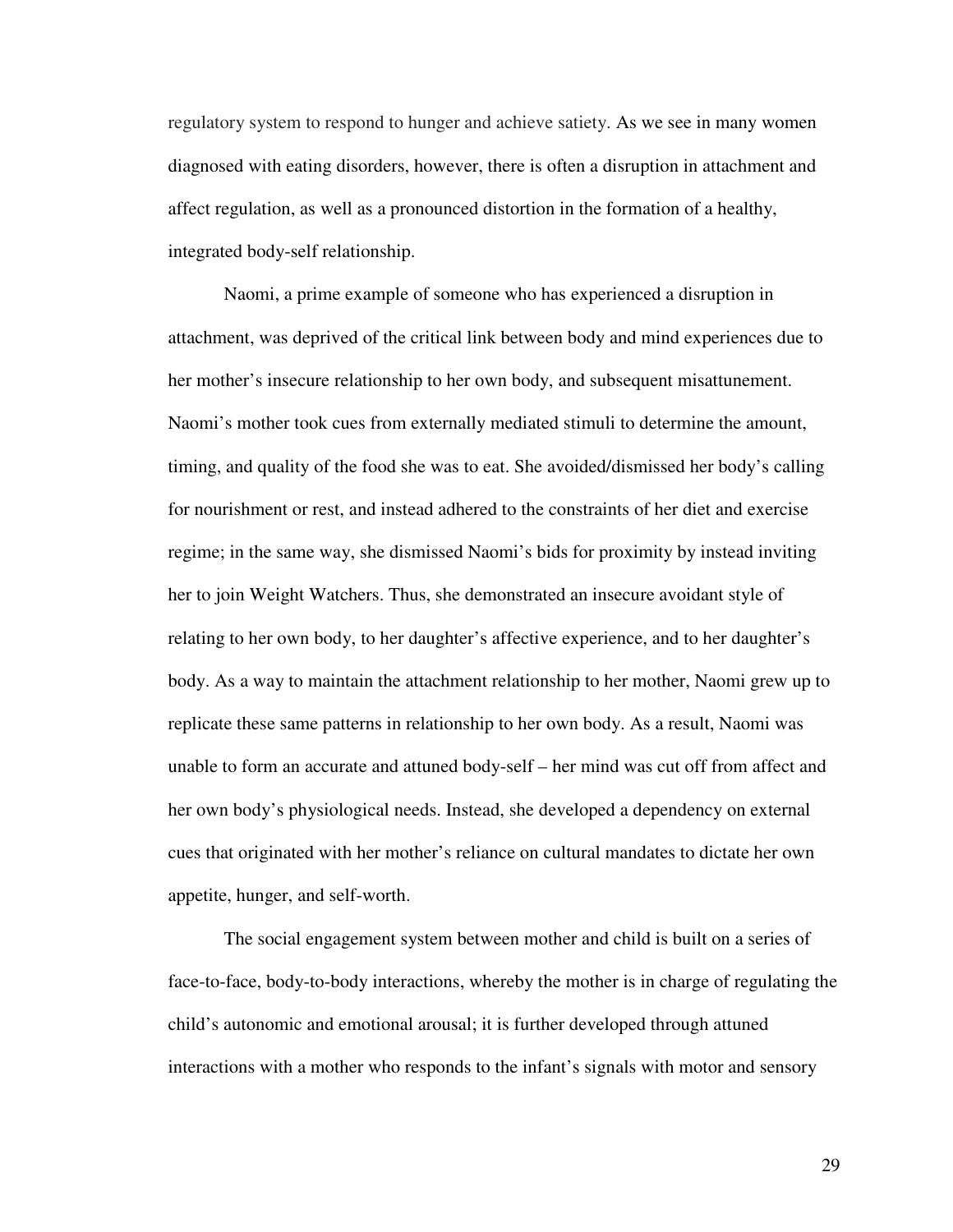regulatory system to respond to hunger and achieve satiety. As we see in many women diagnosed with eating disorders, however, there is often a disruption in attachment and affect regulation, as well as a pronounced distortion in the formation of a healthy, integrated body-self relationship.

Naomi, a prime example of someone who has experienced a disruption in attachment, was deprived of the critical link between body and mind experiences due to her mother's insecure relationship to her own body, and subsequent misattunement. Naomi's mother took cues from externally mediated stimuli to determine the amount, timing, and quality of the food she was to eat. She avoided/dismissed her body's calling for nourishment or rest, and instead adhered to the constraints of her diet and exercise regime; in the same way, she dismissed Naomi's bids for proximity by instead inviting her to join Weight Watchers. Thus, she demonstrated an insecure avoidant style of relating to her own body, to her daughter's affective experience, and to her daughter's body. As a way to maintain the attachment relationship to her mother, Naomi grew up to replicate these same patterns in relationship to her own body. As a result, Naomi was unable to form an accurate and attuned body-self – her mind was cut off from affect and her own body's physiological needs. Instead, she developed a dependency on external cues that originated with her mother's reliance on cultural mandates to dictate her own appetite, hunger, and self-worth.

The social engagement system between mother and child is built on a series of face-to-face, body-to-body interactions, whereby the mother is in charge of regulating the child's autonomic and emotional arousal; it is further developed through attuned interactions with a mother who responds to the infant's signals with motor and sensory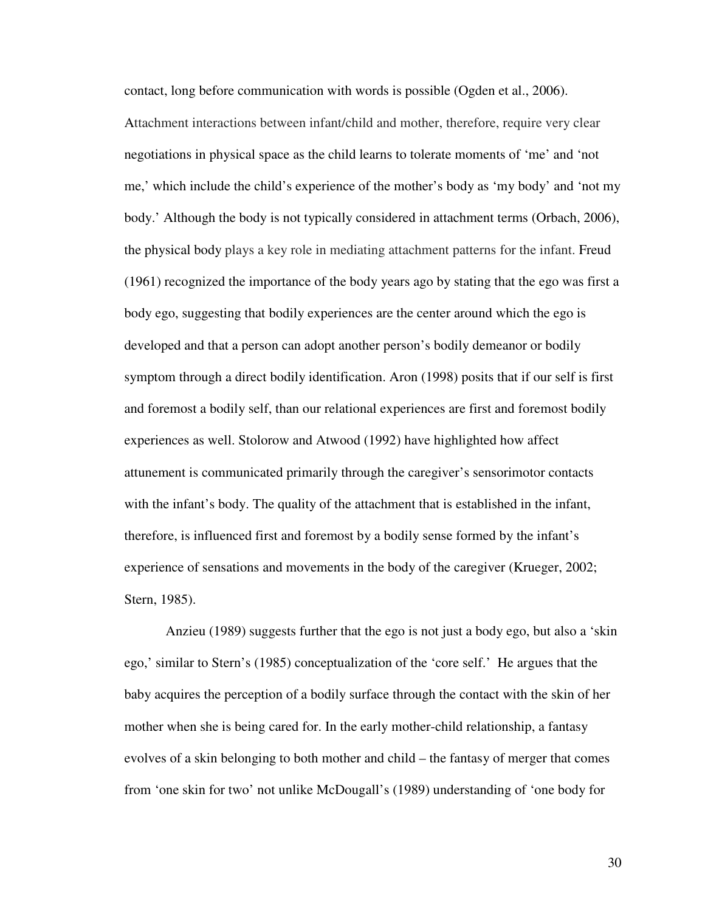contact, long before communication with words is possible (Ogden et al., 2006). Attachment interactions between infant/child and mother, therefore, require very clear negotiations in physical space as the child learns to tolerate moments of 'me' and 'not me,' which include the child's experience of the mother's body as 'my body' and 'not my body.' Although the body is not typically considered in attachment terms (Orbach, 2006), the physical body plays a key role in mediating attachment patterns for the infant. Freud (1961) recognized the importance of the body years ago by stating that the ego was first a body ego, suggesting that bodily experiences are the center around which the ego is developed and that a person can adopt another person's bodily demeanor or bodily symptom through a direct bodily identification. Aron (1998) posits that if our self is first and foremost a bodily self, than our relational experiences are first and foremost bodily experiences as well. Stolorow and Atwood (1992) have highlighted how affect attunement is communicated primarily through the caregiver's sensorimotor contacts with the infant's body. The quality of the attachment that is established in the infant, therefore, is influenced first and foremost by a bodily sense formed by the infant's experience of sensations and movements in the body of the caregiver (Krueger, 2002; Stern, 1985).

Anzieu (1989) suggests further that the ego is not just a body ego, but also a 'skin ego,' similar to Stern's (1985) conceptualization of the 'core self.' He argues that the baby acquires the perception of a bodily surface through the contact with the skin of her mother when she is being cared for. In the early mother-child relationship, a fantasy evolves of a skin belonging to both mother and child – the fantasy of merger that comes from 'one skin for two' not unlike McDougall's (1989) understanding of 'one body for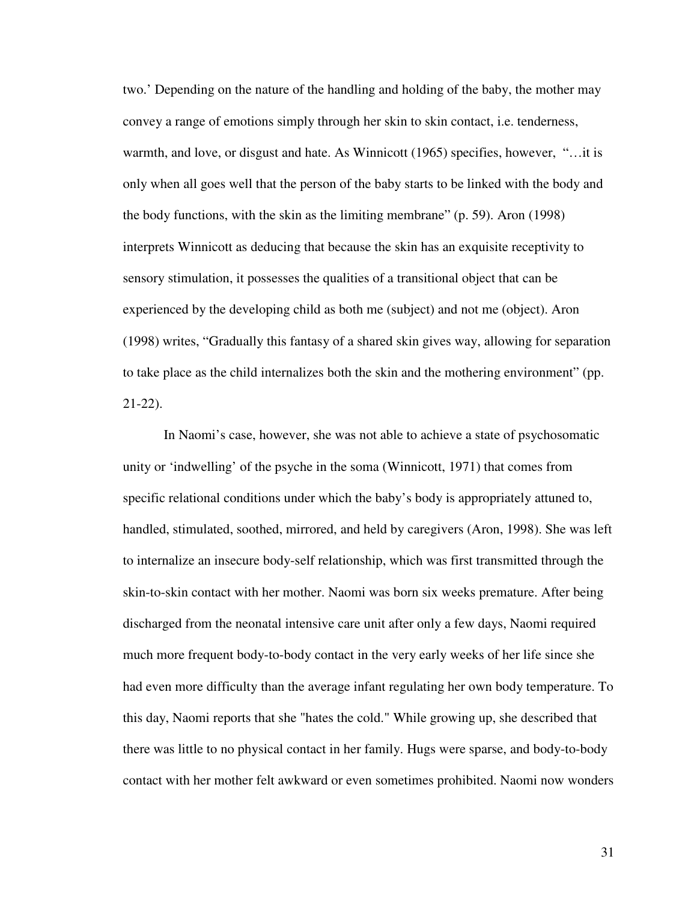two.' Depending on the nature of the handling and holding of the baby, the mother may convey a range of emotions simply through her skin to skin contact, i.e. tenderness, warmth, and love, or disgust and hate. As Winnicott (1965) specifies, however, "…it is only when all goes well that the person of the baby starts to be linked with the body and the body functions, with the skin as the limiting membrane" (p. 59). Aron (1998) interprets Winnicott as deducing that because the skin has an exquisite receptivity to sensory stimulation, it possesses the qualities of a transitional object that can be experienced by the developing child as both me (subject) and not me (object). Aron (1998) writes, "Gradually this fantasy of a shared skin gives way, allowing for separation to take place as the child internalizes both the skin and the mothering environment" (pp. 21-22).

In Naomi's case, however, she was not able to achieve a state of psychosomatic unity or 'indwelling' of the psyche in the soma (Winnicott, 1971) that comes from specific relational conditions under which the baby's body is appropriately attuned to, handled, stimulated, soothed, mirrored, and held by caregivers (Aron, 1998). She was left to internalize an insecure body-self relationship, which was first transmitted through the skin-to-skin contact with her mother. Naomi was born six weeks premature. After being discharged from the neonatal intensive care unit after only a few days, Naomi required much more frequent body-to-body contact in the very early weeks of her life since she had even more difficulty than the average infant regulating her own body temperature. To this day, Naomi reports that she "hates the cold." While growing up, she described that there was little to no physical contact in her family. Hugs were sparse, and body-to-body contact with her mother felt awkward or even sometimes prohibited. Naomi now wonders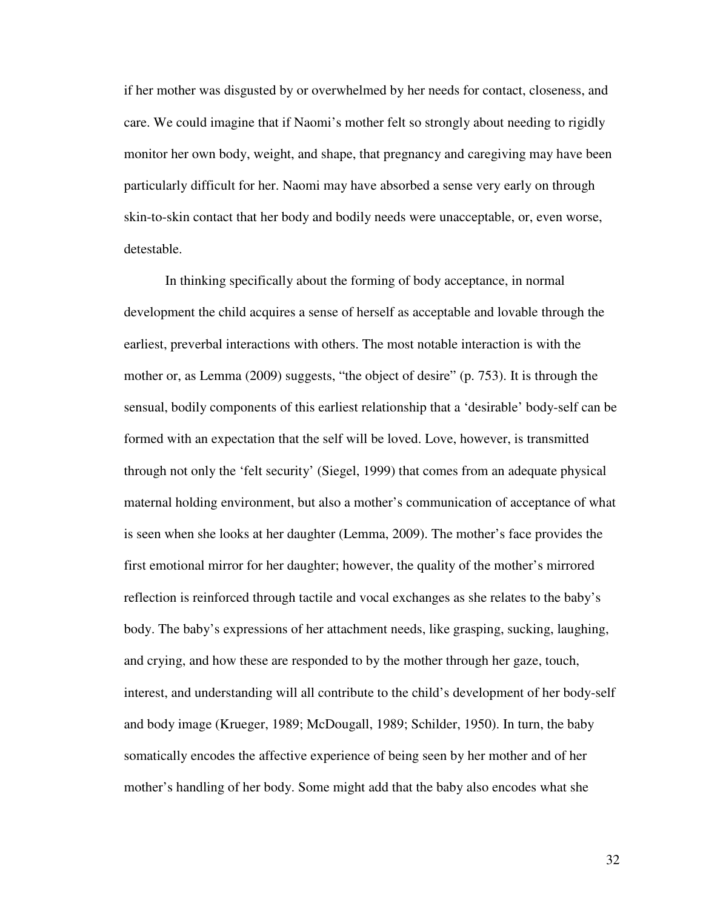if her mother was disgusted by or overwhelmed by her needs for contact, closeness, and care. We could imagine that if Naomi's mother felt so strongly about needing to rigidly monitor her own body, weight, and shape, that pregnancy and caregiving may have been particularly difficult for her. Naomi may have absorbed a sense very early on through skin-to-skin contact that her body and bodily needs were unacceptable, or, even worse, detestable.

In thinking specifically about the forming of body acceptance, in normal development the child acquires a sense of herself as acceptable and lovable through the earliest, preverbal interactions with others. The most notable interaction is with the mother or, as Lemma (2009) suggests, "the object of desire" (p. 753). It is through the sensual, bodily components of this earliest relationship that a 'desirable' body-self can be formed with an expectation that the self will be loved. Love, however, is transmitted through not only the 'felt security' (Siegel, 1999) that comes from an adequate physical maternal holding environment, but also a mother's communication of acceptance of what is seen when she looks at her daughter (Lemma, 2009). The mother's face provides the first emotional mirror for her daughter; however, the quality of the mother's mirrored reflection is reinforced through tactile and vocal exchanges as she relates to the baby's body. The baby's expressions of her attachment needs, like grasping, sucking, laughing, and crying, and how these are responded to by the mother through her gaze, touch, interest, and understanding will all contribute to the child's development of her body-self and body image (Krueger, 1989; McDougall, 1989; Schilder, 1950). In turn, the baby somatically encodes the affective experience of being seen by her mother and of her mother's handling of her body. Some might add that the baby also encodes what she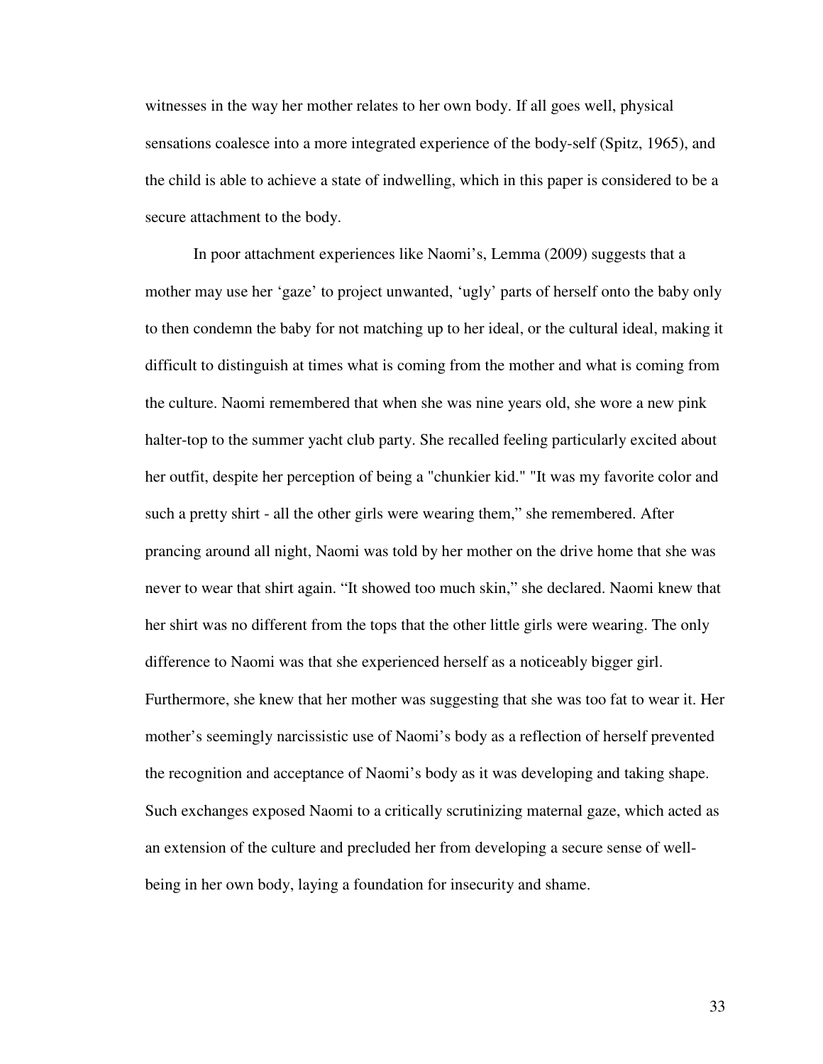witnesses in the way her mother relates to her own body. If all goes well, physical sensations coalesce into a more integrated experience of the body-self (Spitz, 1965), and the child is able to achieve a state of indwelling, which in this paper is considered to be a secure attachment to the body.

In poor attachment experiences like Naomi's, Lemma (2009) suggests that a mother may use her 'gaze' to project unwanted, 'ugly' parts of herself onto the baby only to then condemn the baby for not matching up to her ideal, or the cultural ideal, making it difficult to distinguish at times what is coming from the mother and what is coming from the culture. Naomi remembered that when she was nine years old, she wore a new pink halter-top to the summer yacht club party. She recalled feeling particularly excited about her outfit, despite her perception of being a "chunkier kid." "It was my favorite color and such a pretty shirt - all the other girls were wearing them," she remembered. After prancing around all night, Naomi was told by her mother on the drive home that she was never to wear that shirt again. "It showed too much skin," she declared. Naomi knew that her shirt was no different from the tops that the other little girls were wearing. The only difference to Naomi was that she experienced herself as a noticeably bigger girl. Furthermore, she knew that her mother was suggesting that she was too fat to wear it. Her mother's seemingly narcissistic use of Naomi's body as a reflection of herself prevented the recognition and acceptance of Naomi's body as it was developing and taking shape. Such exchanges exposed Naomi to a critically scrutinizing maternal gaze, which acted as an extension of the culture and precluded her from developing a secure sense of well-being in her own body, laying a foundation for insecurity and shame.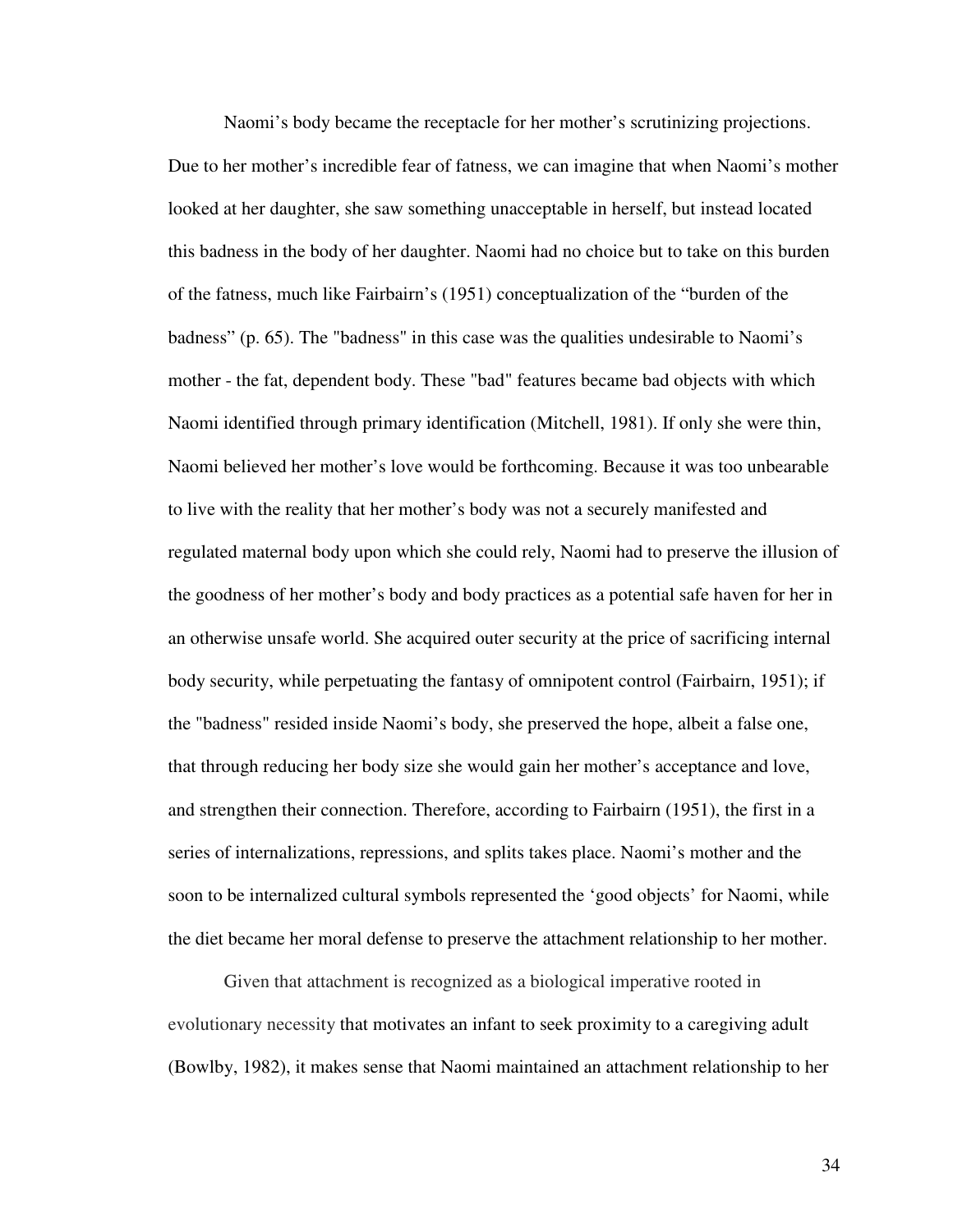Naomi's body became the receptacle for her mother's scrutinizing projections. Due to her mother's incredible fear of fatness, we can imagine that when Naomi's mother looked at her daughter, she saw something unacceptable in herself, but instead located this badness in the body of her daughter. Naomi had no choice but to take on this burden of the fatness, much like Fairbairn's (1951) conceptualization of the "burden of the badness" (p. 65). The "badness" in this case was the qualities undesirable to Naomi's mother - the fat, dependent body. These "bad" features became bad objects with which Naomi identified through primary identification (Mitchell, 1981). If only she were thin, Naomi believed her mother's love would be forthcoming. Because it was too unbearable to live with the reality that her mother's body was not a securely manifested and regulated maternal body upon which she could rely, Naomi had to preserve the illusion of the goodness of her mother's body and body practices as a potential safe haven for her in an otherwise unsafe world. She acquired outer security at the price of sacrificing internal body security, while perpetuating the fantasy of omnipotent control (Fairbairn, 1951); if the "badness" resided inside Naomi's body, she preserved the hope, albeit a false one, that through reducing her body size she would gain her mother's acceptance and love, and strengthen their connection. Therefore, according to Fairbairn (1951), the first in a series of internalizations, repressions, and splits takes place. Naomi's mother and the soon to be internalized cultural symbols represented the 'good objects' for Naomi, while the diet became her moral defense to preserve the attachment relationship to her mother.

Given that attachment is recognized as a biological imperative rooted in evolutionary necessity that motivates an infant to seek proximity to a caregiving adult (Bowlby, 1982), it makes sense that Naomi maintained an attachment relationship to her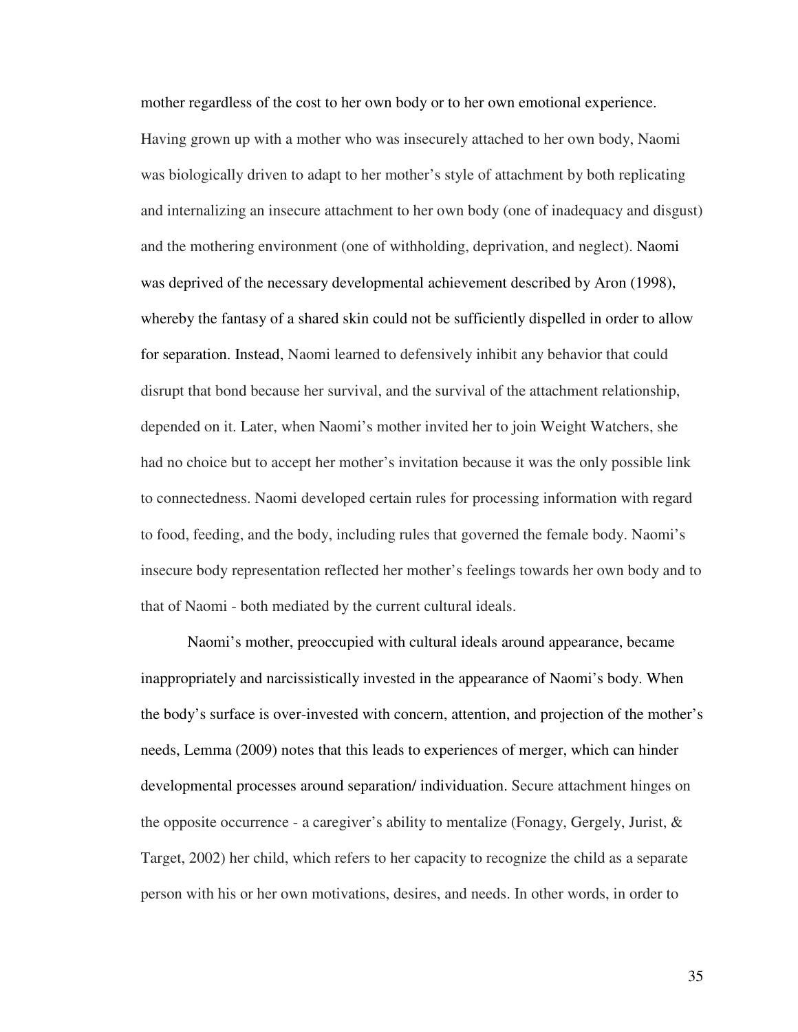mother regardless of the cost to her own body or to her own emotional experience. Having grown up with a mother who was insecurely attached to her own body, Naomi was biologically driven to adapt to her mother's style of attachment by both replicating and internalizing an insecure attachment to her own body (one of inadequacy and disgust) and the mothering environment (one of withholding, deprivation, and neglect). Naomi was deprived of the necessary developmental achievement described by Aron (1998), whereby the fantasy of a shared skin could not be sufficiently dispelled in order to allow for separation. Instead, Naomi learned to defensively inhibit any behavior that could disrupt that bond because her survival, and the survival of the attachment relationship, depended on it. Later, when Naomi's mother invited her to join Weight Watchers, she had no choice but to accept her mother's invitation because it was the only possible link to connectedness. Naomi developed certain rules for processing information with regard to food, feeding, and the body, including rules that governed the female body. Naomi's insecure body representation reflected her mother's feelings towards her own body and to that of Naomi - both mediated by the current cultural ideals.

Naomi's mother, preoccupied with cultural ideals around appearance, became inappropriately and narcissistically invested in the appearance of Naomi's body. When the body's surface is over-invested with concern, attention, and projection of the mother's needs, Lemma (2009) notes that this leads to experiences of merger, which can hinder developmental processes around separation/ individuation. Secure attachment hinges on the opposite occurrence - a caregiver's ability to mentalize (Fonagy, Gergely, Jurist, & Target, 2002) her child, which refers to her capacity to recognize the child as a separate person with his or her own motivations, desires, and needs. In other words, in order to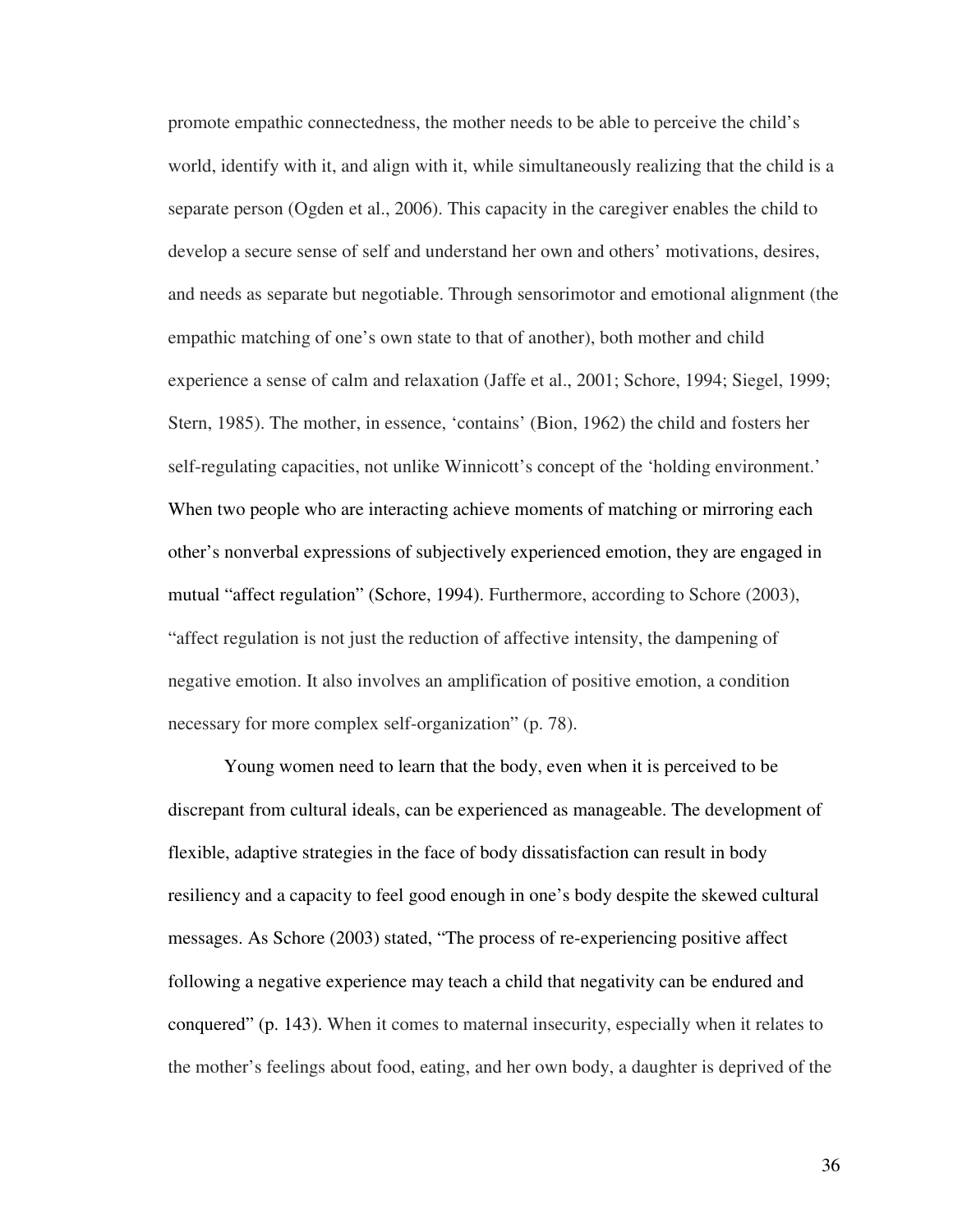promote empathic connectedness, the mother needs to be able to perceive the child's world, identify with it, and align with it, while simultaneously realizing that the child is a separate person (Ogden et al., 2006). This capacity in the caregiver enables the child to develop a secure sense of self and understand her own and others' motivations, desires, and needs as separate but negotiable. Through sensorimotor and emotional alignment (the empathic matching of one's own state to that of another), both mother and child experience a sense of calm and relaxation (Jaffe et al., 2001; Schore, 1994; Siegel, 1999; Stern, 1985). The mother, in essence, 'contains' (Bion, 1962) the child and fosters her self-regulating capacities, not unlike Winnicott's concept of the 'holding environment.' When two people who are interacting achieve moments of matching or mirroring each other's nonverbal expressions of subjectively experienced emotion, they are engaged in mutual "affect regulation" (Schore, 1994). Furthermore, according to Schore (2003), "affect regulation is not just the reduction of affective intensity, the dampening of negative emotion. It also involves an amplification of positive emotion, a condition necessary for more complex self-organization" (p. 78).

Young women need to learn that the body, even when it is perceived to be discrepant from cultural ideals, can be experienced as manageable. The development of flexible, adaptive strategies in the face of body dissatisfaction can result in body resiliency and a capacity to feel good enough in one's body despite the skewed cultural messages. As Schore (2003) stated, "The process of re-experiencing positive affect following a negative experience may teach a child that negativity can be endured and conquered" (p. 143). When it comes to maternal insecurity, especially when it relates to the mother's feelings about food, eating, and her own body, a daughter is deprived of the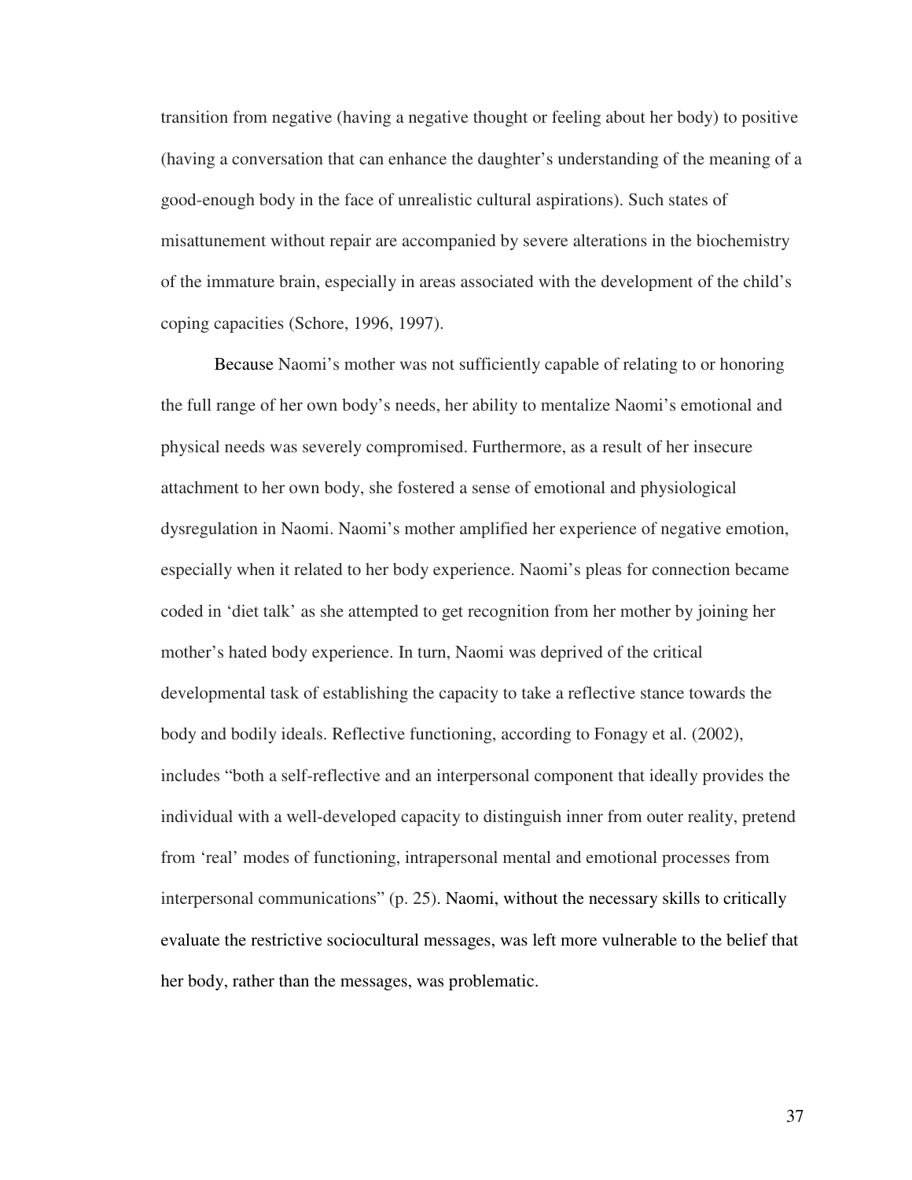transition from negative (having a negative thought or feeling about her body) to positive (having a conversation that can enhance the daughter's understanding of the meaning of a good-enough body in the face of unrealistic cultural aspirations). Such states of misattunement without repair are accompanied by severe alterations in the biochemistry of the immature brain, especially in areas associated with the development of the child's coping capacities (Schore, 1996, 1997).

Because Naomi's mother was not sufficiently capable of relating to or honoring the full range of her own body's needs, her ability to mentalize Naomi's emotional and physical needs was severely compromised. Furthermore, as a result of her insecure attachment to her own body, she fostered a sense of emotional and physiological dysregulation in Naomi. Naomi's mother amplified her experience of negative emotion, especially when it related to her body experience. Naomi's pleas for connection became coded in 'diet talk' as she attempted to get recognition from her mother by joining her mother's hated body experience. In turn, Naomi was deprived of the critical developmental task of establishing the capacity to take a reflective stance towards the body and bodily ideals. Reflective functioning, according to Fonagy et al. (2002), includes "both a self-reflective and an interpersonal component that ideally provides the individual with a well-developed capacity to distinguish inner from outer reality, pretend from 'real' modes of functioning, intrapersonal mental and emotional processes from interpersonal communications" (p. 25). Naomi, without the necessary skills to critically evaluate the restrictive sociocultural messages, was left more vulnerable to the belief that her body, rather than the messages, was problematic.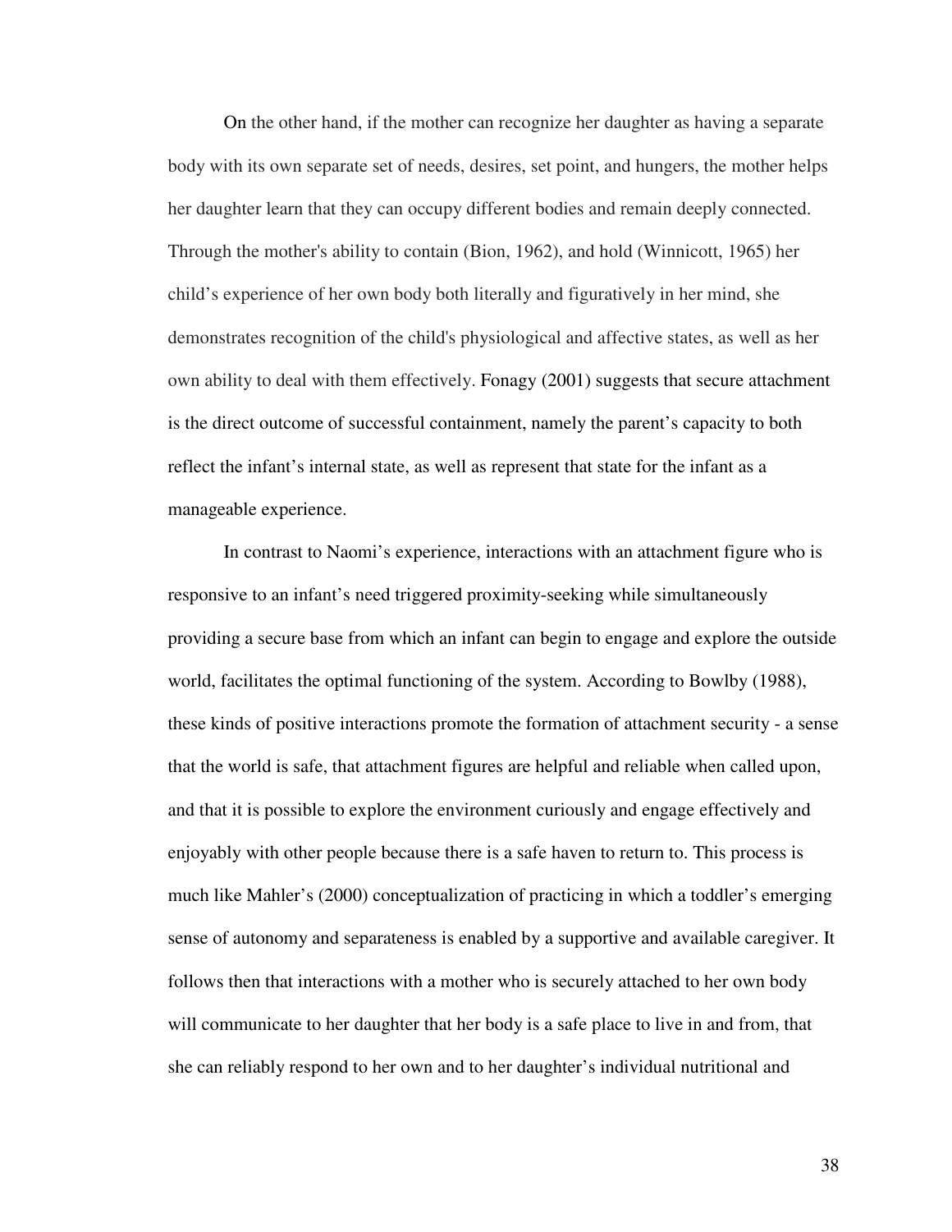On the other hand, if the mother can recognize her daughter as having a separate body with its own separate set of needs, desires, set point, and hungers, the mother helps her daughter learn that they can occupy different bodies and remain deeply connected. Through the mother's ability to contain (Bion, 1962), and hold (Winnicott, 1965) her child's experience of her own body both literally and figuratively in her mind, she demonstrates recognition of the child's physiological and affective states, as well as her own ability to deal with them effectively. Fonagy (2001) suggests that secure attachment is the direct outcome of successful containment, namely the parent's capacity to both reflect the infant's internal state, as well as represent that state for the infant as a manageable experience.

In contrast to Naomi's experience, interactions with an attachment figure who is responsive to an infant's need triggered proximity-seeking while simultaneously providing a secure base from which an infant can begin to engage and explore the outside world, facilitates the optimal functioning of the system. According to Bowlby (1988), these kinds of positive interactions promote the formation of attachment security - a sense that the world is safe, that attachment figures are helpful and reliable when called upon, and that it is possible to explore the environment curiously and engage effectively and enjoyably with other people because there is a safe haven to return to. This process is much like Mahler's (2000) conceptualization of practicing in which a toddler's emerging sense of autonomy and separateness is enabled by a supportive and available caregiver. It follows then that interactions with a mother who is securely attached to her own body will communicate to her daughter that her body is a safe place to live in and from, that she can reliably respond to her own and to her daughter's individual nutritional and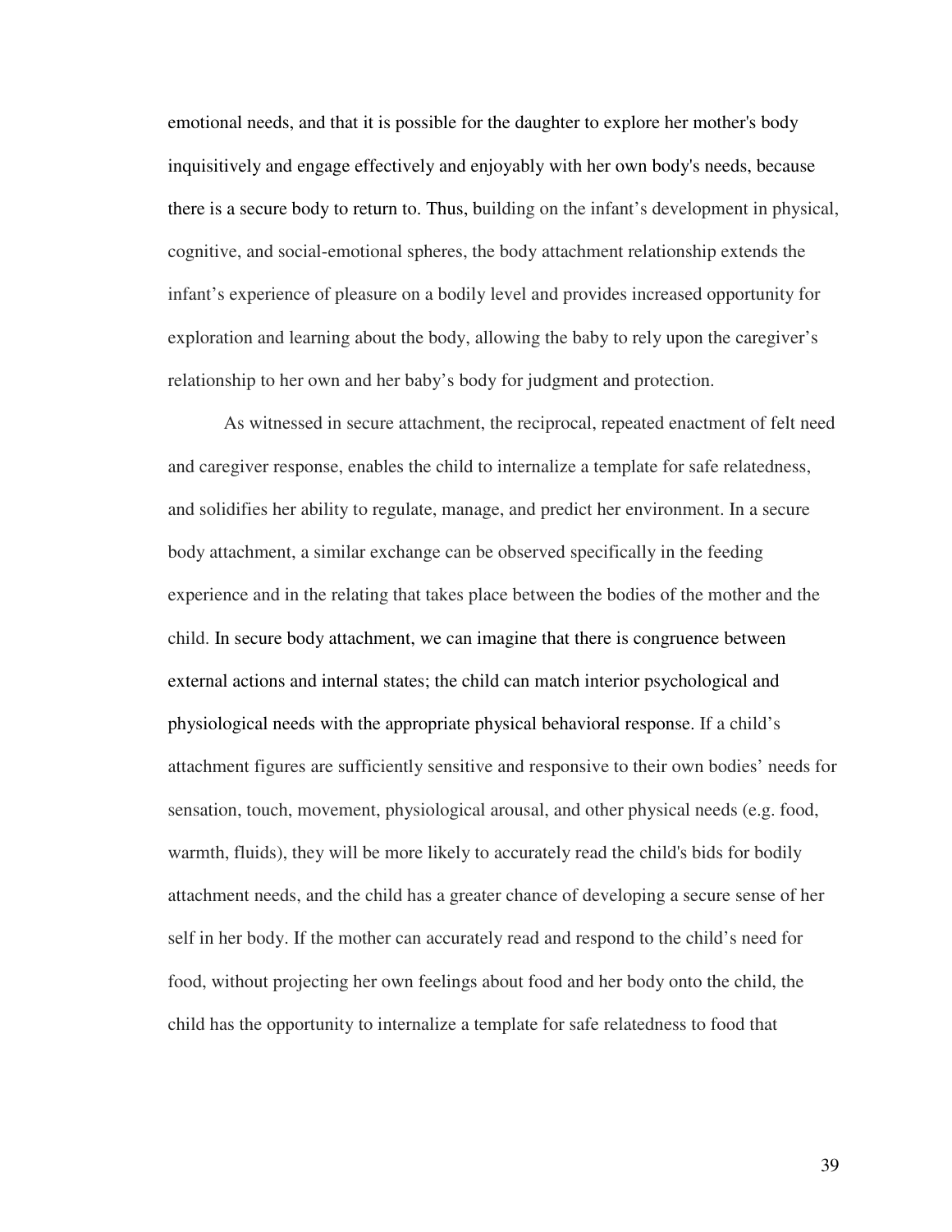emotional needs, and that it is possible for the daughter to explore her mother's body inquisitively and engage effectively and enjoyably with her own body's needs, because there is a secure body to return to. Thus, building on the infant's development in physical, cognitive, and social-emotional spheres, the body attachment relationship extends the infant's experience of pleasure on a bodily level and provides increased opportunity for exploration and learning about the body, allowing the baby to rely upon the caregiver's relationship to her own and her baby's body for judgment and protection.

As witnessed in secure attachment, the reciprocal, repeated enactment of felt need and caregiver response, enables the child to internalize a template for safe relatedness, and solidifies her ability to regulate, manage, and predict her environment. In a secure body attachment, a similar exchange can be observed specifically in the feeding experience and in the relating that takes place between the bodies of the mother and the child. In secure body attachment, we can imagine that there is congruence between external actions and internal states; the child can match interior psychological and physiological needs with the appropriate physical behavioral response. If a child's attachment figures are sufficiently sensitive and responsive to their own bodies' needs for sensation, touch, movement, physiological arousal, and other physical needs (e.g. food, warmth, fluids), they will be more likely to accurately read the child's bids for bodily attachment needs, and the child has a greater chance of developing a secure sense of her self in her body. If the mother can accurately read and respond to the child's need for food, without projecting her own feelings about food and her body onto the child, the child has the opportunity to internalize a template for safe relatedness to food that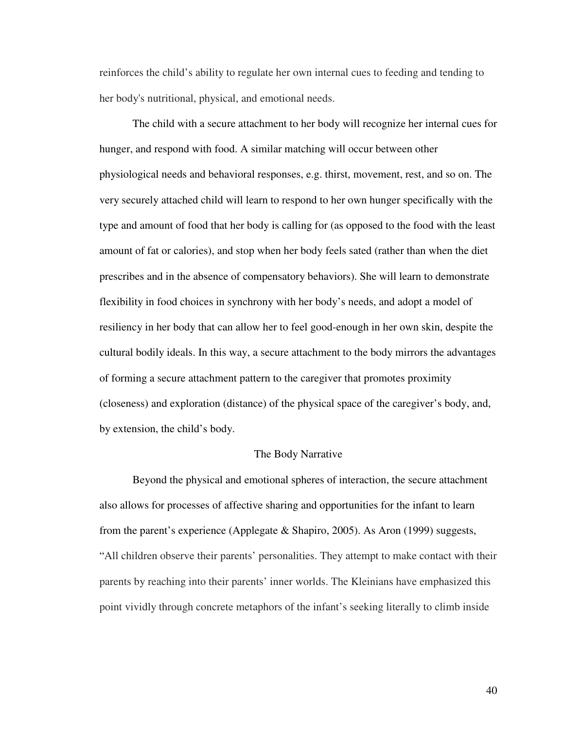reinforces the child's ability to regulate her own internal cues to feeding and tending to her body's nutritional, physical, and emotional needs.

The child with a secure attachment to her body will recognize her internal cues for hunger, and respond with food. A similar matching will occur between other physiological needs and behavioral responses, e.g. thirst, movement, rest, and so on. The very securely attached child will learn to respond to her own hunger specifically with the type and amount of food that her body is calling for (as opposed to the food with the least amount of fat or calories), and stop when her body feels sated (rather than when the diet prescribes and in the absence of compensatory behaviors). She will learn to demonstrate flexibility in food choices in synchrony with her body's needs, and adopt a model of resiliency in her body that can allow her to feel good-enough in her own skin, despite the cultural bodily ideals. In this way, a secure attachment to the body mirrors the advantages of forming a secure attachment pattern to the caregiver that promotes proximity (closeness) and exploration (distance) of the physical space of the caregiver's body, and, by extension, the child's body.

## The Body Narrative

Beyond the physical and emotional spheres of interaction, the secure attachment also allows for processes of affective sharing and opportunities for the infant to learn from the parent's experience (Applegate & Shapiro, 2005). As Aron (1999) suggests, "All children observe their parents' personalities. They attempt to make contact with their parents by reaching into their parents' inner worlds. The Kleinians have emphasized this point vividly through concrete metaphors of the infant's seeking literally to climb inside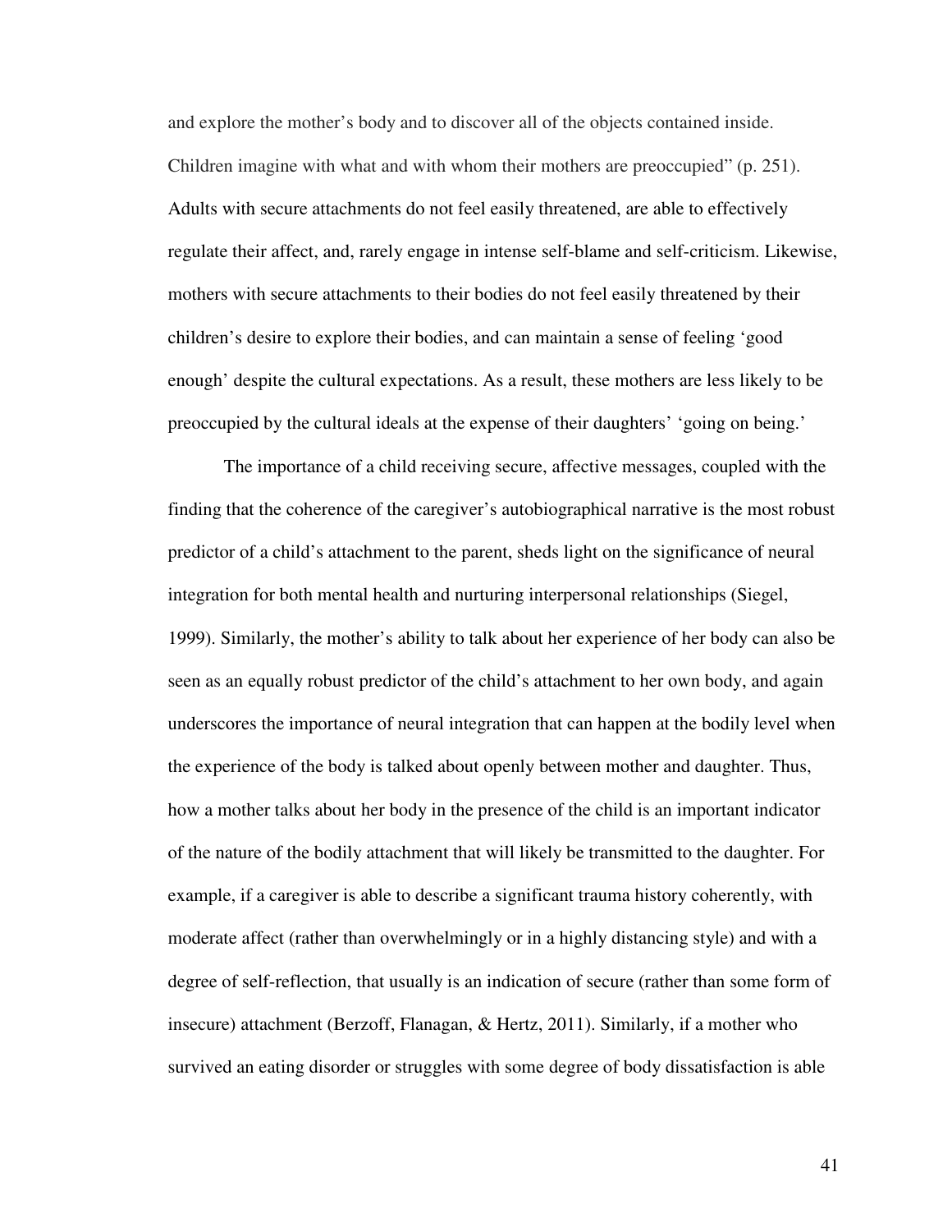and explore the mother's body and to discover all of the objects contained inside. Children imagine with what and with whom their mothers are preoccupied" (p. 251). Adults with secure attachments do not feel easily threatened, are able to effectively regulate their affect, and, rarely engage in intense self-blame and self-criticism. Likewise, mothers with secure attachments to their bodies do not feel easily threatened by their children's desire to explore their bodies, and can maintain a sense of feeling 'good enough' despite the cultural expectations. As a result, these mothers are less likely to be preoccupied by the cultural ideals at the expense of their daughters' 'going on being.'

The importance of a child receiving secure, affective messages, coupled with the finding that the coherence of the caregiver's autobiographical narrative is the most robust predictor of a child's attachment to the parent, sheds light on the significance of neural integration for both mental health and nurturing interpersonal relationships (Siegel, 1999). Similarly, the mother's ability to talk about her experience of her body can also be seen as an equally robust predictor of the child's attachment to her own body, and again underscores the importance of neural integration that can happen at the bodily level when the experience of the body is talked about openly between mother and daughter. Thus, how a mother talks about her body in the presence of the child is an important indicator of the nature of the bodily attachment that will likely be transmitted to the daughter. For example, if a caregiver is able to describe a significant trauma history coherently, with moderate affect (rather than overwhelmingly or in a highly distancing style) and with a degree of self-reflection, that usually is an indication of secure (rather than some form of insecure) attachment (Berzoff, Flanagan, & Hertz, 2011). Similarly, if a mother who survived an eating disorder or struggles with some degree of body dissatisfaction is able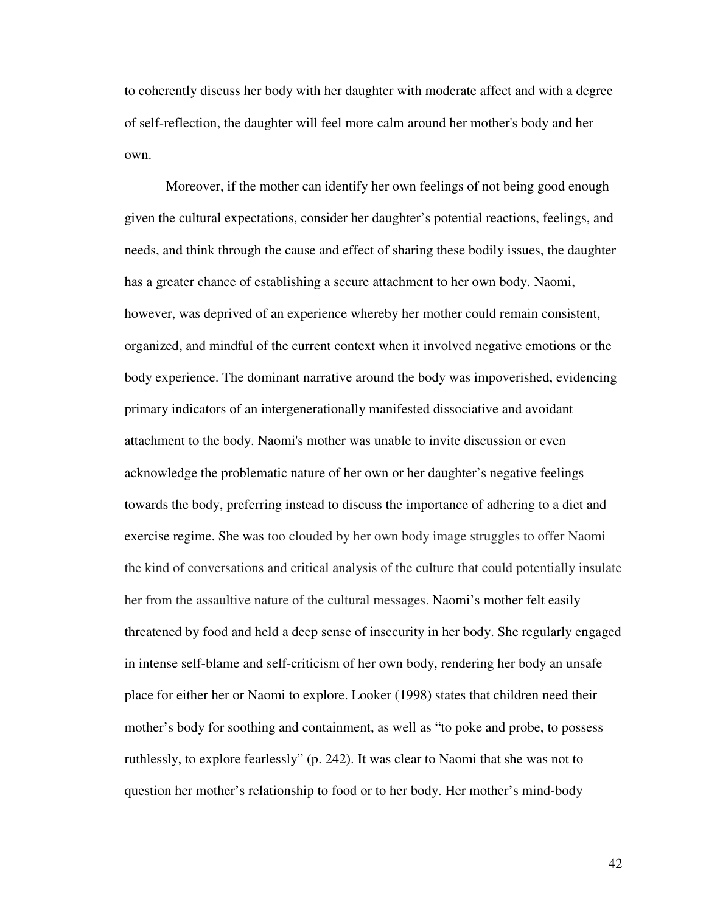to coherently discuss her body with her daughter with moderate affect and with a degree of self-reflection, the daughter will feel more calm around her mother's body and her own.

Moreover, if the mother can identify her own feelings of not being good enough given the cultural expectations, consider her daughter's potential reactions, feelings, and needs, and think through the cause and effect of sharing these bodily issues, the daughter has a greater chance of establishing a secure attachment to her own body. Naomi, however, was deprived of an experience whereby her mother could remain consistent, organized, and mindful of the current context when it involved negative emotions or the body experience. The dominant narrative around the body was impoverished, evidencing primary indicators of an intergenerationally manifested dissociative and avoidant attachment to the body. Naomi's mother was unable to invite discussion or even acknowledge the problematic nature of her own or her daughter's negative feelings towards the body, preferring instead to discuss the importance of adhering to a diet and exercise regime. She was too clouded by her own body image struggles to offer Naomi the kind of conversations and critical analysis of the culture that could potentially insulate her from the assaultive nature of the cultural messages. Naomi's mother felt easily threatened by food and held a deep sense of insecurity in her body. She regularly engaged in intense self-blame and self-criticism of her own body, rendering her body an unsafe place for either her or Naomi to explore. Looker (1998) states that children need their mother's body for soothing and containment, as well as "to poke and probe, to possess ruthlessly, to explore fearlessly" (p. 242). It was clear to Naomi that she was not to question her mother's relationship to food or to her body. Her mother's mind-body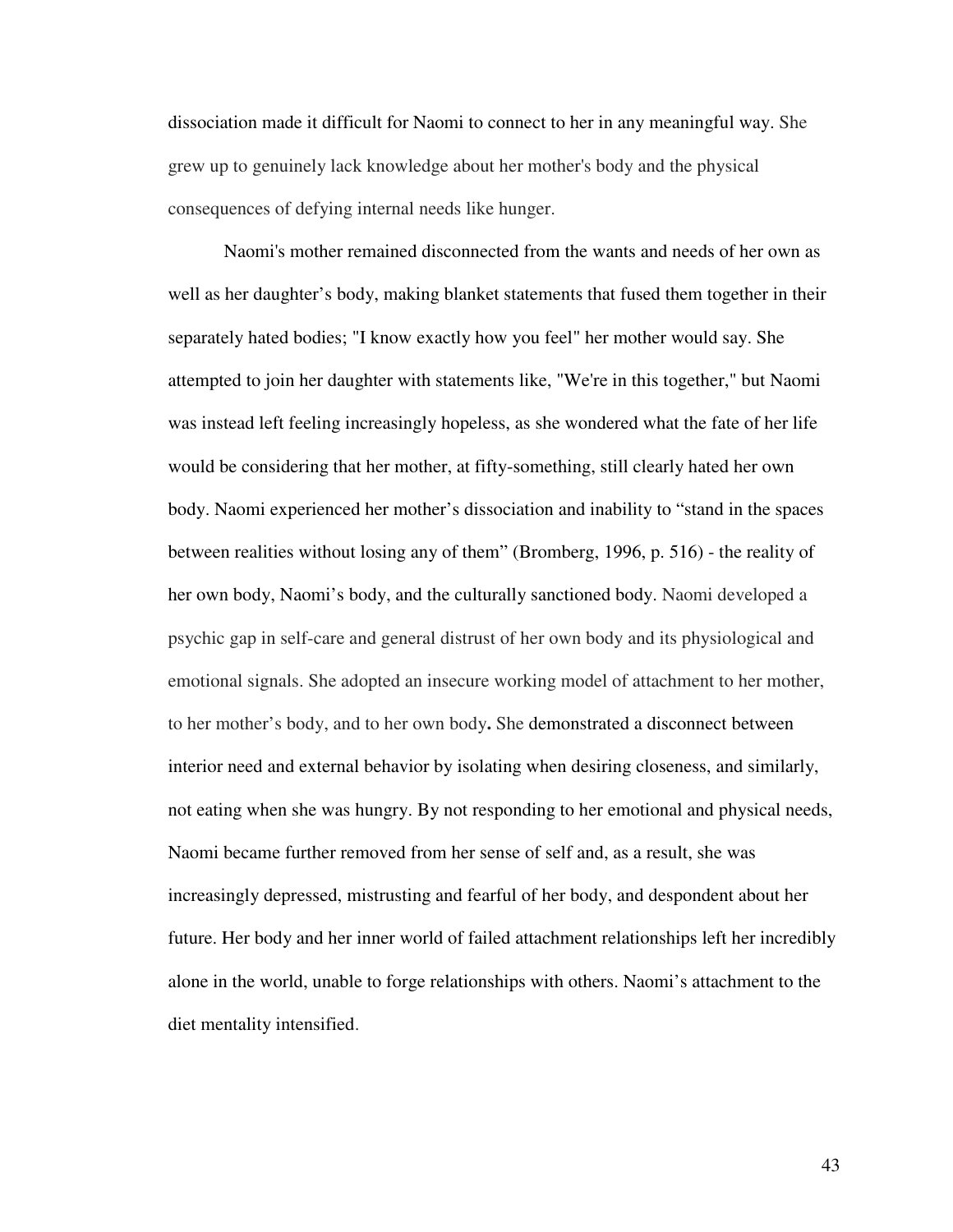dissociation made it difficult for Naomi to connect to her in any meaningful way. She grew up to genuinely lack knowledge about her mother's body and the physical consequences of defying internal needs like hunger.

Naomi's mother remained disconnected from the wants and needs of her own as well as her daughter's body, making blanket statements that fused them together in their separately hated bodies; "I know exactly how you feel" her mother would say. She attempted to join her daughter with statements like, "We're in this together," but Naomi was instead left feeling increasingly hopeless, as she wondered what the fate of her life would be considering that her mother, at fifty-something, still clearly hated her own body. Naomi experienced her mother's dissociation and inability to "stand in the spaces between realities without losing any of them" (Bromberg, 1996, p. 516) - the reality of her own body, Naomi's body, and the culturally sanctioned body. Naomi developed a psychic gap in self-care and general distrust of her own body and its physiological and emotional signals. She adopted an insecure working model of attachment to her mother, to her mother's body, and to her own body**.** She demonstrated a disconnect between interior need and external behavior by isolating when desiring closeness, and similarly, not eating when she was hungry. By not responding to her emotional and physical needs, Naomi became further removed from her sense of self and, as a result, she was increasingly depressed, mistrusting and fearful of her body, and despondent about her future. Her body and her inner world of failed attachment relationships left her incredibly alone in the world, unable to forge relationships with others. Naomi's attachment to the diet mentality intensified.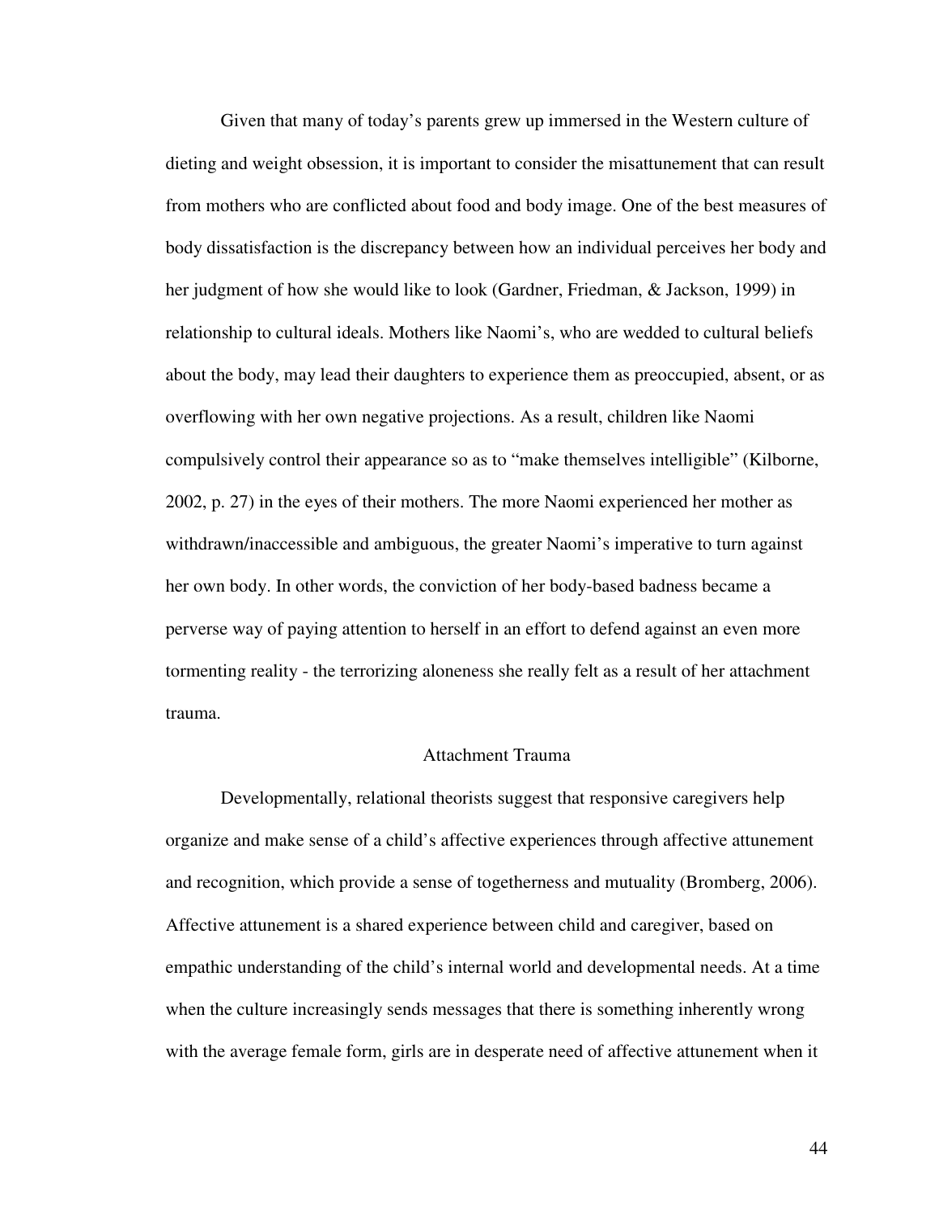Given that many of today's parents grew up immersed in the Western culture of dieting and weight obsession, it is important to consider the misattunement that can result from mothers who are conflicted about food and body image. One of the best measures of body dissatisfaction is the discrepancy between how an individual perceives her body and her judgment of how she would like to look (Gardner, Friedman, & Jackson, 1999) in relationship to cultural ideals. Mothers like Naomi's, who are wedded to cultural beliefs about the body, may lead their daughters to experience them as preoccupied, absent, or as overflowing with her own negative projections. As a result, children like Naomi compulsively control their appearance so as to "make themselves intelligible" (Kilborne, 2002, p. 27) in the eyes of their mothers. The more Naomi experienced her mother as withdrawn/inaccessible and ambiguous, the greater Naomi's imperative to turn against her own body. In other words, the conviction of her body-based badness became a perverse way of paying attention to herself in an effort to defend against an even more tormenting reality - the terrorizing aloneness she really felt as a result of her attachment trauma.

## Attachment Trauma

Developmentally, relational theorists suggest that responsive caregivers help organize and make sense of a child's affective experiences through affective attunement and recognition, which provide a sense of togetherness and mutuality (Bromberg, 2006). Affective attunement is a shared experience between child and caregiver, based on empathic understanding of the child's internal world and developmental needs. At a time when the culture increasingly sends messages that there is something inherently wrong with the average female form, girls are in desperate need of affective attunement when it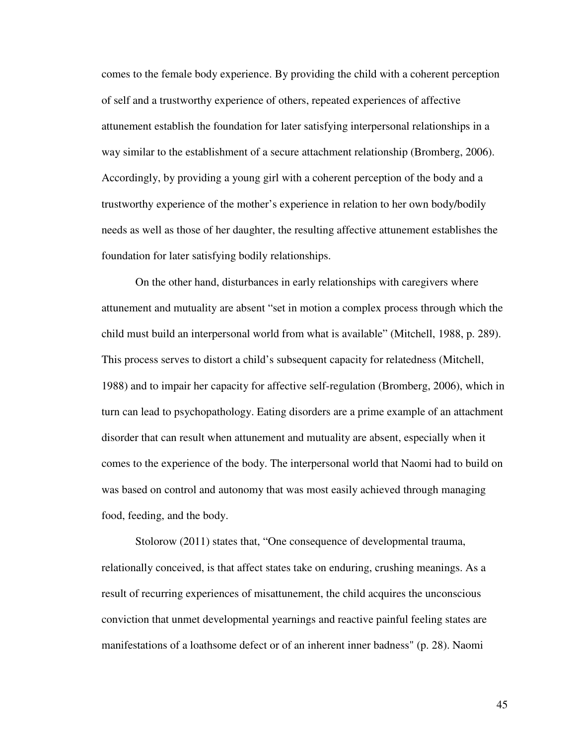comes to the female body experience. By providing the child with a coherent perception of self and a trustworthy experience of others, repeated experiences of affective attunement establish the foundation for later satisfying interpersonal relationships in a way similar to the establishment of a secure attachment relationship (Bromberg, 2006). Accordingly, by providing a young girl with a coherent perception of the body and a trustworthy experience of the mother's experience in relation to her own body/bodily needs as well as those of her daughter, the resulting affective attunement establishes the foundation for later satisfying bodily relationships.

On the other hand, disturbances in early relationships with caregivers where attunement and mutuality are absent "set in motion a complex process through which the child must build an interpersonal world from what is available" (Mitchell, 1988, p. 289). This process serves to distort a child's subsequent capacity for relatedness (Mitchell, 1988) and to impair her capacity for affective self-regulation (Bromberg, 2006), which in turn can lead to psychopathology. Eating disorders are a prime example of an attachment disorder that can result when attunement and mutuality are absent, especially when it comes to the experience of the body. The interpersonal world that Naomi had to build on was based on control and autonomy that was most easily achieved through managing food, feeding, and the body.

Stolorow (2011) states that, "One consequence of developmental trauma, relationally conceived, is that affect states take on enduring, crushing meanings. As a result of recurring experiences of misattunement, the child acquires the unconscious conviction that unmet developmental yearnings and reactive painful feeling states are manifestations of a loathsome defect or of an inherent inner badness" (p. 28). Naomi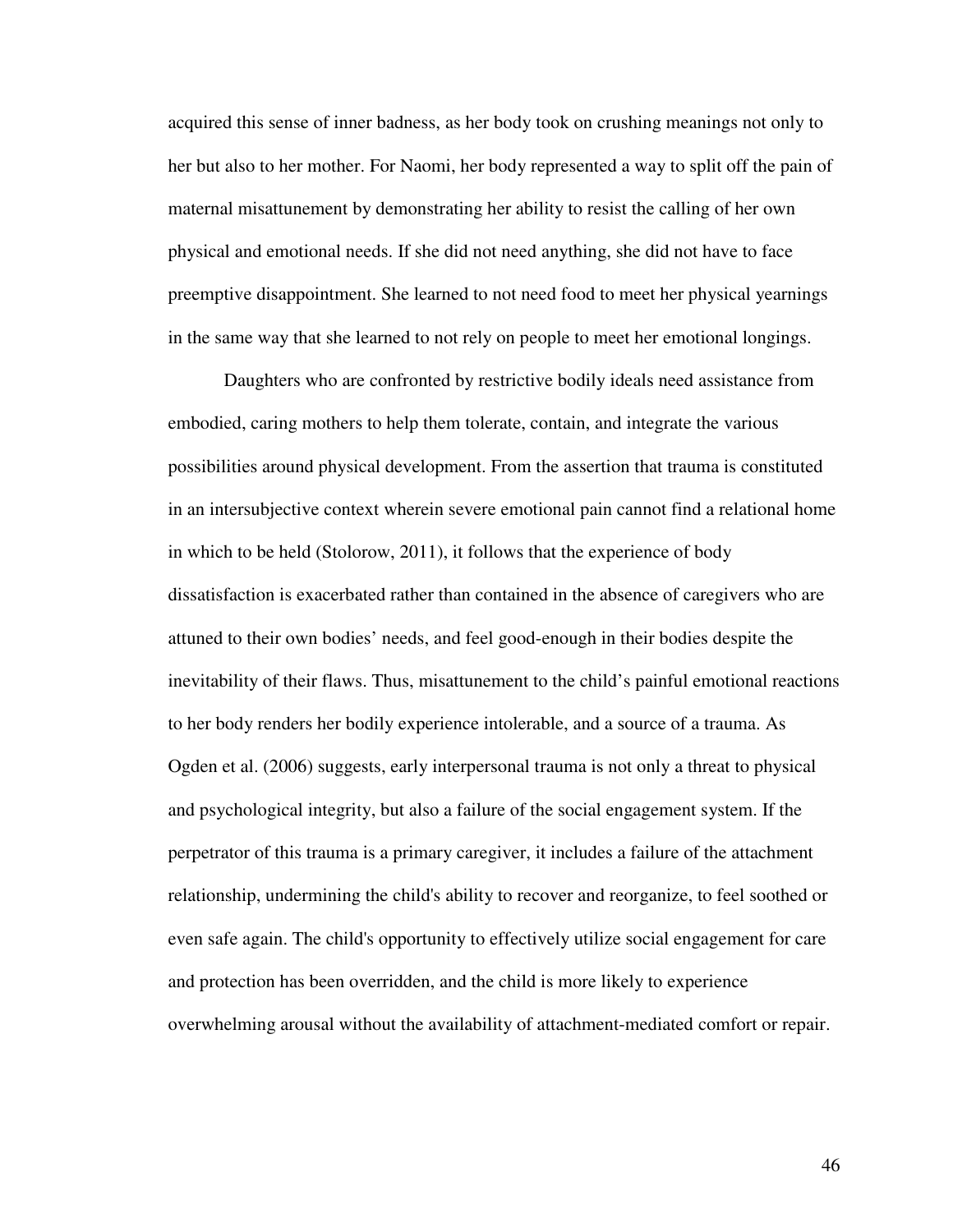acquired this sense of inner badness, as her body took on crushing meanings not only to her but also to her mother. For Naomi, her body represented a way to split off the pain of maternal misattunement by demonstrating her ability to resist the calling of her own physical and emotional needs. If she did not need anything, she did not have to face preemptive disappointment. She learned to not need food to meet her physical yearnings in the same way that she learned to not rely on people to meet her emotional longings.

Daughters who are confronted by restrictive bodily ideals need assistance from embodied, caring mothers to help them tolerate, contain, and integrate the various possibilities around physical development. From the assertion that trauma is constituted in an intersubjective context wherein severe emotional pain cannot find a relational home in which to be held (Stolorow, 2011), it follows that the experience of body dissatisfaction is exacerbated rather than contained in the absence of caregivers who are attuned to their own bodies' needs, and feel good-enough in their bodies despite the inevitability of their flaws. Thus, misattunement to the child's painful emotional reactions to her body renders her bodily experience intolerable, and a source of a trauma. As Ogden et al. (2006) suggests, early interpersonal trauma is not only a threat to physical and psychological integrity, but also a failure of the social engagement system. If the perpetrator of this trauma is a primary caregiver, it includes a failure of the attachment relationship, undermining the child's ability to recover and reorganize, to feel soothed or even safe again. The child's opportunity to effectively utilize social engagement for care and protection has been overridden, and the child is more likely to experience overwhelming arousal without the availability of attachment-mediated comfort or repair.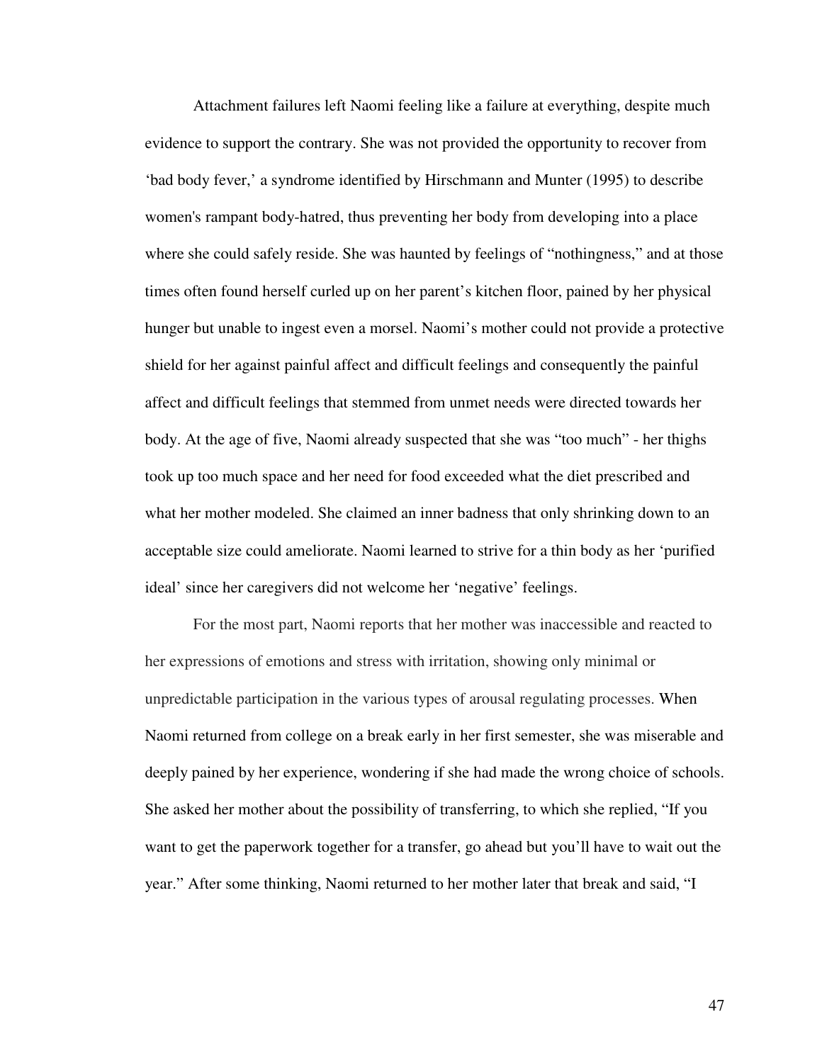Attachment failures left Naomi feeling like a failure at everything, despite much evidence to support the contrary. She was not provided the opportunity to recover from 'bad body fever,' a syndrome identified by Hirschmann and Munter (1995) to describe women's rampant body-hatred, thus preventing her body from developing into a place where she could safely reside. She was haunted by feelings of "nothingness," and at those times often found herself curled up on her parent's kitchen floor, pained by her physical hunger but unable to ingest even a morsel. Naomi's mother could not provide a protective shield for her against painful affect and difficult feelings and consequently the painful affect and difficult feelings that stemmed from unmet needs were directed towards her body. At the age of five, Naomi already suspected that she was "too much" - her thighs took up too much space and her need for food exceeded what the diet prescribed and what her mother modeled. She claimed an inner badness that only shrinking down to an acceptable size could ameliorate. Naomi learned to strive for a thin body as her 'purified ideal' since her caregivers did not welcome her 'negative' feelings.

For the most part, Naomi reports that her mother was inaccessible and reacted to her expressions of emotions and stress with irritation, showing only minimal or unpredictable participation in the various types of arousal regulating processes. When Naomi returned from college on a break early in her first semester, she was miserable and deeply pained by her experience, wondering if she had made the wrong choice of schools. She asked her mother about the possibility of transferring, to which she replied, "If you want to get the paperwork together for a transfer, go ahead but you'll have to wait out the year." After some thinking, Naomi returned to her mother later that break and said, "I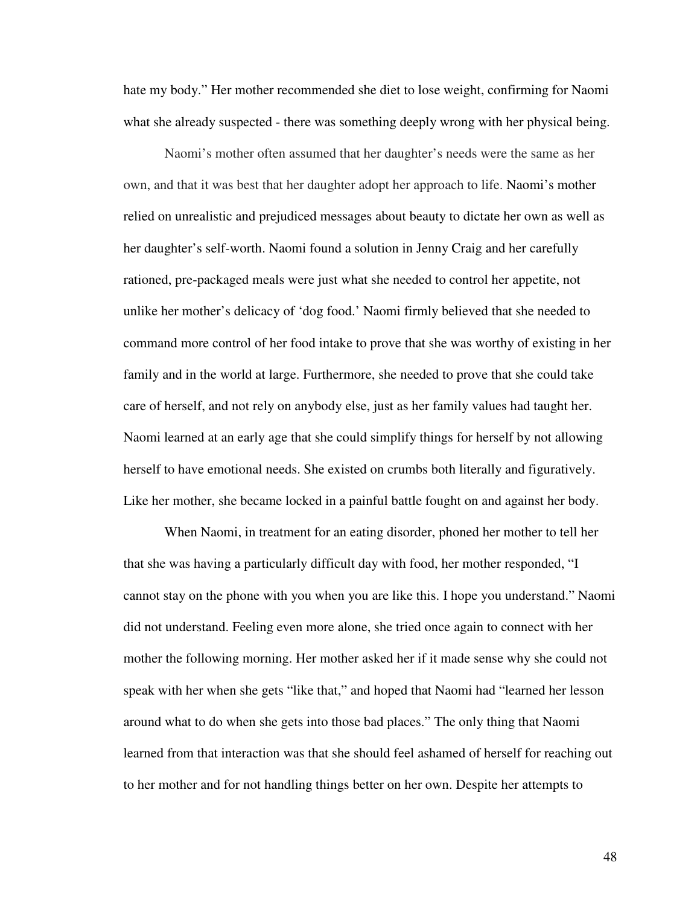hate my body." Her mother recommended she diet to lose weight, confirming for Naomi what she already suspected - there was something deeply wrong with her physical being.

Naomi's mother often assumed that her daughter's needs were the same as her own, and that it was best that her daughter adopt her approach to life. Naomi's mother relied on unrealistic and prejudiced messages about beauty to dictate her own as well as her daughter's self-worth. Naomi found a solution in Jenny Craig and her carefully rationed, pre-packaged meals were just what she needed to control her appetite, not unlike her mother's delicacy of 'dog food.' Naomi firmly believed that she needed to command more control of her food intake to prove that she was worthy of existing in her family and in the world at large. Furthermore, she needed to prove that she could take care of herself, and not rely on anybody else, just as her family values had taught her. Naomi learned at an early age that she could simplify things for herself by not allowing herself to have emotional needs. She existed on crumbs both literally and figuratively. Like her mother, she became locked in a painful battle fought on and against her body.

When Naomi, in treatment for an eating disorder, phoned her mother to tell her that she was having a particularly difficult day with food, her mother responded, "I cannot stay on the phone with you when you are like this. I hope you understand." Naomi did not understand. Feeling even more alone, she tried once again to connect with her mother the following morning. Her mother asked her if it made sense why she could not speak with her when she gets "like that," and hoped that Naomi had "learned her lesson around what to do when she gets into those bad places." The only thing that Naomi learned from that interaction was that she should feel ashamed of herself for reaching out to her mother and for not handling things better on her own. Despite her attempts to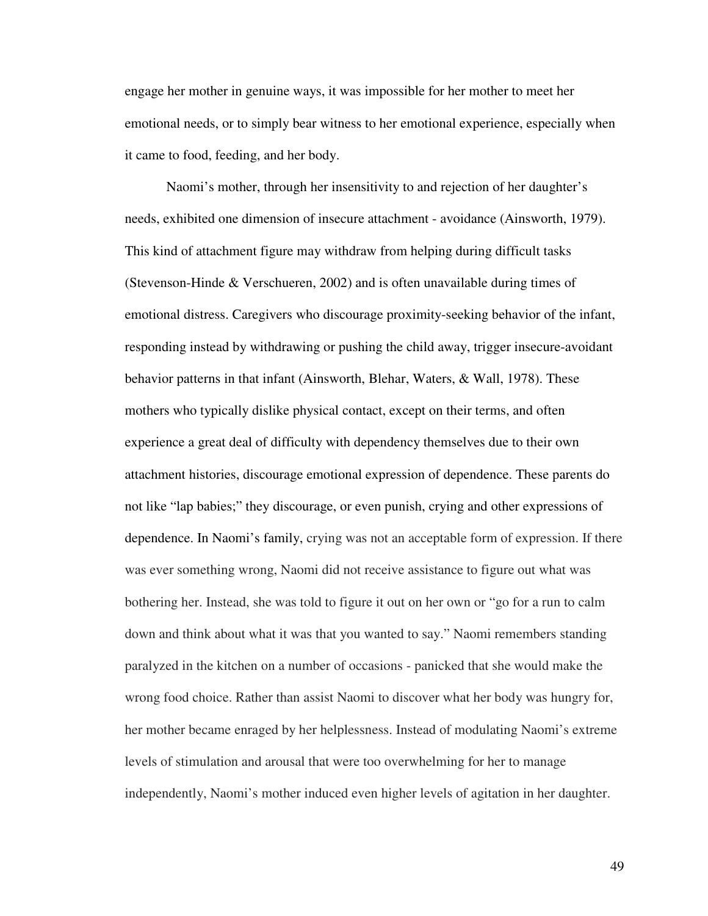engage her mother in genuine ways, it was impossible for her mother to meet her emotional needs, or to simply bear witness to her emotional experience, especially when it came to food, feeding, and her body.

Naomi's mother, through her insensitivity to and rejection of her daughter's needs, exhibited one dimension of insecure attachment - avoidance (Ainsworth, 1979). This kind of attachment figure may withdraw from helping during difficult tasks (Stevenson-Hinde & Verschueren, 2002) and is often unavailable during times of emotional distress. Caregivers who discourage proximity-seeking behavior of the infant, responding instead by withdrawing or pushing the child away, trigger insecure-avoidant behavior patterns in that infant (Ainsworth, Blehar, Waters, & Wall, 1978). These mothers who typically dislike physical contact, except on their terms, and often experience a great deal of difficulty with dependency themselves due to their own attachment histories, discourage emotional expression of dependence. These parents do not like "lap babies;" they discourage, or even punish, crying and other expressions of dependence. In Naomi's family, crying was not an acceptable form of expression. If there was ever something wrong, Naomi did not receive assistance to figure out what was bothering her. Instead, she was told to figure it out on her own or "go for a run to calm down and think about what it was that you wanted to say." Naomi remembers standing paralyzed in the kitchen on a number of occasions - panicked that she would make the wrong food choice. Rather than assist Naomi to discover what her body was hungry for, her mother became enraged by her helplessness. Instead of modulating Naomi's extreme levels of stimulation and arousal that were too overwhelming for her to manage independently, Naomi's mother induced even higher levels of agitation in her daughter.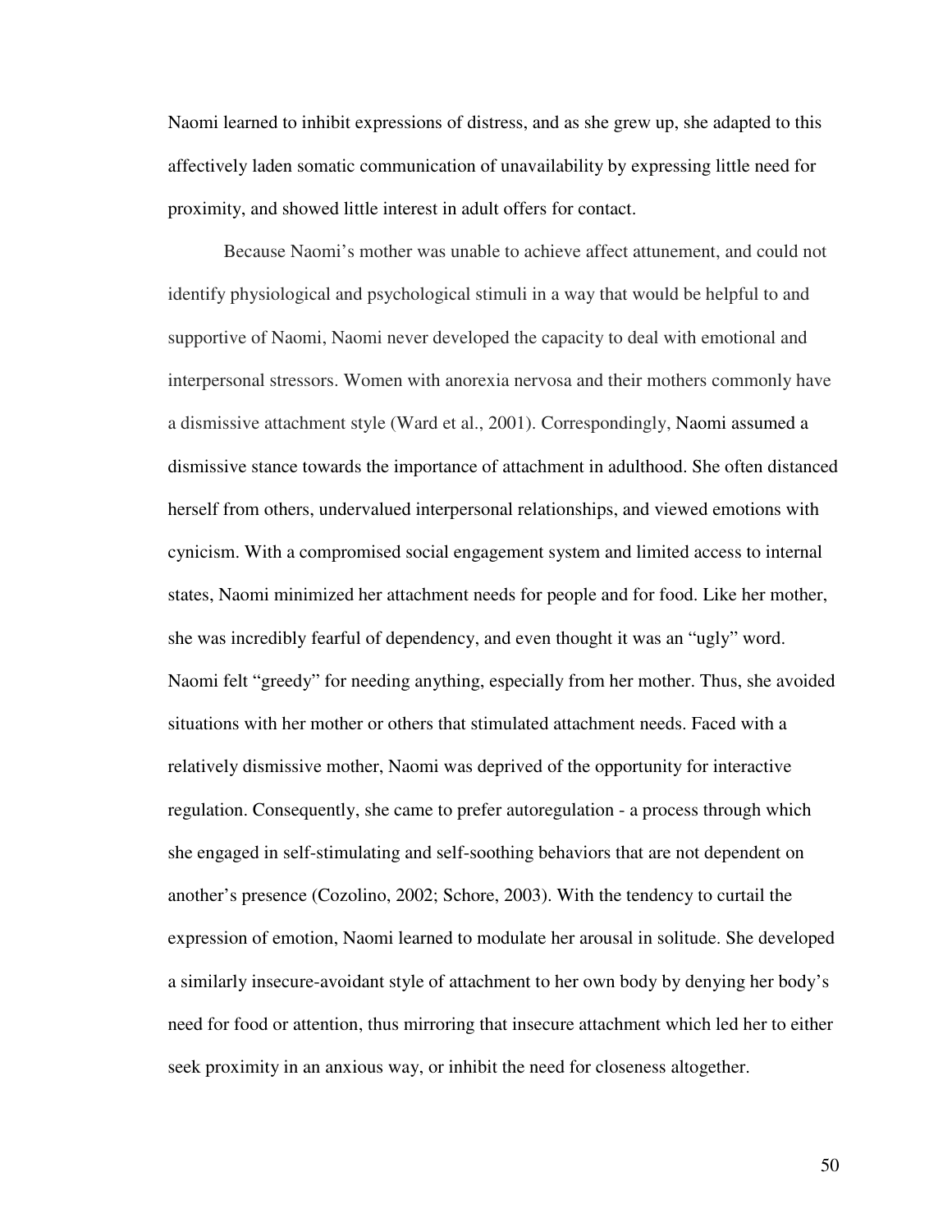Naomi learned to inhibit expressions of distress, and as she grew up, she adapted to this affectively laden somatic communication of unavailability by expressing little need for proximity, and showed little interest in adult offers for contact.

Because Naomi's mother was unable to achieve affect attunement, and could not identify physiological and psychological stimuli in a way that would be helpful to and supportive of Naomi, Naomi never developed the capacity to deal with emotional and interpersonal stressors. Women with anorexia nervosa and their mothers commonly have a dismissive attachment style (Ward et al., 2001). Correspondingly, Naomi assumed a dismissive stance towards the importance of attachment in adulthood. She often distanced herself from others, undervalued interpersonal relationships, and viewed emotions with cynicism. With a compromised social engagement system and limited access to internal states, Naomi minimized her attachment needs for people and for food. Like her mother, she was incredibly fearful of dependency, and even thought it was an "ugly" word. Naomi felt "greedy" for needing anything, especially from her mother. Thus, she avoided situations with her mother or others that stimulated attachment needs. Faced with a relatively dismissive mother, Naomi was deprived of the opportunity for interactive regulation. Consequently, she came to prefer autoregulation - a process through which she engaged in self-stimulating and self-soothing behaviors that are not dependent on another's presence (Cozolino, 2002; Schore, 2003). With the tendency to curtail the expression of emotion, Naomi learned to modulate her arousal in solitude. She developed a similarly insecure-avoidant style of attachment to her own body by denying her body's need for food or attention, thus mirroring that insecure attachment which led her to either seek proximity in an anxious way, or inhibit the need for closeness altogether.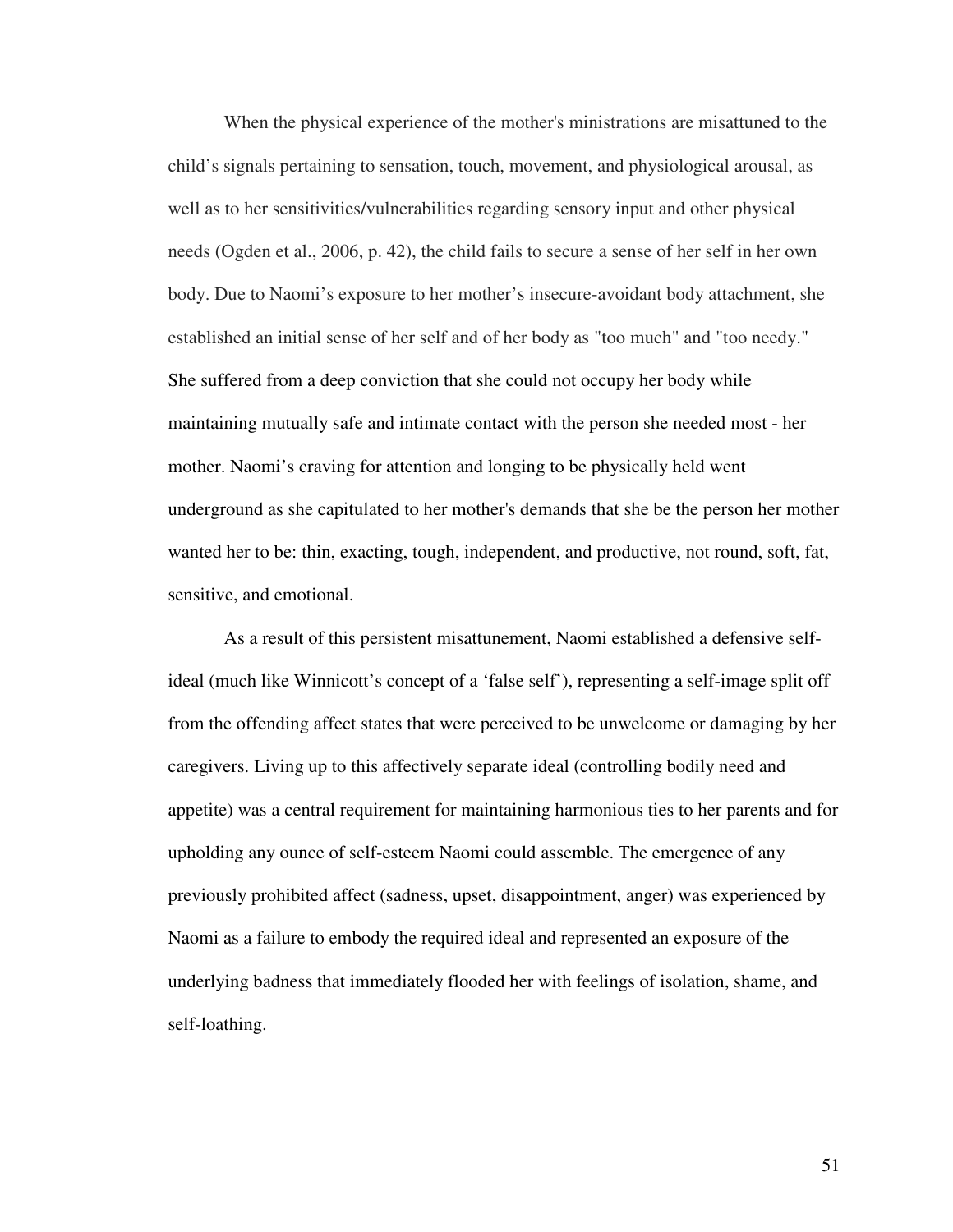When the physical experience of the mother's ministrations are misattuned to the child's signals pertaining to sensation, touch, movement, and physiological arousal, as well as to her sensitivities/vulnerabilities regarding sensory input and other physical needs (Ogden et al., 2006, p. 42), the child fails to secure a sense of her self in her own body. Due to Naomi's exposure to her mother's insecure-avoidant body attachment, she established an initial sense of her self and of her body as "too much" and "too needy." She suffered from a deep conviction that she could not occupy her body while maintaining mutually safe and intimate contact with the person she needed most - her mother. Naomi's craving for attention and longing to be physically held went underground as she capitulated to her mother's demands that she be the person her mother wanted her to be: thin, exacting, tough, independent, and productive, not round, soft, fat, sensitive, and emotional.

As a result of this persistent misattunement, Naomi established a defensive self-ideal (much like Winnicott's concept of a 'false self'), representing a self-image split off from the offending affect states that were perceived to be unwelcome or damaging by her caregivers. Living up to this affectively separate ideal (controlling bodily need and appetite) was a central requirement for maintaining harmonious ties to her parents and for upholding any ounce of self-esteem Naomi could assemble. The emergence of any previously prohibited affect (sadness, upset, disappointment, anger) was experienced by Naomi as a failure to embody the required ideal and represented an exposure of the underlying badness that immediately flooded her with feelings of isolation, shame, and self-loathing.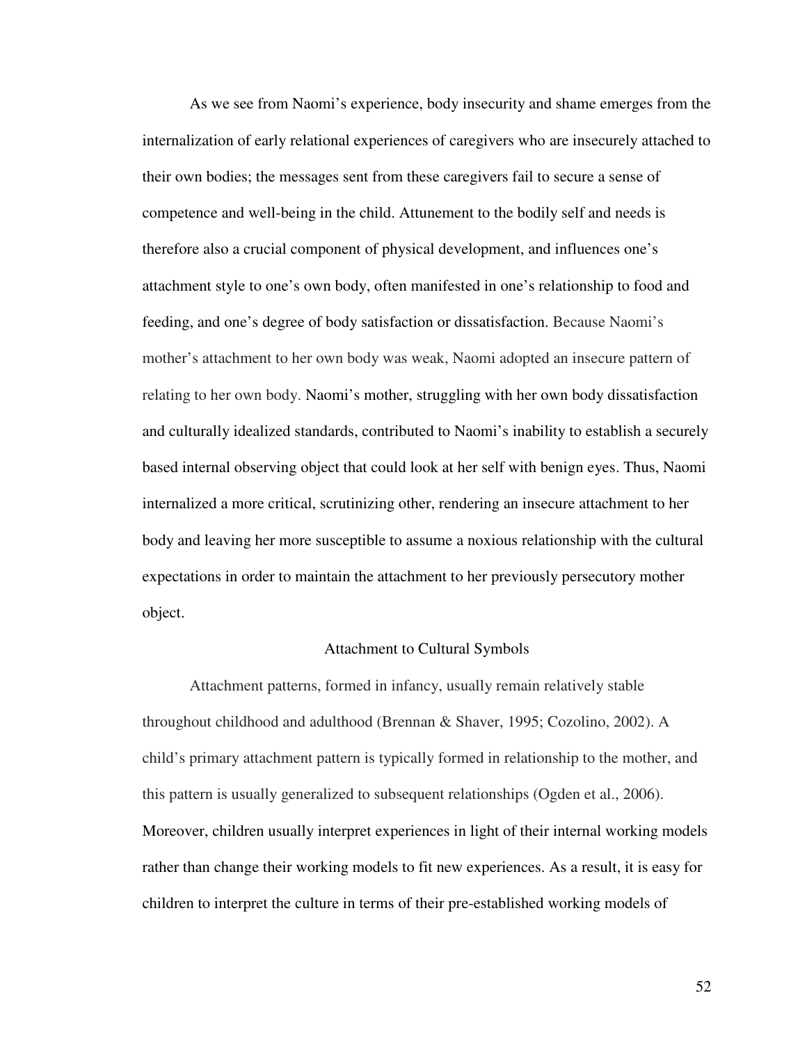As we see from Naomi's experience, body insecurity and shame emerges from the internalization of early relational experiences of caregivers who are insecurely attached to their own bodies; the messages sent from these caregivers fail to secure a sense of competence and well-being in the child. Attunement to the bodily self and needs is therefore also a crucial component of physical development, and influences one's attachment style to one's own body, often manifested in one's relationship to food and feeding, and one's degree of body satisfaction or dissatisfaction. Because Naomi's mother's attachment to her own body was weak, Naomi adopted an insecure pattern of relating to her own body. Naomi's mother, struggling with her own body dissatisfaction and culturally idealized standards, contributed to Naomi's inability to establish a securely based internal observing object that could look at her self with benign eyes. Thus, Naomi internalized a more critical, scrutinizing other, rendering an insecure attachment to her body and leaving her more susceptible to assume a noxious relationship with the cultural expectations in order to maintain the attachment to her previously persecutory mother object.

## Attachment to Cultural Symbols

Attachment patterns, formed in infancy, usually remain relatively stable throughout childhood and adulthood (Brennan & Shaver, 1995; Cozolino, 2002). A child's primary attachment pattern is typically formed in relationship to the mother, and this pattern is usually generalized to subsequent relationships (Ogden et al., 2006). Moreover, children usually interpret experiences in light of their internal working models rather than change their working models to fit new experiences. As a result, it is easy for children to interpret the culture in terms of their pre-established working models of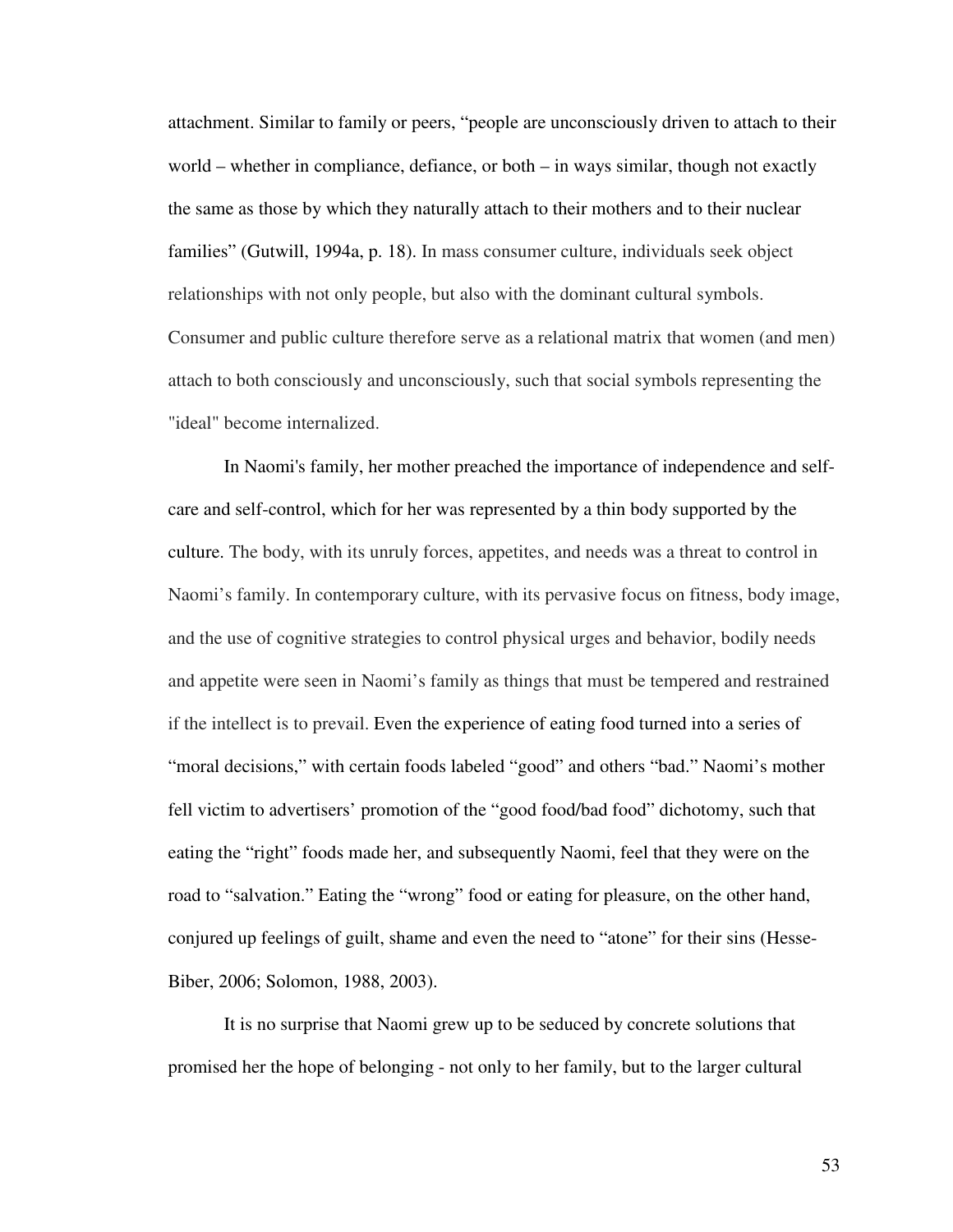attachment. Similar to family or peers, "people are unconsciously driven to attach to their world – whether in compliance, defiance, or both – in ways similar, though not exactly the same as those by which they naturally attach to their mothers and to their nuclear families" (Gutwill, 1994a, p. 18). In mass consumer culture, individuals seek object relationships with not only people, but also with the dominant cultural symbols. Consumer and public culture therefore serve as a relational matrix that women (and men) attach to both consciously and unconsciously, such that social symbols representing the "ideal" become internalized.

In Naomi's family, her mother preached the importance of independence and self-care and self-control, which for her was represented by a thin body supported by the culture. The body, with its unruly forces, appetites, and needs was a threat to control in Naomi's family. In contemporary culture, with its pervasive focus on fitness, body image, and the use of cognitive strategies to control physical urges and behavior, bodily needs and appetite were seen in Naomi's family as things that must be tempered and restrained if the intellect is to prevail. Even the experience of eating food turned into a series of "moral decisions," with certain foods labeled "good" and others "bad." Naomi's mother fell victim to advertisers' promotion of the "good food/bad food" dichotomy, such that eating the "right" foods made her, and subsequently Naomi, feel that they were on the road to "salvation." Eating the "wrong" food or eating for pleasure, on the other hand, conjured up feelings of guilt, shame and even the need to "atone" for their sins (Hesse-Biber, 2006; Solomon, 1988, 2003).

It is no surprise that Naomi grew up to be seduced by concrete solutions that promised her the hope of belonging - not only to her family, but to the larger cultural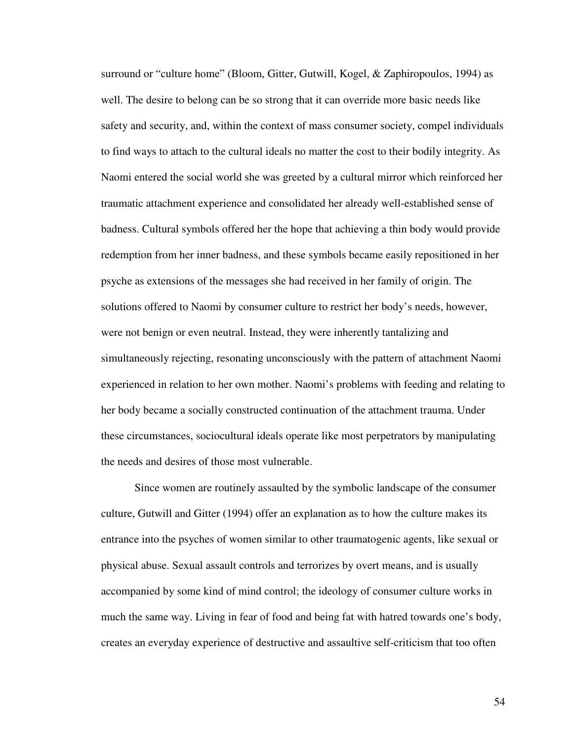surround or "culture home" (Bloom, Gitter, Gutwill, Kogel, & Zaphiropoulos, 1994) as well. The desire to belong can be so strong that it can override more basic needs like safety and security, and, within the context of mass consumer society, compel individuals to find ways to attach to the cultural ideals no matter the cost to their bodily integrity. As Naomi entered the social world she was greeted by a cultural mirror which reinforced her traumatic attachment experience and consolidated her already well-established sense of badness. Cultural symbols offered her the hope that achieving a thin body would provide redemption from her inner badness, and these symbols became easily repositioned in her psyche as extensions of the messages she had received in her family of origin. The solutions offered to Naomi by consumer culture to restrict her body's needs, however, were not benign or even neutral. Instead, they were inherently tantalizing and simultaneously rejecting, resonating unconsciously with the pattern of attachment Naomi experienced in relation to her own mother. Naomi's problems with feeding and relating to her body became a socially constructed continuation of the attachment trauma. Under these circumstances, sociocultural ideals operate like most perpetrators by manipulating the needs and desires of those most vulnerable.

Since women are routinely assaulted by the symbolic landscape of the consumer culture, Gutwill and Gitter (1994) offer an explanation as to how the culture makes its entrance into the psyches of women similar to other traumatogenic agents, like sexual or physical abuse. Sexual assault controls and terrorizes by overt means, and is usually accompanied by some kind of mind control; the ideology of consumer culture works in much the same way. Living in fear of food and being fat with hatred towards one's body, creates an everyday experience of destructive and assaultive self-criticism that too often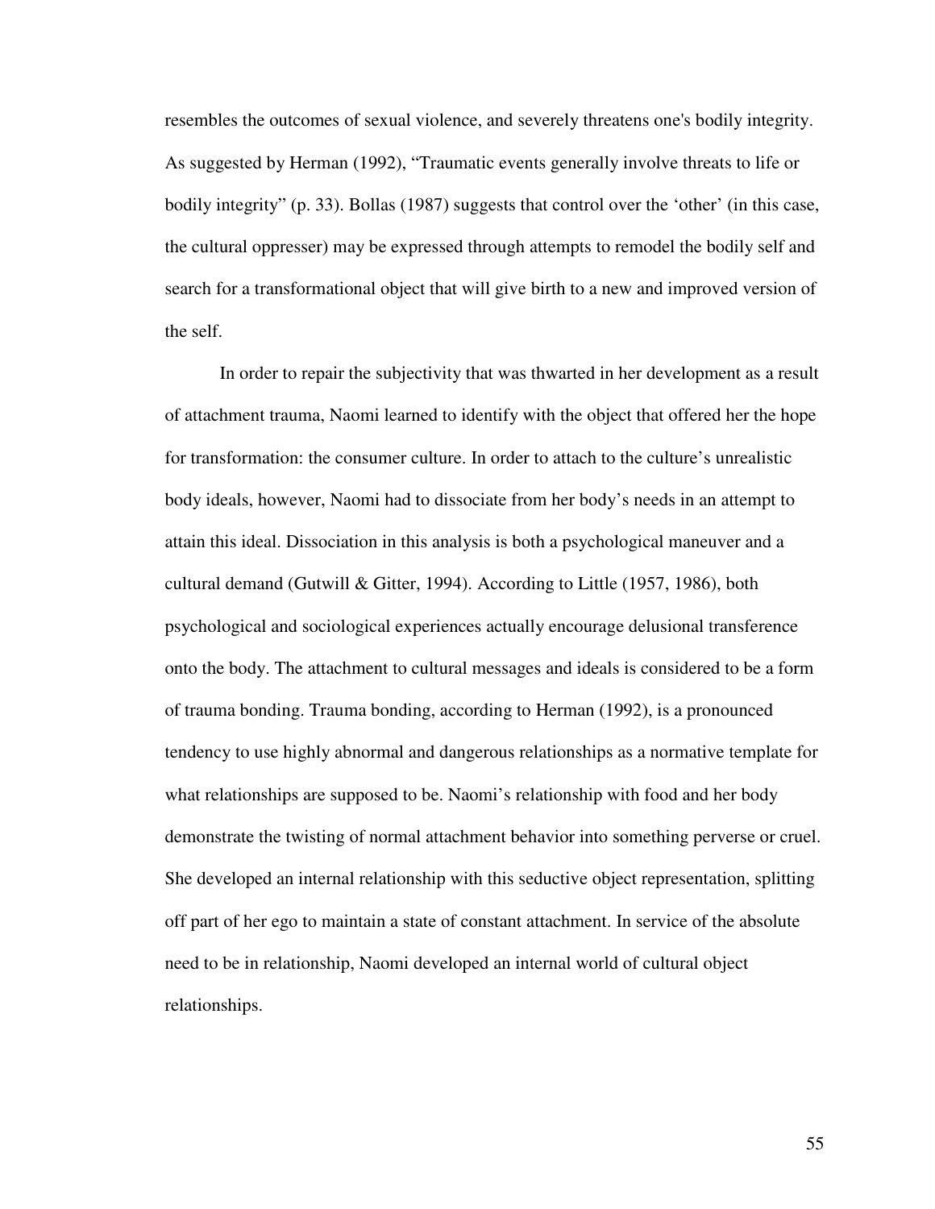resembles the outcomes of sexual violence, and severely threatens one's bodily integrity. As suggested by Herman (1992), "Traumatic events generally involve threats to life or bodily integrity" (p. 33). Bollas (1987) suggests that control over the 'other' (in this case, the cultural oppresser) may be expressed through attempts to remodel the bodily self and search for a transformational object that will give birth to a new and improved version of the self.

In order to repair the subjectivity that was thwarted in her development as a result of attachment trauma, Naomi learned to identify with the object that offered her the hope for transformation: the consumer culture. In order to attach to the culture's unrealistic body ideals, however, Naomi had to dissociate from her body's needs in an attempt to attain this ideal. Dissociation in this analysis is both a psychological maneuver and a cultural demand (Gutwill & Gitter, 1994). According to Little (1957, 1986), both psychological and sociological experiences actually encourage delusional transference onto the body. The attachment to cultural messages and ideals is considered to be a form of trauma bonding. Trauma bonding, according to Herman (1992), is a pronounced tendency to use highly abnormal and dangerous relationships as a normative template for what relationships are supposed to be. Naomi's relationship with food and her body demonstrate the twisting of normal attachment behavior into something perverse or cruel. She developed an internal relationship with this seductive object representation, splitting off part of her ego to maintain a state of constant attachment. In service of the absolute need to be in relationship, Naomi developed an internal world of cultural object relationships.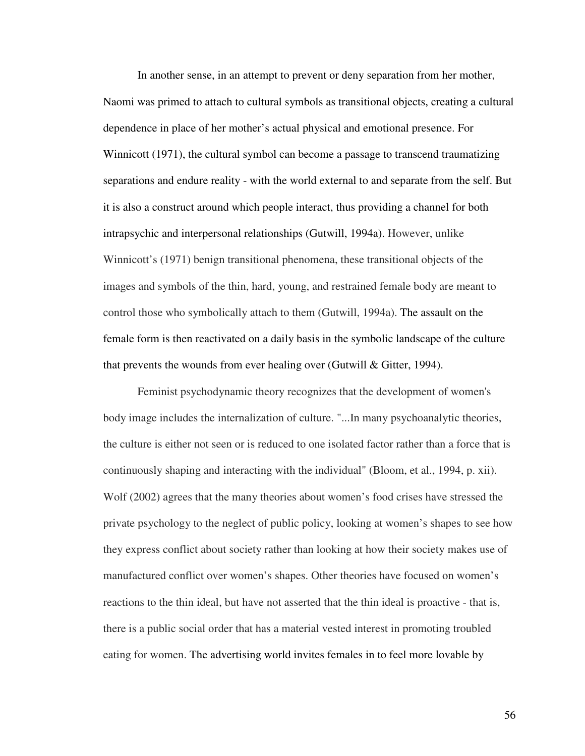In another sense, in an attempt to prevent or deny separation from her mother, Naomi was primed to attach to cultural symbols as transitional objects, creating a cultural dependence in place of her mother's actual physical and emotional presence. For Winnicott (1971), the cultural symbol can become a passage to transcend traumatizing separations and endure reality - with the world external to and separate from the self. But it is also a construct around which people interact, thus providing a channel for both intrapsychic and interpersonal relationships (Gutwill, 1994a). However, unlike Winnicott's (1971) benign transitional phenomena, these transitional objects of the images and symbols of the thin, hard, young, and restrained female body are meant to control those who symbolically attach to them (Gutwill, 1994a). The assault on the female form is then reactivated on a daily basis in the symbolic landscape of the culture that prevents the wounds from ever healing over (Gutwill & Gitter, 1994).

Feminist psychodynamic theory recognizes that the development of women's body image includes the internalization of culture. "...In many psychoanalytic theories, the culture is either not seen or is reduced to one isolated factor rather than a force that is continuously shaping and interacting with the individual" (Bloom, et al., 1994, p. xii). Wolf (2002) agrees that the many theories about women's food crises have stressed the private psychology to the neglect of public policy, looking at women's shapes to see how they express conflict about society rather than looking at how their society makes use of manufactured conflict over women's shapes. Other theories have focused on women's reactions to the thin ideal, but have not asserted that the thin ideal is proactive - that is, there is a public social order that has a material vested interest in promoting troubled eating for women. The advertising world invites females in to feel more lovable by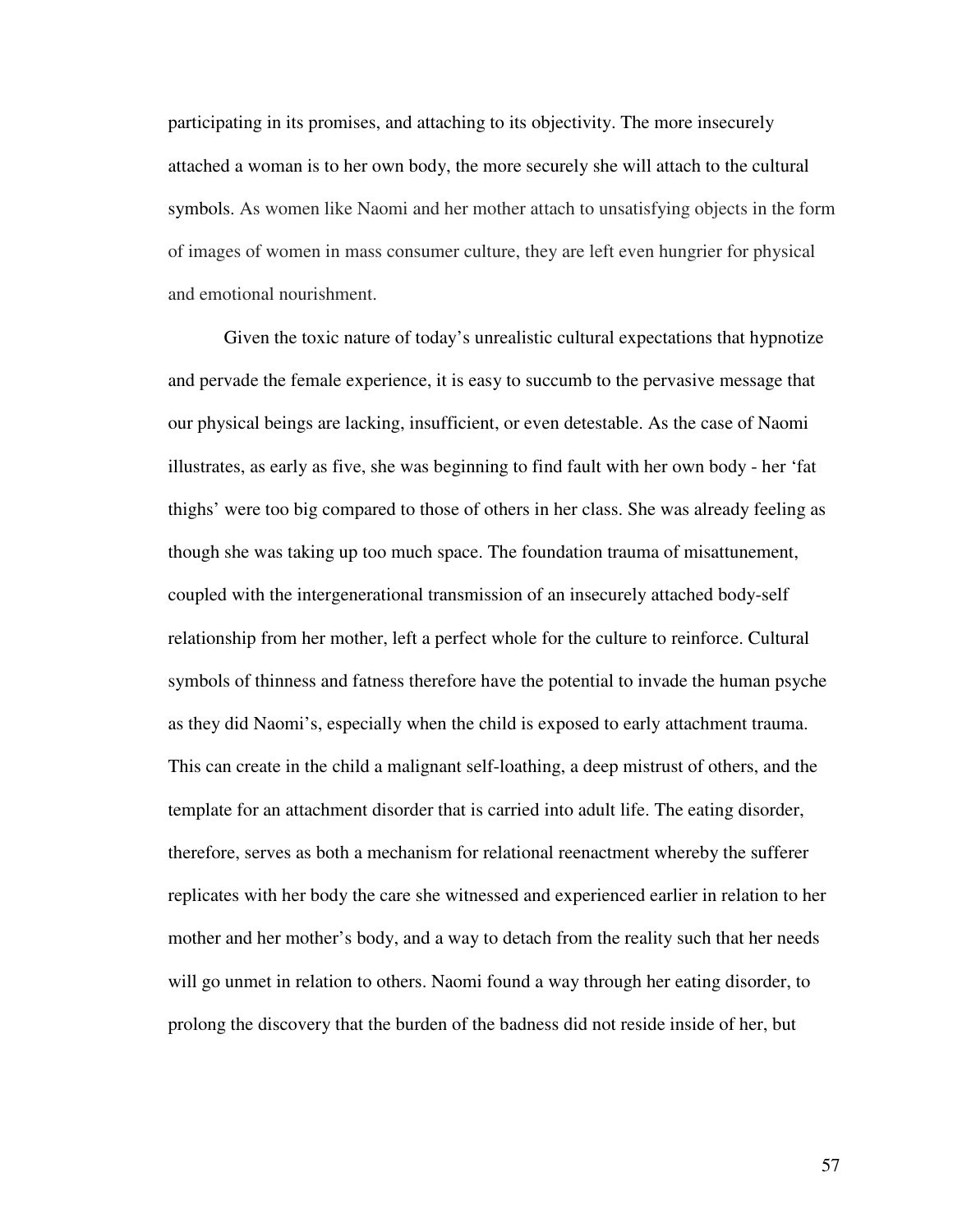participating in its promises, and attaching to its objectivity. The more insecurely attached a woman is to her own body, the more securely she will attach to the cultural symbols. As women like Naomi and her mother attach to unsatisfying objects in the form of images of women in mass consumer culture, they are left even hungrier for physical and emotional nourishment.

Given the toxic nature of today's unrealistic cultural expectations that hypnotize and pervade the female experience, it is easy to succumb to the pervasive message that our physical beings are lacking, insufficient, or even detestable. As the case of Naomi illustrates, as early as five, she was beginning to find fault with her own body - her 'fat thighs' were too big compared to those of others in her class. She was already feeling as though she was taking up too much space. The foundation trauma of misattunement, coupled with the intergenerational transmission of an insecurely attached body-self relationship from her mother, left a perfect whole for the culture to reinforce. Cultural symbols of thinness and fatness therefore have the potential to invade the human psyche as they did Naomi's, especially when the child is exposed to early attachment trauma. This can create in the child a malignant self-loathing, a deep mistrust of others, and the template for an attachment disorder that is carried into adult life. The eating disorder, therefore, serves as both a mechanism for relational reenactment whereby the sufferer replicates with her body the care she witnessed and experienced earlier in relation to her mother and her mother's body, and a way to detach from the reality such that her needs will go unmet in relation to others. Naomi found a way through her eating disorder, to prolong the discovery that the burden of the badness did not reside inside of her, but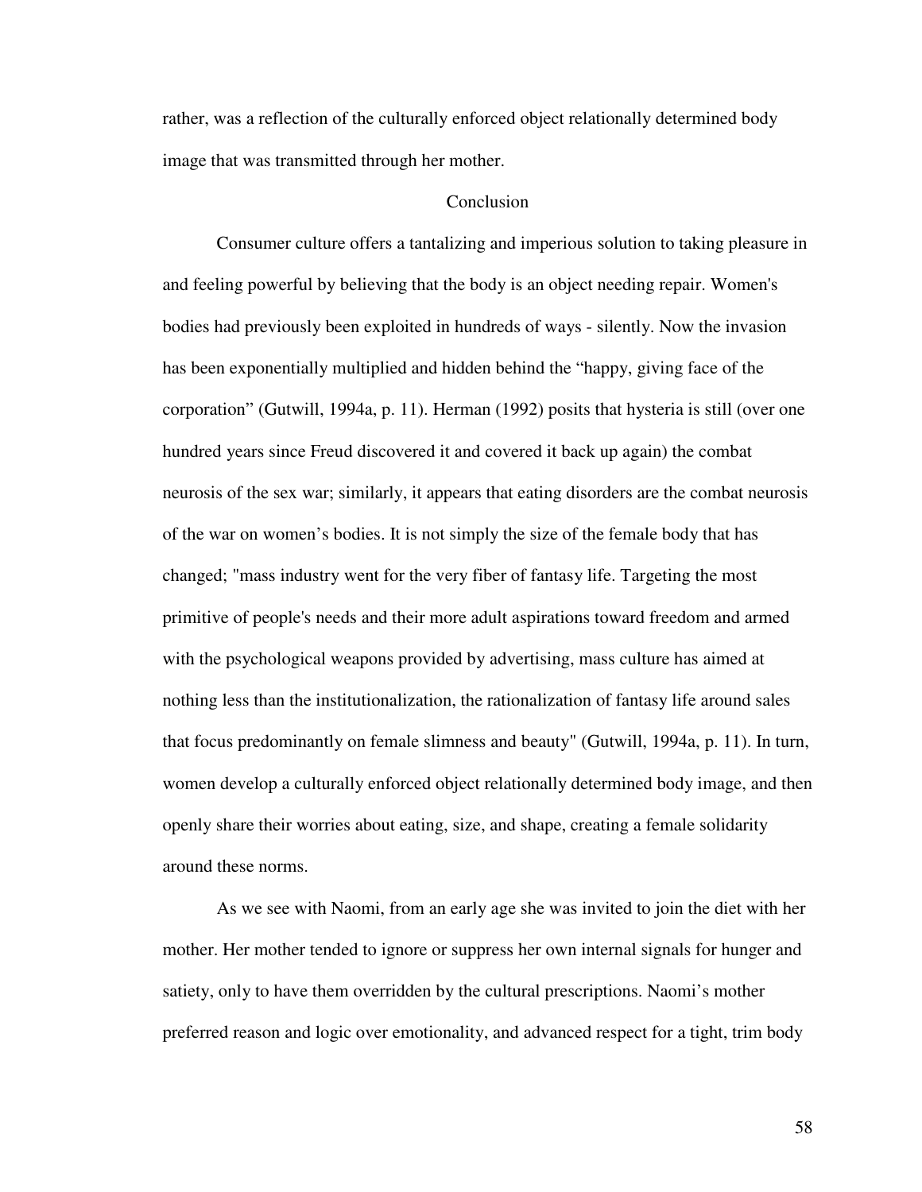rather, was a reflection of the culturally enforced object relationally determined body image that was transmitted through her mother.

## Conclusion

Consumer culture offers a tantalizing and imperious solution to taking pleasure in and feeling powerful by believing that the body is an object needing repair. Women's bodies had previously been exploited in hundreds of ways - silently. Now the invasion has been exponentially multiplied and hidden behind the "happy, giving face of the corporation" (Gutwill, 1994a, p. 11). Herman (1992) posits that hysteria is still (over one hundred years since Freud discovered it and covered it back up again) the combat neurosis of the sex war; similarly, it appears that eating disorders are the combat neurosis of the war on women's bodies. It is not simply the size of the female body that has changed; "mass industry went for the very fiber of fantasy life. Targeting the most primitive of people's needs and their more adult aspirations toward freedom and armed with the psychological weapons provided by advertising, mass culture has aimed at nothing less than the institutionalization, the rationalization of fantasy life around sales that focus predominantly on female slimness and beauty" (Gutwill, 1994a, p. 11). In turn, women develop a culturally enforced object relationally determined body image, and then openly share their worries about eating, size, and shape, creating a female solidarity around these norms.

As we see with Naomi, from an early age she was invited to join the diet with her mother. Her mother tended to ignore or suppress her own internal signals for hunger and satiety, only to have them overridden by the cultural prescriptions. Naomi's mother preferred reason and logic over emotionality, and advanced respect for a tight, trim body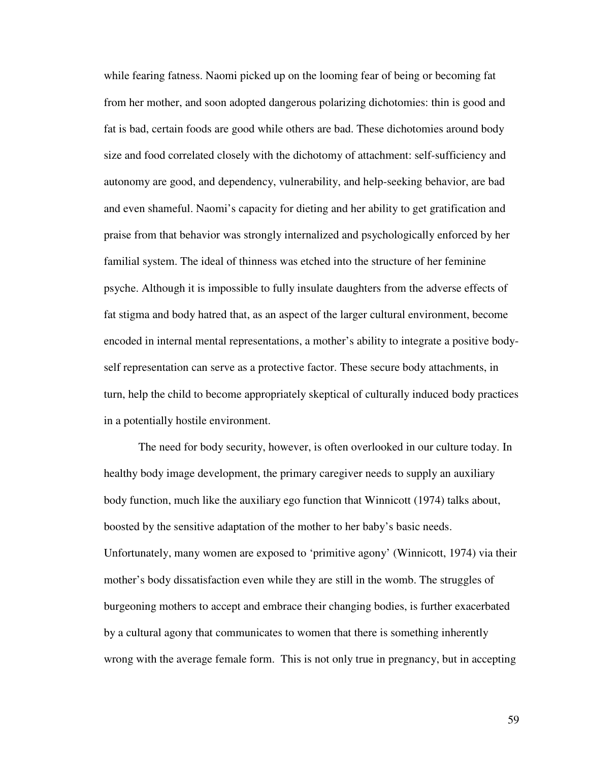while fearing fatness. Naomi picked up on the looming fear of being or becoming fat from her mother, and soon adopted dangerous polarizing dichotomies: thin is good and fat is bad, certain foods are good while others are bad. These dichotomies around body size and food correlated closely with the dichotomy of attachment: self-sufficiency and autonomy are good, and dependency, vulnerability, and help-seeking behavior, are bad and even shameful. Naomi's capacity for dieting and her ability to get gratification and praise from that behavior was strongly internalized and psychologically enforced by her familial system. The ideal of thinness was etched into the structure of her feminine psyche. Although it is impossible to fully insulate daughters from the adverse effects of fat stigma and body hatred that, as an aspect of the larger cultural environment, become encoded in internal mental representations, a mother's ability to integrate a positive body-self representation can serve as a protective factor. These secure body attachments, in turn, help the child to become appropriately skeptical of culturally induced body practices in a potentially hostile environment.

The need for body security, however, is often overlooked in our culture today. In healthy body image development, the primary caregiver needs to supply an auxiliary body function, much like the auxiliary ego function that Winnicott (1974) talks about, boosted by the sensitive adaptation of the mother to her baby's basic needs. Unfortunately, many women are exposed to 'primitive agony' (Winnicott, 1974) via their mother's body dissatisfaction even while they are still in the womb. The struggles of burgeoning mothers to accept and embrace their changing bodies, is further exacerbated by a cultural agony that communicates to women that there is something inherently wrong with the average female form. This is not only true in pregnancy, but in accepting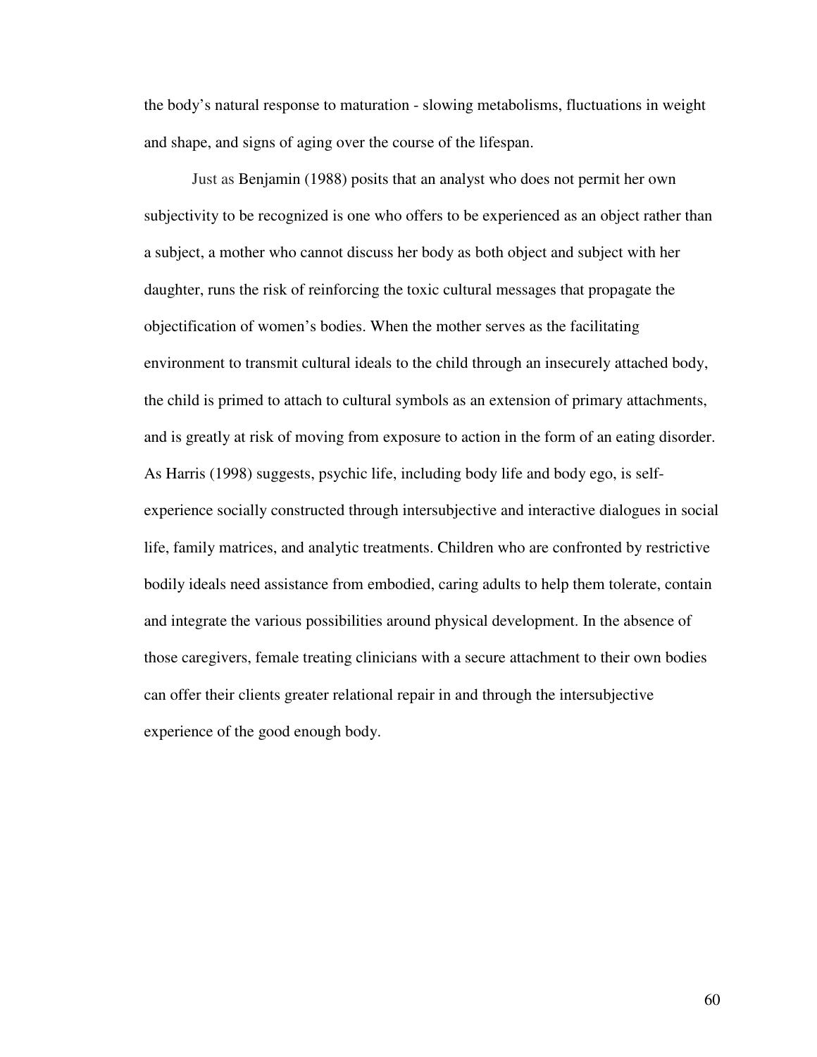the body's natural response to maturation - slowing metabolisms, fluctuations in weight and shape, and signs of aging over the course of the lifespan.

Just as Benjamin (1988) posits that an analyst who does not permit her own subjectivity to be recognized is one who offers to be experienced as an object rather than a subject, a mother who cannot discuss her body as both object and subject with her daughter, runs the risk of reinforcing the toxic cultural messages that propagate the objectification of women's bodies. When the mother serves as the facilitating environment to transmit cultural ideals to the child through an insecurely attached body, the child is primed to attach to cultural symbols as an extension of primary attachments, and is greatly at risk of moving from exposure to action in the form of an eating disorder. As Harris (1998) suggests, psychic life, including body life and body ego, is self-experience socially constructed through intersubjective and interactive dialogues in social life, family matrices, and analytic treatments. Children who are confronted by restrictive bodily ideals need assistance from embodied, caring adults to help them tolerate, contain and integrate the various possibilities around physical development. In the absence of those caregivers, female treating clinicians with a secure attachment to their own bodies can offer their clients greater relational repair in and through the intersubjective experience of the good enough body.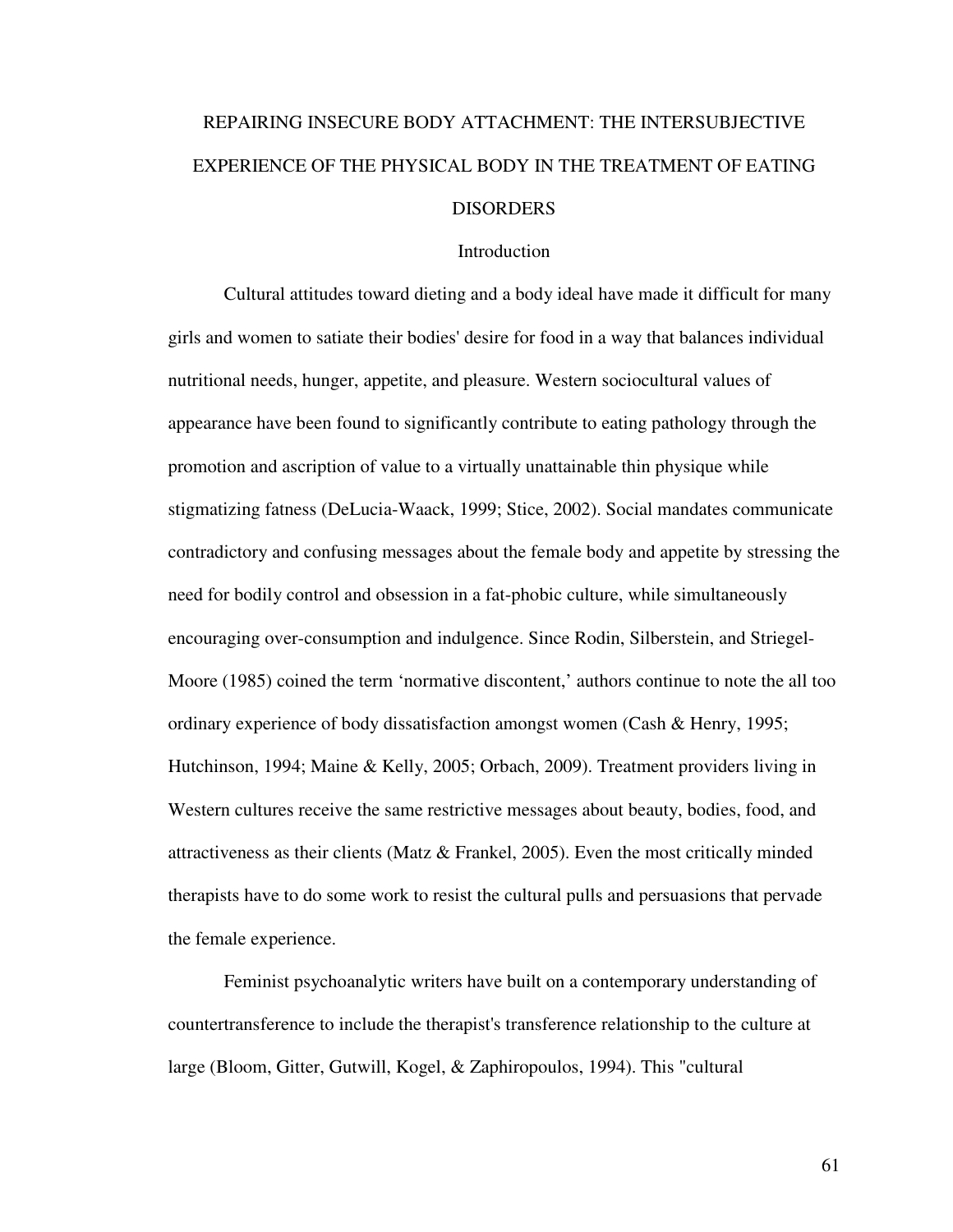# REPAIRING INSECURE BODY ATTACHMENT: THE INTERSUBJECTIVE EXPERIENCE OF THE PHYSICAL BODY IN THE TREATMENT OF EATING DISORDERS

## Introduction

Cultural attitudes toward dieting and a body ideal have made it difficult for many girls and women to satiate their bodies' desire for food in a way that balances individual nutritional needs, hunger, appetite, and pleasure. Western sociocultural values of appearance have been found to significantly contribute to eating pathology through the promotion and ascription of value to a virtually unattainable thin physique while stigmatizing fatness (DeLucia-Waack, 1999; Stice, 2002). Social mandates communicate contradictory and confusing messages about the female body and appetite by stressing the need for bodily control and obsession in a fat-phobic culture, while simultaneously encouraging over-consumption and indulgence. Since Rodin, Silberstein, and Striegel-Moore (1985) coined the term 'normative discontent,' authors continue to note the all too ordinary experience of body dissatisfaction amongst women (Cash & Henry, 1995; Hutchinson, 1994; Maine & Kelly, 2005; Orbach, 2009). Treatment providers living in Western cultures receive the same restrictive messages about beauty, bodies, food, and attractiveness as their clients (Matz & Frankel, 2005). Even the most critically minded therapists have to do some work to resist the cultural pulls and persuasions that pervade the female experience.

Feminist psychoanalytic writers have built on a contemporary understanding of countertransference to include the therapist's transference relationship to the culture at large (Bloom, Gitter, Gutwill, Kogel, & Zaphiropoulos, 1994). This "cultural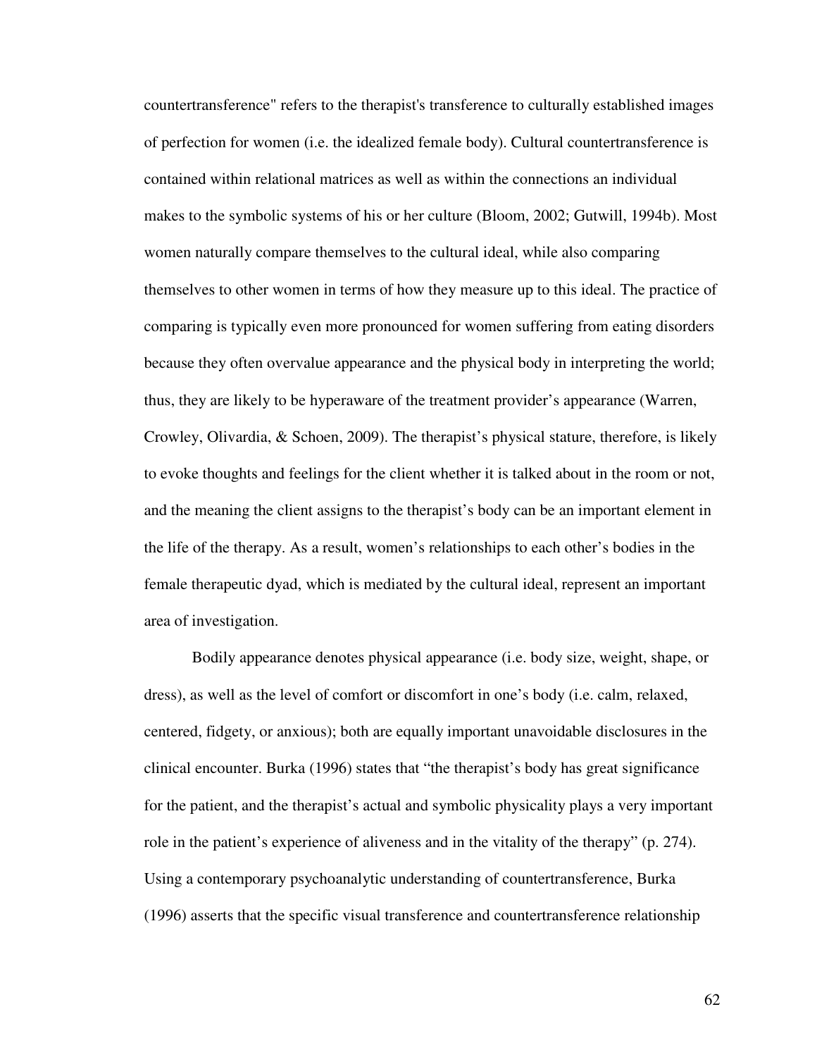countertransference" refers to the therapist's transference to culturally established images of perfection for women (i.e. the idealized female body). Cultural countertransference is contained within relational matrices as well as within the connections an individual makes to the symbolic systems of his or her culture (Bloom, 2002; Gutwill, 1994b). Most women naturally compare themselves to the cultural ideal, while also comparing themselves to other women in terms of how they measure up to this ideal. The practice of comparing is typically even more pronounced for women suffering from eating disorders because they often overvalue appearance and the physical body in interpreting the world; thus, they are likely to be hyperaware of the treatment provider's appearance (Warren, Crowley, Olivardia, & Schoen, 2009). The therapist's physical stature, therefore, is likely to evoke thoughts and feelings for the client whether it is talked about in the room or not, and the meaning the client assigns to the therapist's body can be an important element in the life of the therapy. As a result, women's relationships to each other's bodies in the female therapeutic dyad, which is mediated by the cultural ideal, represent an important area of investigation.

Bodily appearance denotes physical appearance (i.e. body size, weight, shape, or dress), as well as the level of comfort or discomfort in one's body (i.e. calm, relaxed, centered, fidgety, or anxious); both are equally important unavoidable disclosures in the clinical encounter. Burka (1996) states that "the therapist's body has great significance for the patient, and the therapist's actual and symbolic physicality plays a very important role in the patient's experience of aliveness and in the vitality of the therapy" (p. 274). Using a contemporary psychoanalytic understanding of countertransference, Burka (1996) asserts that the specific visual transference and countertransference relationship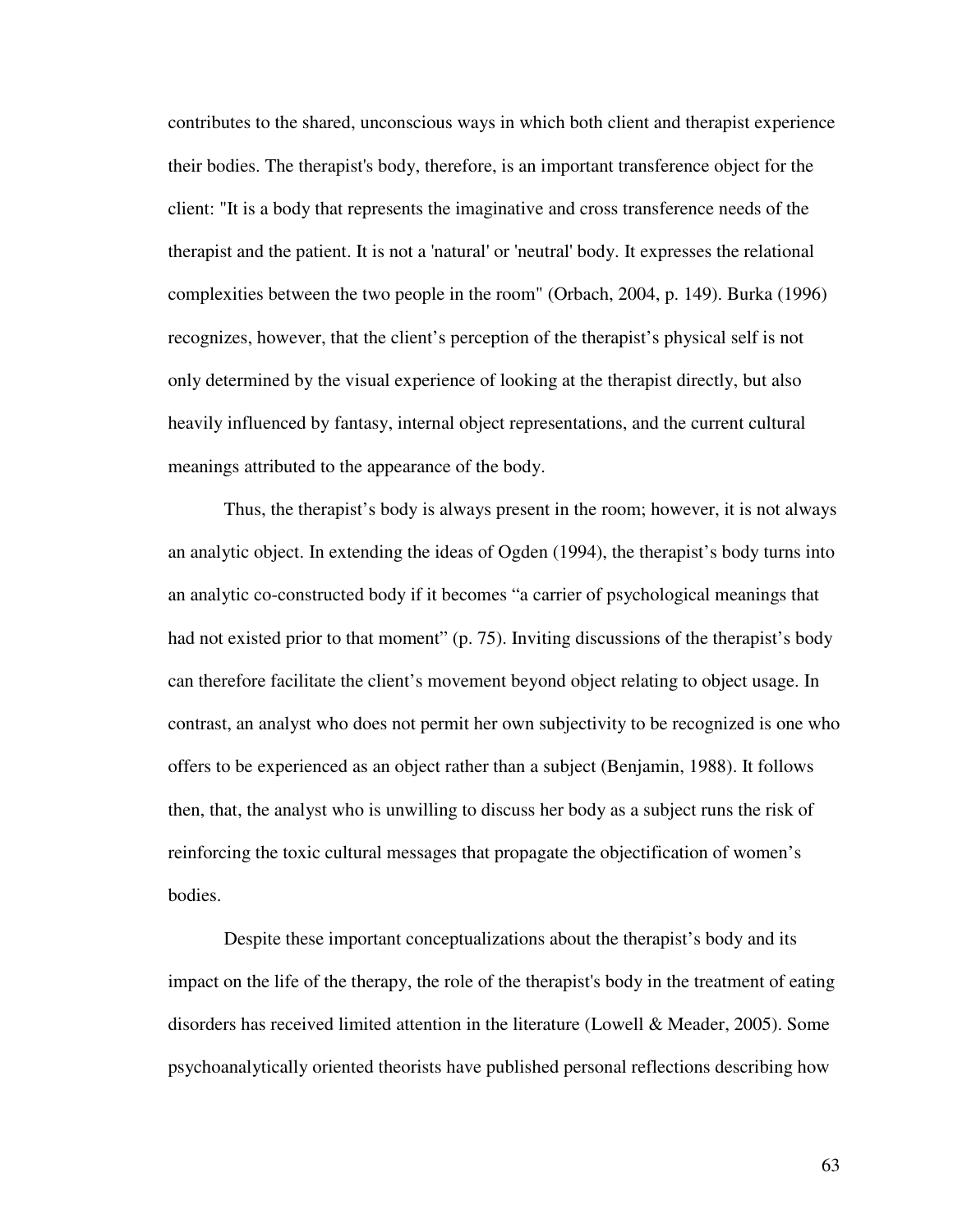contributes to the shared, unconscious ways in which both client and therapist experience their bodies. The therapist's body, therefore, is an important transference object for the client: "It is a body that represents the imaginative and cross transference needs of the therapist and the patient. It is not a 'natural' or 'neutral' body. It expresses the relational complexities between the two people in the room" (Orbach, 2004, p. 149). Burka (1996) recognizes, however, that the client's perception of the therapist's physical self is not only determined by the visual experience of looking at the therapist directly, but also heavily influenced by fantasy, internal object representations, and the current cultural meanings attributed to the appearance of the body.

Thus, the therapist's body is always present in the room; however, it is not always an analytic object. In extending the ideas of Ogden (1994), the therapist's body turns into an analytic co-constructed body if it becomes "a carrier of psychological meanings that had not existed prior to that moment" (p. 75). Inviting discussions of the therapist's body can therefore facilitate the client's movement beyond object relating to object usage. In contrast, an analyst who does not permit her own subjectivity to be recognized is one who offers to be experienced as an object rather than a subject (Benjamin, 1988). It follows then, that, the analyst who is unwilling to discuss her body as a subject runs the risk of reinforcing the toxic cultural messages that propagate the objectification of women's bodies.

Despite these important conceptualizations about the therapist's body and its impact on the life of the therapy, the role of the therapist's body in the treatment of eating disorders has received limited attention in the literature (Lowell & Meader, 2005). Some psychoanalytically oriented theorists have published personal reflections describing how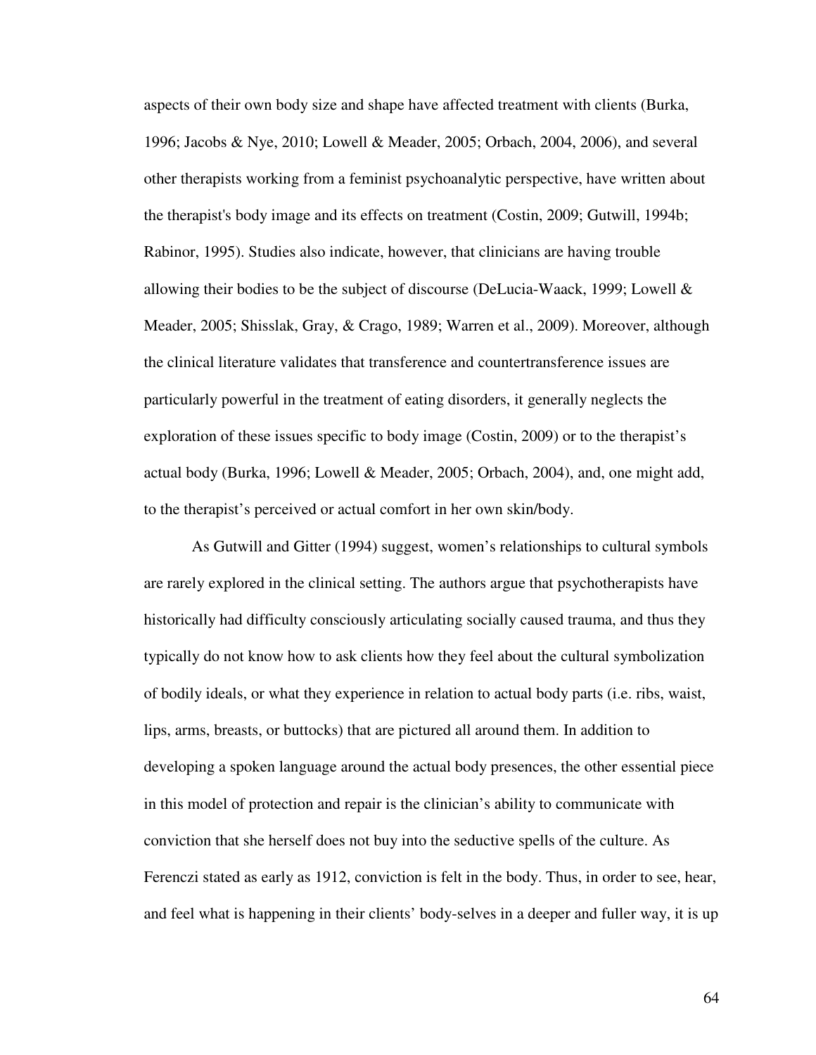aspects of their own body size and shape have affected treatment with clients (Burka, 1996; Jacobs & Nye, 2010; Lowell & Meader, 2005; Orbach, 2004, 2006), and several other therapists working from a feminist psychoanalytic perspective, have written about the therapist's body image and its effects on treatment (Costin, 2009; Gutwill, 1994b; Rabinor, 1995). Studies also indicate, however, that clinicians are having trouble allowing their bodies to be the subject of discourse (DeLucia-Waack, 1999; Lowell & Meader, 2005; Shisslak, Gray, & Crago, 1989; Warren et al., 2009). Moreover, although the clinical literature validates that transference and countertransference issues are particularly powerful in the treatment of eating disorders, it generally neglects the exploration of these issues specific to body image (Costin, 2009) or to the therapist's actual body (Burka, 1996; Lowell & Meader, 2005; Orbach, 2004), and, one might add, to the therapist's perceived or actual comfort in her own skin/body.

As Gutwill and Gitter (1994) suggest, women's relationships to cultural symbols are rarely explored in the clinical setting. The authors argue that psychotherapists have historically had difficulty consciously articulating socially caused trauma, and thus they typically do not know how to ask clients how they feel about the cultural symbolization of bodily ideals, or what they experience in relation to actual body parts (i.e. ribs, waist, lips, arms, breasts, or buttocks) that are pictured all around them. In addition to developing a spoken language around the actual body presences, the other essential piece in this model of protection and repair is the clinician's ability to communicate with conviction that she herself does not buy into the seductive spells of the culture. As Ferenczi stated as early as 1912, conviction is felt in the body. Thus, in order to see, hear, and feel what is happening in their clients' body-selves in a deeper and fuller way, it is up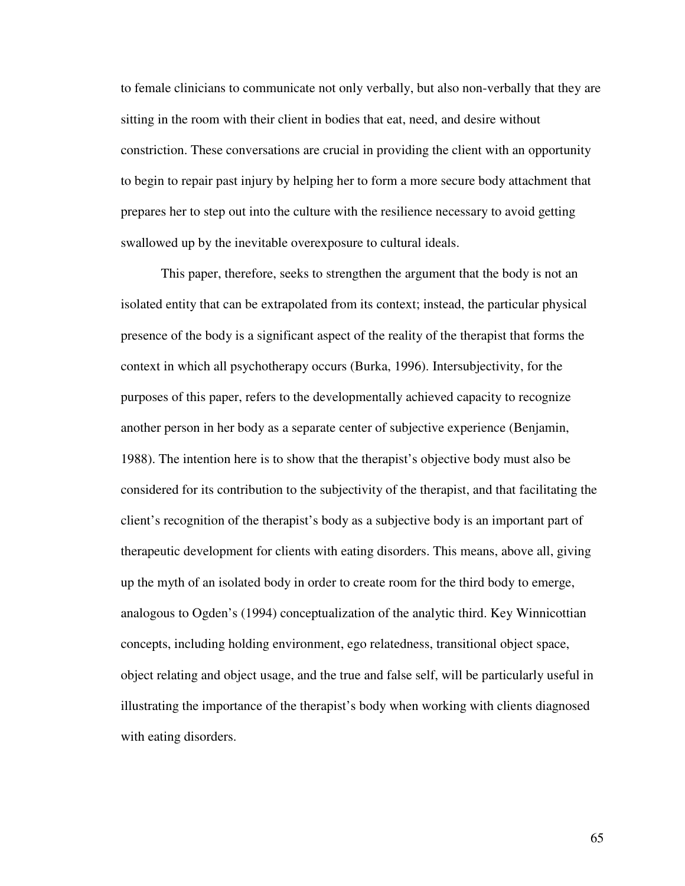to female clinicians to communicate not only verbally, but also non-verbally that they are sitting in the room with their client in bodies that eat, need, and desire without constriction. These conversations are crucial in providing the client with an opportunity to begin to repair past injury by helping her to form a more secure body attachment that prepares her to step out into the culture with the resilience necessary to avoid getting swallowed up by the inevitable overexposure to cultural ideals.

This paper, therefore, seeks to strengthen the argument that the body is not an isolated entity that can be extrapolated from its context; instead, the particular physical presence of the body is a significant aspect of the reality of the therapist that forms the context in which all psychotherapy occurs (Burka, 1996). Intersubjectivity, for the purposes of this paper, refers to the developmentally achieved capacity to recognize another person in her body as a separate center of subjective experience (Benjamin, 1988). The intention here is to show that the therapist's objective body must also be considered for its contribution to the subjectivity of the therapist, and that facilitating the client's recognition of the therapist's body as a subjective body is an important part of therapeutic development for clients with eating disorders. This means, above all, giving up the myth of an isolated body in order to create room for the third body to emerge, analogous to Ogden's (1994) conceptualization of the analytic third. Key Winnicottian concepts, including holding environment, ego relatedness, transitional object space, object relating and object usage, and the true and false self, will be particularly useful in illustrating the importance of the therapist's body when working with clients diagnosed with eating disorders.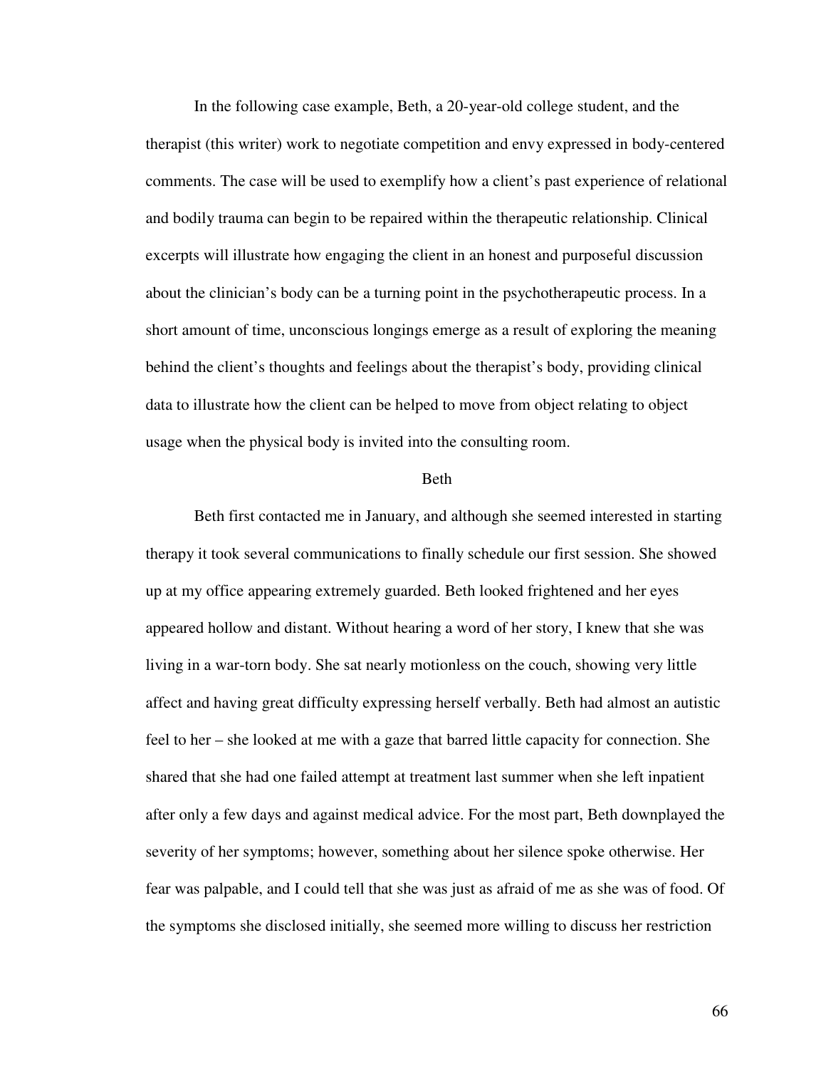In the following case example, Beth, a 20-year-old college student, and the therapist (this writer) work to negotiate competition and envy expressed in body-centered comments. The case will be used to exemplify how a client's past experience of relational and bodily trauma can begin to be repaired within the therapeutic relationship. Clinical excerpts will illustrate how engaging the client in an honest and purposeful discussion about the clinician's body can be a turning point in the psychotherapeutic process. In a short amount of time, unconscious longings emerge as a result of exploring the meaning behind the client's thoughts and feelings about the therapist's body, providing clinical data to illustrate how the client can be helped to move from object relating to object usage when the physical body is invited into the consulting room.

## Beth

Beth first contacted me in January, and although she seemed interested in starting therapy it took several communications to finally schedule our first session. She showed up at my office appearing extremely guarded. Beth looked frightened and her eyes appeared hollow and distant. Without hearing a word of her story, I knew that she was living in a war-torn body. She sat nearly motionless on the couch, showing very little affect and having great difficulty expressing herself verbally. Beth had almost an autistic feel to her – she looked at me with a gaze that barred little capacity for connection. She shared that she had one failed attempt at treatment last summer when she left inpatient after only a few days and against medical advice. For the most part, Beth downplayed the severity of her symptoms; however, something about her silence spoke otherwise. Her fear was palpable, and I could tell that she was just as afraid of me as she was of food. Of the symptoms she disclosed initially, she seemed more willing to discuss her restriction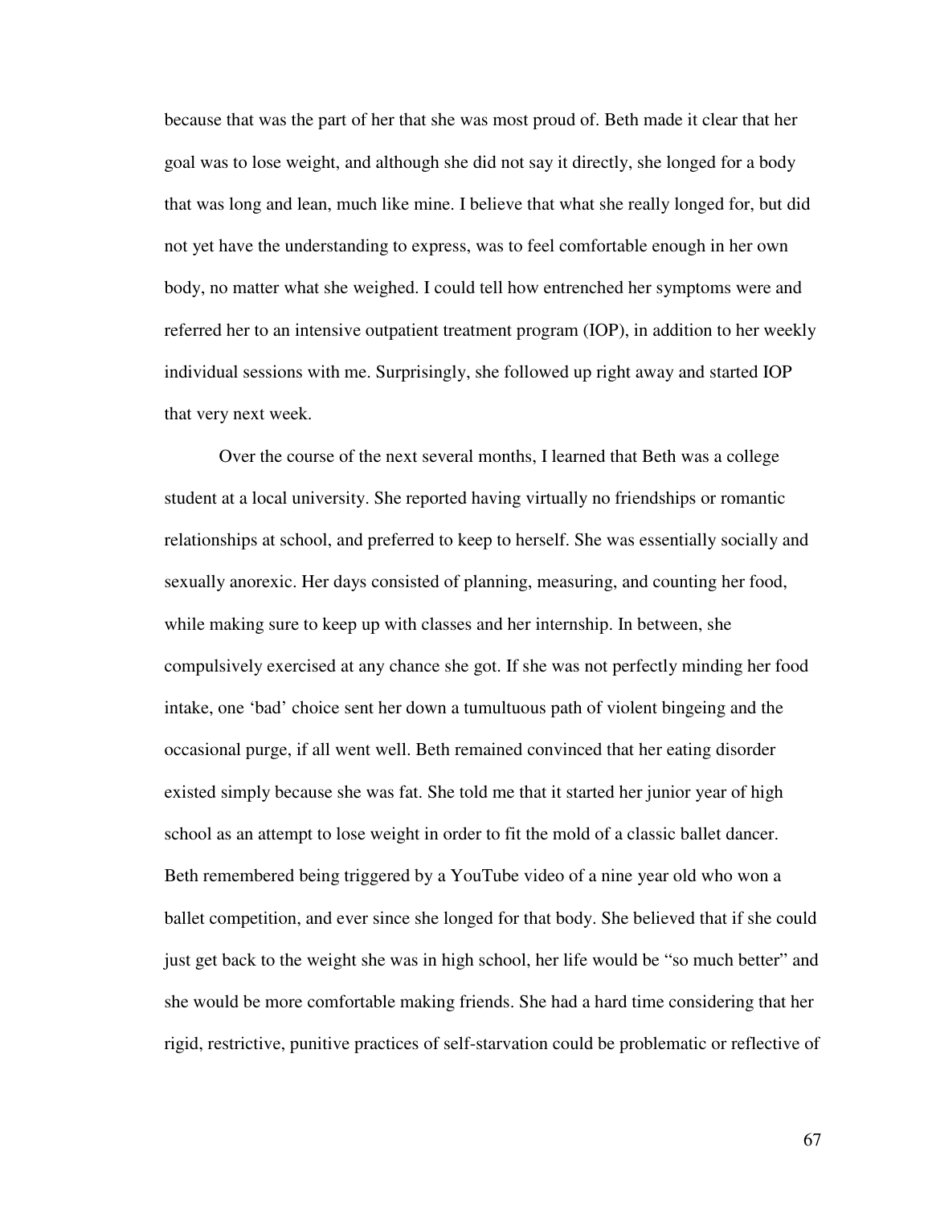because that was the part of her that she was most proud of. Beth made it clear that her goal was to lose weight, and although she did not say it directly, she longed for a body that was long and lean, much like mine. I believe that what she really longed for, but did not yet have the understanding to express, was to feel comfortable enough in her own body, no matter what she weighed. I could tell how entrenched her symptoms were and referred her to an intensive outpatient treatment program (IOP), in addition to her weekly individual sessions with me. Surprisingly, she followed up right away and started IOP that very next week.

Over the course of the next several months, I learned that Beth was a college student at a local university. She reported having virtually no friendships or romantic relationships at school, and preferred to keep to herself. She was essentially socially and sexually anorexic. Her days consisted of planning, measuring, and counting her food, while making sure to keep up with classes and her internship. In between, she compulsively exercised at any chance she got. If she was not perfectly minding her food intake, one 'bad' choice sent her down a tumultuous path of violent bingeing and the occasional purge, if all went well. Beth remained convinced that her eating disorder existed simply because she was fat. She told me that it started her junior year of high school as an attempt to lose weight in order to fit the mold of a classic ballet dancer. Beth remembered being triggered by a YouTube video of a nine year old who won a ballet competition, and ever since she longed for that body. She believed that if she could just get back to the weight she was in high school, her life would be "so much better" and she would be more comfortable making friends. She had a hard time considering that her rigid, restrictive, punitive practices of self-starvation could be problematic or reflective of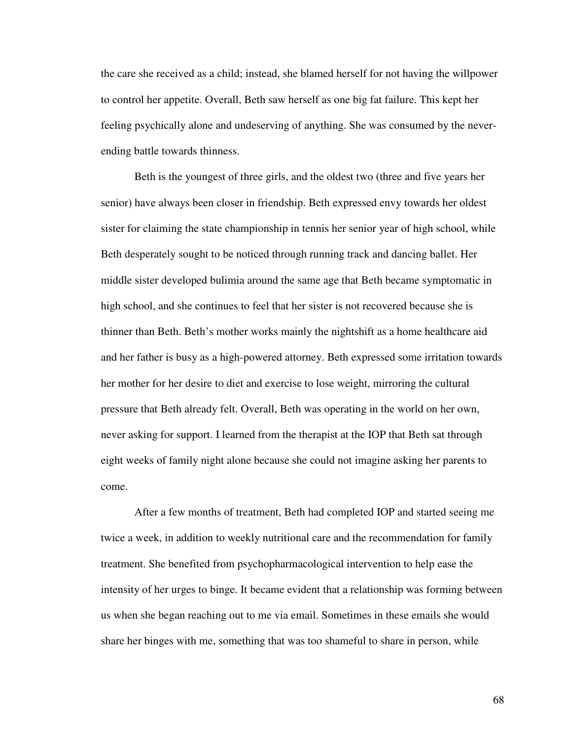the care she received as a child; instead, she blamed herself for not having the willpower to control her appetite. Overall, Beth saw herself as one big fat failure. This kept her feeling psychically alone and undeserving of anything. She was consumed by the never-ending battle towards thinness.

Beth is the youngest of three girls, and the oldest two (three and five years her senior) have always been closer in friendship. Beth expressed envy towards her oldest sister for claiming the state championship in tennis her senior year of high school, while Beth desperately sought to be noticed through running track and dancing ballet. Her middle sister developed bulimia around the same age that Beth became symptomatic in high school, and she continues to feel that her sister is not recovered because she is thinner than Beth. Beth's mother works mainly the nightshift as a home healthcare aid and her father is busy as a high-powered attorney. Beth expressed some irritation towards her mother for her desire to diet and exercise to lose weight, mirroring the cultural pressure that Beth already felt. Overall, Beth was operating in the world on her own, never asking for support. I learned from the therapist at the IOP that Beth sat through eight weeks of family night alone because she could not imagine asking her parents to come.

After a few months of treatment, Beth had completed IOP and started seeing me twice a week, in addition to weekly nutritional care and the recommendation for family treatment. She benefited from psychopharmacological intervention to help ease the intensity of her urges to binge. It became evident that a relationship was forming between us when she began reaching out to me via email. Sometimes in these emails she would share her binges with me, something that was too shameful to share in person, while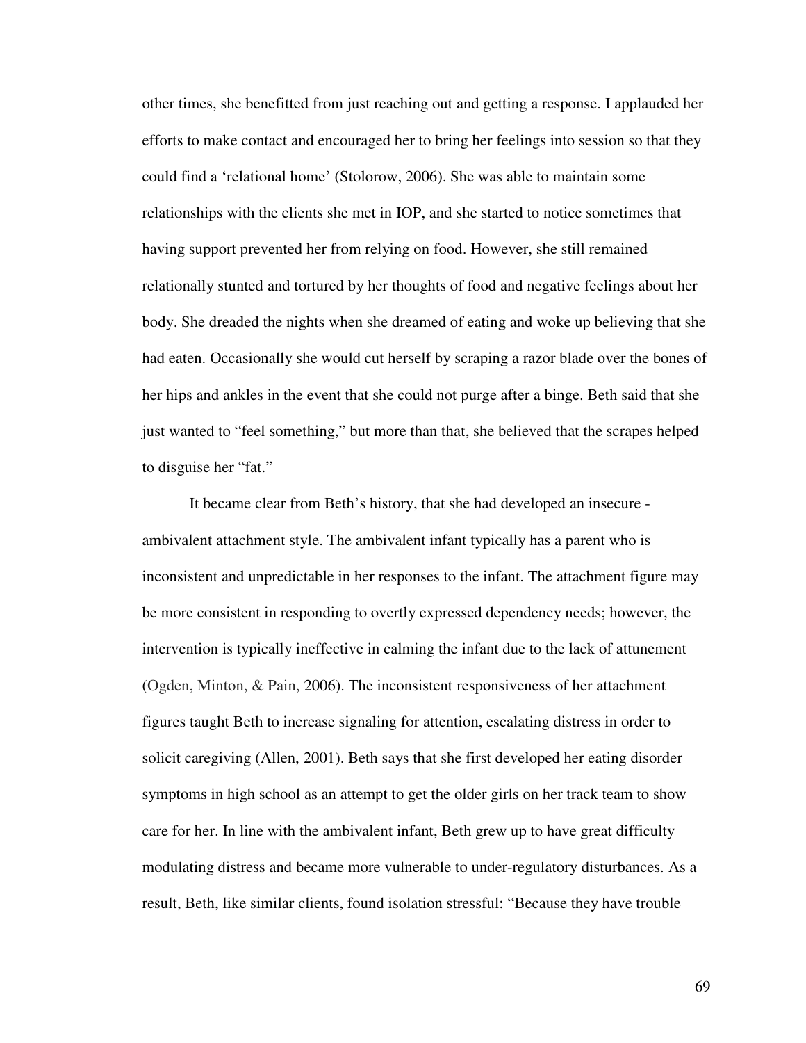other times, she benefitted from just reaching out and getting a response. I applauded her efforts to make contact and encouraged her to bring her feelings into session so that they could find a 'relational home' (Stolorow, 2006). She was able to maintain some relationships with the clients she met in IOP, and she started to notice sometimes that having support prevented her from relying on food. However, she still remained relationally stunted and tortured by her thoughts of food and negative feelings about her body. She dreaded the nights when she dreamed of eating and woke up believing that she had eaten. Occasionally she would cut herself by scraping a razor blade over the bones of her hips and ankles in the event that she could not purge after a binge. Beth said that she just wanted to "feel something," but more than that, she believed that the scrapes helped to disguise her "fat."

It became clear from Beth's history, that she had developed an insecure - ambivalent attachment style. The ambivalent infant typically has a parent who is inconsistent and unpredictable in her responses to the infant. The attachment figure may be more consistent in responding to overtly expressed dependency needs; however, the intervention is typically ineffective in calming the infant due to the lack of attunement (Ogden, Minton, & Pain, 2006). The inconsistent responsiveness of her attachment figures taught Beth to increase signaling for attention, escalating distress in order to solicit caregiving (Allen, 2001). Beth says that she first developed her eating disorder symptoms in high school as an attempt to get the older girls on her track team to show care for her. In line with the ambivalent infant, Beth grew up to have great difficulty modulating distress and became more vulnerable to under-regulatory disturbances. As a result, Beth, like similar clients, found isolation stressful: "Because they have trouble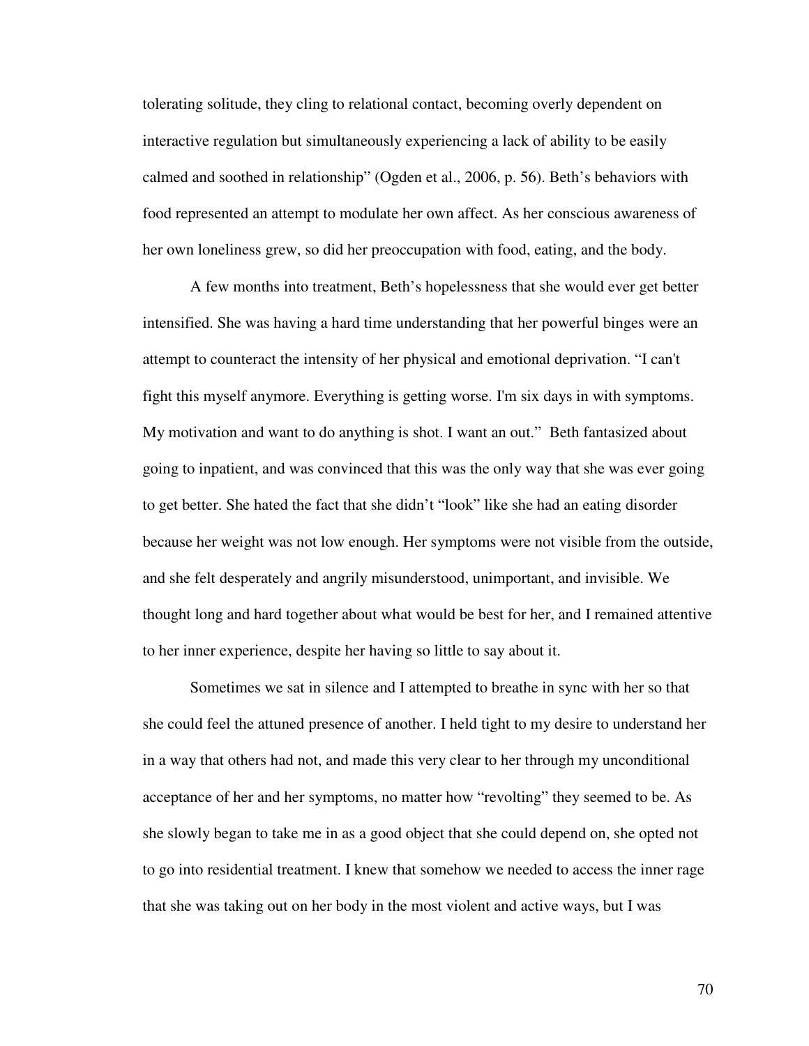tolerating solitude, they cling to relational contact, becoming overly dependent on interactive regulation but simultaneously experiencing a lack of ability to be easily calmed and soothed in relationship" (Ogden et al., 2006, p. 56). Beth's behaviors with food represented an attempt to modulate her own affect. As her conscious awareness of her own loneliness grew, so did her preoccupation with food, eating, and the body.

A few months into treatment, Beth's hopelessness that she would ever get better intensified. She was having a hard time understanding that her powerful binges were an attempt to counteract the intensity of her physical and emotional deprivation. "I can't fight this myself anymore. Everything is getting worse. I'm six days in with symptoms. My motivation and want to do anything is shot. I want an out." Beth fantasized about going to inpatient, and was convinced that this was the only way that she was ever going to get better. She hated the fact that she didn't "look" like she had an eating disorder because her weight was not low enough. Her symptoms were not visible from the outside, and she felt desperately and angrily misunderstood, unimportant, and invisible. We thought long and hard together about what would be best for her, and I remained attentive to her inner experience, despite her having so little to say about it.

Sometimes we sat in silence and I attempted to breathe in sync with her so that she could feel the attuned presence of another. I held tight to my desire to understand her in a way that others had not, and made this very clear to her through my unconditional acceptance of her and her symptoms, no matter how "revolting" they seemed to be. As she slowly began to take me in as a good object that she could depend on, she opted not to go into residential treatment. I knew that somehow we needed to access the inner rage that she was taking out on her body in the most violent and active ways, but I was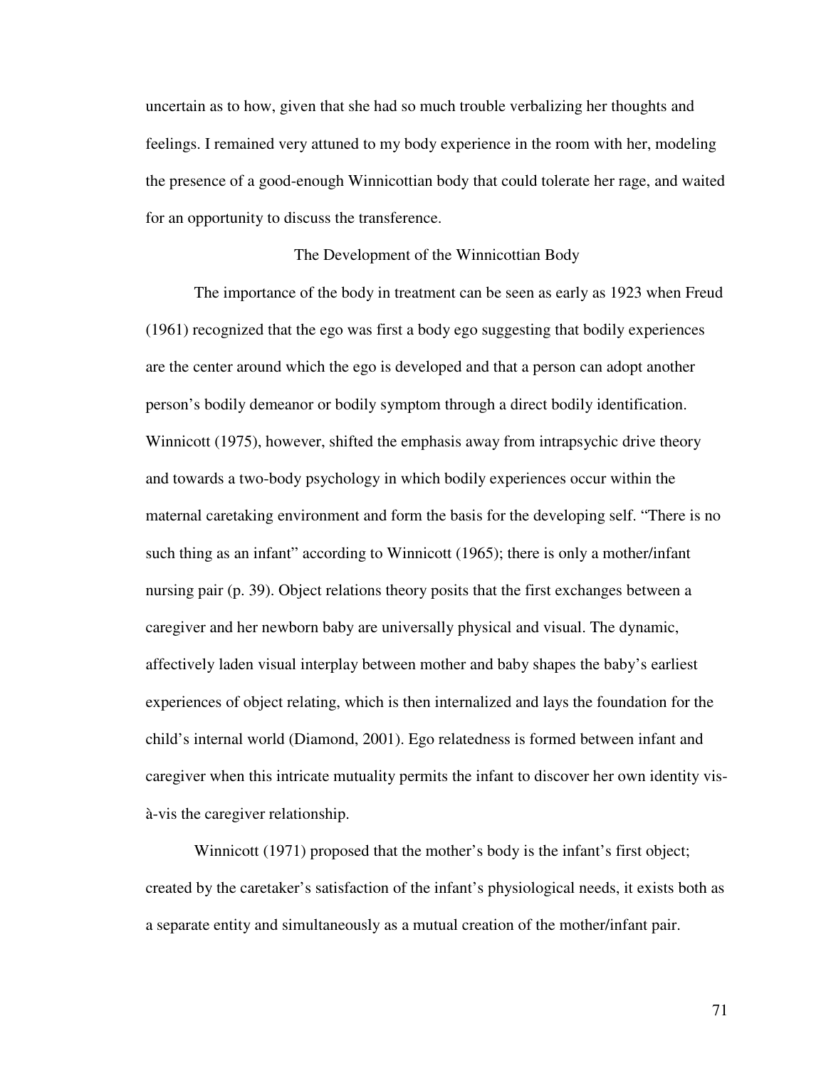uncertain as to how, given that she had so much trouble verbalizing her thoughts and feelings. I remained very attuned to my body experience in the room with her, modeling the presence of a good-enough Winnicottian body that could tolerate her rage, and waited for an opportunity to discuss the transference.

## The Development of the Winnicottian Body

The importance of the body in treatment can be seen as early as 1923 when Freud (1961) recognized that the ego was first a body ego suggesting that bodily experiences are the center around which the ego is developed and that a person can adopt another person's bodily demeanor or bodily symptom through a direct bodily identification. Winnicott (1975), however, shifted the emphasis away from intrapsychic drive theory and towards a two-body psychology in which bodily experiences occur within the maternal caretaking environment and form the basis for the developing self. "There is no such thing as an infant" according to Winnicott (1965); there is only a mother/infant nursing pair (p. 39). Object relations theory posits that the first exchanges between a caregiver and her newborn baby are universally physical and visual. The dynamic, affectively laden visual interplay between mother and baby shapes the baby's earliest experiences of object relating, which is then internalized and lays the foundation for the child's internal world (Diamond, 2001). Ego relatedness is formed between infant and caregiver when this intricate mutuality permits the infant to discover her own identity vis-à-vis the caregiver relationship.

Winnicott (1971) proposed that the mother's body is the infant's first object; created by the caretaker's satisfaction of the infant's physiological needs, it exists both as a separate entity and simultaneously as a mutual creation of the mother/infant pair.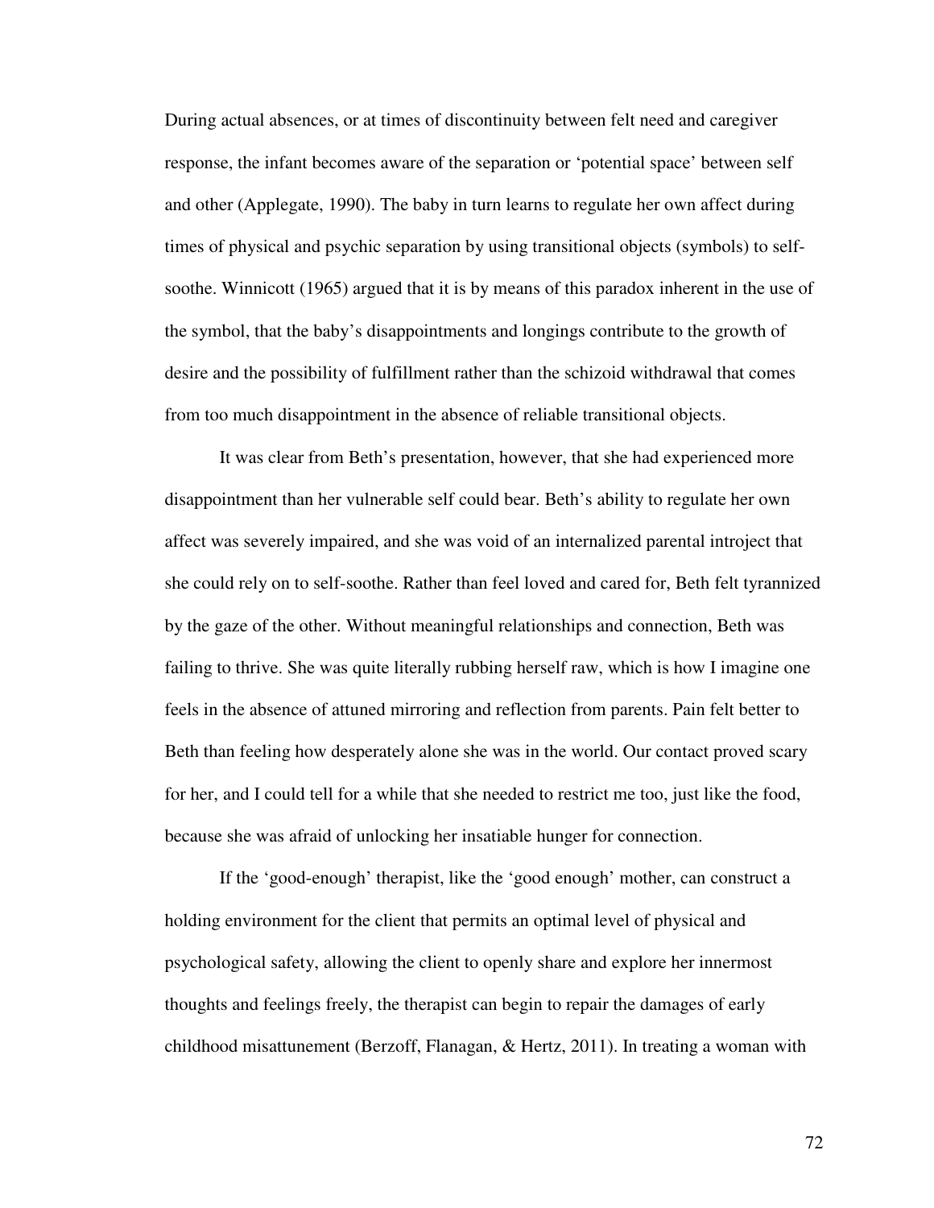During actual absences, or at times of discontinuity between felt need and caregiver response, the infant becomes aware of the separation or 'potential space' between self and other (Applegate, 1990). The baby in turn learns to regulate her own affect during times of physical and psychic separation by using transitional objects (symbols) to self-soothe. Winnicott (1965) argued that it is by means of this paradox inherent in the use of the symbol, that the baby's disappointments and longings contribute to the growth of desire and the possibility of fulfillment rather than the schizoid withdrawal that comes from too much disappointment in the absence of reliable transitional objects.

It was clear from Beth's presentation, however, that she had experienced more disappointment than her vulnerable self could bear. Beth's ability to regulate her own affect was severely impaired, and she was void of an internalized parental introject that she could rely on to self-soothe. Rather than feel loved and cared for, Beth felt tyrannized by the gaze of the other. Without meaningful relationships and connection, Beth was failing to thrive. She was quite literally rubbing herself raw, which is how I imagine one feels in the absence of attuned mirroring and reflection from parents. Pain felt better to Beth than feeling how desperately alone she was in the world. Our contact proved scary for her, and I could tell for a while that she needed to restrict me too, just like the food, because she was afraid of unlocking her insatiable hunger for connection.

If the 'good-enough' therapist, like the 'good enough' mother, can construct a holding environment for the client that permits an optimal level of physical and psychological safety, allowing the client to openly share and explore her innermost thoughts and feelings freely, the therapist can begin to repair the damages of early childhood misattunement (Berzoff, Flanagan, & Hertz, 2011). In treating a woman with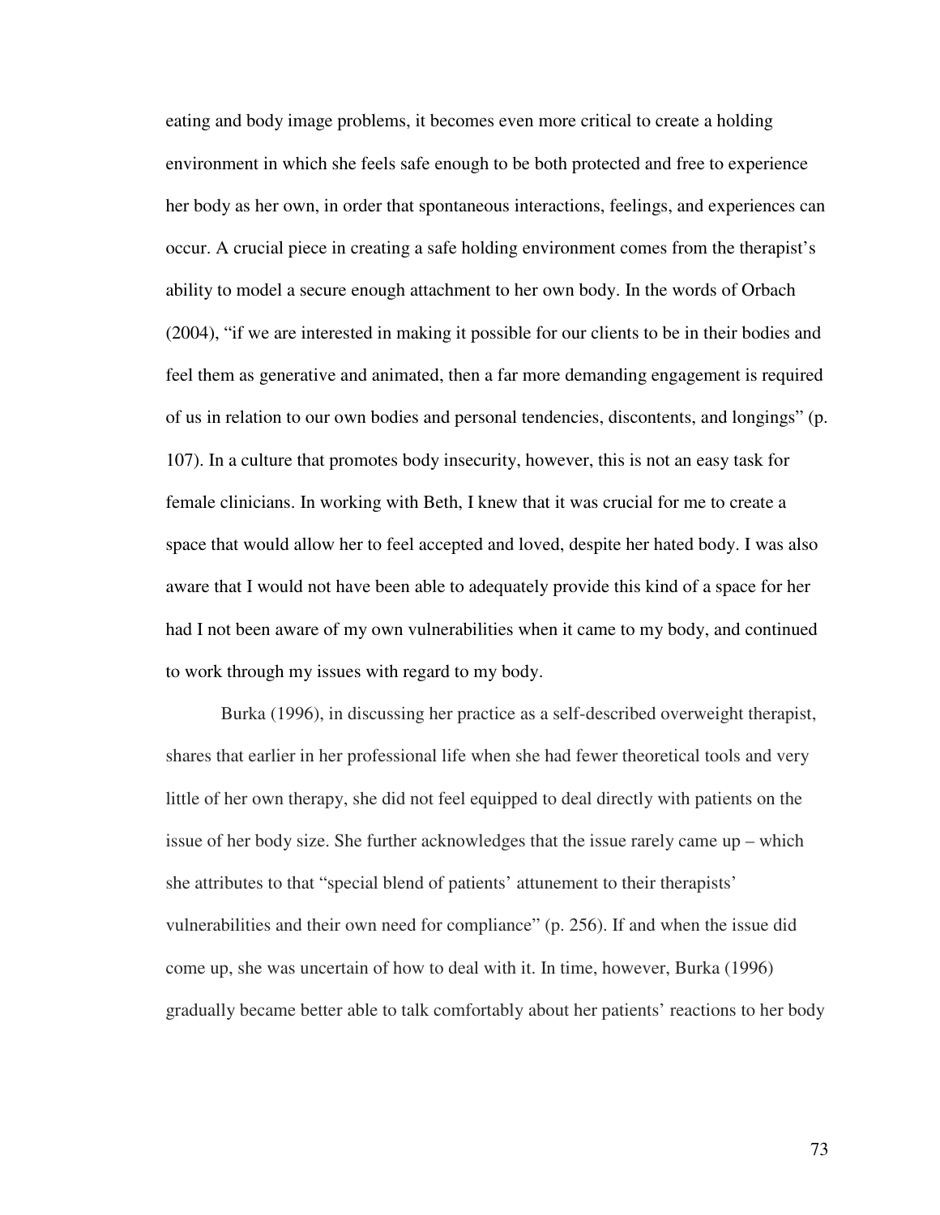eating and body image problems, it becomes even more critical to create a holding environment in which she feels safe enough to be both protected and free to experience her body as her own, in order that spontaneous interactions, feelings, and experiences can occur. A crucial piece in creating a safe holding environment comes from the therapist's ability to model a secure enough attachment to her own body. In the words of Orbach (2004), "if we are interested in making it possible for our clients to be in their bodies and feel them as generative and animated, then a far more demanding engagement is required of us in relation to our own bodies and personal tendencies, discontents, and longings" (p. 107). In a culture that promotes body insecurity, however, this is not an easy task for female clinicians. In working with Beth, I knew that it was crucial for me to create a space that would allow her to feel accepted and loved, despite her hated body. I was also aware that I would not have been able to adequately provide this kind of a space for her had I not been aware of my own vulnerabilities when it came to my body, and continued to work through my issues with regard to my body.

Burka (1996), in discussing her practice as a self-described overweight therapist, shares that earlier in her professional life when she had fewer theoretical tools and very little of her own therapy, she did not feel equipped to deal directly with patients on the issue of her body size. She further acknowledges that the issue rarely came up – which she attributes to that "special blend of patients' attunement to their therapists' vulnerabilities and their own need for compliance" (p. 256). If and when the issue did come up, she was uncertain of how to deal with it. In time, however, Burka (1996) gradually became better able to talk comfortably about her patients' reactions to her body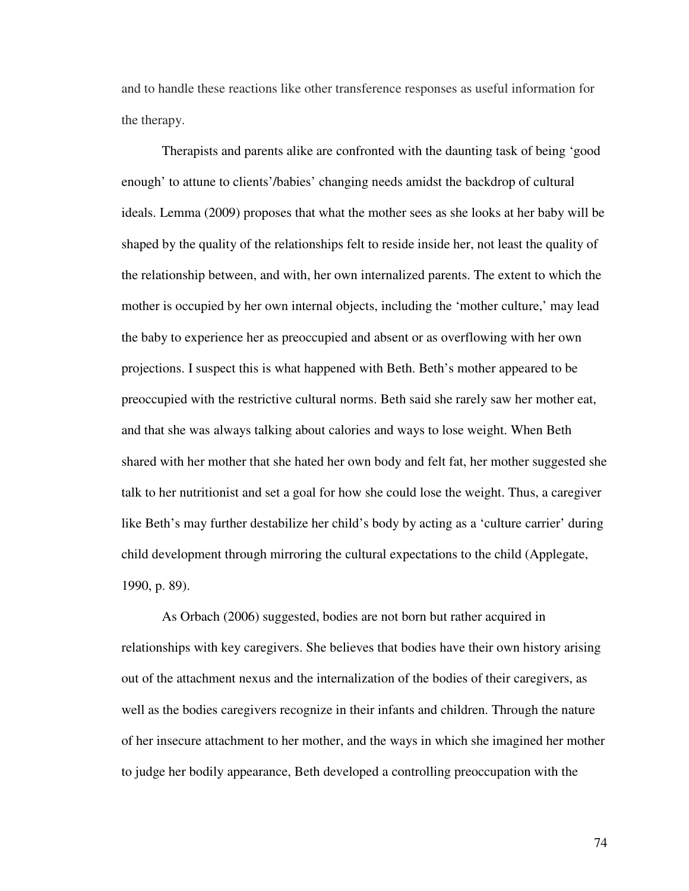and to handle these reactions like other transference responses as useful information for the therapy.

Therapists and parents alike are confronted with the daunting task of being 'good enough' to attune to clients'/babies' changing needs amidst the backdrop of cultural ideals. Lemma (2009) proposes that what the mother sees as she looks at her baby will be shaped by the quality of the relationships felt to reside inside her, not least the quality of the relationship between, and with, her own internalized parents. The extent to which the mother is occupied by her own internal objects, including the 'mother culture,' may lead the baby to experience her as preoccupied and absent or as overflowing with her own projections. I suspect this is what happened with Beth. Beth's mother appeared to be preoccupied with the restrictive cultural norms. Beth said she rarely saw her mother eat, and that she was always talking about calories and ways to lose weight. When Beth shared with her mother that she hated her own body and felt fat, her mother suggested she talk to her nutritionist and set a goal for how she could lose the weight. Thus, a caregiver like Beth's may further destabilize her child's body by acting as a 'culture carrier' during child development through mirroring the cultural expectations to the child (Applegate, 1990, p. 89).

As Orbach (2006) suggested, bodies are not born but rather acquired in relationships with key caregivers. She believes that bodies have their own history arising out of the attachment nexus and the internalization of the bodies of their caregivers, as well as the bodies caregivers recognize in their infants and children. Through the nature of her insecure attachment to her mother, and the ways in which she imagined her mother to judge her bodily appearance, Beth developed a controlling preoccupation with the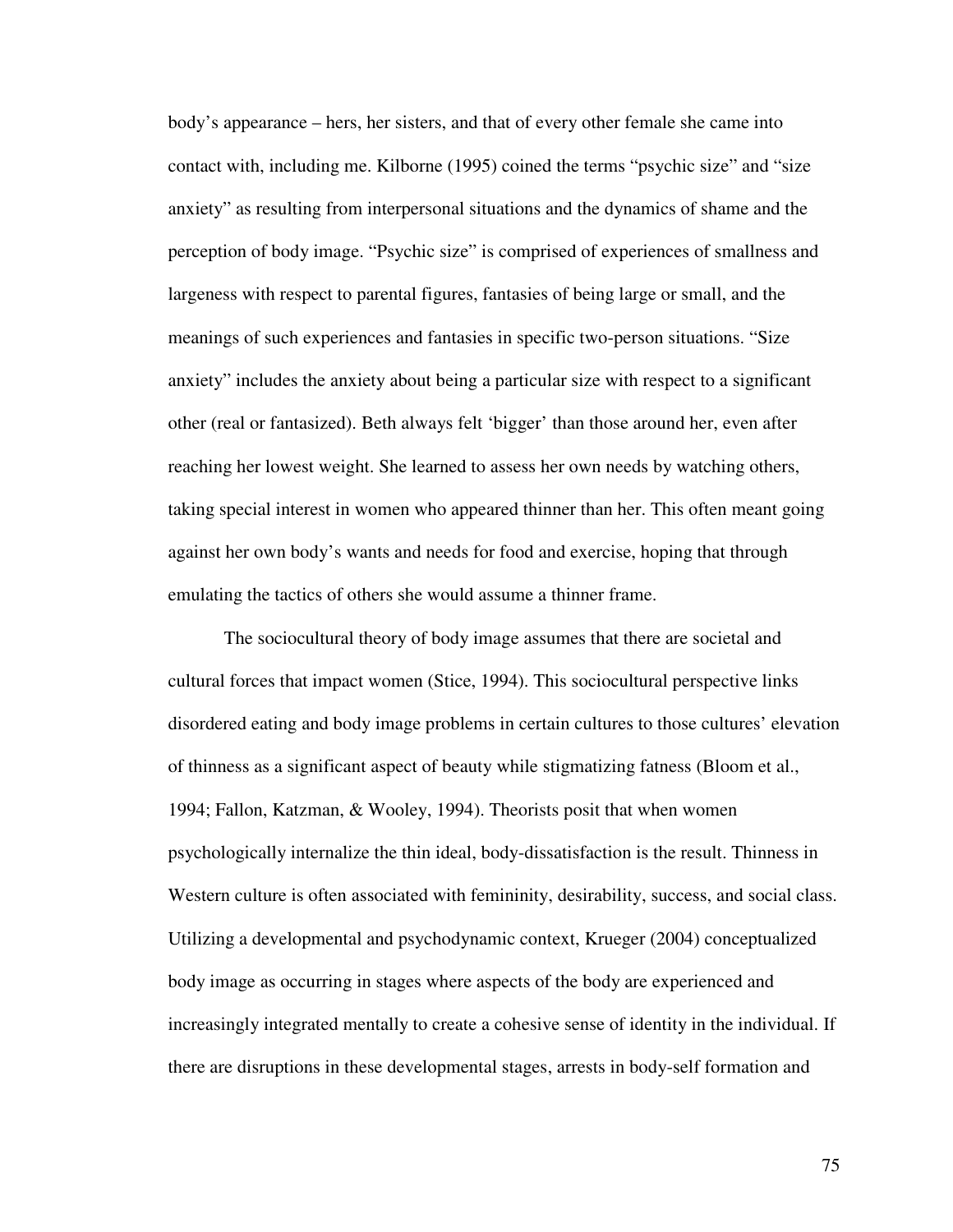body's appearance – hers, her sisters, and that of every other female she came into contact with, including me. Kilborne (1995) coined the terms "psychic size" and "size anxiety" as resulting from interpersonal situations and the dynamics of shame and the perception of body image. "Psychic size" is comprised of experiences of smallness and largeness with respect to parental figures, fantasies of being large or small, and the meanings of such experiences and fantasies in specific two-person situations. "Size anxiety" includes the anxiety about being a particular size with respect to a significant other (real or fantasized). Beth always felt 'bigger' than those around her, even after reaching her lowest weight. She learned to assess her own needs by watching others, taking special interest in women who appeared thinner than her. This often meant going against her own body's wants and needs for food and exercise, hoping that through emulating the tactics of others she would assume a thinner frame.

The sociocultural theory of body image assumes that there are societal and cultural forces that impact women (Stice, 1994). This sociocultural perspective links disordered eating and body image problems in certain cultures to those cultures' elevation of thinness as a significant aspect of beauty while stigmatizing fatness (Bloom et al., 1994; Fallon, Katzman, & Wooley, 1994). Theorists posit that when women psychologically internalize the thin ideal, body-dissatisfaction is the result. Thinness in Western culture is often associated with femininity, desirability, success, and social class. Utilizing a developmental and psychodynamic context, Krueger (2004) conceptualized body image as occurring in stages where aspects of the body are experienced and increasingly integrated mentally to create a cohesive sense of identity in the individual. If there are disruptions in these developmental stages, arrests in body-self formation and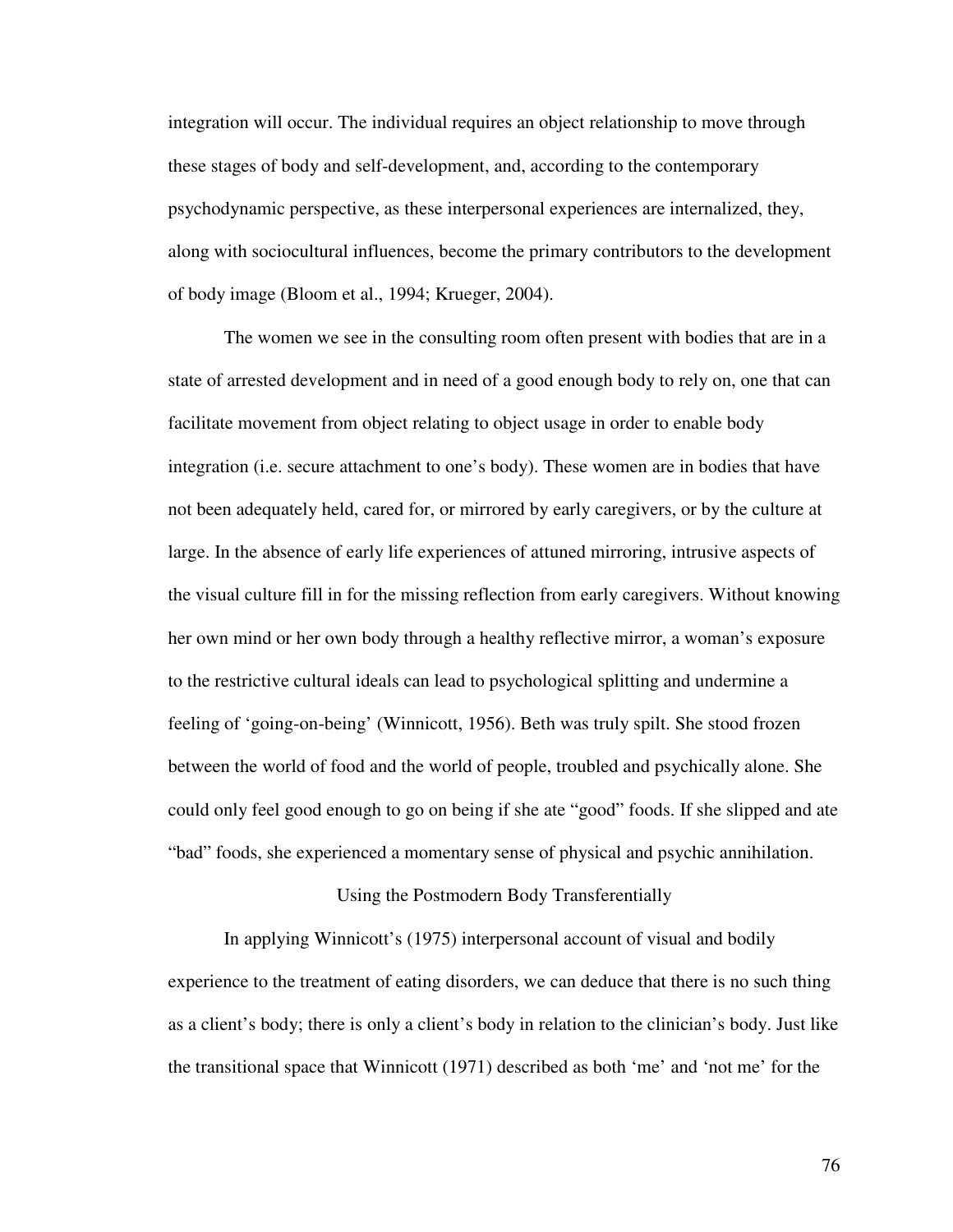integration will occur. The individual requires an object relationship to move through these stages of body and self-development, and, according to the contemporary psychodynamic perspective, as these interpersonal experiences are internalized, they, along with sociocultural influences, become the primary contributors to the development of body image (Bloom et al., 1994; Krueger, 2004).

The women we see in the consulting room often present with bodies that are in a state of arrested development and in need of a good enough body to rely on, one that can facilitate movement from object relating to object usage in order to enable body integration (i.e. secure attachment to one's body). These women are in bodies that have not been adequately held, cared for, or mirrored by early caregivers, or by the culture at large. In the absence of early life experiences of attuned mirroring, intrusive aspects of the visual culture fill in for the missing reflection from early caregivers. Without knowing her own mind or her own body through a healthy reflective mirror, a woman's exposure to the restrictive cultural ideals can lead to psychological splitting and undermine a feeling of 'going-on-being' (Winnicott, 1956). Beth was truly spilt. She stood frozen between the world of food and the world of people, troubled and psychically alone. She could only feel good enough to go on being if she ate "good" foods. If she slipped and ate "bad" foods, she experienced a momentary sense of physical and psychic annihilation.

## Using the Postmodern Body Transferentially

In applying Winnicott's (1975) interpersonal account of visual and bodily experience to the treatment of eating disorders, we can deduce that there is no such thing as a client's body; there is only a client's body in relation to the clinician's body. Just like the transitional space that Winnicott (1971) described as both 'me' and 'not me' for the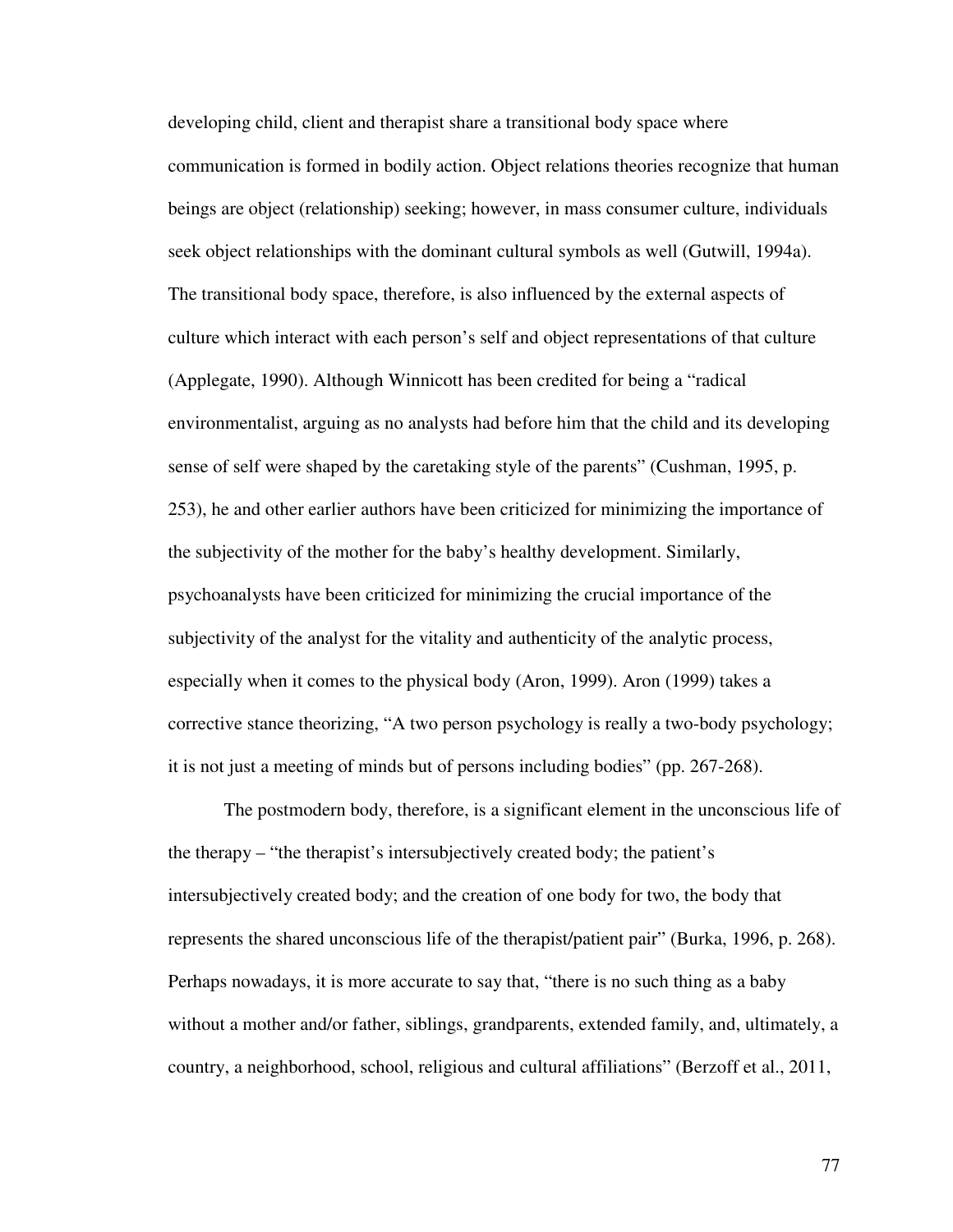developing child, client and therapist share a transitional body space where communication is formed in bodily action. Object relations theories recognize that human beings are object (relationship) seeking; however, in mass consumer culture, individuals seek object relationships with the dominant cultural symbols as well (Gutwill, 1994a). The transitional body space, therefore, is also influenced by the external aspects of culture which interact with each person's self and object representations of that culture (Applegate, 1990). Although Winnicott has been credited for being a "radical environmentalist, arguing as no analysts had before him that the child and its developing sense of self were shaped by the caretaking style of the parents" (Cushman, 1995, p. 253), he and other earlier authors have been criticized for minimizing the importance of the subjectivity of the mother for the baby's healthy development. Similarly, psychoanalysts have been criticized for minimizing the crucial importance of the subjectivity of the analyst for the vitality and authenticity of the analytic process, especially when it comes to the physical body (Aron, 1999). Aron (1999) takes a corrective stance theorizing, "A two person psychology is really a two-body psychology; it is not just a meeting of minds but of persons including bodies" (pp. 267-268).

The postmodern body, therefore, is a significant element in the unconscious life of the therapy – "the therapist's intersubjectively created body; the patient's intersubjectively created body; and the creation of one body for two, the body that represents the shared unconscious life of the therapist/patient pair" (Burka, 1996, p. 268). Perhaps nowadays, it is more accurate to say that, "there is no such thing as a baby without a mother and/or father, siblings, grandparents, extended family, and, ultimately, a country, a neighborhood, school, religious and cultural affiliations" (Berzoff et al., 2011,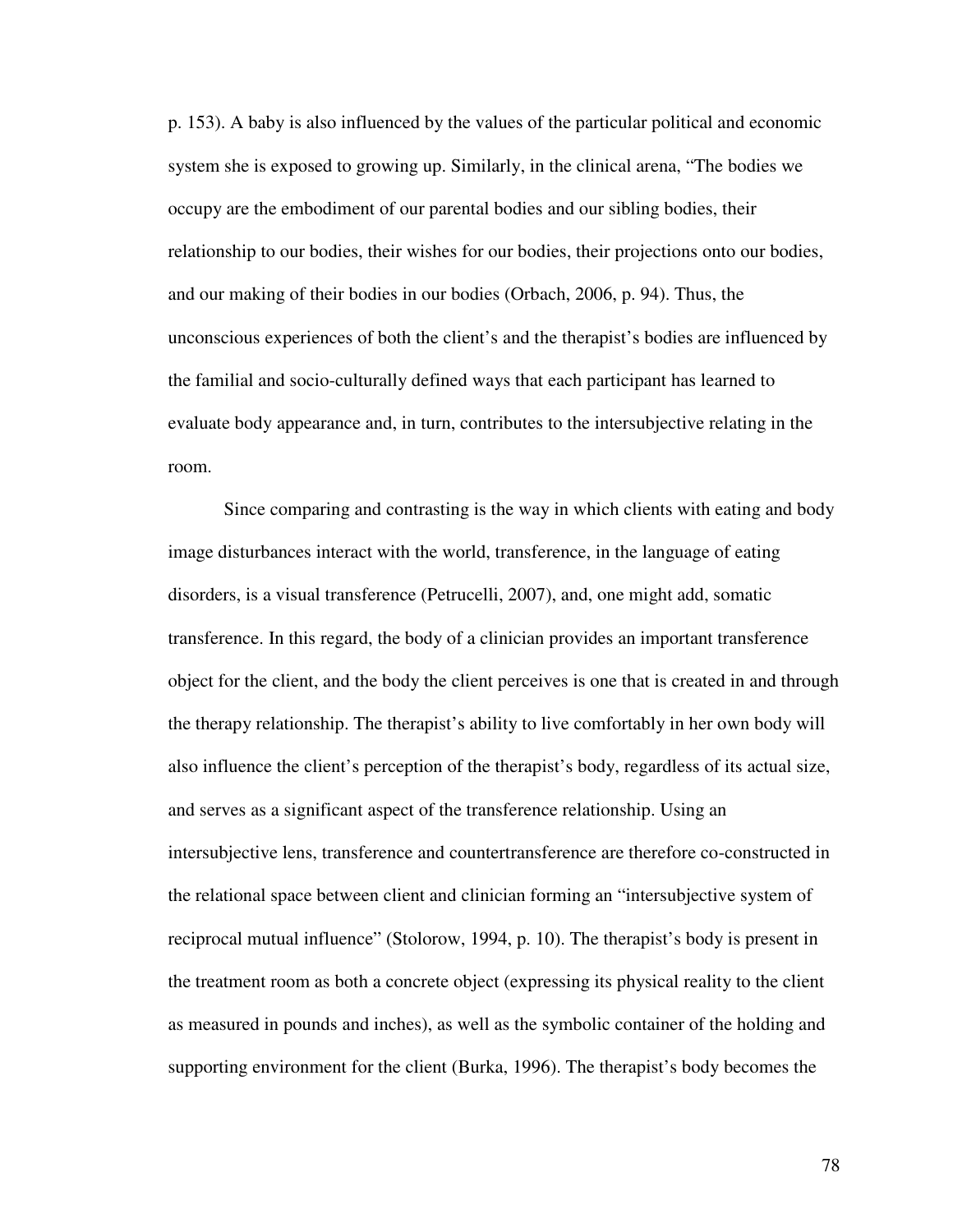p. 153). A baby is also influenced by the values of the particular political and economic system she is exposed to growing up. Similarly, in the clinical arena, "The bodies we occupy are the embodiment of our parental bodies and our sibling bodies, their relationship to our bodies, their wishes for our bodies, their projections onto our bodies, and our making of their bodies in our bodies (Orbach, 2006, p. 94). Thus, the unconscious experiences of both the client's and the therapist's bodies are influenced by the familial and socio-culturally defined ways that each participant has learned to evaluate body appearance and, in turn, contributes to the intersubjective relating in the room.

Since comparing and contrasting is the way in which clients with eating and body image disturbances interact with the world, transference, in the language of eating disorders, is a visual transference (Petrucelli, 2007), and, one might add, somatic transference. In this regard, the body of a clinician provides an important transference object for the client, and the body the client perceives is one that is created in and through the therapy relationship. The therapist's ability to live comfortably in her own body will also influence the client's perception of the therapist's body, regardless of its actual size, and serves as a significant aspect of the transference relationship. Using an intersubjective lens, transference and countertransference are therefore co-constructed in the relational space between client and clinician forming an "intersubjective system of reciprocal mutual influence" (Stolorow, 1994, p. 10). The therapist's body is present in the treatment room as both a concrete object (expressing its physical reality to the client as measured in pounds and inches), as well as the symbolic container of the holding and supporting environment for the client (Burka, 1996). The therapist's body becomes the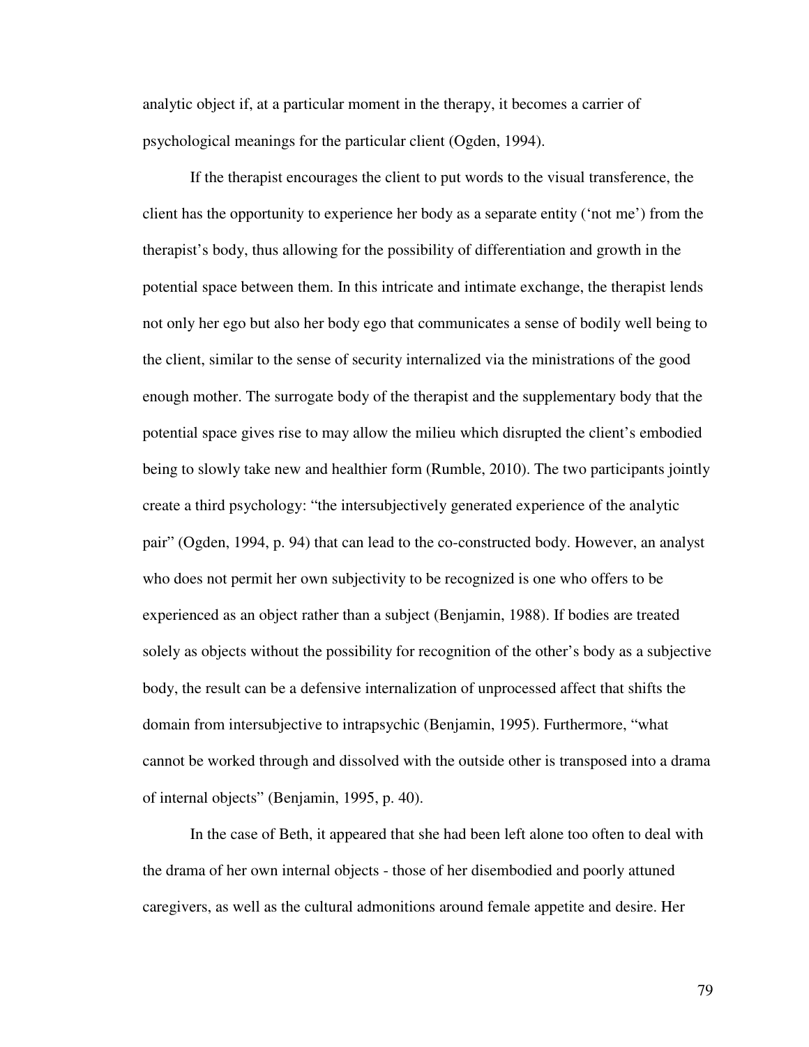analytic object if, at a particular moment in the therapy, it becomes a carrier of psychological meanings for the particular client (Ogden, 1994).

If the therapist encourages the client to put words to the visual transference, the client has the opportunity to experience her body as a separate entity ('not me') from the therapist's body, thus allowing for the possibility of differentiation and growth in the potential space between them. In this intricate and intimate exchange, the therapist lends not only her ego but also her body ego that communicates a sense of bodily well being to the client, similar to the sense of security internalized via the ministrations of the good enough mother. The surrogate body of the therapist and the supplementary body that the potential space gives rise to may allow the milieu which disrupted the client's embodied being to slowly take new and healthier form (Rumble, 2010). The two participants jointly create a third psychology: "the intersubjectively generated experience of the analytic pair" (Ogden, 1994, p. 94) that can lead to the co-constructed body. However, an analyst who does not permit her own subjectivity to be recognized is one who offers to be experienced as an object rather than a subject (Benjamin, 1988). If bodies are treated solely as objects without the possibility for recognition of the other's body as a subjective body, the result can be a defensive internalization of unprocessed affect that shifts the domain from intersubjective to intrapsychic (Benjamin, 1995). Furthermore, "what cannot be worked through and dissolved with the outside other is transposed into a drama of internal objects" (Benjamin, 1995, p. 40).

In the case of Beth, it appeared that she had been left alone too often to deal with the drama of her own internal objects - those of her disembodied and poorly attuned caregivers, as well as the cultural admonitions around female appetite and desire. Her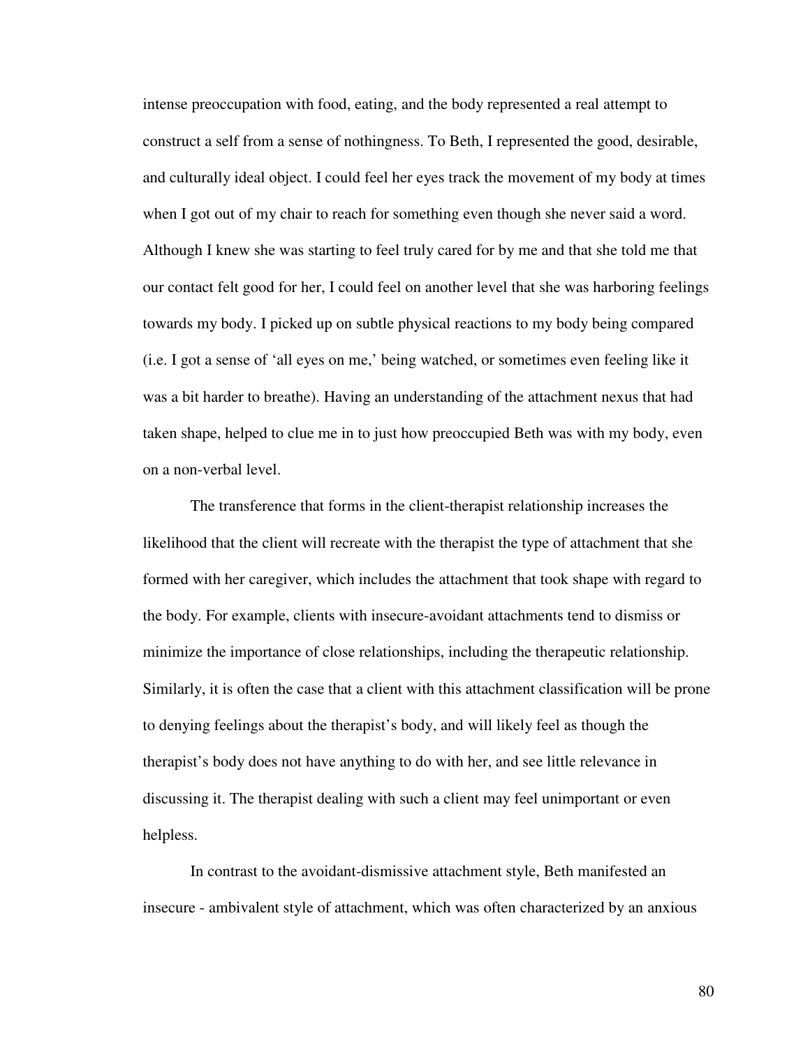intense preoccupation with food, eating, and the body represented a real attempt to construct a self from a sense of nothingness. To Beth, I represented the good, desirable, and culturally ideal object. I could feel her eyes track the movement of my body at times when I got out of my chair to reach for something even though she never said a word. Although I knew she was starting to feel truly cared for by me and that she told me that our contact felt good for her, I could feel on another level that she was harboring feelings towards my body. I picked up on subtle physical reactions to my body being compared (i.e. I got a sense of 'all eyes on me,' being watched, or sometimes even feeling like it was a bit harder to breathe). Having an understanding of the attachment nexus that had taken shape, helped to clue me in to just how preoccupied Beth was with my body, even on a non-verbal level.

The transference that forms in the client-therapist relationship increases the likelihood that the client will recreate with the therapist the type of attachment that she formed with her caregiver, which includes the attachment that took shape with regard to the body. For example, clients with insecure-avoidant attachments tend to dismiss or minimize the importance of close relationships, including the therapeutic relationship. Similarly, it is often the case that a client with this attachment classification will be prone to denying feelings about the therapist's body, and will likely feel as though the therapist's body does not have anything to do with her, and see little relevance in discussing it. The therapist dealing with such a client may feel unimportant or even helpless.

In contrast to the avoidant-dismissive attachment style, Beth manifested an insecure - ambivalent style of attachment, which was often characterized by an anxious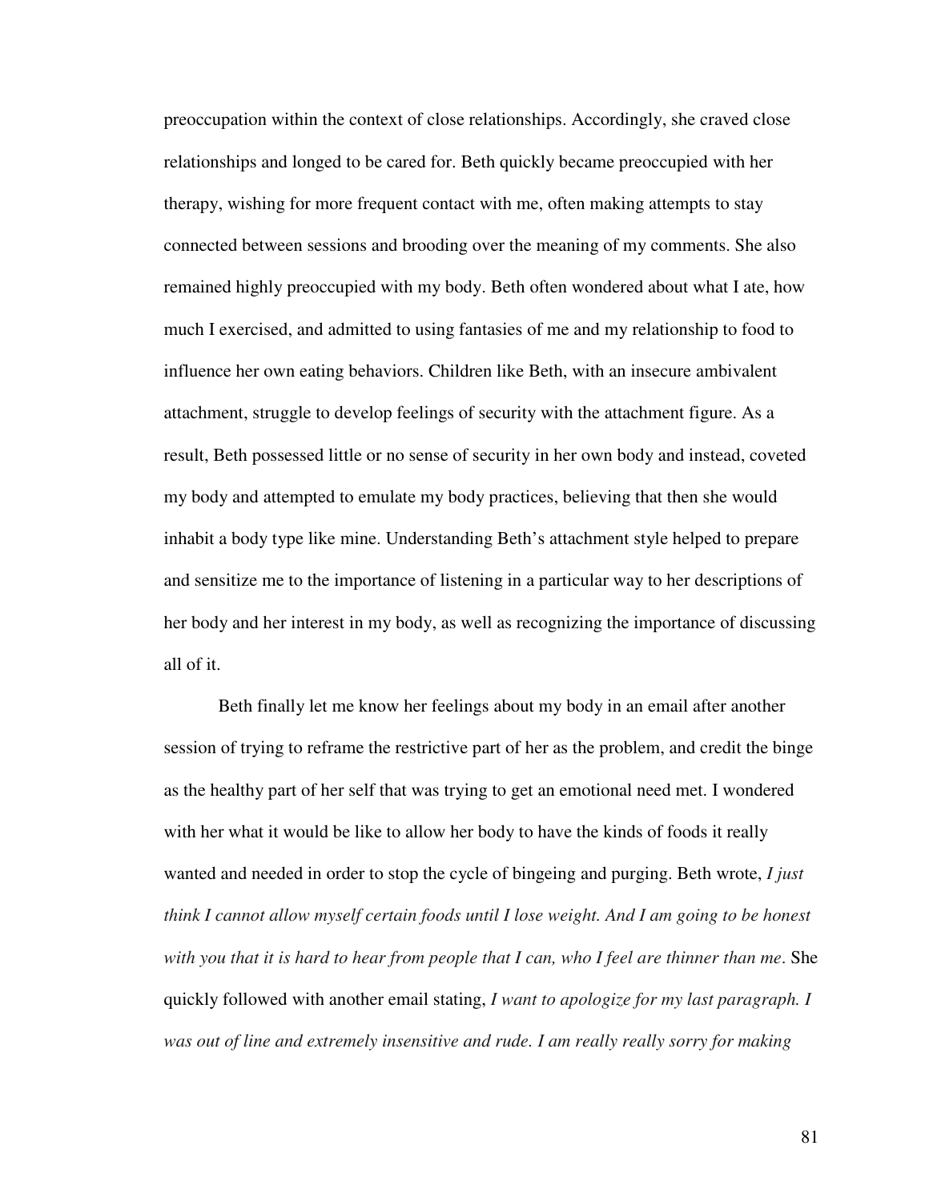preoccupation within the context of close relationships. Accordingly, she craved close relationships and longed to be cared for. Beth quickly became preoccupied with her therapy, wishing for more frequent contact with me, often making attempts to stay connected between sessions and brooding over the meaning of my comments. She also remained highly preoccupied with my body. Beth often wondered about what I ate, how much I exercised, and admitted to using fantasies of me and my relationship to food to influence her own eating behaviors. Children like Beth, with an insecure ambivalent attachment, struggle to develop feelings of security with the attachment figure. As a result, Beth possessed little or no sense of security in her own body and instead, coveted my body and attempted to emulate my body practices, believing that then she would inhabit a body type like mine. Understanding Beth's attachment style helped to prepare and sensitize me to the importance of listening in a particular way to her descriptions of her body and her interest in my body, as well as recognizing the importance of discussing all of it.

Beth finally let me know her feelings about my body in an email after another session of trying to reframe the restrictive part of her as the problem, and credit the binge as the healthy part of her self that was trying to get an emotional need met. I wondered with her what it would be like to allow her body to have the kinds of foods it really wanted and needed in order to stop the cycle of bingeing and purging. Beth wrote, *I just think I cannot allow myself certain foods until I lose weight. And I am going to be honest with you that it is hard to hear from people that I can, who I feel are thinner than me*. She quickly followed with another email stating, *I want to apologize for my last paragraph. I was out of line and extremely insensitive and rude. I am really really sorry for making*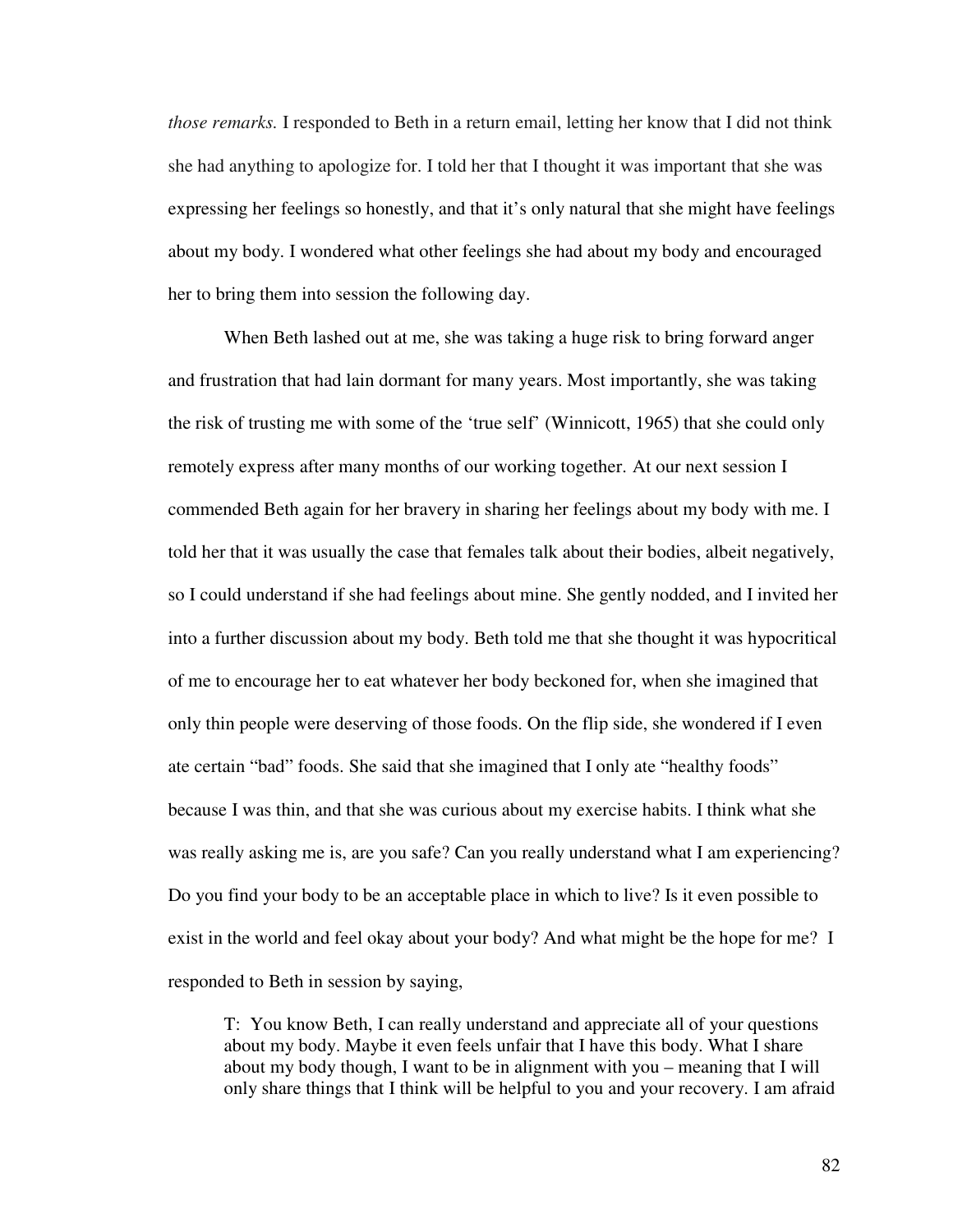*those remarks.* I responded to Beth in a return email, letting her know that I did not think she had anything to apologize for. I told her that I thought it was important that she was expressing her feelings so honestly, and that it's only natural that she might have feelings about my body. I wondered what other feelings she had about my body and encouraged her to bring them into session the following day.

When Beth lashed out at me, she was taking a huge risk to bring forward anger and frustration that had lain dormant for many years. Most importantly, she was taking the risk of trusting me with some of the 'true self' (Winnicott, 1965) that she could only remotely express after many months of our working together. At our next session I commended Beth again for her bravery in sharing her feelings about my body with me. I told her that it was usually the case that females talk about their bodies, albeit negatively, so I could understand if she had feelings about mine. She gently nodded, and I invited her into a further discussion about my body. Beth told me that she thought it was hypocritical of me to encourage her to eat whatever her body beckoned for, when she imagined that only thin people were deserving of those foods. On the flip side, she wondered if I even ate certain "bad" foods. She said that she imagined that I only ate "healthy foods" because I was thin, and that she was curious about my exercise habits. I think what she was really asking me is, are you safe? Can you really understand what I am experiencing? Do you find your body to be an acceptable place in which to live? Is it even possible to exist in the world and feel okay about your body? And what might be the hope for me? I responded to Beth in session by saying,

> T: You know Beth, I can really understand and appreciate all of your questions about my body. Maybe it even feels unfair that I have this body. What I share about my body though, I want to be in alignment with you – meaning that I will only share things that I think will be helpful to you and your recovery. I am afraid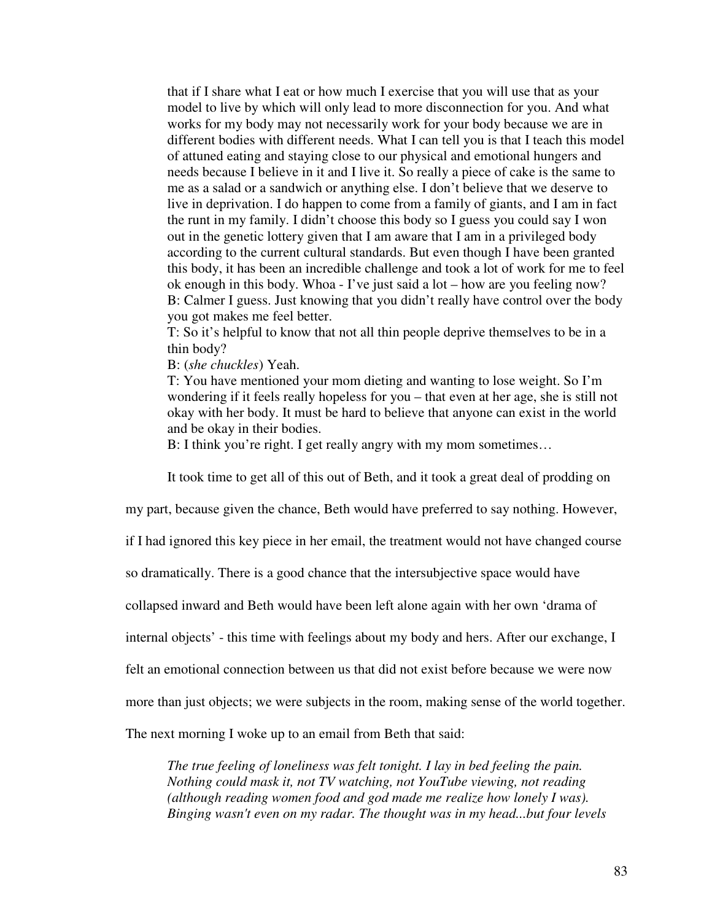> that if I share what I eat or how much I exercise that you will use that as your model to live by which will only lead to more disconnection for you. And what works for my body may not necessarily work for your body because we are in different bodies with different needs. What I can tell you is that I teach this model of attuned eating and staying close to our physical and emotional hungers and needs because I believe in it and I live it. So really a piece of cake is the same to me as a salad or a sandwich or anything else. I don't believe that we deserve to live in deprivation. I do happen to come from a family of giants, and I am in fact the runt in my family. I didn't choose this body so I guess you could say I won out in the genetic lottery given that I am aware that I am in a privileged body according to the current cultural standards. But even though I have been granted this body, it has been an incredible challenge and took a lot of work for me to feel ok enough in this body. Whoa - I've just said a lot – how are you feeling now?
>
> B: Calmer I guess. Just knowing that you didn't really have control over the body you got makes me feel better.
>
> T: So it's helpful to know that not all thin people deprive themselves to be in a thin body?
>
> B: (*she chuckles*) Yeah.
>
> T: You have mentioned your mom dieting and wanting to lose weight. So I'm wondering if it feels really hopeless for you – that even at her age, she is still not okay with her body. It must be hard to believe that anyone can exist in the world and be okay in their bodies.
>
> B: I think you're right. I get really angry with my mom sometimes…

It took time to get all of this out of Beth, and it took a great deal of prodding on my part, because given the chance, Beth would have preferred to say nothing. However, if I had ignored this key piece in her email, the treatment would not have changed course so dramatically. There is a good chance that the intersubjective space would have collapsed inward and Beth would have been left alone again with her own 'drama of internal objects' - this time with feelings about my body and hers. After our exchange, I felt an emotional connection between us that did not exist before because we were now more than just objects; we were subjects in the room, making sense of the world together. The next morning I woke up to an email from Beth that said:

> *The true feeling of loneliness was felt tonight. I lay in bed feeling the pain. Nothing could mask it, not TV watching, not YouTube viewing, not reading (although reading women food and god made me realize how lonely I was). Binging wasn't even on my radar. The thought was in my head...but four levels*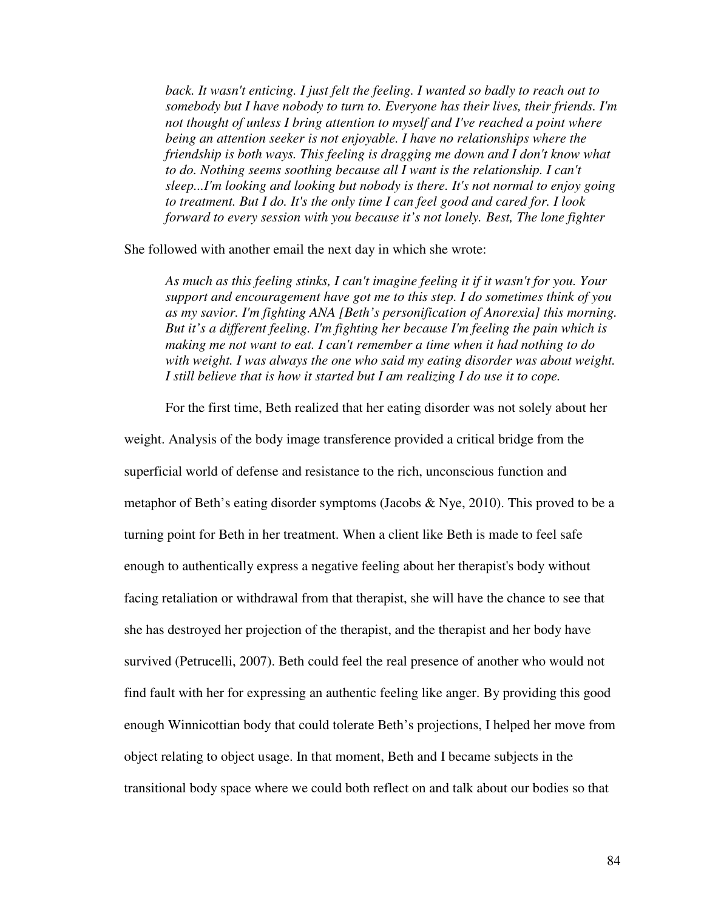> *back. It wasn't enticing. I just felt the feeling. I wanted so badly to reach out to somebody but I have nobody to turn to. Everyone has their lives, their friends. I'm not thought of unless I bring attention to myself and I've reached a point where being an attention seeker is not enjoyable. I have no relationships where the friendship is both ways. This feeling is dragging me down and I don't know what to do. Nothing seems soothing because all I want is the relationship. I can't sleep...I'm looking and looking but nobody is there. It's not normal to enjoy going to treatment. But I do. It's the only time I can feel good and cared for. I look forward to every session with you because it's not lonely. Best, The lone fighter*

She followed with another email the next day in which she wrote:

> *As much as this feeling stinks, I can't imagine feeling it if it wasn't for you. Your support and encouragement have got me to this step. I do sometimes think of you as my savior. I'm fighting ANA [Beth's personification of Anorexia] this morning. But it's a different feeling. I'm fighting her because I'm feeling the pain which is making me not want to eat. I can't remember a time when it had nothing to do with weight. I was always the one who said my eating disorder was about weight. I still believe that is how it started but I am realizing I do use it to cope.*

For the first time, Beth realized that her eating disorder was not solely about her weight. Analysis of the body image transference provided a critical bridge from the superficial world of defense and resistance to the rich, unconscious function and metaphor of Beth's eating disorder symptoms (Jacobs & Nye, 2010). This proved to be a turning point for Beth in her treatment. When a client like Beth is made to feel safe enough to authentically express a negative feeling about her therapist's body without facing retaliation or withdrawal from that therapist, she will have the chance to see that she has destroyed her projection of the therapist, and the therapist and her body have survived (Petrucelli, 2007). Beth could feel the real presence of another who would not find fault with her for expressing an authentic feeling like anger. By providing this good enough Winnicottian body that could tolerate Beth's projections, I helped her move from object relating to object usage. In that moment, Beth and I became subjects in the transitional body space where we could both reflect on and talk about our bodies so that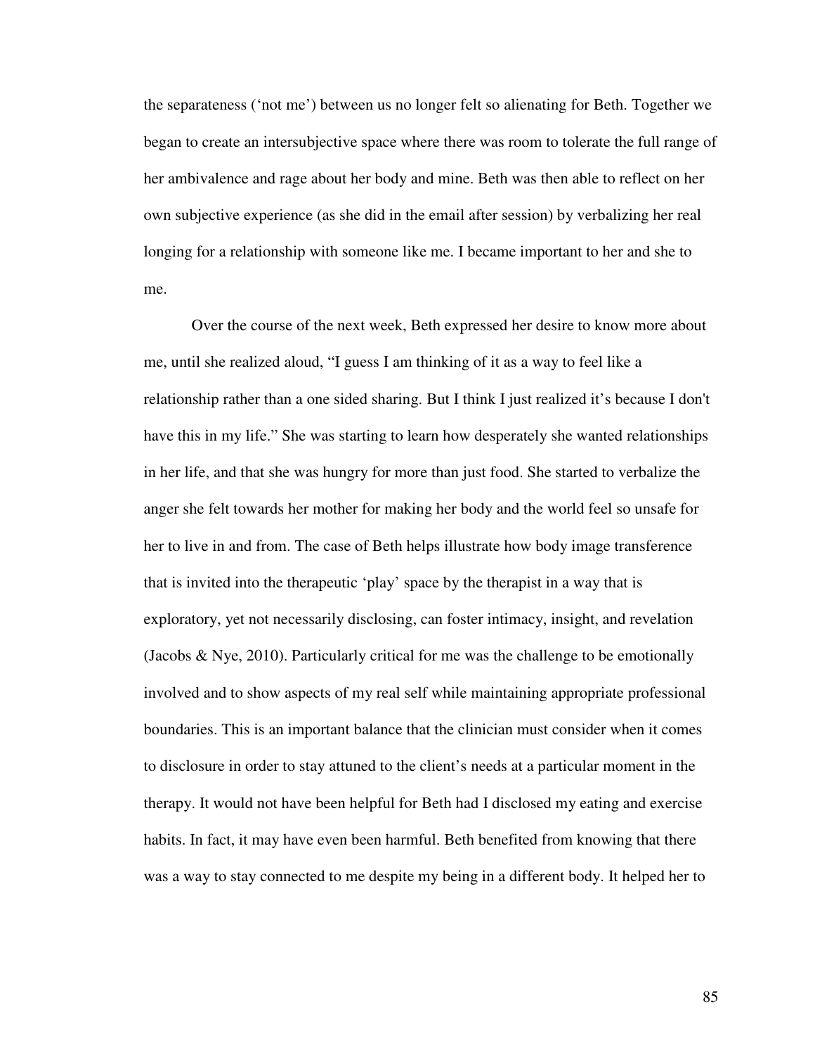the separateness ('not me') between us no longer felt so alienating for Beth. Together we began to create an intersubjective space where there was room to tolerate the full range of her ambivalence and rage about her body and mine. Beth was then able to reflect on her own subjective experience (as she did in the email after session) by verbalizing her real longing for a relationship with someone like me. I became important to her and she to me.

Over the course of the next week, Beth expressed her desire to know more about me, until she realized aloud, "I guess I am thinking of it as a way to feel like a relationship rather than a one sided sharing. But I think I just realized it's because I don't have this in my life." She was starting to learn how desperately she wanted relationships in her life, and that she was hungry for more than just food. She started to verbalize the anger she felt towards her mother for making her body and the world feel so unsafe for her to live in and from. The case of Beth helps illustrate how body image transference that is invited into the therapeutic 'play' space by the therapist in a way that is exploratory, yet not necessarily disclosing, can foster intimacy, insight, and revelation (Jacobs & Nye, 2010). Particularly critical for me was the challenge to be emotionally involved and to show aspects of my real self while maintaining appropriate professional boundaries. This is an important balance that the clinician must consider when it comes to disclosure in order to stay attuned to the client's needs at a particular moment in the therapy. It would not have been helpful for Beth had I disclosed my eating and exercise habits. In fact, it may have even been harmful. Beth benefited from knowing that there was a way to stay connected to me despite my being in a different body. It helped her to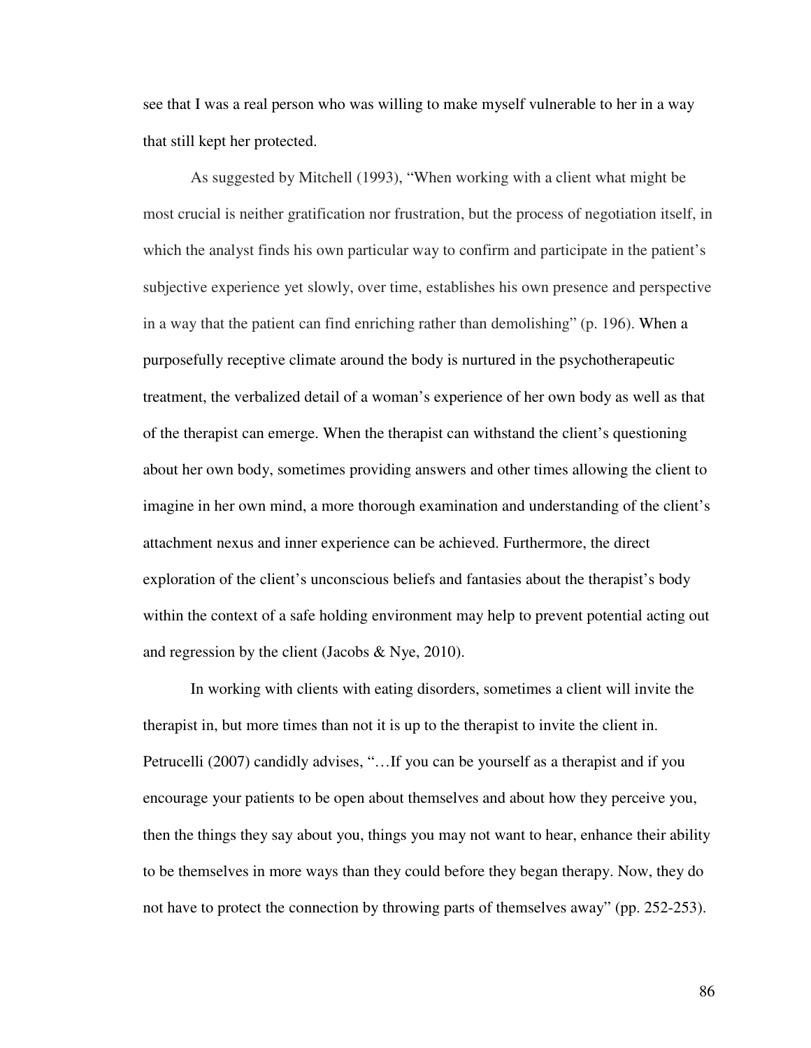see that I was a real person who was willing to make myself vulnerable to her in a way that still kept her protected.

As suggested by Mitchell (1993), "When working with a client what might be most crucial is neither gratification nor frustration, but the process of negotiation itself, in which the analyst finds his own particular way to confirm and participate in the patient's subjective experience yet slowly, over time, establishes his own presence and perspective in a way that the patient can find enriching rather than demolishing" (p. 196). When a purposefully receptive climate around the body is nurtured in the psychotherapeutic treatment, the verbalized detail of a woman's experience of her own body as well as that of the therapist can emerge. When the therapist can withstand the client's questioning about her own body, sometimes providing answers and other times allowing the client to imagine in her own mind, a more thorough examination and understanding of the client's attachment nexus and inner experience can be achieved. Furthermore, the direct exploration of the client's unconscious beliefs and fantasies about the therapist's body within the context of a safe holding environment may help to prevent potential acting out and regression by the client (Jacobs & Nye, 2010).

In working with clients with eating disorders, sometimes a client will invite the therapist in, but more times than not it is up to the therapist to invite the client in. Petrucelli (2007) candidly advises, "…If you can be yourself as a therapist and if you encourage your patients to be open about themselves and about how they perceive you, then the things they say about you, things you may not want to hear, enhance their ability to be themselves in more ways than they could before they began therapy. Now, they do not have to protect the connection by throwing parts of themselves away" (pp. 252-253).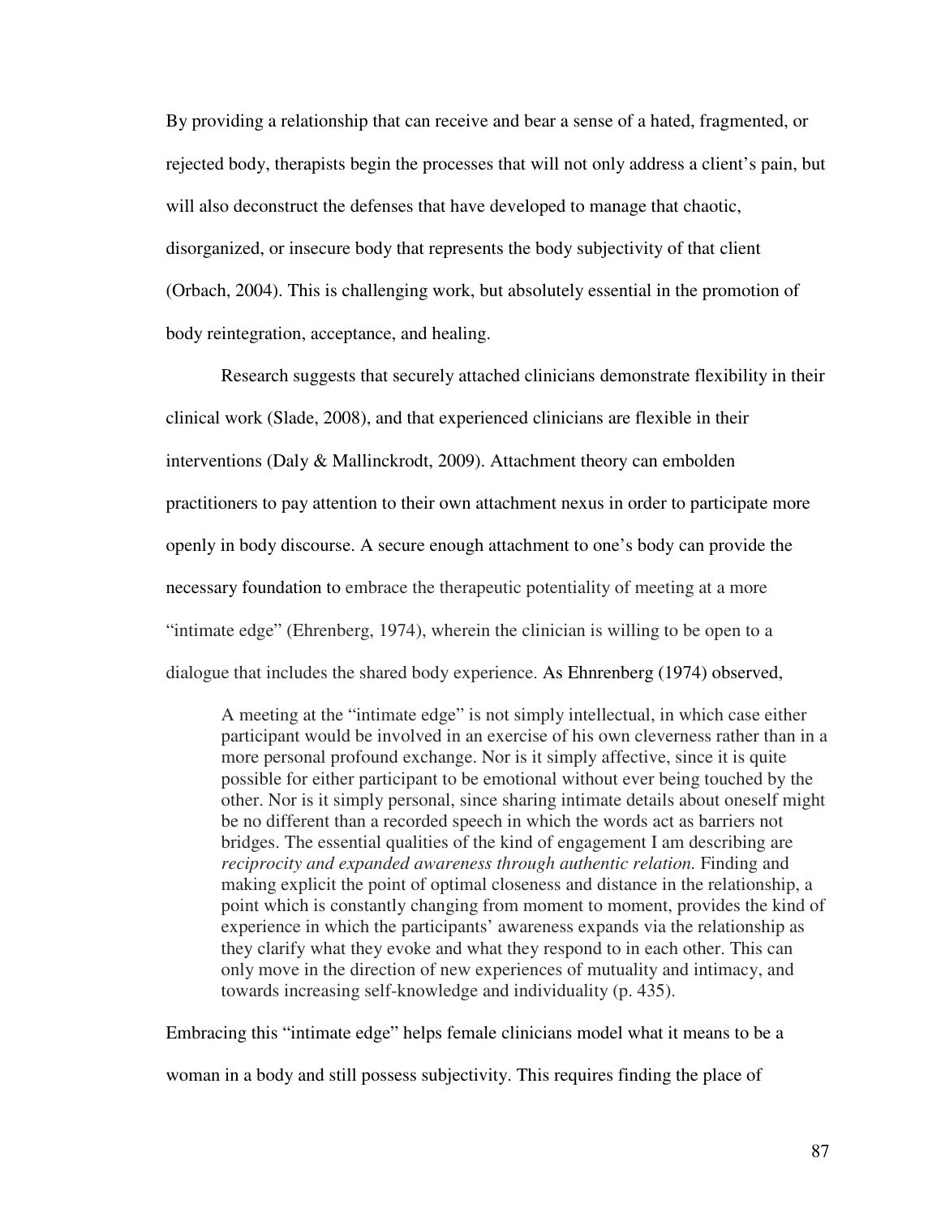By providing a relationship that can receive and bear a sense of a hated, fragmented, or rejected body, therapists begin the processes that will not only address a client's pain, but will also deconstruct the defenses that have developed to manage that chaotic, disorganized, or insecure body that represents the body subjectivity of that client (Orbach, 2004). This is challenging work, but absolutely essential in the promotion of body reintegration, acceptance, and healing.

Research suggests that securely attached clinicians demonstrate flexibility in their clinical work (Slade, 2008), and that experienced clinicians are flexible in their interventions (Daly & Mallinckrodt, 2009). Attachment theory can embolden practitioners to pay attention to their own attachment nexus in order to participate more openly in body discourse. A secure enough attachment to one's body can provide the necessary foundation to embrace the therapeutic potentiality of meeting at a more "intimate edge" (Ehrenberg, 1974), wherein the clinician is willing to be open to a dialogue that includes the shared body experience. As Ehnrenberg (1974) observed,

> A meeting at the "intimate edge" is not simply intellectual, in which case either participant would be involved in an exercise of his own cleverness rather than in a more personal profound exchange. Nor is it simply affective, since it is quite possible for either participant to be emotional without ever being touched by the other. Nor is it simply personal, since sharing intimate details about oneself might be no different than a recorded speech in which the words act as barriers not bridges. The essential qualities of the kind of engagement I am describing are *reciprocity and expanded awareness through authentic relation.* Finding and making explicit the point of optimal closeness and distance in the relationship, a point which is constantly changing from moment to moment, provides the kind of experience in which the participants' awareness expands via the relationship as they clarify what they evoke and what they respond to in each other. This can only move in the direction of new experiences of mutuality and intimacy, and towards increasing self-knowledge and individuality (p. 435).

Embracing this "intimate edge" helps female clinicians model what it means to be a woman in a body and still possess subjectivity. This requires finding the place of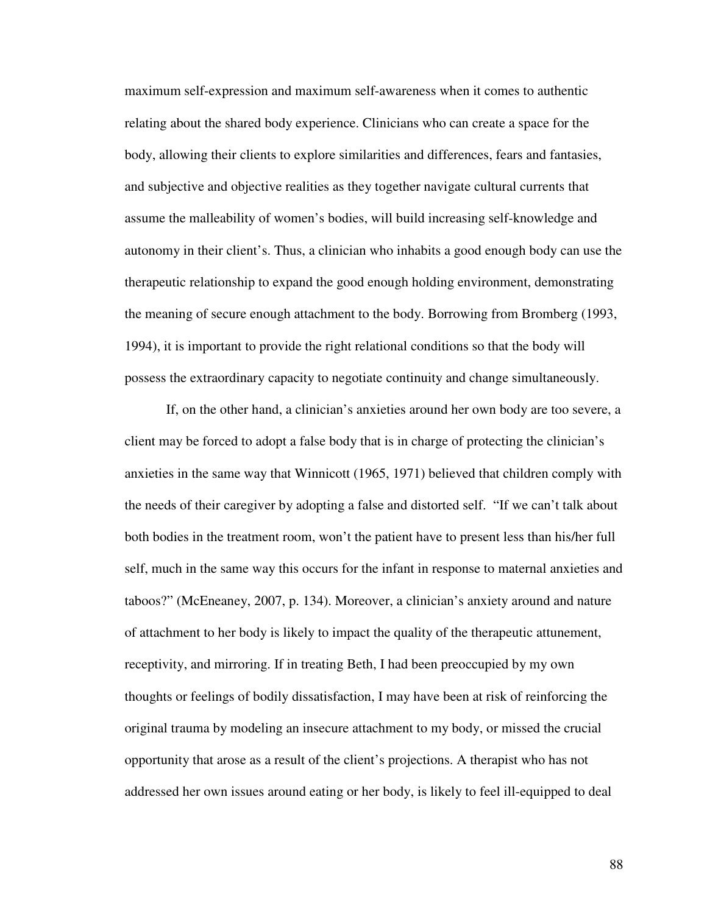maximum self-expression and maximum self-awareness when it comes to authentic relating about the shared body experience. Clinicians who can create a space for the body, allowing their clients to explore similarities and differences, fears and fantasies, and subjective and objective realities as they together navigate cultural currents that assume the malleability of women's bodies, will build increasing self-knowledge and autonomy in their client's. Thus, a clinician who inhabits a good enough body can use the therapeutic relationship to expand the good enough holding environment, demonstrating the meaning of secure enough attachment to the body. Borrowing from Bromberg (1993, 1994), it is important to provide the right relational conditions so that the body will possess the extraordinary capacity to negotiate continuity and change simultaneously.

If, on the other hand, a clinician's anxieties around her own body are too severe, a client may be forced to adopt a false body that is in charge of protecting the clinician's anxieties in the same way that Winnicott (1965, 1971) believed that children comply with the needs of their caregiver by adopting a false and distorted self. "If we can't talk about both bodies in the treatment room, won't the patient have to present less than his/her full self, much in the same way this occurs for the infant in response to maternal anxieties and taboos?" (McEneaney, 2007, p. 134). Moreover, a clinician's anxiety around and nature of attachment to her body is likely to impact the quality of the therapeutic attunement, receptivity, and mirroring. If in treating Beth, I had been preoccupied by my own thoughts or feelings of bodily dissatisfaction, I may have been at risk of reinforcing the original trauma by modeling an insecure attachment to my body, or missed the crucial opportunity that arose as a result of the client's projections. A therapist who has not addressed her own issues around eating or her body, is likely to feel ill-equipped to deal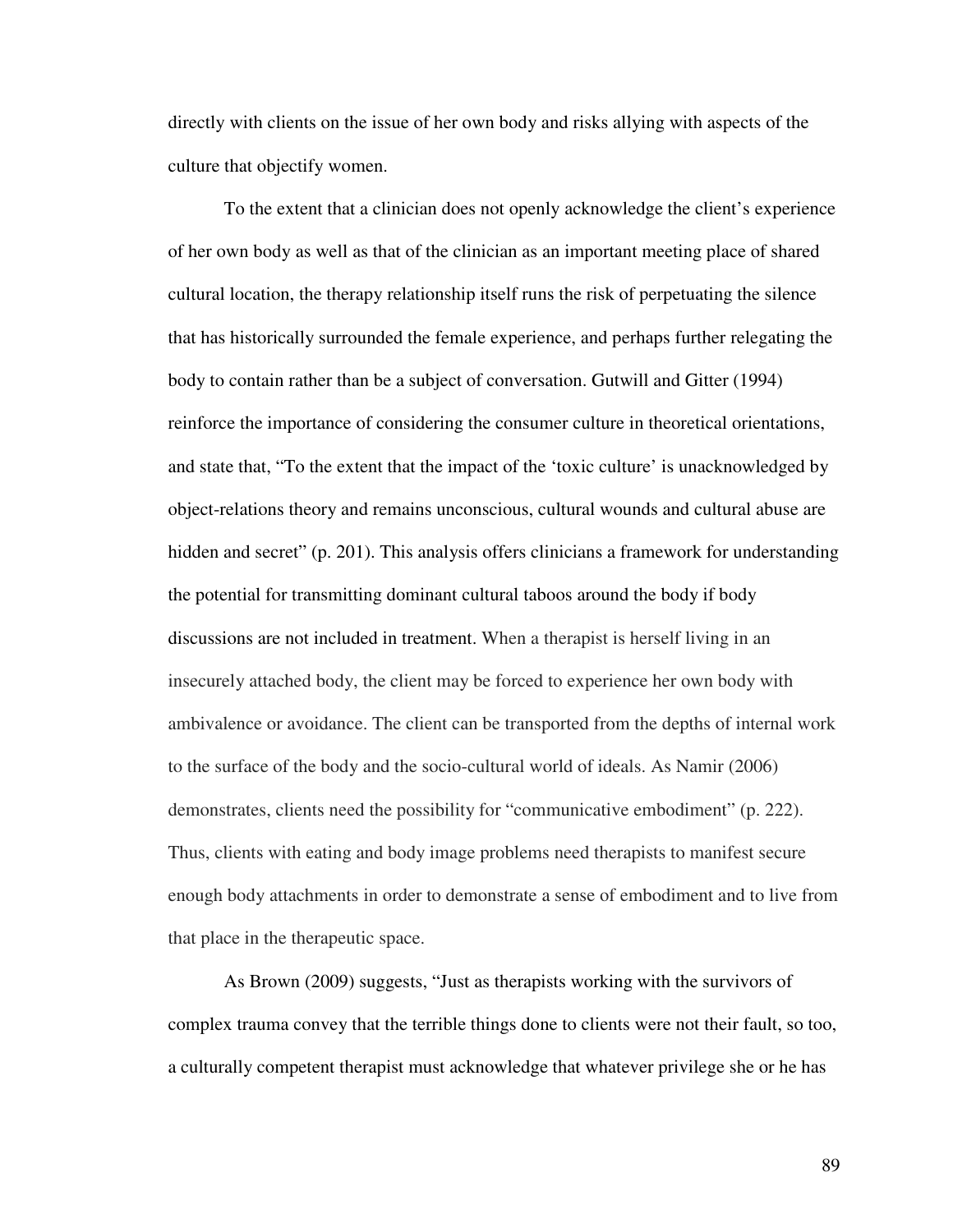directly with clients on the issue of her own body and risks allying with aspects of the culture that objectify women.

To the extent that a clinician does not openly acknowledge the client's experience of her own body as well as that of the clinician as an important meeting place of shared cultural location, the therapy relationship itself runs the risk of perpetuating the silence that has historically surrounded the female experience, and perhaps further relegating the body to contain rather than be a subject of conversation. Gutwill and Gitter (1994) reinforce the importance of considering the consumer culture in theoretical orientations, and state that, "To the extent that the impact of the 'toxic culture' is unacknowledged by object-relations theory and remains unconscious, cultural wounds and cultural abuse are hidden and secret" (p. 201). This analysis offers clinicians a framework for understanding the potential for transmitting dominant cultural taboos around the body if body discussions are not included in treatment. When a therapist is herself living in an insecurely attached body, the client may be forced to experience her own body with ambivalence or avoidance. The client can be transported from the depths of internal work to the surface of the body and the socio-cultural world of ideals. As Namir (2006) demonstrates, clients need the possibility for "communicative embodiment" (p. 222). Thus, clients with eating and body image problems need therapists to manifest secure enough body attachments in order to demonstrate a sense of embodiment and to live from that place in the therapeutic space.

As Brown (2009) suggests, "Just as therapists working with the survivors of complex trauma convey that the terrible things done to clients were not their fault, so too, a culturally competent therapist must acknowledge that whatever privilege she or he has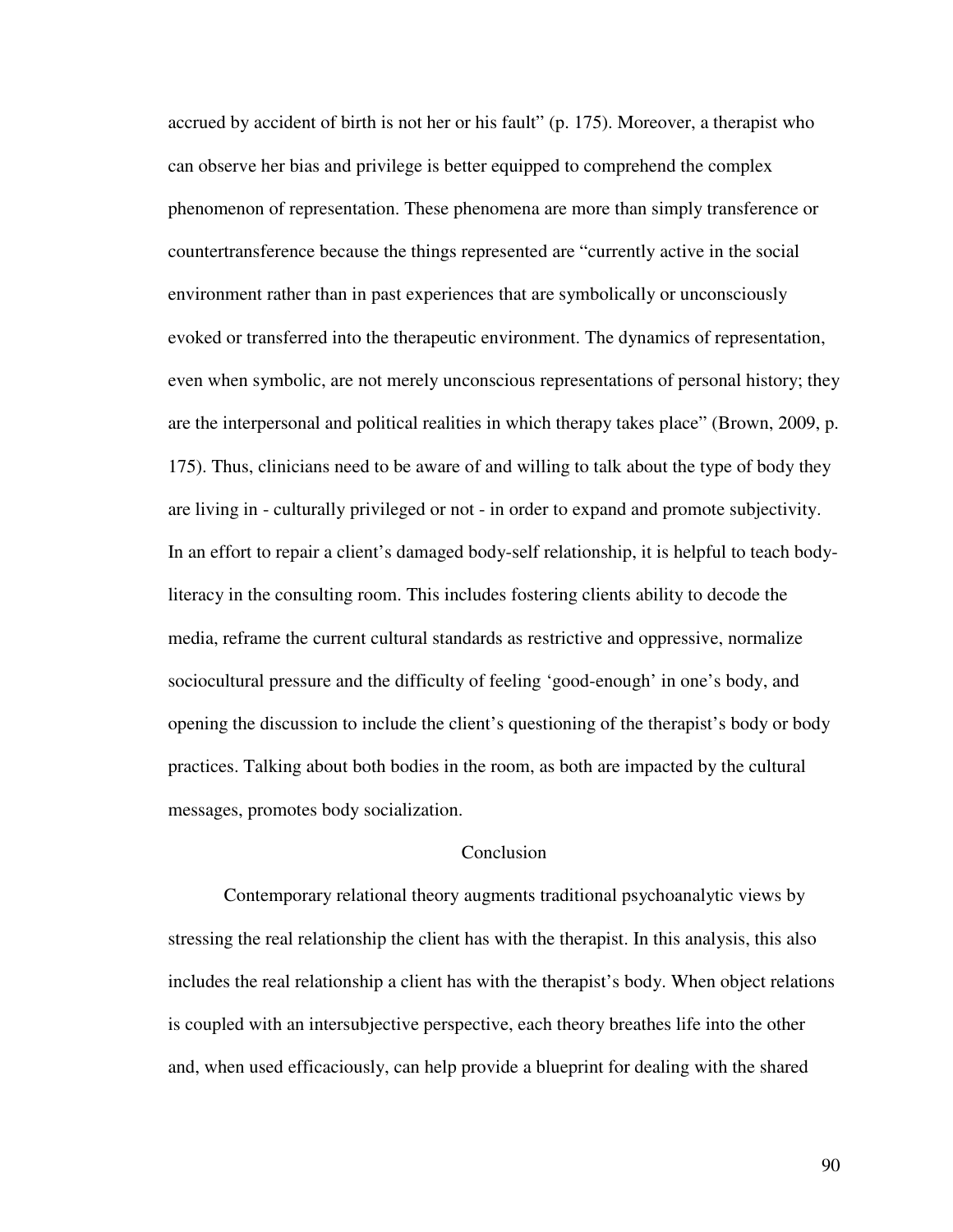accrued by accident of birth is not her or his fault" (p. 175). Moreover, a therapist who can observe her bias and privilege is better equipped to comprehend the complex phenomenon of representation. These phenomena are more than simply transference or countertransference because the things represented are "currently active in the social environment rather than in past experiences that are symbolically or unconsciously evoked or transferred into the therapeutic environment. The dynamics of representation, even when symbolic, are not merely unconscious representations of personal history; they are the interpersonal and political realities in which therapy takes place" (Brown, 2009, p. 175). Thus, clinicians need to be aware of and willing to talk about the type of body they are living in - culturally privileged or not - in order to expand and promote subjectivity. In an effort to repair a client's damaged body-self relationship, it is helpful to teach body-literacy in the consulting room. This includes fostering clients ability to decode the media, reframe the current cultural standards as restrictive and oppressive, normalize sociocultural pressure and the difficulty of feeling 'good-enough' in one's body, and opening the discussion to include the client's questioning of the therapist's body or body practices. Talking about both bodies in the room, as both are impacted by the cultural messages, promotes body socialization.

## Conclusion

Contemporary relational theory augments traditional psychoanalytic views by stressing the real relationship the client has with the therapist. In this analysis, this also includes the real relationship a client has with the therapist's body. When object relations is coupled with an intersubjective perspective, each theory breathes life into the other and, when used efficaciously, can help provide a blueprint for dealing with the shared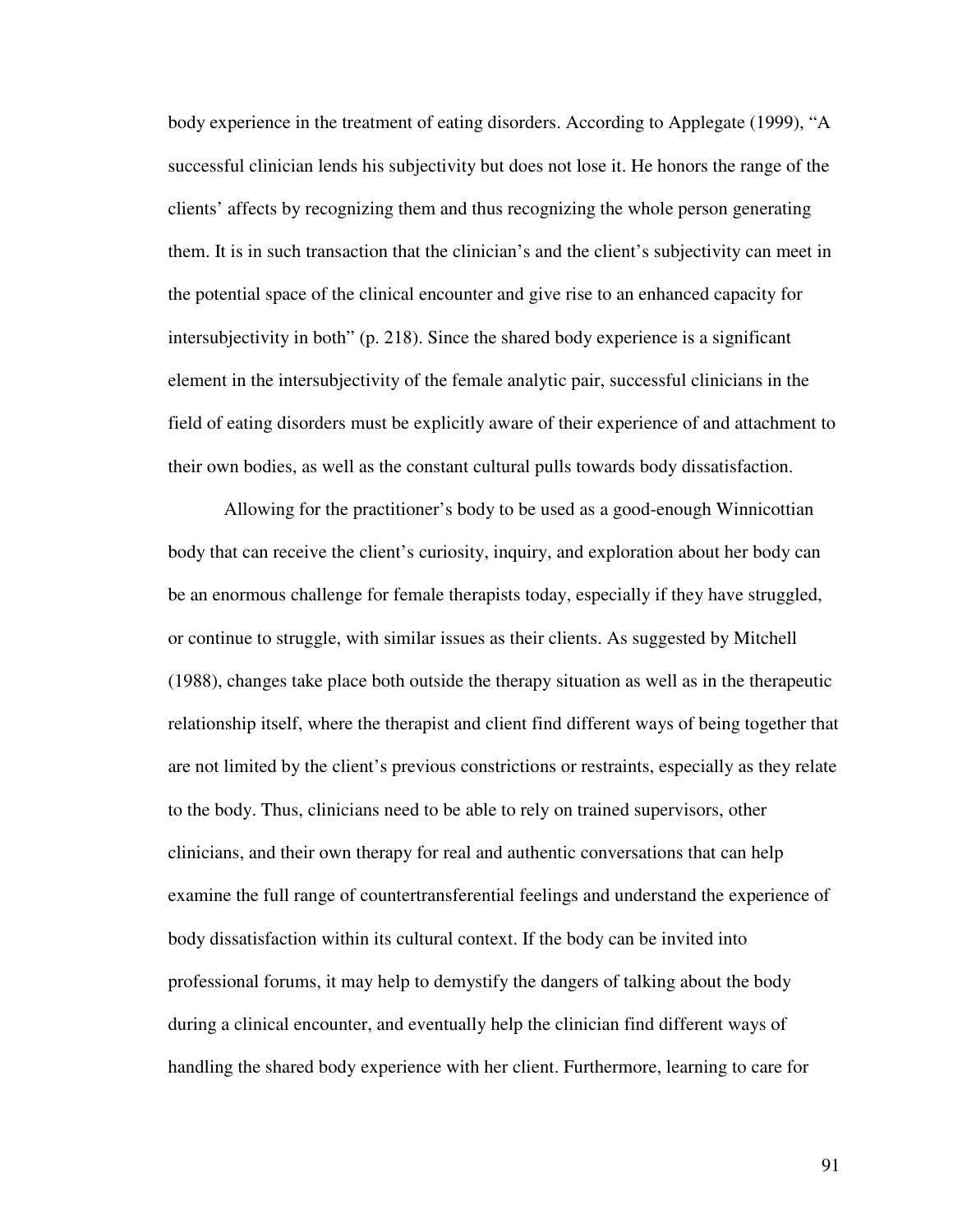body experience in the treatment of eating disorders. According to Applegate (1999), "A successful clinician lends his subjectivity but does not lose it. He honors the range of the clients' affects by recognizing them and thus recognizing the whole person generating them. It is in such transaction that the clinician's and the client's subjectivity can meet in the potential space of the clinical encounter and give rise to an enhanced capacity for intersubjectivity in both" (p. 218). Since the shared body experience is a significant element in the intersubjectivity of the female analytic pair, successful clinicians in the field of eating disorders must be explicitly aware of their experience of and attachment to their own bodies, as well as the constant cultural pulls towards body dissatisfaction.

Allowing for the practitioner's body to be used as a good-enough Winnicottian body that can receive the client's curiosity, inquiry, and exploration about her body can be an enormous challenge for female therapists today, especially if they have struggled, or continue to struggle, with similar issues as their clients. As suggested by Mitchell (1988), changes take place both outside the therapy situation as well as in the therapeutic relationship itself, where the therapist and client find different ways of being together that are not limited by the client's previous constrictions or restraints, especially as they relate to the body. Thus, clinicians need to be able to rely on trained supervisors, other clinicians, and their own therapy for real and authentic conversations that can help examine the full range of countertransferential feelings and understand the experience of body dissatisfaction within its cultural context. If the body can be invited into professional forums, it may help to demystify the dangers of talking about the body during a clinical encounter, and eventually help the clinician find different ways of handling the shared body experience with her client. Furthermore, learning to care for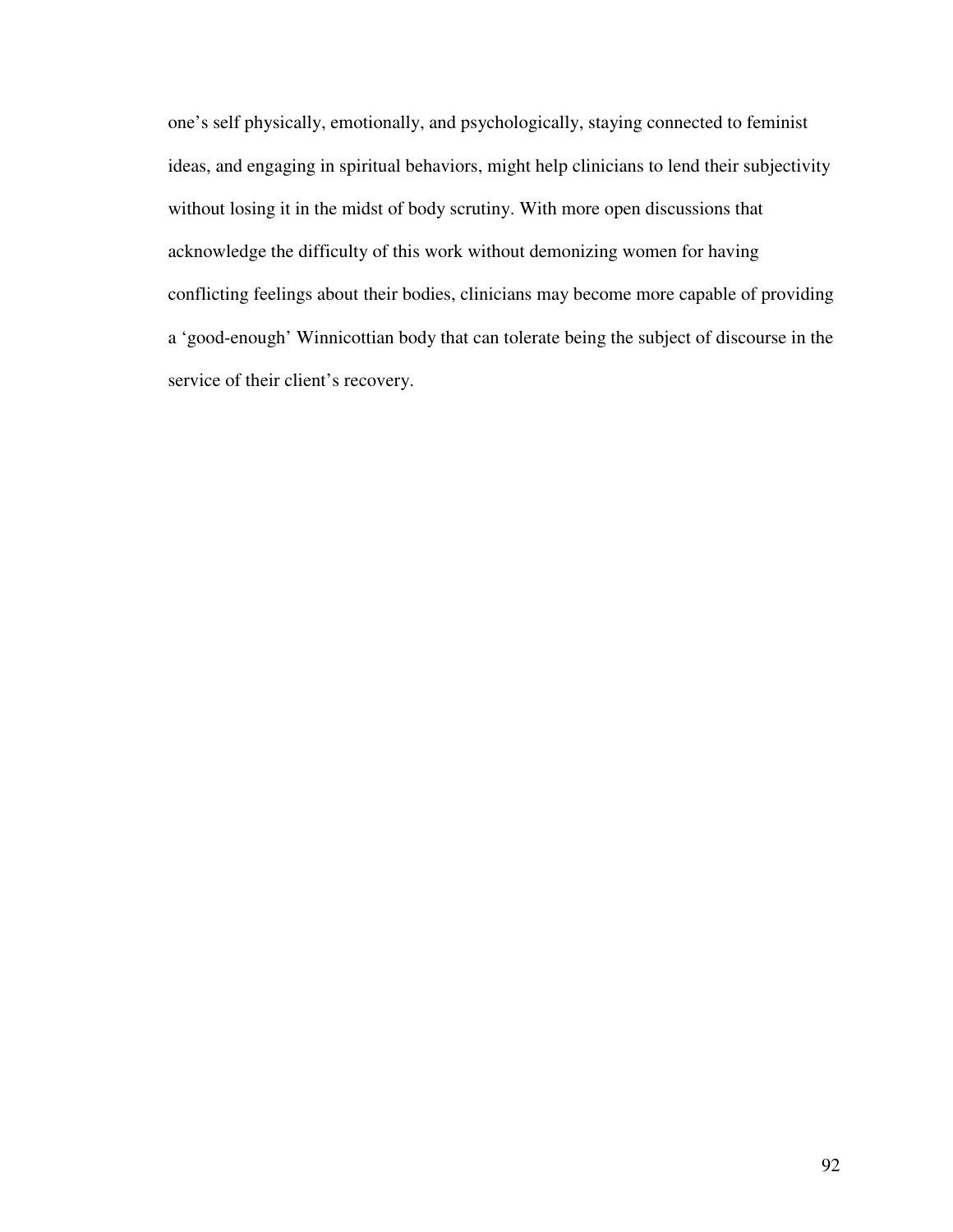one's self physically, emotionally, and psychologically, staying connected to feminist ideas, and engaging in spiritual behaviors, might help clinicians to lend their subjectivity without losing it in the midst of body scrutiny. With more open discussions that acknowledge the difficulty of this work without demonizing women for having conflicting feelings about their bodies, clinicians may become more capable of providing a 'good-enough' Winnicottian body that can tolerate being the subject of discourse in the service of their client's recovery.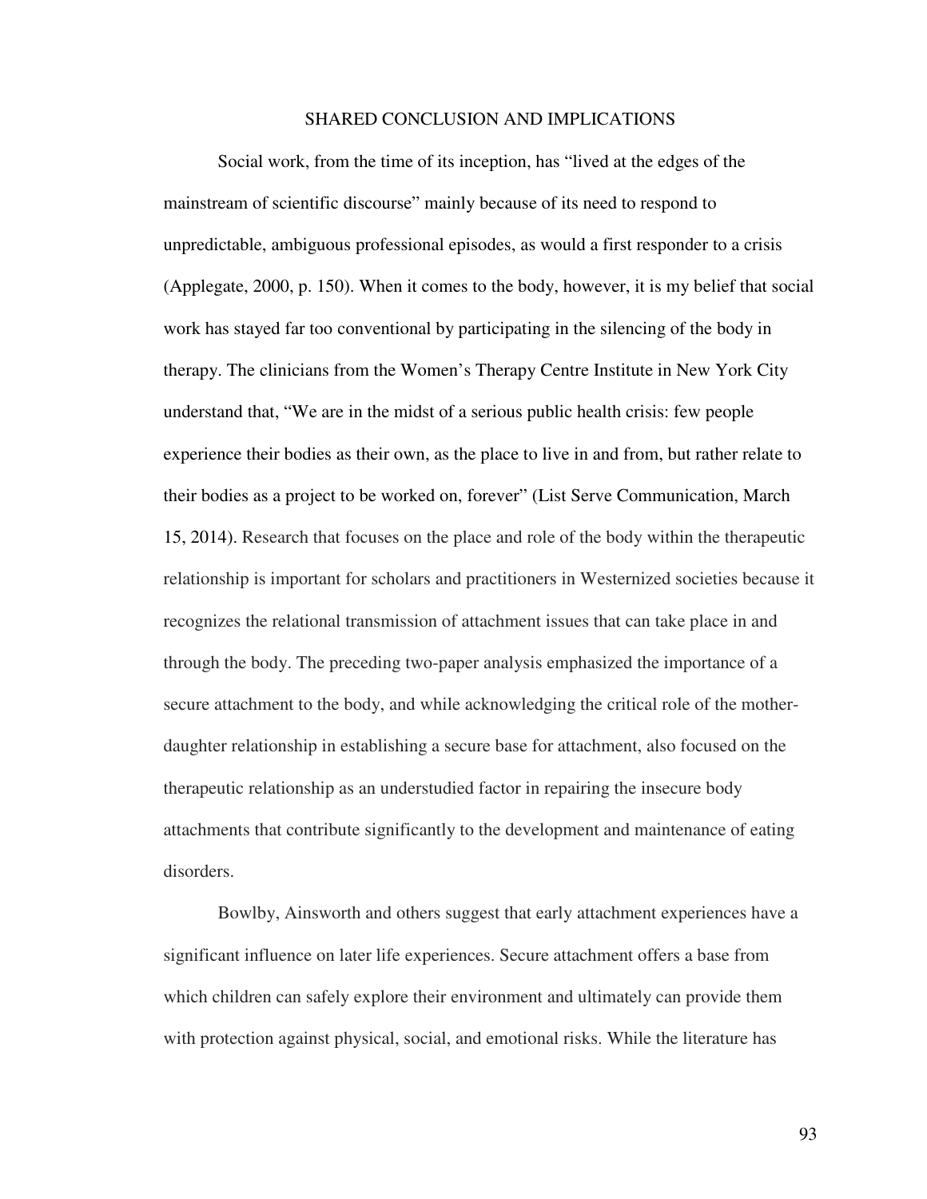# SHARED CONCLUSION AND IMPLICATIONS

Social work, from the time of its inception, has "lived at the edges of the mainstream of scientific discourse" mainly because of its need to respond to unpredictable, ambiguous professional episodes, as would a first responder to a crisis (Applegate, 2000, p. 150). When it comes to the body, however, it is my belief that social work has stayed far too conventional by participating in the silencing of the body in therapy. The clinicians from the Women's Therapy Centre Institute in New York City understand that, "We are in the midst of a serious public health crisis: few people experience their bodies as their own, as the place to live in and from, but rather relate to their bodies as a project to be worked on, forever" (List Serve Communication, March 15, 2014). Research that focuses on the place and role of the body within the therapeutic relationship is important for scholars and practitioners in Westernized societies because it recognizes the relational transmission of attachment issues that can take place in and through the body. The preceding two-paper analysis emphasized the importance of a secure attachment to the body, and while acknowledging the critical role of the mother-daughter relationship in establishing a secure base for attachment, also focused on the therapeutic relationship as an understudied factor in repairing the insecure body attachments that contribute significantly to the development and maintenance of eating disorders.

Bowlby, Ainsworth and others suggest that early attachment experiences have a significant influence on later life experiences. Secure attachment offers a base from which children can safely explore their environment and ultimately can provide them with protection against physical, social, and emotional risks. While the literature has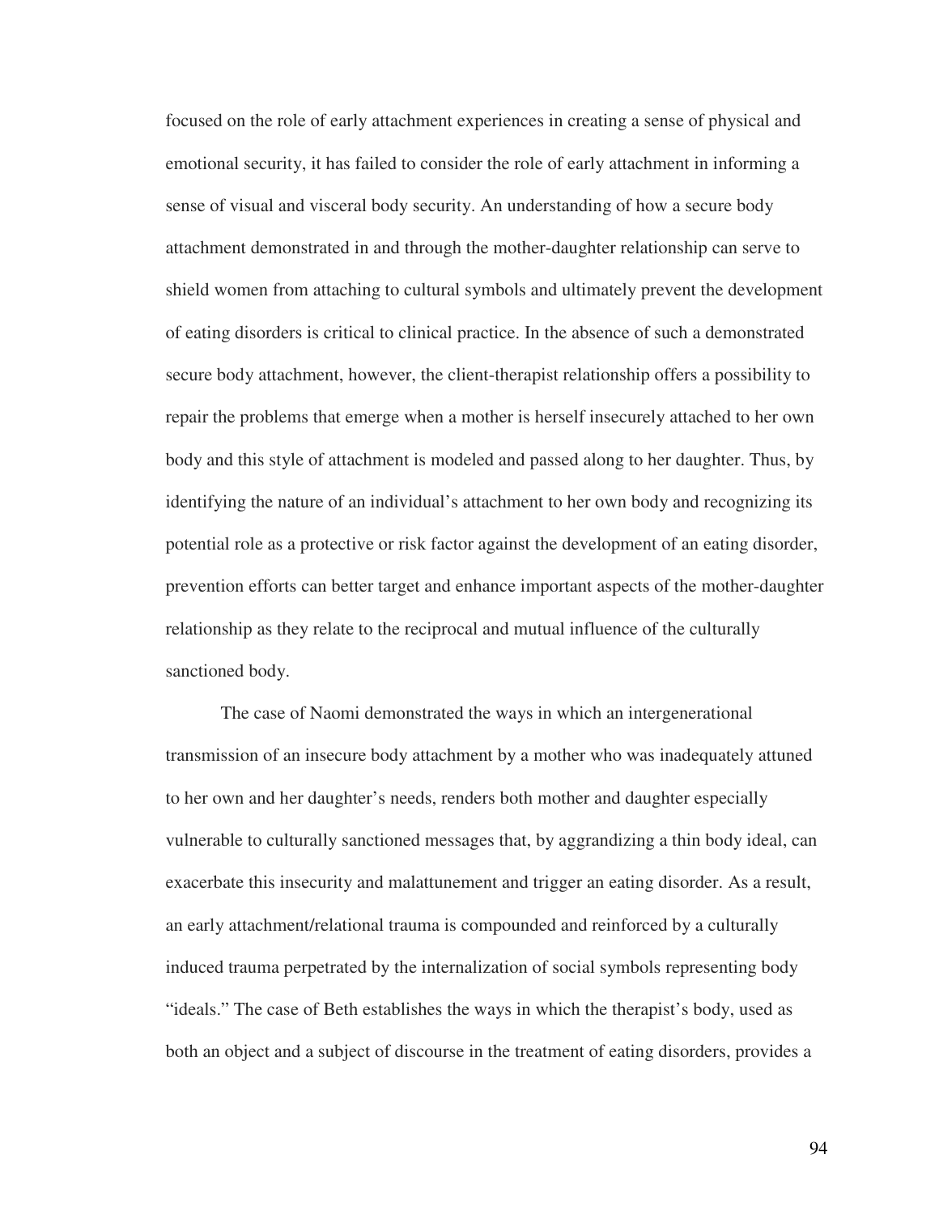focused on the role of early attachment experiences in creating a sense of physical and emotional security, it has failed to consider the role of early attachment in informing a sense of visual and visceral body security. An understanding of how a secure body attachment demonstrated in and through the mother-daughter relationship can serve to shield women from attaching to cultural symbols and ultimately prevent the development of eating disorders is critical to clinical practice. In the absence of such a demonstrated secure body attachment, however, the client-therapist relationship offers a possibility to repair the problems that emerge when a mother is herself insecurely attached to her own body and this style of attachment is modeled and passed along to her daughter. Thus, by identifying the nature of an individual's attachment to her own body and recognizing its potential role as a protective or risk factor against the development of an eating disorder, prevention efforts can better target and enhance important aspects of the mother-daughter relationship as they relate to the reciprocal and mutual influence of the culturally sanctioned body.

The case of Naomi demonstrated the ways in which an intergenerational transmission of an insecure body attachment by a mother who was inadequately attuned to her own and her daughter's needs, renders both mother and daughter especially vulnerable to culturally sanctioned messages that, by aggrandizing a thin body ideal, can exacerbate this insecurity and malattunement and trigger an eating disorder. As a result, an early attachment/relational trauma is compounded and reinforced by a culturally induced trauma perpetrated by the internalization of social symbols representing body "ideals." The case of Beth establishes the ways in which the therapist's body, used as both an object and a subject of discourse in the treatment of eating disorders, provides a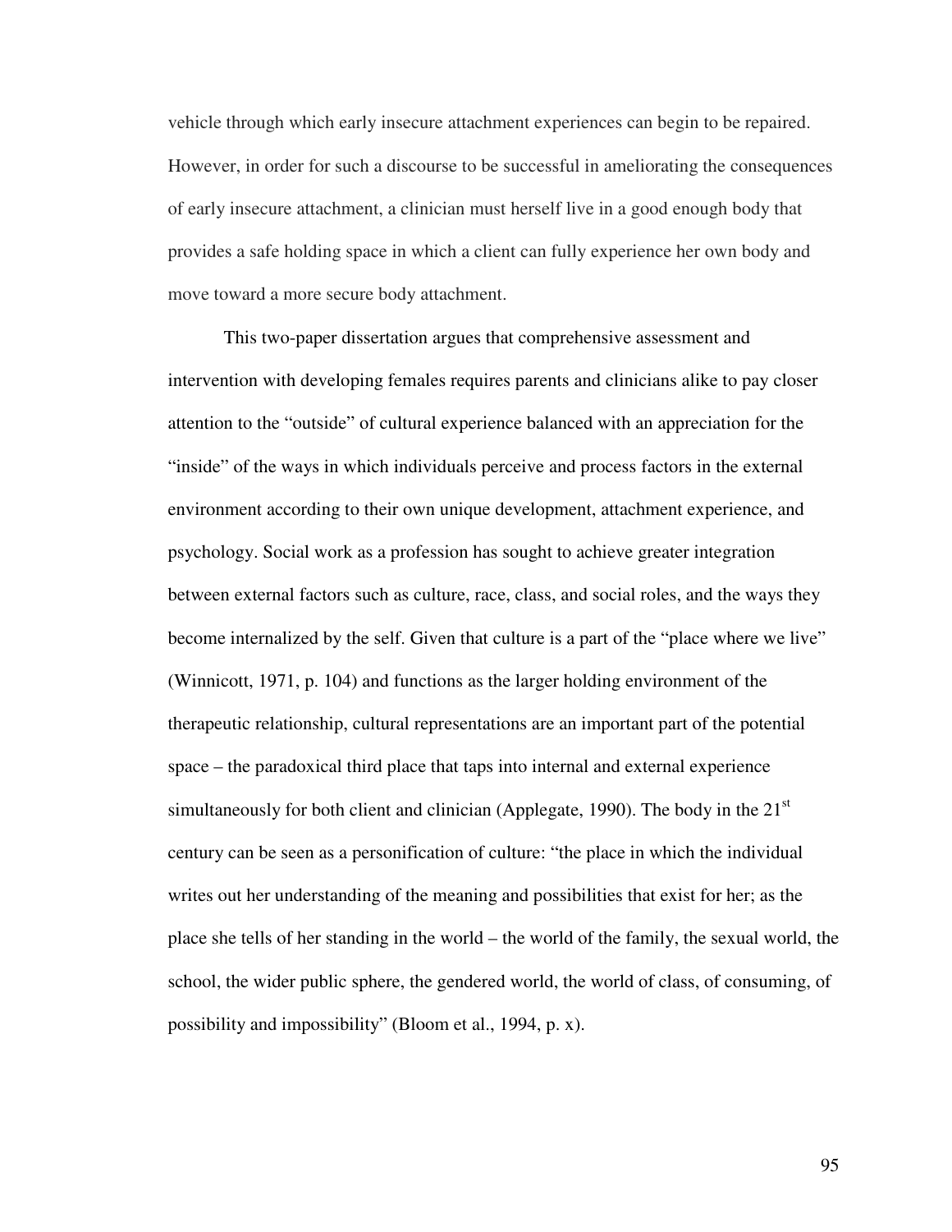vehicle through which early insecure attachment experiences can begin to be repaired. However, in order for such a discourse to be successful in ameliorating the consequences of early insecure attachment, a clinician must herself live in a good enough body that provides a safe holding space in which a client can fully experience her own body and move toward a more secure body attachment.

This two-paper dissertation argues that comprehensive assessment and intervention with developing females requires parents and clinicians alike to pay closer attention to the "outside" of cultural experience balanced with an appreciation for the "inside" of the ways in which individuals perceive and process factors in the external environment according to their own unique development, attachment experience, and psychology. Social work as a profession has sought to achieve greater integration between external factors such as culture, race, class, and social roles, and the ways they become internalized by the self. Given that culture is a part of the "place where we live" (Winnicott, 1971, p. 104) and functions as the larger holding environment of the therapeutic relationship, cultural representations are an important part of the potential space – the paradoxical third place that taps into internal and external experience simultaneously for both client and clinician (Applegate, 1990). The body in the 21st century can be seen as a personification of culture: "the place in which the individual writes out her understanding of the meaning and possibilities that exist for her; as the place she tells of her standing in the world – the world of the family, the sexual world, the school, the wider public sphere, the gendered world, the world of class, of consuming, of possibility and impossibility" (Bloom et al., 1994, p. x).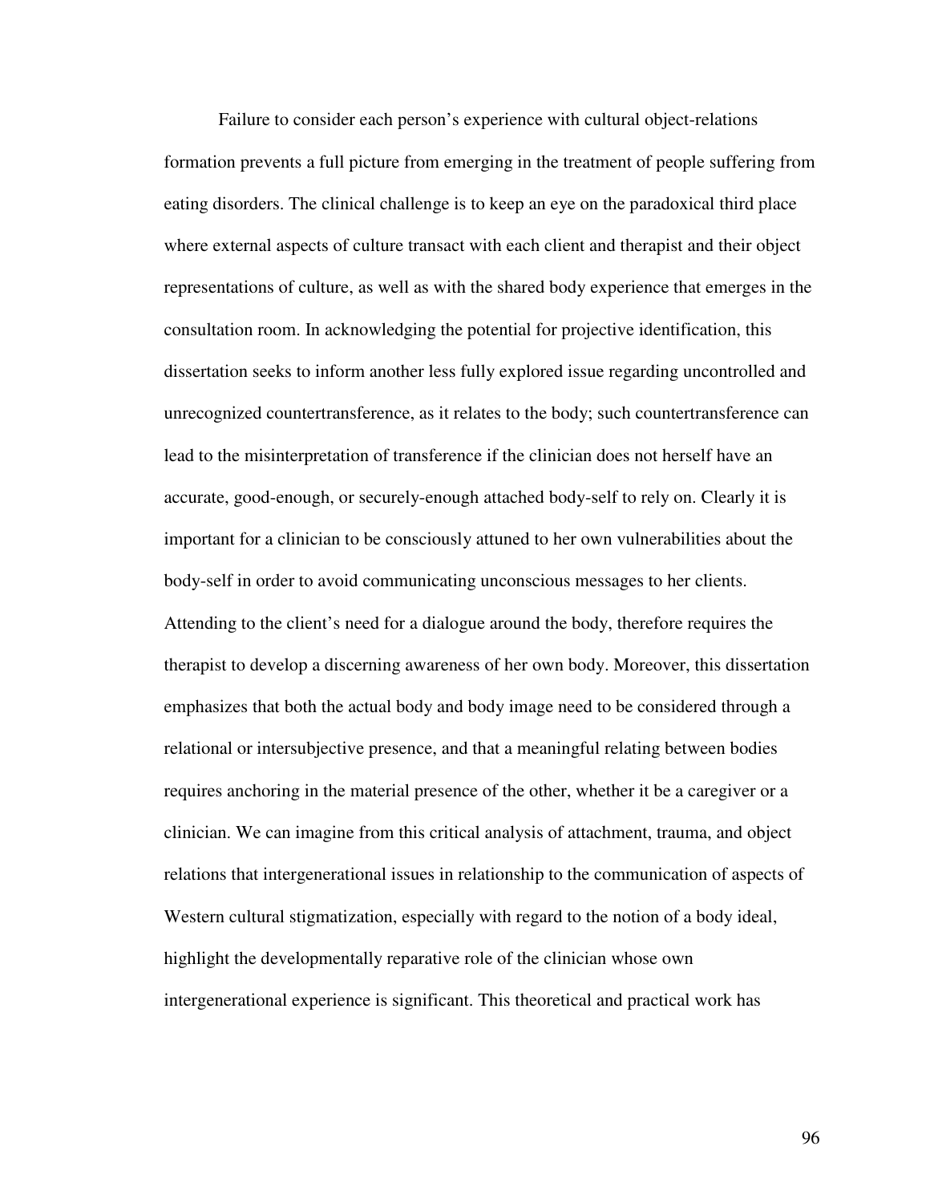Failure to consider each person's experience with cultural object-relations formation prevents a full picture from emerging in the treatment of people suffering from eating disorders. The clinical challenge is to keep an eye on the paradoxical third place where external aspects of culture transact with each client and therapist and their object representations of culture, as well as with the shared body experience that emerges in the consultation room. In acknowledging the potential for projective identification, this dissertation seeks to inform another less fully explored issue regarding uncontrolled and unrecognized countertransference, as it relates to the body; such countertransference can lead to the misinterpretation of transference if the clinician does not herself have an accurate, good-enough, or securely-enough attached body-self to rely on. Clearly it is important for a clinician to be consciously attuned to her own vulnerabilities about the body-self in order to avoid communicating unconscious messages to her clients. Attending to the client's need for a dialogue around the body, therefore requires the therapist to develop a discerning awareness of her own body. Moreover, this dissertation emphasizes that both the actual body and body image need to be considered through a relational or intersubjective presence, and that a meaningful relating between bodies requires anchoring in the material presence of the other, whether it be a caregiver or a clinician. We can imagine from this critical analysis of attachment, trauma, and object relations that intergenerational issues in relationship to the communication of aspects of Western cultural stigmatization, especially with regard to the notion of a body ideal, highlight the developmentally reparative role of the clinician whose own intergenerational experience is significant. This theoretical and practical work has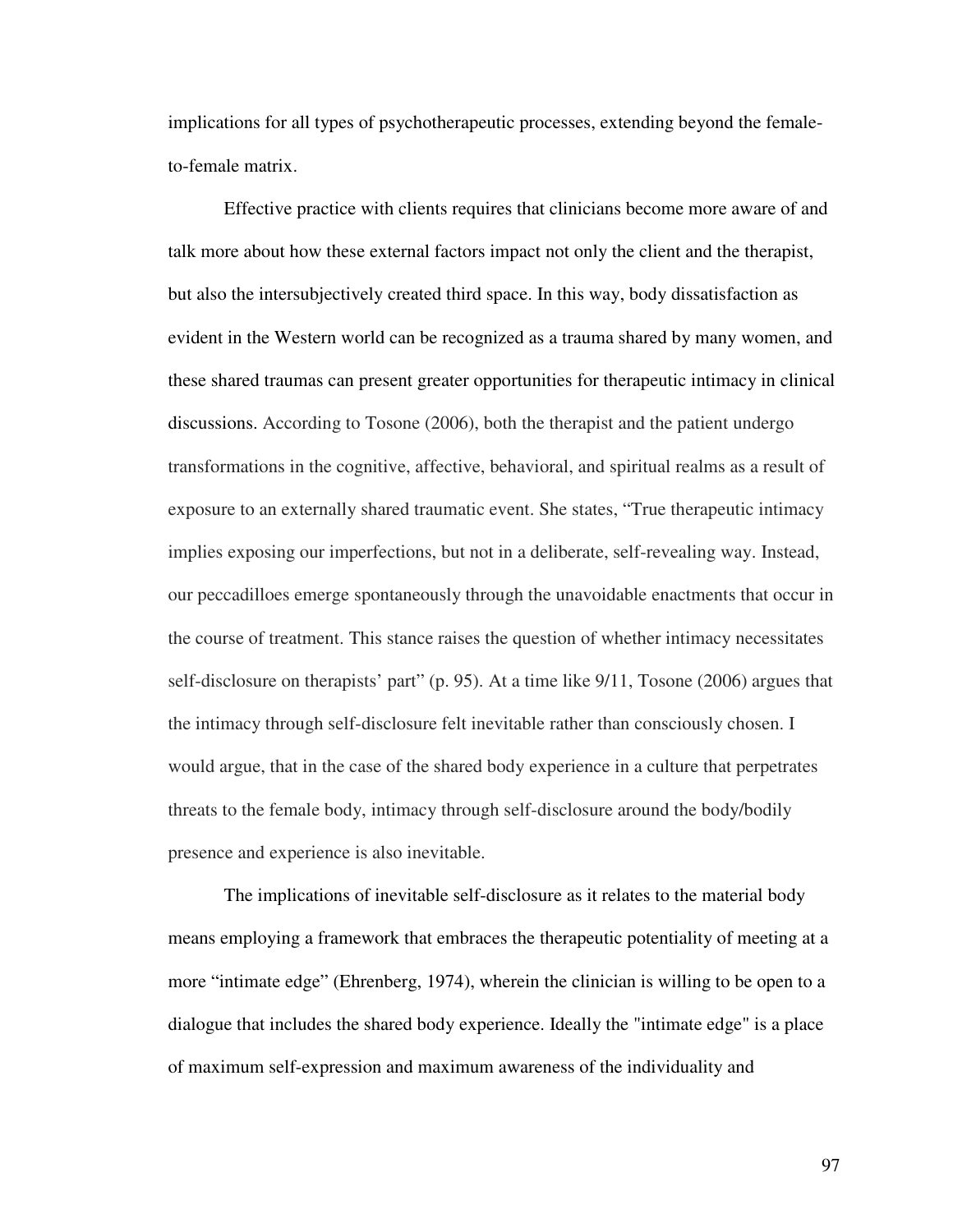implications for all types of psychotherapeutic processes, extending beyond the female-to-female matrix.

Effective practice with clients requires that clinicians become more aware of and talk more about how these external factors impact not only the client and the therapist, but also the intersubjectively created third space. In this way, body dissatisfaction as evident in the Western world can be recognized as a trauma shared by many women, and these shared traumas can present greater opportunities for therapeutic intimacy in clinical discussions. According to Tosone (2006), both the therapist and the patient undergo transformations in the cognitive, affective, behavioral, and spiritual realms as a result of exposure to an externally shared traumatic event. She states, "True therapeutic intimacy implies exposing our imperfections, but not in a deliberate, self-revealing way. Instead, our peccadilloes emerge spontaneously through the unavoidable enactments that occur in the course of treatment. This stance raises the question of whether intimacy necessitates self-disclosure on therapists' part" (p. 95). At a time like 9/11, Tosone (2006) argues that the intimacy through self-disclosure felt inevitable rather than consciously chosen. I would argue, that in the case of the shared body experience in a culture that perpetrates threats to the female body, intimacy through self-disclosure around the body/bodily presence and experience is also inevitable.

The implications of inevitable self-disclosure as it relates to the material body means employing a framework that embraces the therapeutic potentiality of meeting at a more "intimate edge" (Ehrenberg, 1974), wherein the clinician is willing to be open to a dialogue that includes the shared body experience. Ideally the "intimate edge" is a place of maximum self-expression and maximum awareness of the individuality and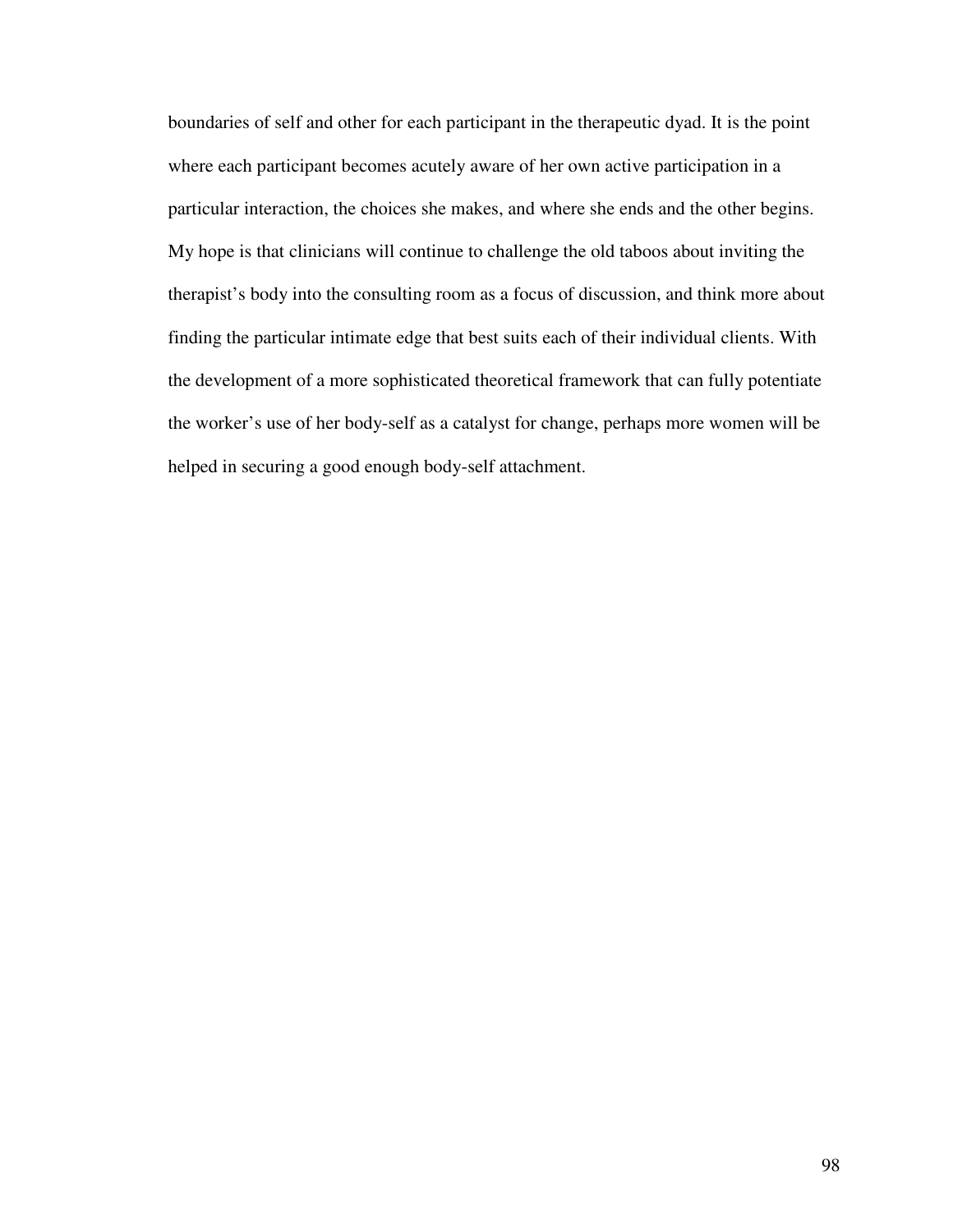boundaries of self and other for each participant in the therapeutic dyad. It is the point where each participant becomes acutely aware of her own active participation in a particular interaction, the choices she makes, and where she ends and the other begins. My hope is that clinicians will continue to challenge the old taboos about inviting the therapist's body into the consulting room as a focus of discussion, and think more about finding the particular intimate edge that best suits each of their individual clients. With the development of a more sophisticated theoretical framework that can fully potentiate the worker's use of her body-self as a catalyst for change, perhaps more women will be helped in securing a good enough body-self attachment.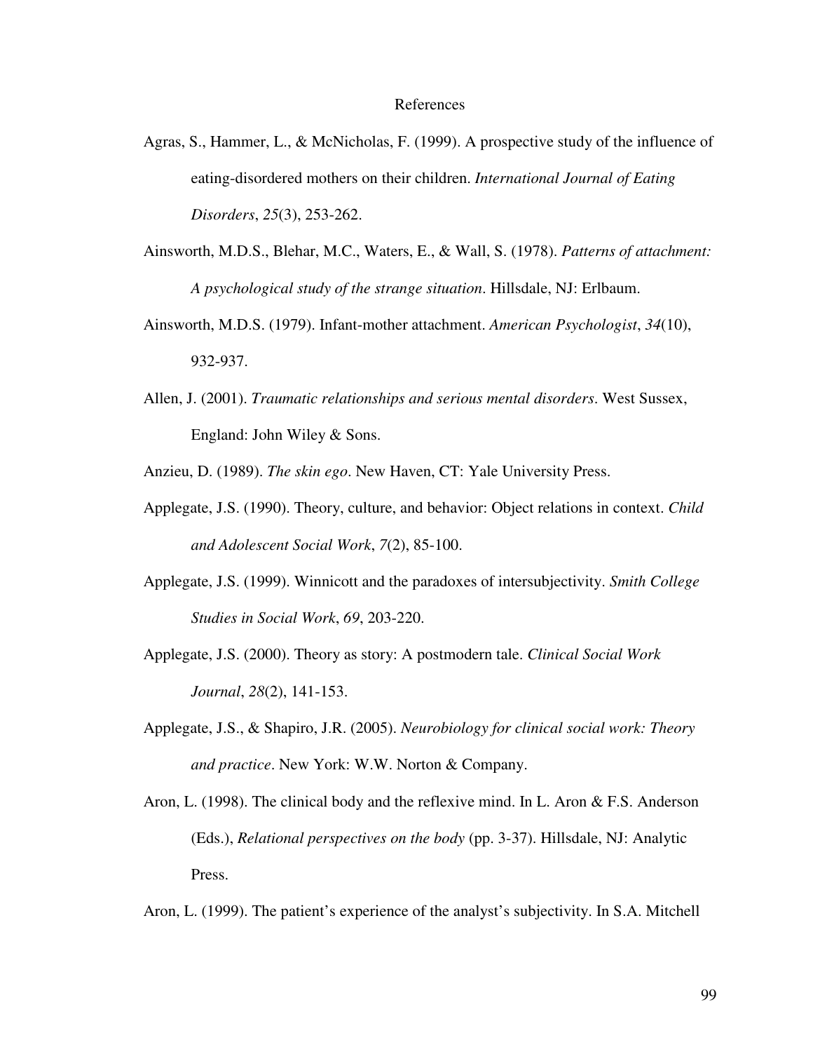# References

Agras, S., Hammer, L., & McNicholas, F. (1999). A prospective study of the influence of eating-disordered mothers on their children. *International Journal of Eating Disorders*, *25*(3), 253-262.

Ainsworth, M.D.S., Blehar, M.C., Waters, E., & Wall, S. (1978). *Patterns of attachment: A psychological study of the strange situation*. Hillsdale, NJ: Erlbaum.

Ainsworth, M.D.S. (1979). Infant-mother attachment. *American Psychologist*, *34*(10), 932-937.

Allen, J. (2001). *Traumatic relationships and serious mental disorders*. West Sussex, England: John Wiley & Sons.

Anzieu, D. (1989). *The skin ego*. New Haven, CT: Yale University Press.

Applegate, J.S. (1990). Theory, culture, and behavior: Object relations in context. *Child and Adolescent Social Work*, *7*(2), 85-100.

Applegate, J.S. (1999). Winnicott and the paradoxes of intersubjectivity. *Smith College Studies in Social Work*, *69*, 203-220.

Applegate, J.S. (2000). Theory as story: A postmodern tale. *Clinical Social Work Journal*, *28*(2), 141-153.

Applegate, J.S., & Shapiro, J.R. (2005). *Neurobiology for clinical social work: Theory and practice*. New York: W.W. Norton & Company.

Aron, L. (1998). The clinical body and the reflexive mind. In L. Aron & F.S. Anderson (Eds.), *Relational perspectives on the body* (pp. 3-37). Hillsdale, NJ: Analytic Press.

Aron, L. (1999). The patient's experience of the analyst's subjectivity. In S.A. Mitchell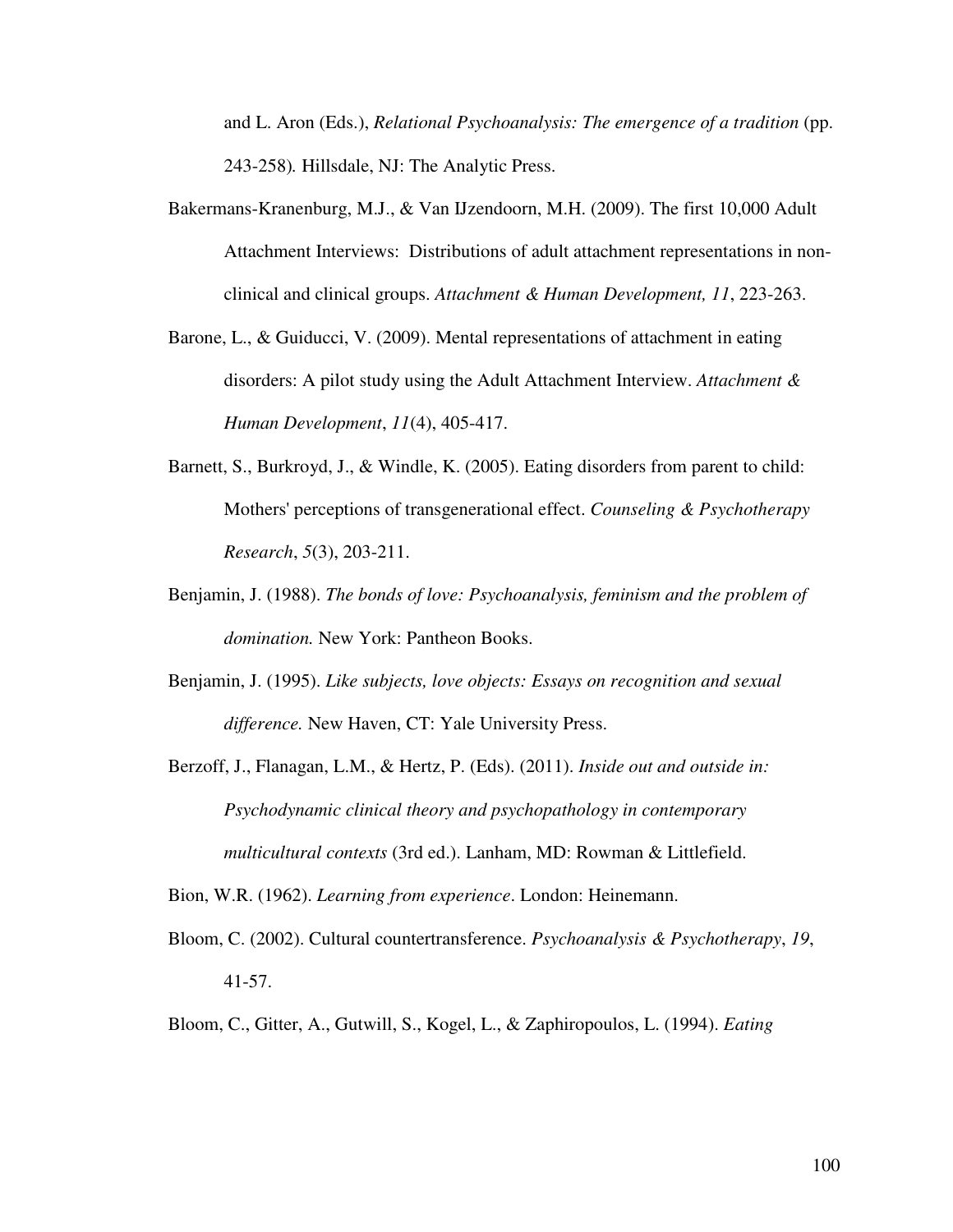and L. Aron (Eds.), *Relational Psychoanalysis: The emergence of a tradition* (pp. 243-258)*.* Hillsdale, NJ: The Analytic Press.

Bakermans-Kranenburg, M.J., & Van IJzendoorn, M.H. (2009). The first 10,000 Adult Attachment Interviews: Distributions of adult attachment representations in non-clinical and clinical groups. *Attachment & Human Development, 11*, 223-263.

Barone, L., & Guiducci, V. (2009). Mental representations of attachment in eating disorders: A pilot study using the Adult Attachment Interview. *Attachment & Human Development*, *11*(4), 405-417.

Barnett, S., Burkroyd, J., & Windle, K. (2005). Eating disorders from parent to child: Mothers' perceptions of transgenerational effect. *Counseling & Psychotherapy Research*, *5*(3), 203-211.

Benjamin, J. (1988). *The bonds of love: Psychoanalysis, feminism and the problem of domination.* New York: Pantheon Books.

Benjamin, J. (1995). *Like subjects, love objects: Essays on recognition and sexual difference.* New Haven, CT: Yale University Press.

Berzoff, J., Flanagan, L.M., & Hertz, P. (Eds). (2011). *Inside out and outside in: Psychodynamic clinical theory and psychopathology in contemporary multicultural contexts* (3rd ed.). Lanham, MD: Rowman & Littlefield.

Bion, W.R. (1962). *Learning from experience*. London: Heinemann.

Bloom, C. (2002). Cultural countertransference. *Psychoanalysis & Psychotherapy*, *19*, 41-57.

Bloom, C., Gitter, A., Gutwill, S., Kogel, L., & Zaphiropoulos, L. (1994). *Eating*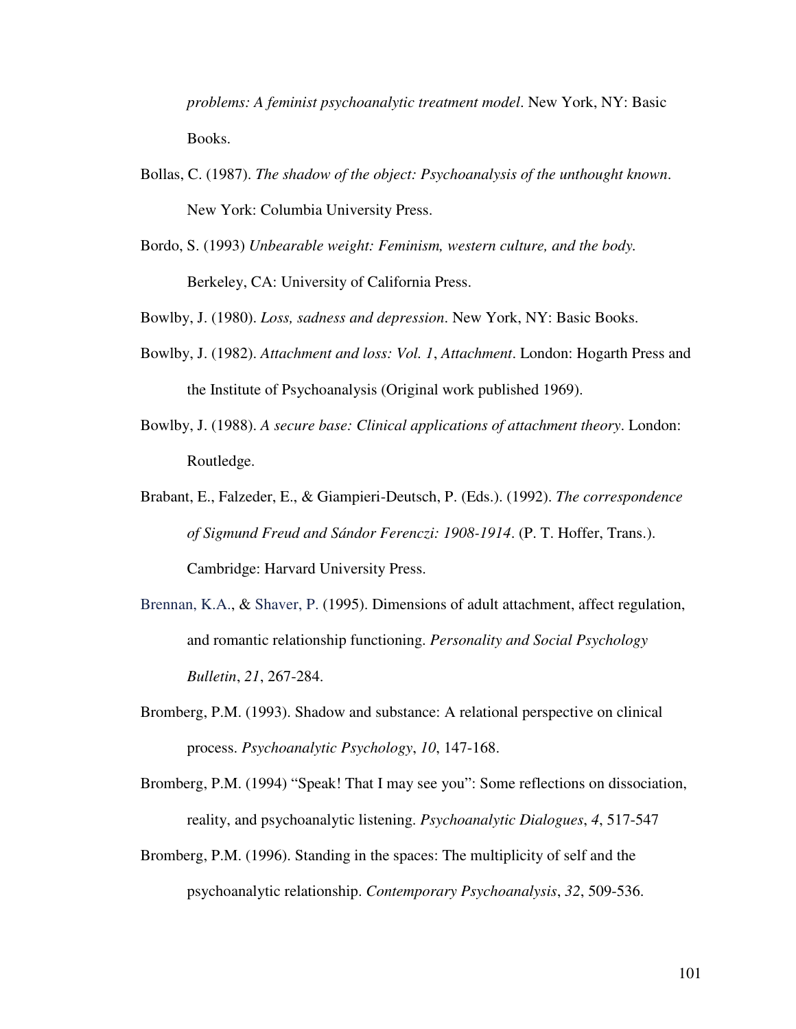*problems: A feminist psychoanalytic treatment model*. New York, NY: Basic Books.

Bollas, C. (1987). *The shadow of the object: Psychoanalysis of the unthought known*. New York: Columbia University Press.

Bordo, S. (1993) *Unbearable weight: Feminism, western culture, and the body.* Berkeley, CA: University of California Press.

Bowlby, J. (1980). *Loss, sadness and depression*. New York, NY: Basic Books.

Bowlby, J. (1982). *Attachment and loss: Vol. 1*, *Attachment*. London: Hogarth Press and the Institute of Psychoanalysis (Original work published 1969).

Bowlby, J. (1988). *A secure base: Clinical applications of attachment theory*. London: Routledge.

Brabant, E., Falzeder, E., & Giampieri-Deutsch, P. (Eds.). (1992). *The correspondence of Sigmund Freud and Sándor Ferenczi: 1908-1914*. (P. T. Hoffer, Trans.). Cambridge: Harvard University Press.

Brennan, K.A., & Shaver, P. (1995). Dimensions of adult attachment, affect regulation, and romantic relationship functioning. *Personality and Social Psychology Bulletin*, *21*, 267-284.

Bromberg, P.M. (1993). Shadow and substance: A relational perspective on clinical process. *Psychoanalytic Psychology*, *10*, 147-168.

Bromberg, P.M. (1994) "Speak! That I may see you": Some reflections on dissociation, reality, and psychoanalytic listening. *Psychoanalytic Dialogues*, *4*, 517-547

Bromberg, P.M. (1996). Standing in the spaces: The multiplicity of self and the psychoanalytic relationship. *Contemporary Psychoanalysis*, *32*, 509-536.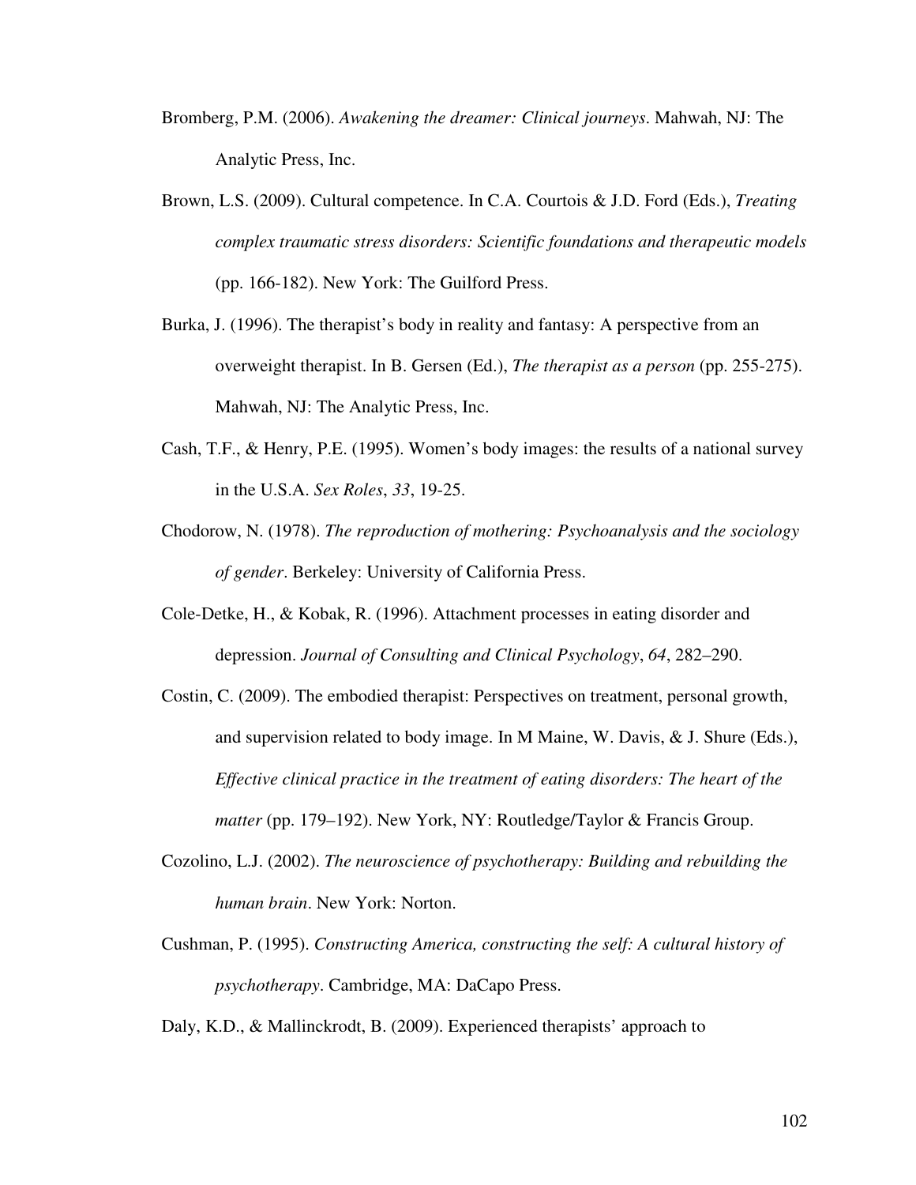Bromberg, P.M. (2006). *Awakening the dreamer: Clinical journeys*. Mahwah, NJ: The Analytic Press, Inc.

Brown, L.S. (2009). Cultural competence. In C.A. Courtois & J.D. Ford (Eds.), *Treating complex traumatic stress disorders: Scientific foundations and therapeutic models* (pp. 166-182). New York: The Guilford Press.

Burka, J. (1996). The therapist's body in reality and fantasy: A perspective from an overweight therapist. In B. Gersen (Ed.), *The therapist as a person* (pp. 255-275). Mahwah, NJ: The Analytic Press, Inc.

Cash, T.F., & Henry, P.E. (1995). Women's body images: the results of a national survey in the U.S.A. *Sex Roles*, *33*, 19-25.

Chodorow, N. (1978). *The reproduction of mothering: Psychoanalysis and the sociology of gender*. Berkeley: University of California Press.

Cole-Detke, H., & Kobak, R. (1996). Attachment processes in eating disorder and depression. *Journal of Consulting and Clinical Psychology*, *64*, 282–290.

Costin, C. (2009). The embodied therapist: Perspectives on treatment, personal growth, and supervision related to body image. In M Maine, W. Davis, & J. Shure (Eds.), *Effective clinical practice in the treatment of eating disorders: The heart of the matter* (pp. 179–192). New York, NY: Routledge/Taylor & Francis Group.

Cozolino, L.J. (2002). *The neuroscience of psychotherapy: Building and rebuilding the human brain*. New York: Norton.

Cushman, P. (1995). *Constructing America, constructing the self: A cultural history of psychotherapy*. Cambridge, MA: DaCapo Press.

Daly, K.D., & Mallinckrodt, B. (2009). Experienced therapists' approach to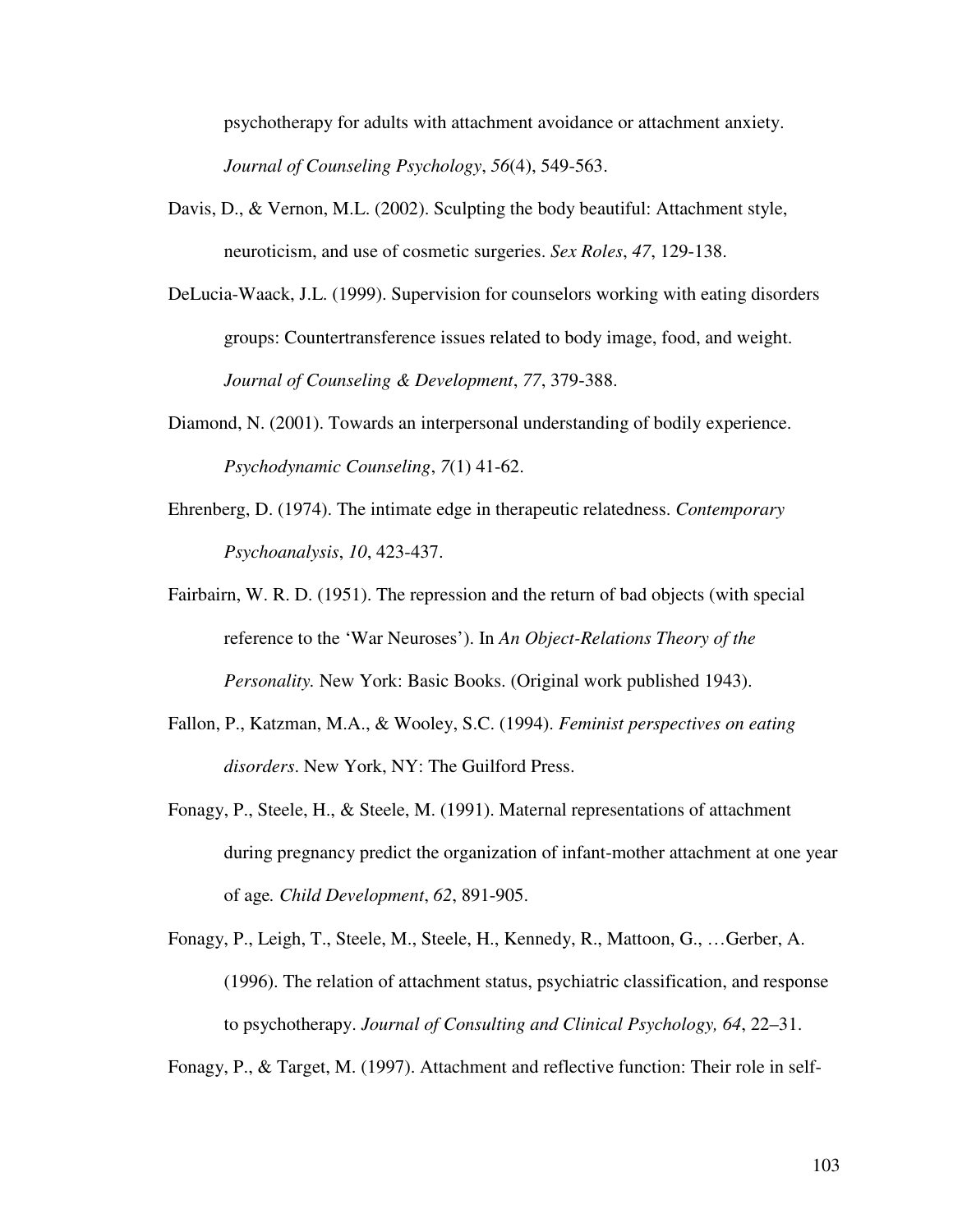psychotherapy for adults with attachment avoidance or attachment anxiety. *Journal of Counseling Psychology*, *56*(4), 549-563.

Davis, D., & Vernon, M.L. (2002). Sculpting the body beautiful: Attachment style, neuroticism, and use of cosmetic surgeries. *Sex Roles*, *47*, 129-138.

DeLucia-Waack, J.L. (1999). Supervision for counselors working with eating disorders groups: Countertransference issues related to body image, food, and weight. *Journal of Counseling & Development*, *77*, 379-388.

Diamond, N. (2001). Towards an interpersonal understanding of bodily experience. *Psychodynamic Counseling*, *7*(1) 41-62.

Ehrenberg, D. (1974). The intimate edge in therapeutic relatedness. *Contemporary Psychoanalysis*, *10*, 423-437.

Fairbairn, W. R. D. (1951). The repression and the return of bad objects (with special reference to the 'War Neuroses'). In *An Object-Relations Theory of the Personality.* New York: Basic Books. (Original work published 1943).

Fallon, P., Katzman, M.A., & Wooley, S.C. (1994). *Feminist perspectives on eating disorders*. New York, NY: The Guilford Press.

Fonagy, P., Steele, H., & Steele, M. (1991). Maternal representations of attachment during pregnancy predict the organization of infant-mother attachment at one year of age*. Child Development*, *62*, 891-905.

Fonagy, P., Leigh, T., Steele, M., Steele, H., Kennedy, R., Mattoon, G., …Gerber, A. (1996). The relation of attachment status, psychiatric classification, and response to psychotherapy. *Journal of Consulting and Clinical Psychology, 64*, 22–31.

Fonagy, P., & Target, M. (1997). Attachment and reflective function: Their role in self-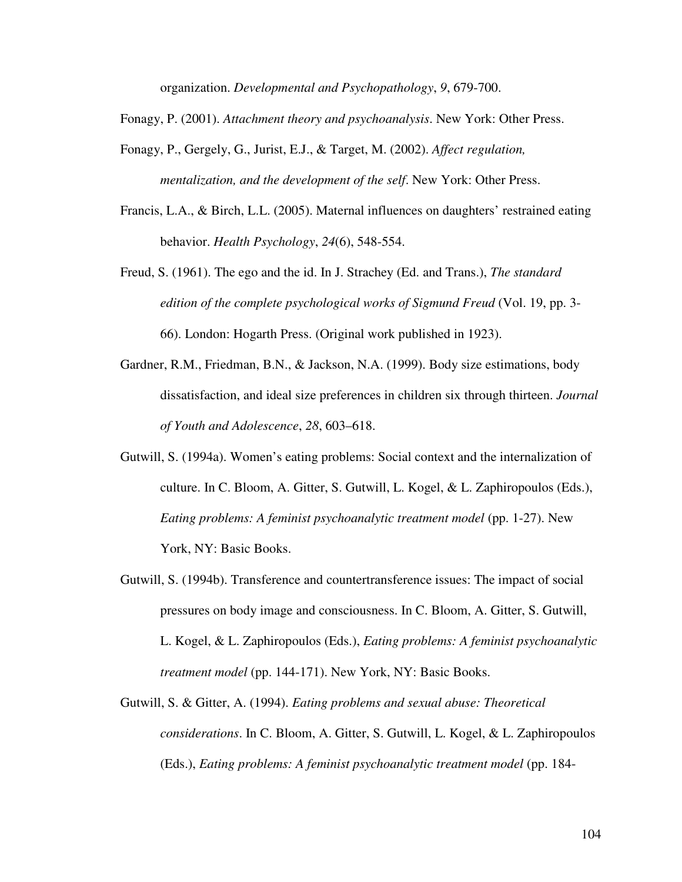organization. *Developmental and Psychopathology*, *9*, 679-700.

Fonagy, P. (2001). *Attachment theory and psychoanalysis*. New York: Other Press.

Fonagy, P., Gergely, G., Jurist, E.J., & Target, M. (2002). *Affect regulation, mentalization, and the development of the self*. New York: Other Press.

Francis, L.A., & Birch, L.L. (2005). Maternal influences on daughters' restrained eating behavior. *Health Psychology*, *24*(6), 548-554.

Freud, S. (1961). The ego and the id. In J. Strachey (Ed. and Trans.), *The standard edition of the complete psychological works of Sigmund Freud* (Vol. 19, pp. 3-66). London: Hogarth Press. (Original work published in 1923).

Gardner, R.M., Friedman, B.N., & Jackson, N.A. (1999). Body size estimations, body dissatisfaction, and ideal size preferences in children six through thirteen. *Journal of Youth and Adolescence*, *28*, 603–618.

Gutwill, S. (1994a). Women's eating problems: Social context and the internalization of culture. In C. Bloom, A. Gitter, S. Gutwill, L. Kogel, & L. Zaphiropoulos (Eds.), *Eating problems: A feminist psychoanalytic treatment model* (pp. 1-27). New York, NY: Basic Books.

Gutwill, S. (1994b). Transference and countertransference issues: The impact of social pressures on body image and consciousness. In C. Bloom, A. Gitter, S. Gutwill, L. Kogel, & L. Zaphiropoulos (Eds.), *Eating problems: A feminist psychoanalytic treatment model* (pp. 144-171). New York, NY: Basic Books.

Gutwill, S. & Gitter, A. (1994). *Eating problems and sexual abuse: Theoretical considerations*. In C. Bloom, A. Gitter, S. Gutwill, L. Kogel, & L. Zaphiropoulos (Eds.), *Eating problems: A feminist psychoanalytic treatment model* (pp. 184-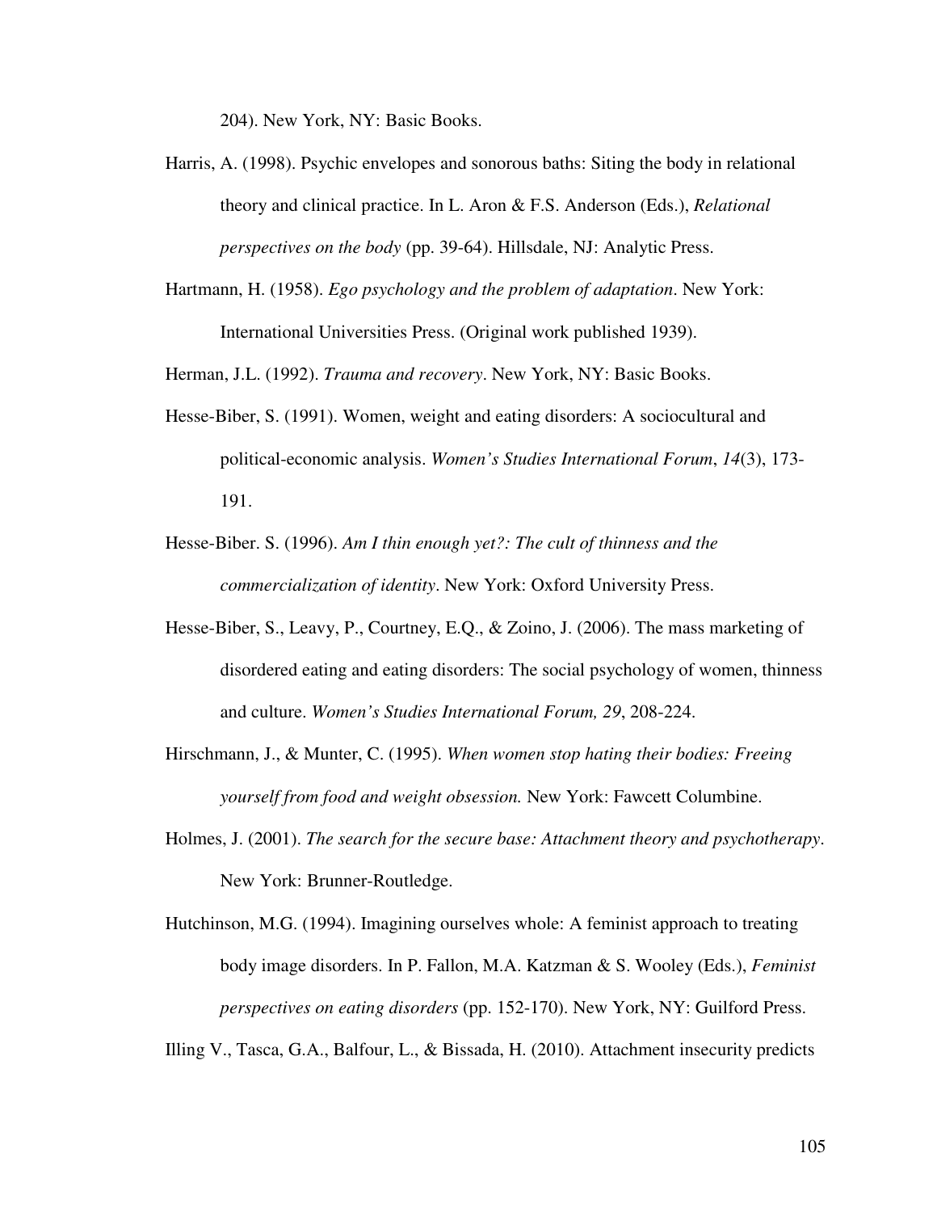204). New York, NY: Basic Books.

Harris, A. (1998). Psychic envelopes and sonorous baths: Siting the body in relational theory and clinical practice. In L. Aron & F.S. Anderson (Eds.), *Relational perspectives on the body* (pp. 39-64). Hillsdale, NJ: Analytic Press.

Hartmann, H. (1958). *Ego psychology and the problem of adaptation*. New York: International Universities Press. (Original work published 1939).

Herman, J.L. (1992). *Trauma and recovery*. New York, NY: Basic Books.

Hesse-Biber, S. (1991). Women, weight and eating disorders: A sociocultural and political-economic analysis. *Women's Studies International Forum*, *14*(3), 173-191.

Hesse-Biber. S. (1996). *Am I thin enough yet?: The cult of thinness and the commercialization of identity*. New York: Oxford University Press.

Hesse-Biber, S., Leavy, P., Courtney, E.Q., & Zoino, J. (2006). The mass marketing of disordered eating and eating disorders: The social psychology of women, thinness and culture. *Women's Studies International Forum, 29*, 208-224.

Hirschmann, J., & Munter, C. (1995). *When women stop hating their bodies: Freeing yourself from food and weight obsession.* New York: Fawcett Columbine.

Holmes, J. (2001). *The search for the secure base: Attachment theory and psychotherapy*. New York: Brunner-Routledge.

Hutchinson, M.G. (1994). Imagining ourselves whole: A feminist approach to treating body image disorders. In P. Fallon, M.A. Katzman & S. Wooley (Eds.), *Feminist perspectives on eating disorders* (pp. 152-170). New York, NY: Guilford Press.

Illing V., Tasca, G.A., Balfour, L., & Bissada, H. (2010). Attachment insecurity predicts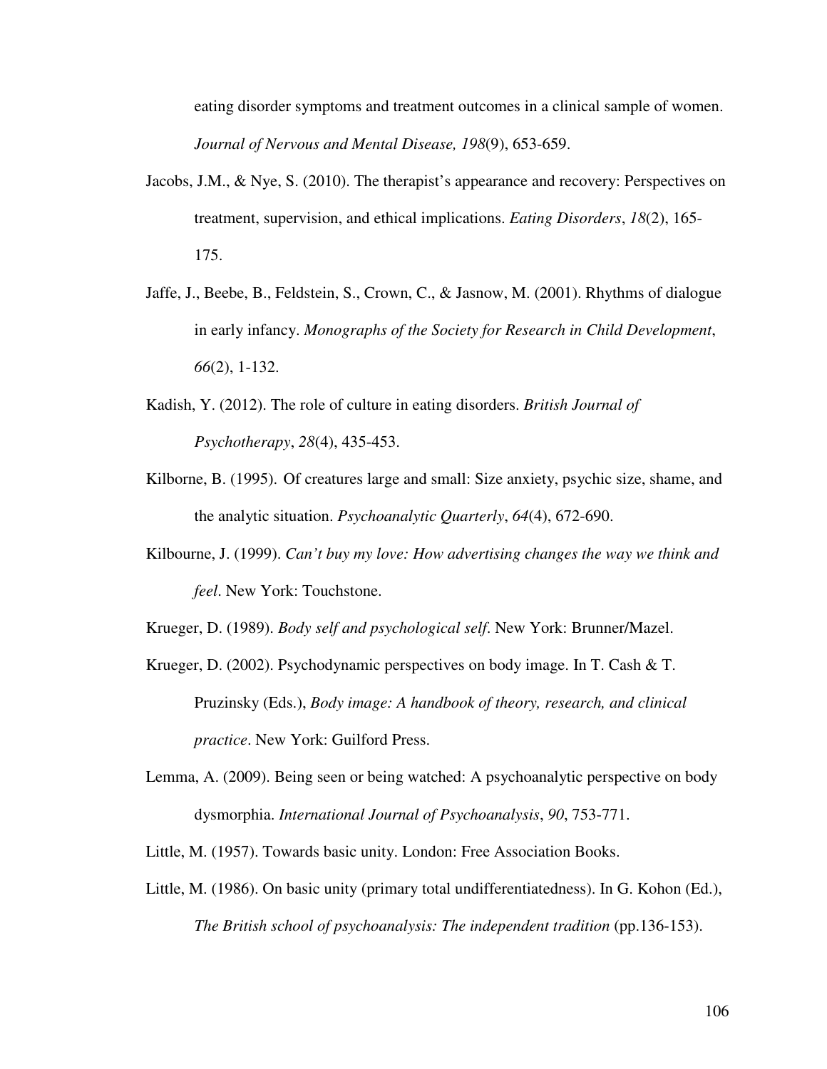eating disorder symptoms and treatment outcomes in a clinical sample of women. *Journal of Nervous and Mental Disease, 198*(9), 653-659.

Jacobs, J.M., & Nye, S. (2010). The therapist's appearance and recovery: Perspectives on treatment, supervision, and ethical implications. *Eating Disorders*, *18*(2), 165-175.

Jaffe, J., Beebe, B., Feldstein, S., Crown, C., & Jasnow, M. (2001). Rhythms of dialogue in early infancy. *Monographs of the Society for Research in Child Development*, *66*(2), 1-132.

Kadish, Y. (2012). The role of culture in eating disorders. *British Journal of Psychotherapy*, *28*(4), 435-453.

Kilborne, B. (1995). Of creatures large and small: Size anxiety, psychic size, shame, and the analytic situation. *Psychoanalytic Quarterly*, *64*(4), 672-690.

Kilbourne, J. (1999). *Can't buy my love: How advertising changes the way we think and feel*. New York: Touchstone.

Krueger, D. (1989). *Body self and psychological self*. New York: Brunner/Mazel.

Krueger, D. (2002). Psychodynamic perspectives on body image. In T. Cash & T. Pruzinsky (Eds.), *Body image: A handbook of theory, research, and clinical practice*. New York: Guilford Press.

Lemma, A. (2009). Being seen or being watched: A psychoanalytic perspective on body dysmorphia. *International Journal of Psychoanalysis*, *90*, 753-771.

Little, M. (1957). Towards basic unity. London: Free Association Books.

Little, M. (1986). On basic unity (primary total undifferentiatedness). In G. Kohon (Ed.), *The British school of psychoanalysis: The independent tradition* (pp.136-153).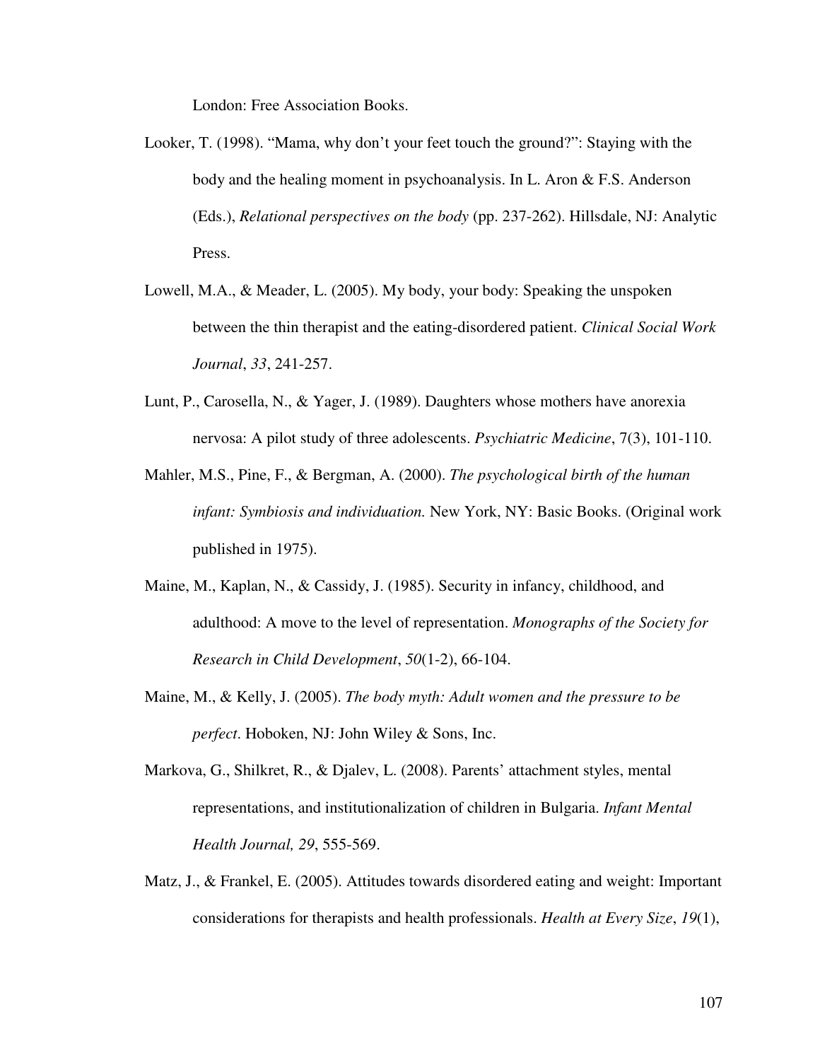London: Free Association Books.

Looker, T. (1998). “Mama, why don’t your feet touch the ground?”: Staying with the body and the healing moment in psychoanalysis. In L. Aron & F.S. Anderson (Eds.), *Relational perspectives on the body* (pp. 237-262). Hillsdale, NJ: Analytic Press.

Lowell, M.A., & Meader, L. (2005). My body, your body: Speaking the unspoken between the thin therapist and the eating-disordered patient. *Clinical Social Work Journal*, *33*, 241-257.

Lunt, P., Carosella, N., & Yager, J. (1989). Daughters whose mothers have anorexia nervosa: A pilot study of three adolescents. *Psychiatric Medicine*, 7(3), 101-110.

Mahler, M.S., Pine, F., & Bergman, A. (2000). *The psychological birth of the human infant: Symbiosis and individuation.* New York, NY: Basic Books. (Original work published in 1975).

Maine, M., Kaplan, N., & Cassidy, J. (1985). Security in infancy, childhood, and adulthood: A move to the level of representation. *Monographs of the Society for Research in Child Development*, *50*(1-2), 66-104.

Maine, M., & Kelly, J. (2005). *The body myth: Adult women and the pressure to be perfect*. Hoboken, NJ: John Wiley & Sons, Inc.

Markova, G., Shilkret, R., & Djalev, L. (2008). Parents’ attachment styles, mental representations, and institutionalization of children in Bulgaria. *Infant Mental Health Journal, 29*, 555-569.

Matz, J., & Frankel, E. (2005). Attitudes towards disordered eating and weight: Important considerations for therapists and health professionals. *Health at Every Size*, *19*(1),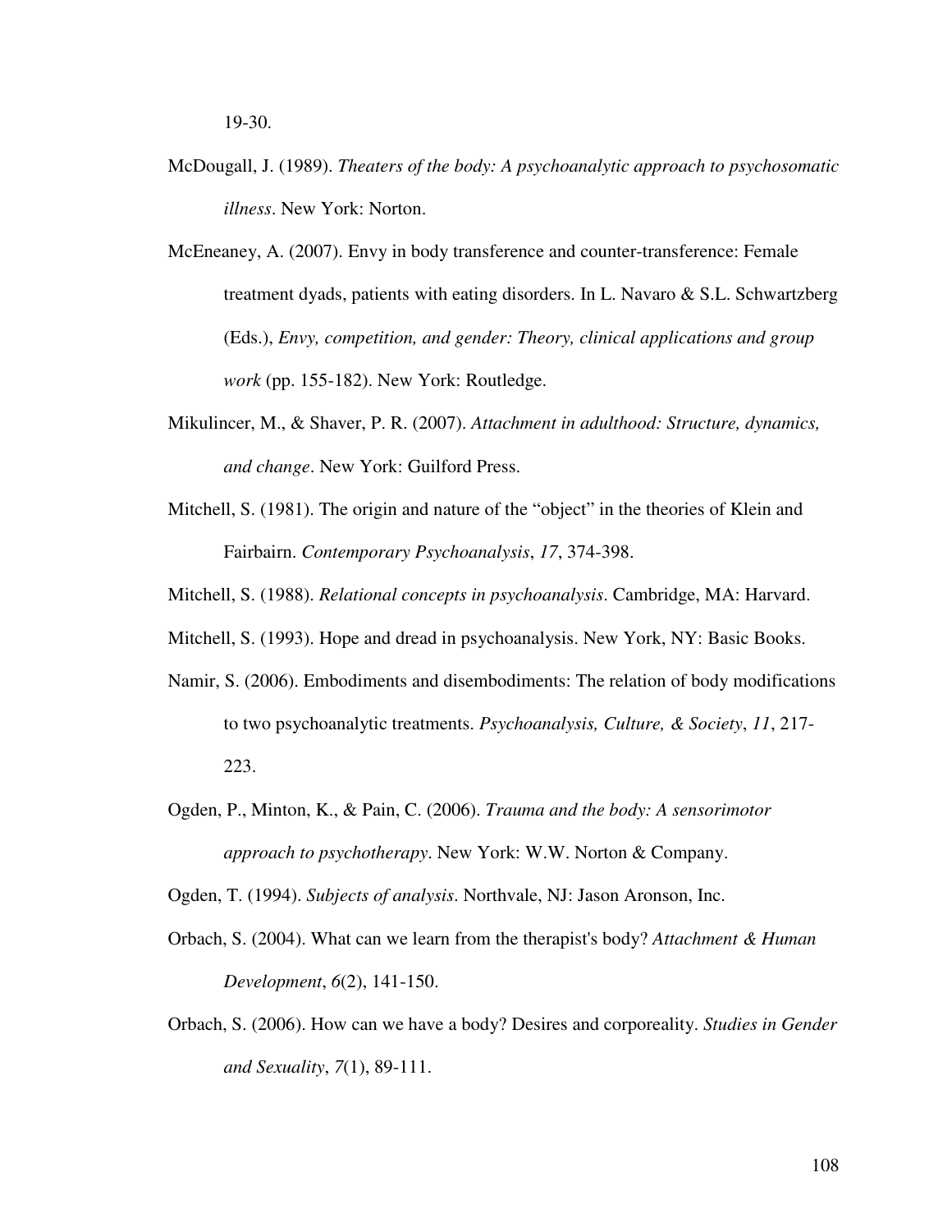19-30.

McDougall, J. (1989). *Theaters of the body: A psychoanalytic approach to psychosomatic illness*. New York: Norton.

McEneaney, A. (2007). Envy in body transference and counter-transference: Female treatment dyads, patients with eating disorders. In L. Navaro & S.L. Schwartzberg (Eds.), *Envy, competition, and gender: Theory, clinical applications and group work* (pp. 155-182). New York: Routledge.

Mikulincer, M., & Shaver, P. R. (2007). *Attachment in adulthood: Structure, dynamics, and change*. New York: Guilford Press.

Mitchell, S. (1981). The origin and nature of the "object" in the theories of Klein and Fairbairn. *Contemporary Psychoanalysis*, *17*, 374-398.

Mitchell, S. (1988). *Relational concepts in psychoanalysis*. Cambridge, MA: Harvard.

Mitchell, S. (1993). Hope and dread in psychoanalysis. New York, NY: Basic Books.

Namir, S. (2006). Embodiments and disembodiments: The relation of body modifications to two psychoanalytic treatments. *Psychoanalysis, Culture, & Society*, *11*, 217-223.

Ogden, P., Minton, K., & Pain, C. (2006). *Trauma and the body: A sensorimotor approach to psychotherapy*. New York: W.W. Norton & Company.

Ogden, T. (1994). *Subjects of analysis*. Northvale, NJ: Jason Aronson, Inc.

Orbach, S. (2004). What can we learn from the therapist's body? *Attachment & Human Development*, *6*(2), 141-150.

Orbach, S. (2006). How can we have a body? Desires and corporeality. *Studies in Gender and Sexuality*, *7*(1), 89-111.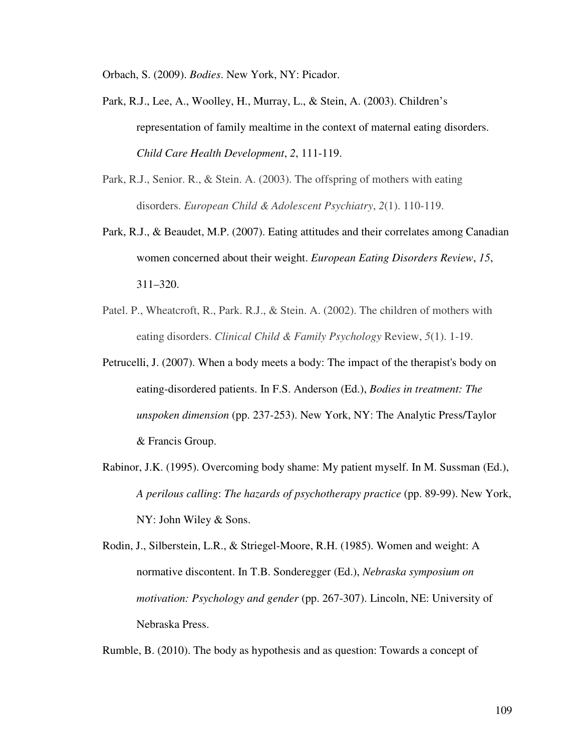Orbach, S. (2009). *Bodies*. New York, NY: Picador.

Park, R.J., Lee, A., Woolley, H., Murray, L., & Stein, A. (2003). Children's representation of family mealtime in the context of maternal eating disorders. *Child Care Health Development*, *2*, 111-119.

Park, R.J., Senior. R., & Stein. A. (2003). The offspring of mothers with eating disorders. *European Child & Adolescent Psychiatry*, *2*(1). 110-119.

Park, R.J., & Beaudet, M.P. (2007). Eating attitudes and their correlates among Canadian women concerned about their weight. *European Eating Disorders Review*, *15*, 311–320.

Patel. P., Wheatcroft, R., Park. R.J., & Stein. A. (2002). The children of mothers with eating disorders. *Clinical Child & Family Psychology* Review, *5*(1). 1-19.

Petrucelli, J. (2007). When a body meets a body: The impact of the therapist's body on eating-disordered patients. In F.S. Anderson (Ed.), *Bodies in treatment: The unspoken dimension* (pp. 237-253). New York, NY: The Analytic Press/Taylor & Francis Group.

Rabinor, J.K. (1995). Overcoming body shame: My patient myself. In M. Sussman (Ed.), *A perilous calling*: *The hazards of psychotherapy practice* (pp. 89-99). New York, NY: John Wiley & Sons.

Rodin, J., Silberstein, L.R., & Striegel-Moore, R.H. (1985). Women and weight: A normative discontent. In T.B. Sonderegger (Ed.), *Nebraska symposium on motivation: Psychology and gender* (pp. 267-307). Lincoln, NE: University of Nebraska Press.

Rumble, B. (2010). The body as hypothesis and as question: Towards a concept of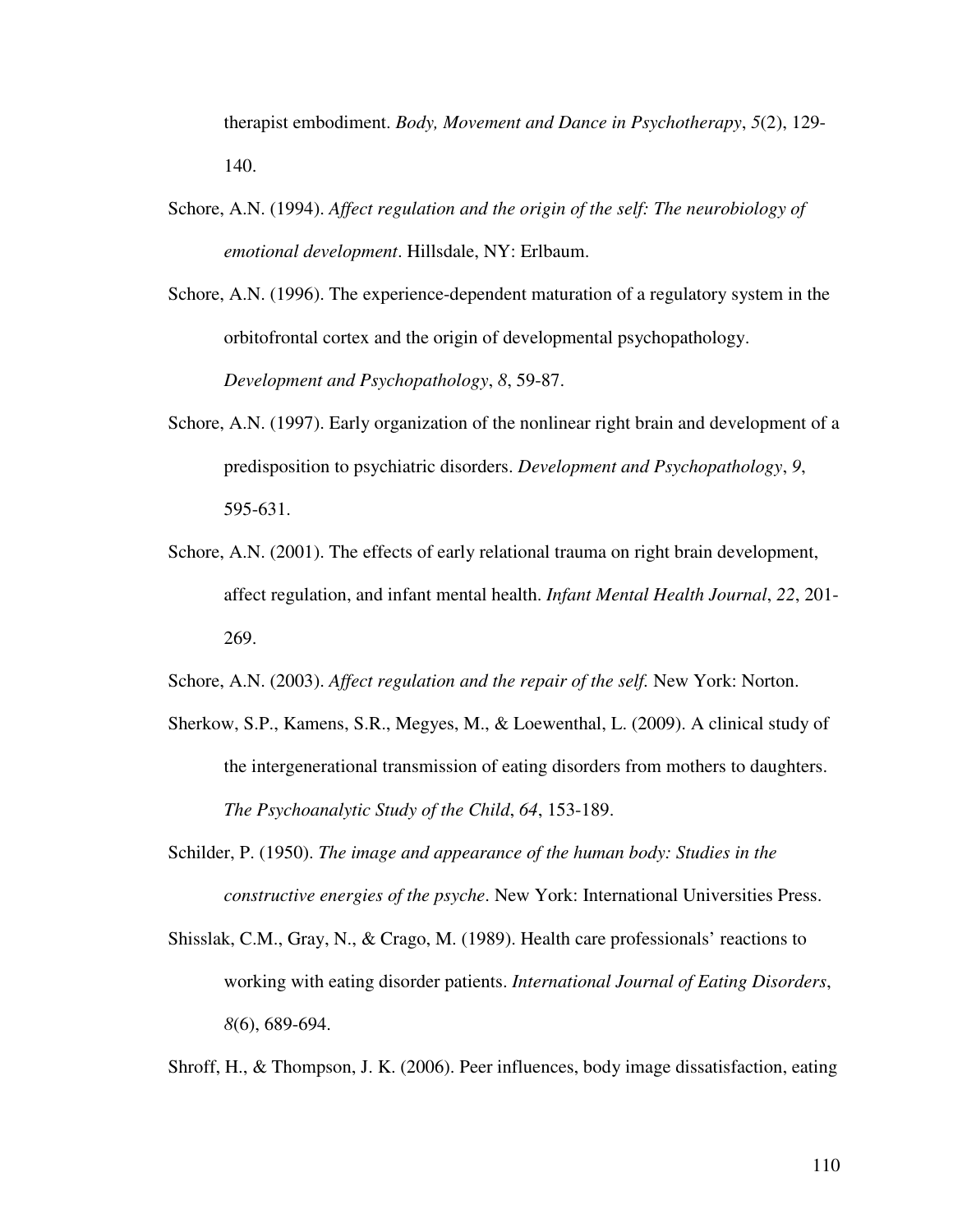therapist embodiment. *Body, Movement and Dance in Psychotherapy*, *5*(2), 129-140.

Schore, A.N. (1994). *Affect regulation and the origin of the self: The neurobiology of emotional development*. Hillsdale, NY: Erlbaum.

Schore, A.N. (1996). The experience-dependent maturation of a regulatory system in the orbitofrontal cortex and the origin of developmental psychopathology. *Development and Psychopathology*, *8*, 59-87.

Schore, A.N. (1997). Early organization of the nonlinear right brain and development of a predisposition to psychiatric disorders. *Development and Psychopathology*, *9*, 595-631.

Schore, A.N. (2001). The effects of early relational trauma on right brain development, affect regulation, and infant mental health. *Infant Mental Health Journal*, *22*, 201-269.

Schore, A.N. (2003). *Affect regulation and the repair of the self.* New York: Norton.

Sherkow, S.P., Kamens, S.R., Megyes, M., & Loewenthal, L. (2009). A clinical study of the intergenerational transmission of eating disorders from mothers to daughters. *The Psychoanalytic Study of the Child*, *64*, 153-189.

Schilder, P. (1950). *The image and appearance of the human body: Studies in the constructive energies of the psyche*. New York: International Universities Press.

Shisslak, C.M., Gray, N., & Crago, M. (1989). Health care professionals' reactions to working with eating disorder patients. *International Journal of Eating Disorders*, *8*(6), 689-694.

Shroff, H., & Thompson, J. K. (2006). Peer influences, body image dissatisfaction, eating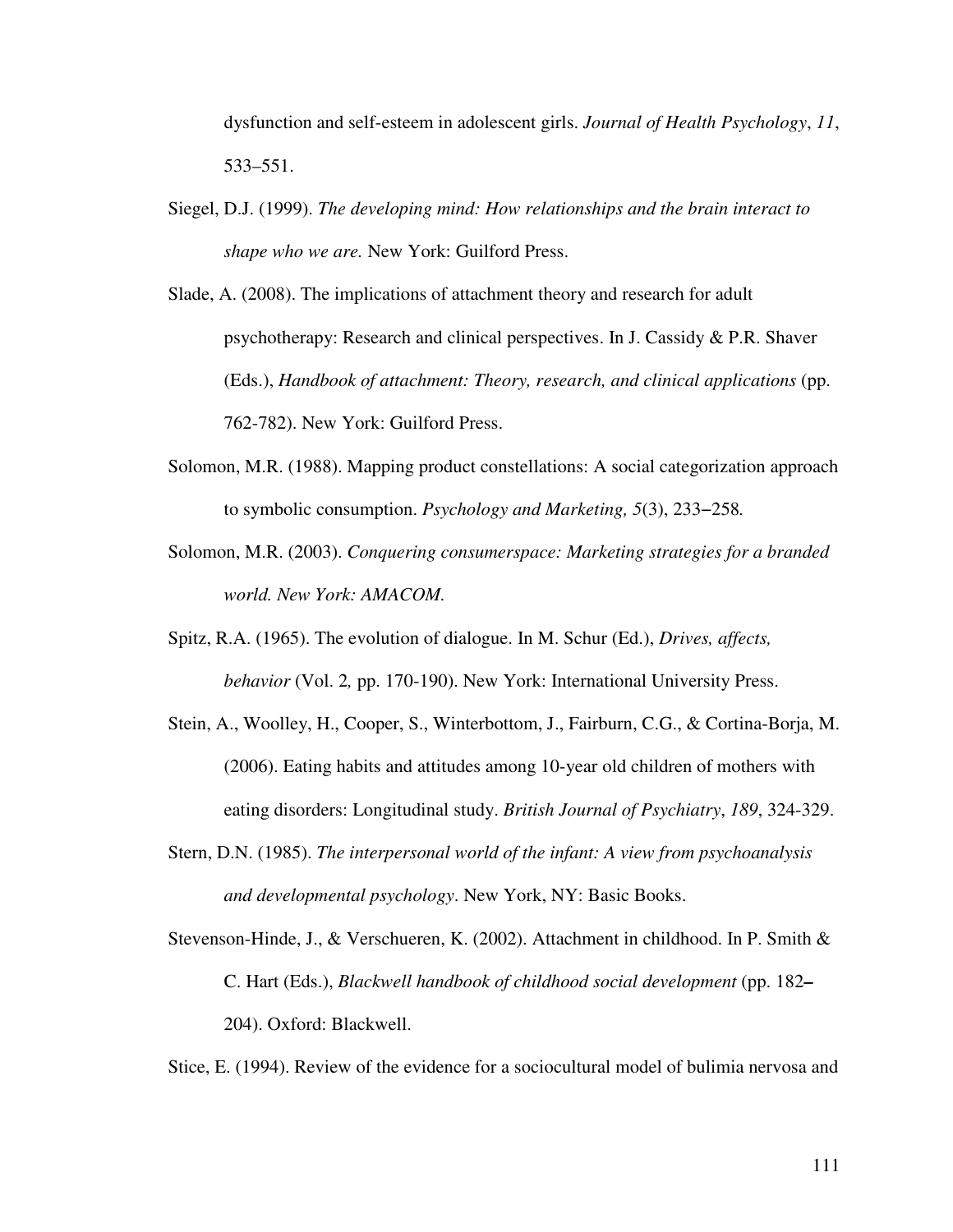dysfunction and self-esteem in adolescent girls. *Journal of Health Psychology*, *11*, 533–551.

Siegel, D.J. (1999). *The developing mind: How relationships and the brain interact to shape who we are.* New York: Guilford Press.

Slade, A. (2008). The implications of attachment theory and research for adult psychotherapy: Research and clinical perspectives. In J. Cassidy & P.R. Shaver (Eds.), *Handbook of attachment: Theory, research, and clinical applications* (pp. 762-782). New York: Guilford Press.

Solomon, M.R. (1988). Mapping product constellations: A social categorization approach to symbolic consumption. *Psychology and Marketing, 5*(3), 233–258*.*

Solomon, M.R. (2003). *Conquering consumerspace: Marketing strategies for a branded world. New York: AMACOM.*

Spitz, R.A. (1965). The evolution of dialogue. In M. Schur (Ed.), *Drives, affects, behavior* (Vol. 2*,* pp. 170-190). New York: International University Press.

Stein, A., Woolley, H., Cooper, S., Winterbottom, J., Fairburn, C.G., & Cortina-Borja, M. (2006). Eating habits and attitudes among 10-year old children of mothers with eating disorders: Longitudinal study. *British Journal of Psychiatry*, *189*, 324-329.

Stern, D.N. (1985). *The interpersonal world of the infant: A view from psychoanalysis and developmental psychology*. New York, NY: Basic Books.

Stevenson-Hinde, J., & Verschueren, K. (2002). Attachment in childhood. In P. Smith & C. Hart (Eds.), *Blackwell handbook of childhood social development* (pp. 182–204). Oxford: Blackwell.

Stice, E. (1994). Review of the evidence for a sociocultural model of bulimia nervosa and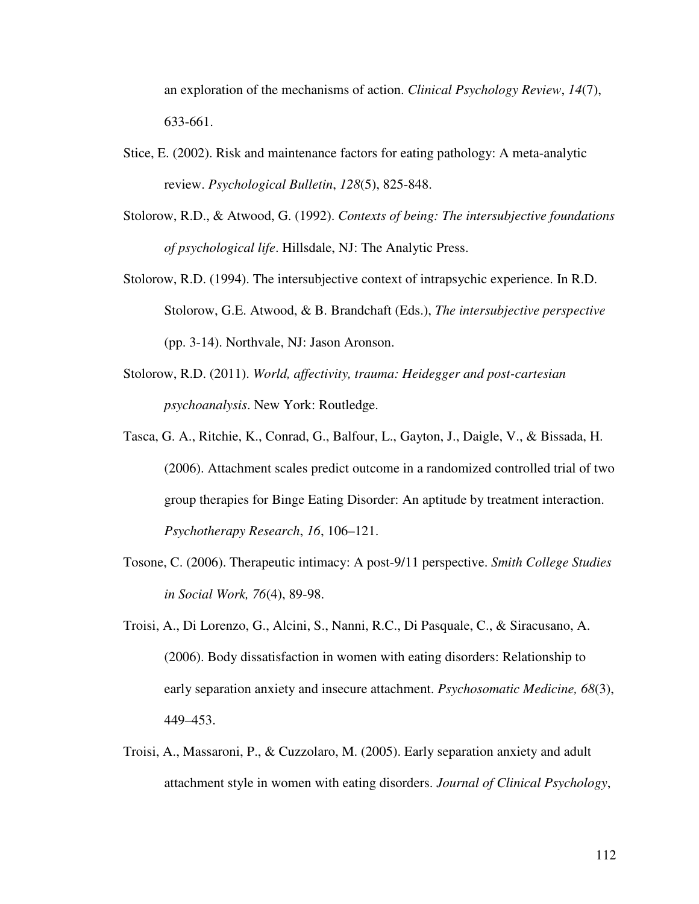an exploration of the mechanisms of action. *Clinical Psychology Review*, *14*(7), 633-661.

Stice, E. (2002). Risk and maintenance factors for eating pathology: A meta-analytic review. *Psychological Bulletin*, *128*(5), 825-848.

Stolorow, R.D., & Atwood, G. (1992). *Contexts of being: The intersubjective foundations of psychological life*. Hillsdale, NJ: The Analytic Press.

Stolorow, R.D. (1994). The intersubjective context of intrapsychic experience. In R.D. Stolorow, G.E. Atwood, & B. Brandchaft (Eds.), *The intersubjective perspective* (pp. 3-14). Northvale, NJ: Jason Aronson.

Stolorow, R.D. (2011). *World, affectivity, trauma: Heidegger and post-cartesian psychoanalysis*. New York: Routledge.

Tasca, G. A., Ritchie, K., Conrad, G., Balfour, L., Gayton, J., Daigle, V., & Bissada, H. (2006). Attachment scales predict outcome in a randomized controlled trial of two group therapies for Binge Eating Disorder: An aptitude by treatment interaction. *Psychotherapy Research*, *16*, 106–121.

Tosone, C. (2006). Therapeutic intimacy: A post-9/11 perspective. *Smith College Studies in Social Work, 76*(4), 89-98.

Troisi, A., Di Lorenzo, G., Alcini, S., Nanni, R.C., Di Pasquale, C., & Siracusano, A. (2006). Body dissatisfaction in women with eating disorders: Relationship to early separation anxiety and insecure attachment. *Psychosomatic Medicine, 68*(3), 449–453.

Troisi, A., Massaroni, P., & Cuzzolaro, M. (2005). Early separation anxiety and adult attachment style in women with eating disorders. *Journal of Clinical Psychology*,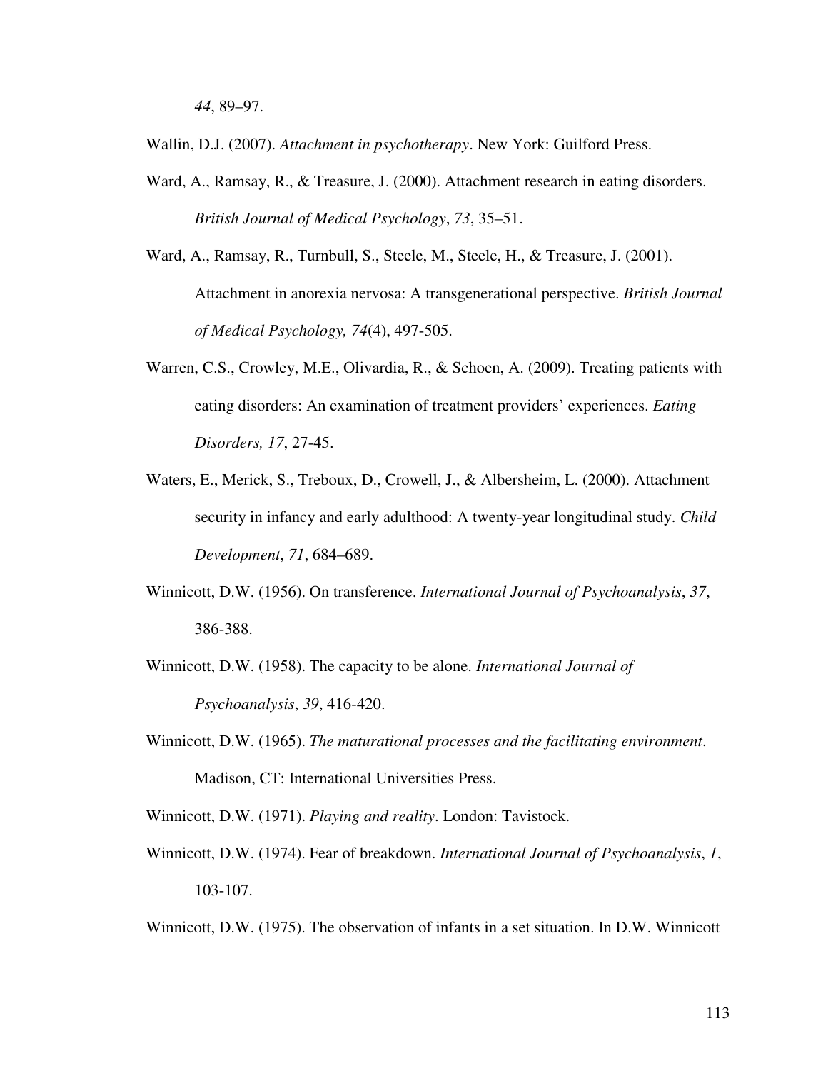*44*, 89–97.

Wallin, D.J. (2007). *Attachment in psychotherapy*. New York: Guilford Press.

Ward, A., Ramsay, R., & Treasure, J. (2000). Attachment research in eating disorders. *British Journal of Medical Psychology*, *73*, 35–51.

Ward, A., Ramsay, R., Turnbull, S., Steele, M., Steele, H., & Treasure, J. (2001). Attachment in anorexia nervosa: A transgenerational perspective. *British Journal of Medical Psychology, 74*(4), 497-505.

Warren, C.S., Crowley, M.E., Olivardia, R., & Schoen, A. (2009). Treating patients with eating disorders: An examination of treatment providers' experiences. *Eating Disorders, 17*, 27-45.

Waters, E., Merick, S., Treboux, D., Crowell, J., & Albersheim, L. (2000). Attachment security in infancy and early adulthood: A twenty-year longitudinal study. *Child Development*, *71*, 684–689.

Winnicott, D.W. (1956). On transference. *International Journal of Psychoanalysis*, *37*, 386-388.

Winnicott, D.W. (1958). The capacity to be alone. *International Journal of Psychoanalysis*, *39*, 416-420.

Winnicott, D.W. (1965). *The maturational processes and the facilitating environment*. Madison, CT: International Universities Press.

Winnicott, D.W. (1971). *Playing and reality*. London: Tavistock.

Winnicott, D.W. (1974). Fear of breakdown. *International Journal of Psychoanalysis*, *1*, 103-107.

Winnicott, D.W. (1975). The observation of infants in a set situation. In D.W. Winnicott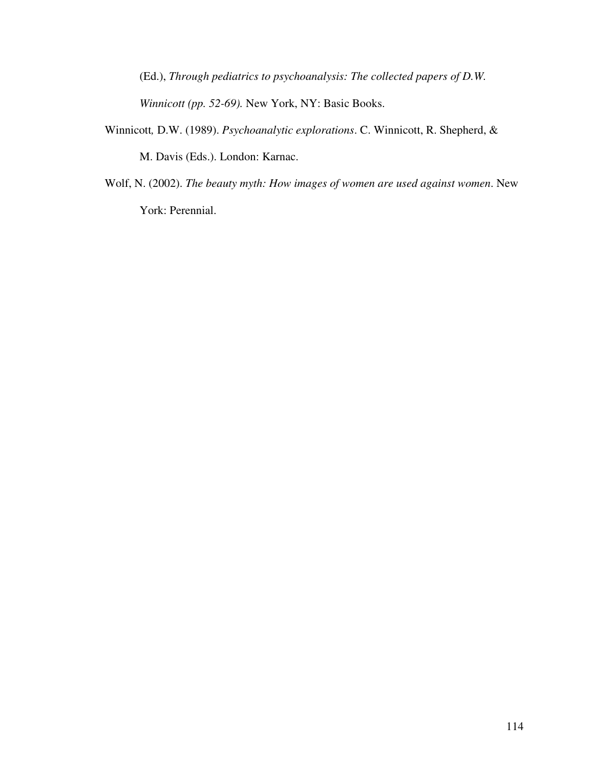(Ed.), *Through pediatrics to psychoanalysis: The collected papers of D.W. Winnicott (pp. 52-69).* New York, NY: Basic Books.

Winnicott*,* D.W. (1989). *Psychoanalytic explorations*. C. Winnicott, R. Shepherd, & M. Davis (Eds.). London: Karnac.

Wolf, N. (2002). *The beauty myth: How images of women are used against women*. New York: Perennial.